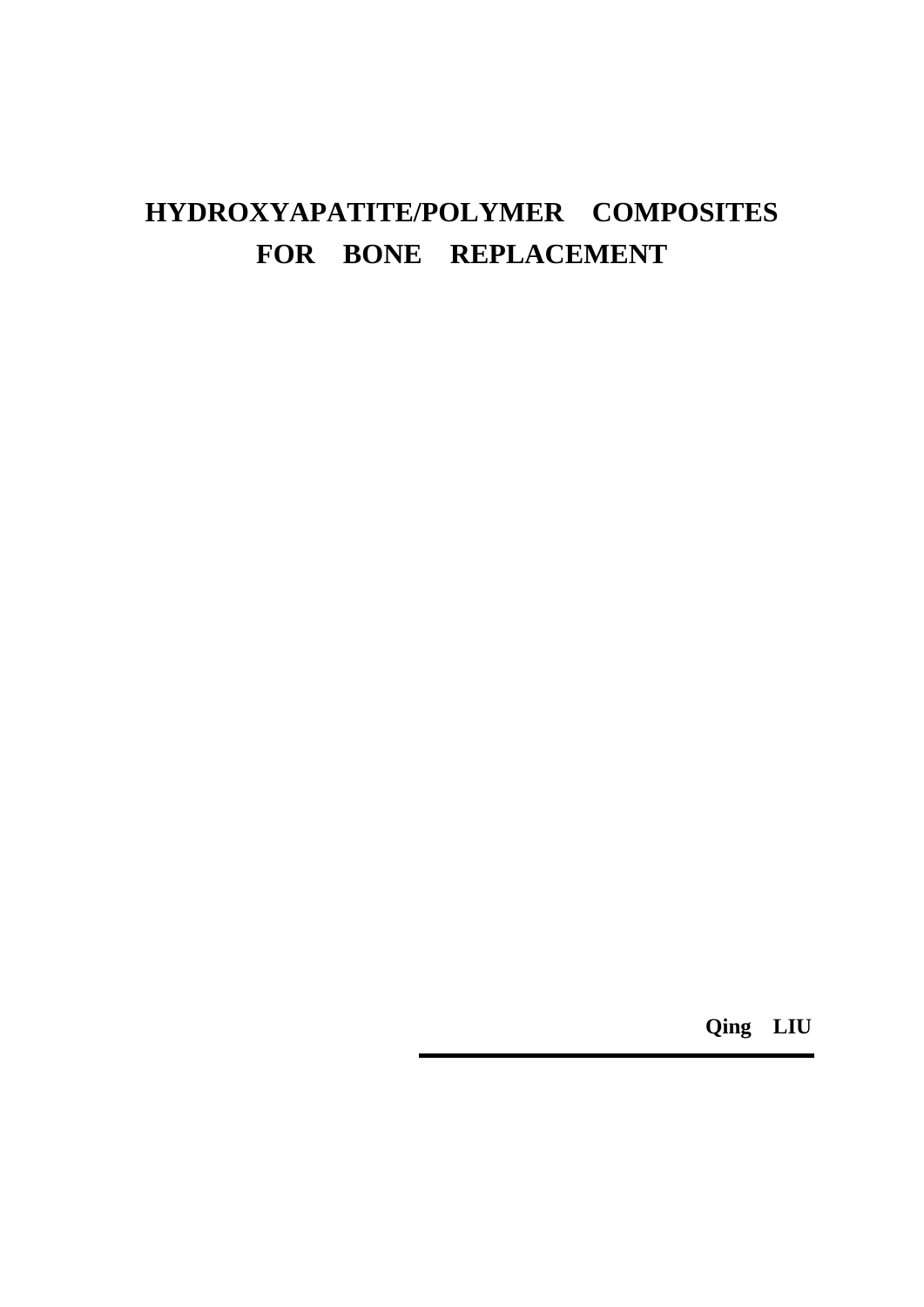# HYDROXYAPATITE/POLYMER COMPOSITES FOR BONE REPLACEMENT

**Qing LIU**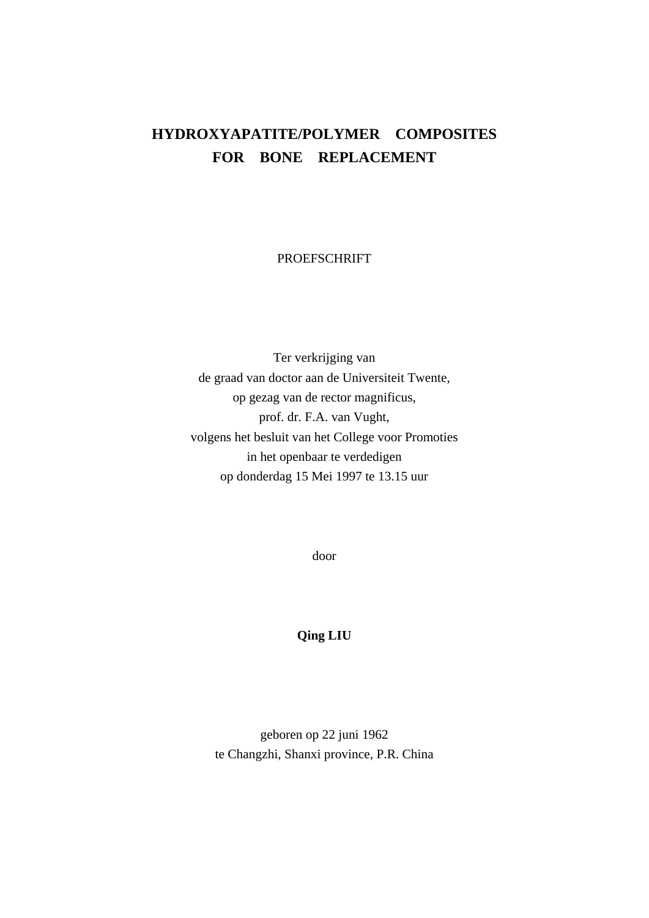# HYDROXYAPATITE/POLYMER COMPOSITES FOR BONE REPLACEMENT

PROEFSCHRIFT

Ter verkrijging van
de graad van doctor aan de Universiteit Twente,
op gezag van de rector magnificus,
prof. dr. F.A. van Vught,
volgens het besluit van het College voor Promoties
in het openbaar te verdedigen
op donderdag 15 Mei 1997 te 13.15 uur

door

**Qing LIU**

geboren op 22 juni 1962
te Changzhi, Shanxi province, P.R. China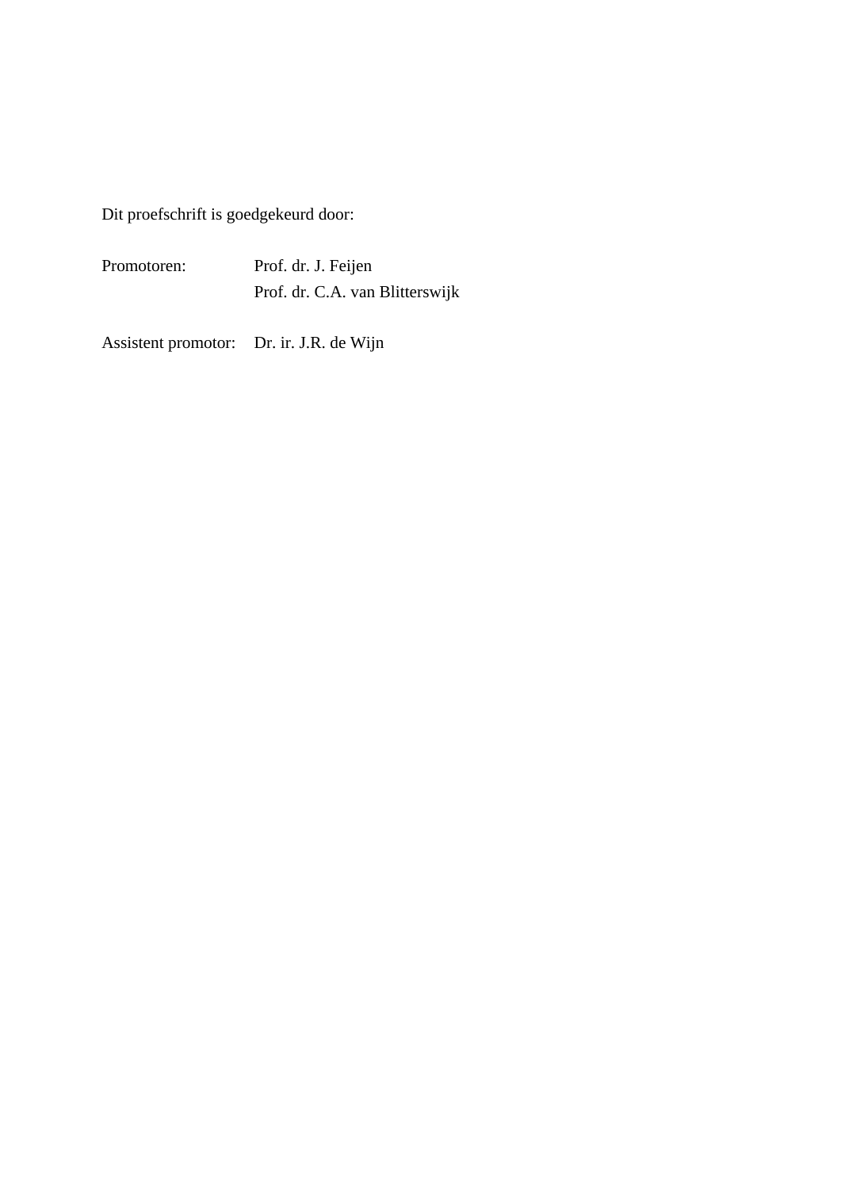Dit proefschrift is goedgekeurd door:

| | |
|---|---|
| Promotoren: | Prof. dr. J. Feijen |
| | Prof. dr. C.A. van Blitterswijk |
| Assistent promotor: | Dr. ir. J.R. de Wijn |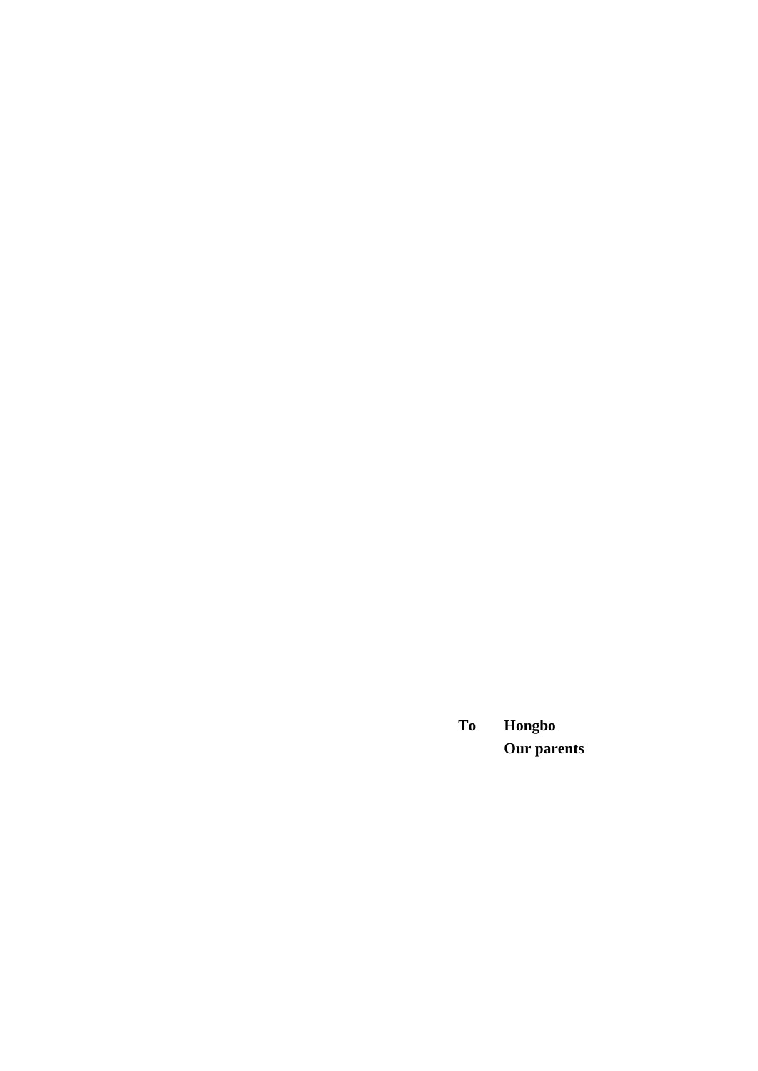**To** **Hongbo**
**Our parents**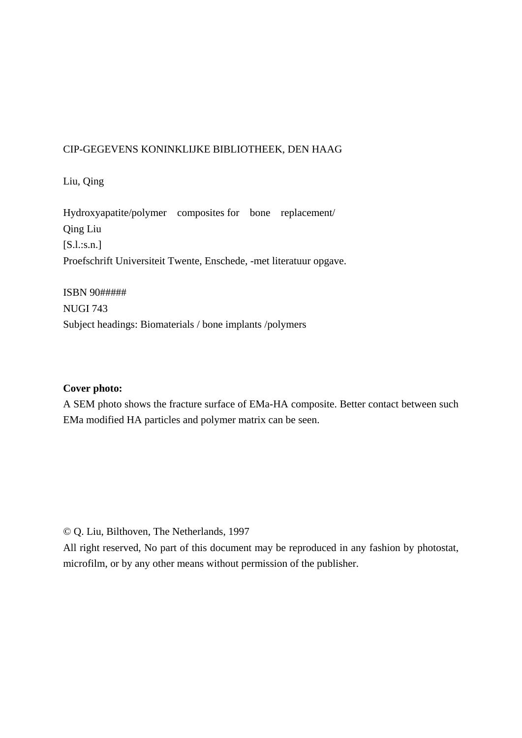CIP-GEGEVENS KONINKLIJKE BIBLIOTHEEK, DEN HAAG

Liu, Qing

Hydroxyapatite/polymer composites for bone replacement/
Qing Liu
[S.l.:s.n.]
Proefschrift Universiteit Twente, Enschede, -met literatuur opgave.

ISBN 90#####
NUGI 743
Subject headings: Biomaterials / bone implants /polymers

**Cover photo:**
A SEM photo shows the fracture surface of EMa-HA composite. Better contact between such EMa modified HA particles and polymer matrix can be seen.

© Q. Liu, Bilthoven, The Netherlands, 1997
All right reserved, No part of this document may be reproduced in any fashion by photostat, microfilm, or by any other means without permission of the publisher.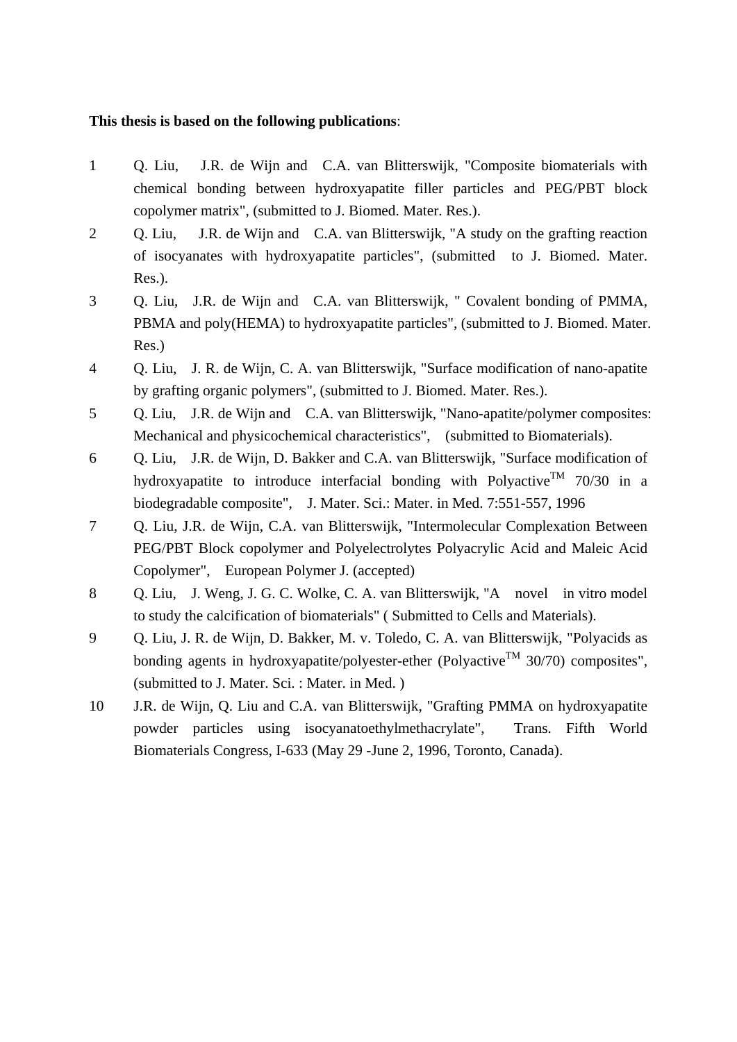**This thesis is based on the following publications**:

1. Q. Liu, J.R. de Wijn and C.A. van Blitterswijk, "Composite biomaterials with chemical bonding between hydroxyapatite filler particles and PEG/PBT block copolymer matrix", (submitted to J. Biomed. Mater. Res.).
2. Q. Liu, J.R. de Wijn and C.A. van Blitterswijk, "A study on the grafting reaction of isocyanates with hydroxyapatite particles", (submitted to J. Biomed. Mater. Res.).
3. Q. Liu, J.R. de Wijn and C.A. van Blitterswijk, " Covalent bonding of PMMA, PBMA and poly(HEMA) to hydroxyapatite particles", (submitted to J. Biomed. Mater. Res.)
4. Q. Liu, J. R. de Wijn, C. A. van Blitterswijk, "Surface modification of nano-apatite by grafting organic polymers", (submitted to J. Biomed. Mater. Res.).
5. Q. Liu, J.R. de Wijn and C.A. van Blitterswijk, "Nano-apatite/polymer composites: Mechanical and physicochemical characteristics", (submitted to Biomaterials).
6. Q. Liu, J.R. de Wijn, D. Bakker and C.A. van Blitterswijk, "Surface modification of hydroxyapatite to introduce interfacial bonding with Polyactive™ 70/30 in a biodegradable composite", J. Mater. Sci.: Mater. in Med. 7:551-557, 1996
7. Q. Liu, J.R. de Wijn, C.A. van Blitterswijk, "Intermolecular Complexation Between PEG/PBT Block copolymer and Polyelectrolytes Polyacrylic Acid and Maleic Acid Copolymer", European Polymer J. (accepted)
8. Q. Liu, J. Weng, J. G. C. Wolke, C. A. van Blitterswijk, "A novel in vitro model to study the calcification of biomaterials" ( Submitted to Cells and Materials).
9. Q. Liu, J. R. de Wijn, D. Bakker, M. v. Toledo, C. A. van Blitterswijk, "Polyacids as bonding agents in hydroxyapatite/polyester-ether (Polyactive™ 30/70) composites", (submitted to J. Mater. Sci. : Mater. in Med. )
10. J.R. de Wijn, Q. Liu and C.A. van Blitterswijk, "Grafting PMMA on hydroxyapatite powder particles using isocyanatoethylmethacrylate", Trans. Fifth World Biomaterials Congress, I-633 (May 29 -June 2, 1996, Toronto, Canada).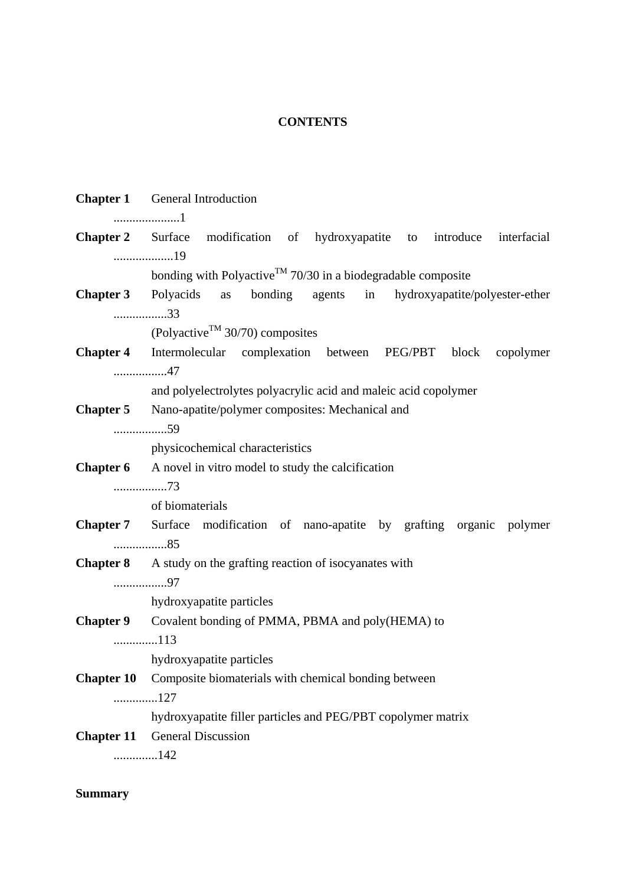# CONTENTS

**Chapter 1** General Introduction .....................1

**Chapter 2** Surface modification of hydroxyapatite to introduce interfacial bonding with Polyactive™ 70/30 in a biodegradable composite ...................19

**Chapter 3** Polyacids as bonding agents in hydroxyapatite/polyester-ether (Polyactive™ 30/70) composites .................33

**Chapter 4** Intermolecular complexation between PEG/PBT block copolymer and polyelectrolytes polyacrylic acid and maleic acid copolymer .................47

**Chapter 5** Nano-apatite/polymer composites: Mechanical and physicochemical characteristics .................59

**Chapter 6** A novel in vitro model to study the calcification of biomaterials .................73

**Chapter 7** Surface modification of nano-apatite by grafting organic polymer .................85

**Chapter 8** A study on the grafting reaction of isocyanates with hydroxyapatite particles .................97

**Chapter 9** Covalent bonding of PMMA, PBMA and poly(HEMA) to hydroxyapatite particles ..............113

**Chapter 10** Composite biomaterials with chemical bonding between hydroxyapatite filler particles and PEG/PBT copolymer matrix ..............127

**Chapter 11** General Discussion ..............142

**Summary**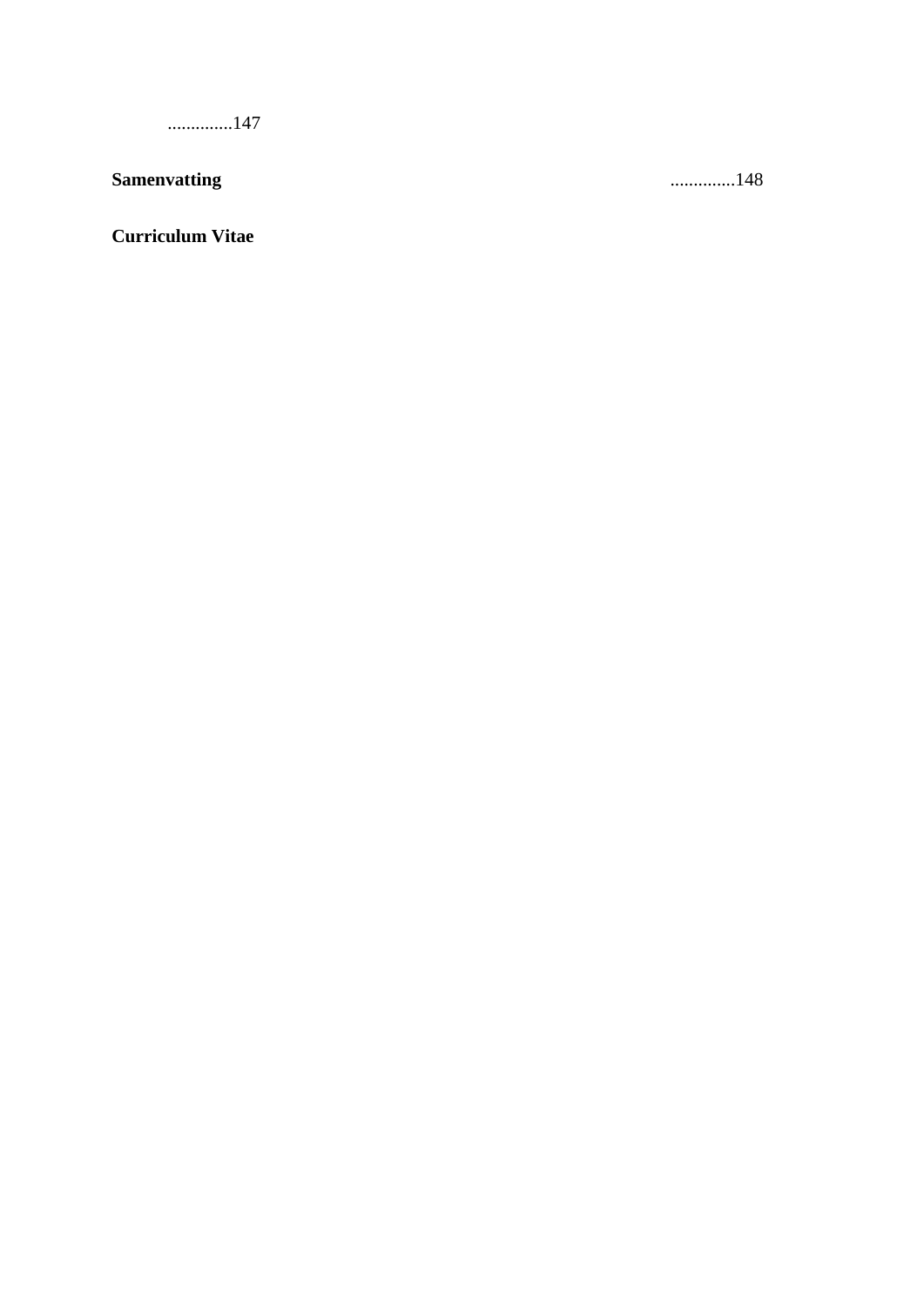..............147

**Samenvatting** ..............148

**Curriculum Vitae**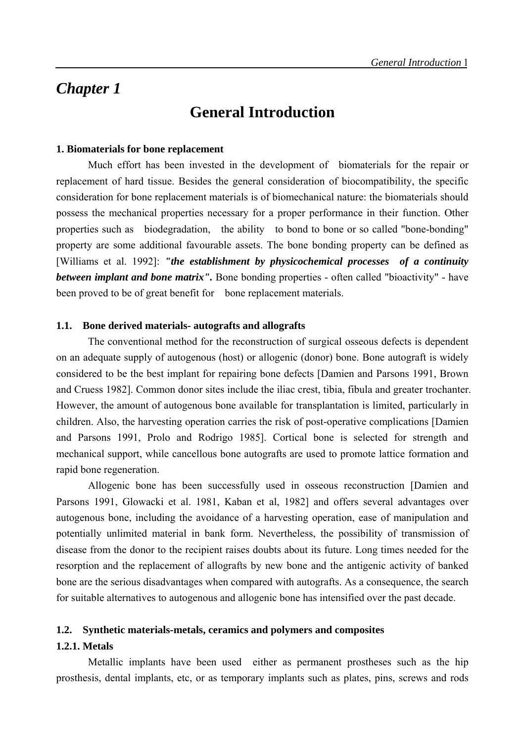# Chapter 1

# General Introduction

### 1. Biomaterials for bone replacement

Much effort has been invested in the development of biomaterials for the repair or replacement of hard tissue. Besides the general consideration of biocompatibility, the specific consideration for bone replacement materials is of biomechanical nature: the biomaterials should possess the mechanical properties necessary for a proper performance in their function. Other properties such as biodegradation, the ability to bond to bone or so called "bone-bonding" property are some additional favourable assets. The bone bonding property can be defined as [Williams et al. 1992]: ***"the establishment by physicochemical processes of a continuity between implant and bone matrix".*** Bone bonding properties - often called "bioactivity" - have been proved to be of great benefit for bone replacement materials.

### 1.1. Bone derived materials- autografts and allografts

The conventional method for the reconstruction of surgical osseous defects is dependent on an adequate supply of autogenous (host) or allogenic (donor) bone. Bone autograft is widely considered to be the best implant for repairing bone defects [Damien and Parsons 1991, Brown and Cruess 1982]. Common donor sites include the iliac crest, tibia, fibula and greater trochanter. However, the amount of autogenous bone available for transplantation is limited, particularly in children. Also, the harvesting operation carries the risk of post-operative complications [Damien and Parsons 1991, Prolo and Rodrigo 1985]. Cortical bone is selected for strength and mechanical support, while cancellous bone autografts are used to promote lattice formation and rapid bone regeneration.

Allogenic bone has been successfully used in osseous reconstruction [Damien and Parsons 1991, Glowacki et al. 1981, Kaban et al, 1982] and offers several advantages over autogenous bone, including the avoidance of a harvesting operation, ease of manipulation and potentially unlimited material in bank form. Nevertheless, the possibility of transmission of disease from the donor to the recipient raises doubts about its future. Long times needed for the resorption and the replacement of allografts by new bone and the antigenic activity of banked bone are the serious disadvantages when compared with autografts. As a consequence, the search for suitable alternatives to autogenous and allogenic bone has intensified over the past decade.

### 1.2. Synthetic materials-metals, ceramics and polymers and composites

#### 1.2.1. Metals

Metallic implants have been used either as permanent prostheses such as the hip prosthesis, dental implants, etc, or as temporary implants such as plates, pins, screws and rods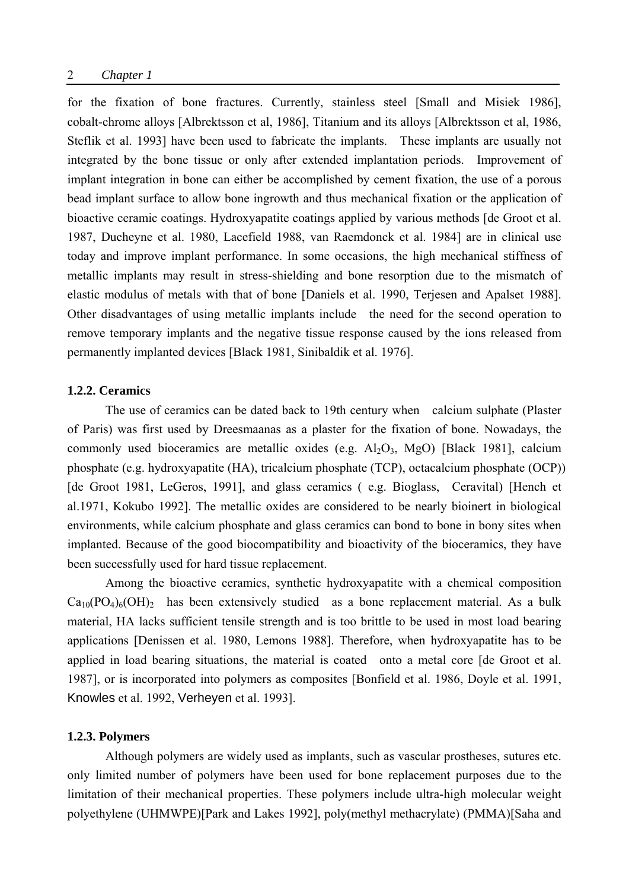for the fixation of bone fractures. Currently, stainless steel [Small and Misiek 1986], cobalt-chrome alloys [Albrektsson et al, 1986], Titanium and its alloys [Albrektsson et al, 1986, Steflik et al. 1993] have been used to fabricate the implants. These implants are usually not integrated by the bone tissue or only after extended implantation periods. Improvement of implant integration in bone can either be accomplished by cement fixation, the use of a porous bead implant surface to allow bone ingrowth and thus mechanical fixation or the application of bioactive ceramic coatings. Hydroxyapatite coatings applied by various methods [de Groot et al. 1987, Ducheyne et al. 1980, Lacefield 1988, van Raemdonck et al. 1984] are in clinical use today and improve implant performance. In some occasions, the high mechanical stiffness of metallic implants may result in stress-shielding and bone resorption due to the mismatch of elastic modulus of metals with that of bone [Daniels et al. 1990, Terjesen and Apalset 1988]. Other disadvantages of using metallic implants include the need for the second operation to remove temporary implants and the negative tissue response caused by the ions released from permanently implanted devices [Black 1981, Sinibaldik et al. 1976].

### 1.2.2. Ceramics

The use of ceramics can be dated back to 19th century when calcium sulphate (Plaster of Paris) was first used by Dreesmaanas as a plaster for the fixation of bone. Nowadays, the commonly used bioceramics are metallic oxides (e.g. $Al_2O_3$, MgO) [Black 1981], calcium phosphate (e.g. hydroxyapatite (HA), tricalcium phosphate (TCP), octacalcium phosphate (OCP)) [de Groot 1981, LeGeros, 1991], and glass ceramics ( e.g. Bioglass, Ceravital) [Hench et al.1971, Kokubo 1992]. The metallic oxides are considered to be nearly bioinert in biological environments, while calcium phosphate and glass ceramics can bond to bone in bony sites when implanted. Because of the good biocompatibility and bioactivity of the bioceramics, they have been successfully used for hard tissue replacement.

Among the bioactive ceramics, synthetic hydroxyapatite with a chemical composition $Ca_{10}(PO_4)_6(OH)_2$ has been extensively studied as a bone replacement material. As a bulk material, HA lacks sufficient tensile strength and is too brittle to be used in most load bearing applications [Denissen et al. 1980, Lemons 1988]. Therefore, when hydroxyapatite has to be applied in load bearing situations, the material is coated onto a metal core [de Groot et al. 1987], or is incorporated into polymers as composites [Bonfield et al. 1986, Doyle et al. 1991, Knowles et al. 1992, Verheyen et al. 1993].

### 1.2.3. Polymers

Although polymers are widely used as implants, such as vascular prostheses, sutures etc. only limited number of polymers have been used for bone replacement purposes due to the limitation of their mechanical properties. These polymers include ultra-high molecular weight polyethylene (UHMWPE)[Park and Lakes 1992], poly(methyl methacrylate) (PMMA)[Saha and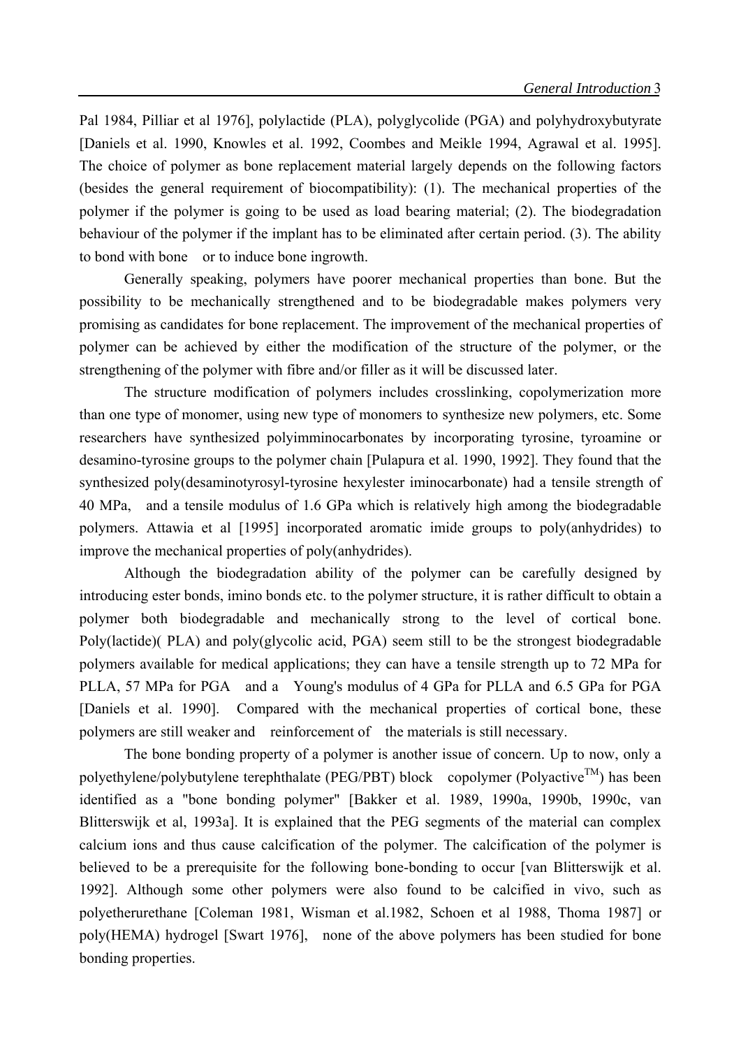Pal 1984, Pilliar et al 1976], polylactide (PLA), polyglycolide (PGA) and polyhydroxybutyrate [Daniels et al. 1990, Knowles et al. 1992, Coombes and Meikle 1994, Agrawal et al. 1995]. The choice of polymer as bone replacement material largely depends on the following factors (besides the general requirement of biocompatibility): (1). The mechanical properties of the polymer if the polymer is going to be used as load bearing material; (2). The biodegradation behaviour of the polymer if the implant has to be eliminated after certain period. (3). The ability to bond with bone or to induce bone ingrowth.

Generally speaking, polymers have poorer mechanical properties than bone. But the possibility to be mechanically strengthened and to be biodegradable makes polymers very promising as candidates for bone replacement. The improvement of the mechanical properties of polymer can be achieved by either the modification of the structure of the polymer, or the strengthening of the polymer with fibre and/or filler as it will be discussed later.

The structure modification of polymers includes crosslinking, copolymerization more than one type of monomer, using new type of monomers to synthesize new polymers, etc. Some researchers have synthesized polyimminocarbonates by incorporating tyrosine, tyroamine or desamino-tyrosine groups to the polymer chain [Pulapura et al. 1990, 1992]. They found that the synthesized poly(desaminotyrosyl-tyrosine hexylester iminocarbonate) had a tensile strength of 40 MPa, and a tensile modulus of 1.6 GPa which is relatively high among the biodegradable polymers. Attawia et al [1995] incorporated aromatic imide groups to poly(anhydrides) to improve the mechanical properties of poly(anhydrides).

Although the biodegradation ability of the polymer can be carefully designed by introducing ester bonds, imino bonds etc. to the polymer structure, it is rather difficult to obtain a polymer both biodegradable and mechanically strong to the level of cortical bone. Poly(lactide)( PLA) and poly(glycolic acid, PGA) seem still to be the strongest biodegradable polymers available for medical applications; they can have a tensile strength up to 72 MPa for PLLA, 57 MPa for PGA and a Young's modulus of 4 GPa for PLLA and 6.5 GPa for PGA [Daniels et al. 1990]. Compared with the mechanical properties of cortical bone, these polymers are still weaker and reinforcement of the materials is still necessary.

The bone bonding property of a polymer is another issue of concern. Up to now, only a polyethylene/polybutylene terephthalate (PEG/PBT) block copolymer (Polyactive™) has been identified as a "bone bonding polymer" [Bakker et al. 1989, 1990a, 1990b, 1990c, van Blitterswijk et al, 1993a]. It is explained that the PEG segments of the material can complex calcium ions and thus cause calcification of the polymer. The calcification of the polymer is believed to be a prerequisite for the following bone-bonding to occur [van Blitterswijk et al. 1992]. Although some other polymers were also found to be calcified in vivo, such as polyetherurethane [Coleman 1981, Wisman et al.1982, Schoen et al 1988, Thoma 1987] or poly(HEMA) hydrogel [Swart 1976], none of the above polymers has been studied for bone bonding properties.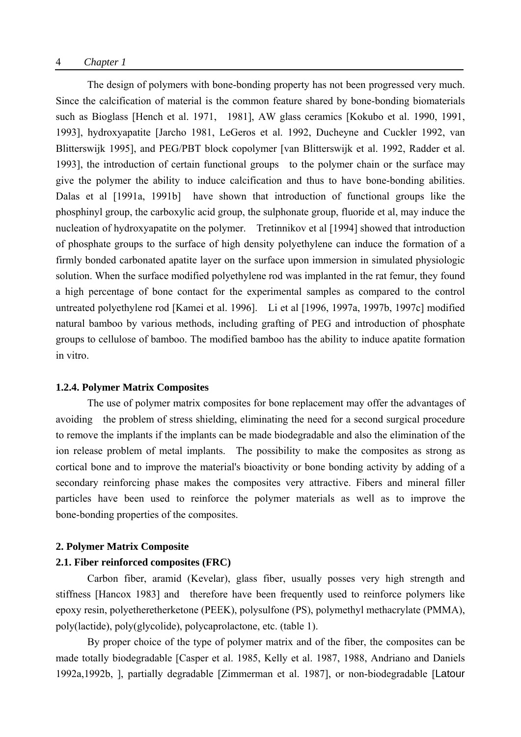The design of polymers with bone-bonding property has not been progressed very much. Since the calcification of material is the common feature shared by bone-bonding biomaterials such as Bioglass [Hench et al. 1971, 1981], AW glass ceramics [Kokubo et al. 1990, 1991, 1993], hydroxyapatite [Jarcho 1981, LeGeros et al. 1992, Ducheyne and Cuckler 1992, van Blitterswijk 1995], and PEG/PBT block copolymer [van Blitterswijk et al. 1992, Radder et al. 1993], the introduction of certain functional groups to the polymer chain or the surface may give the polymer the ability to induce calcification and thus to have bone-bonding abilities. Dalas et al [1991a, 1991b] have shown that introduction of functional groups like the phosphinyl group, the carboxylic acid group, the sulphonate group, fluoride et al, may induce the nucleation of hydroxyapatite on the polymer. Tretinnikov et al [1994] showed that introduction of phosphate groups to the surface of high density polyethylene can induce the formation of a firmly bonded carbonated apatite layer on the surface upon immersion in simulated physiologic solution. When the surface modified polyethylene rod was implanted in the rat femur, they found a high percentage of bone contact for the experimental samples as compared to the control untreated polyethylene rod [Kamei et al. 1996]. Li et al [1996, 1997a, 1997b, 1997c] modified natural bamboo by various methods, including grafting of PEG and introduction of phosphate groups to cellulose of bamboo. The modified bamboo has the ability to induce apatite formation in vitro.

### 1.2.4. Polymer Matrix Composites

The use of polymer matrix composites for bone replacement may offer the advantages of avoiding the problem of stress shielding, eliminating the need for a second surgical procedure to remove the implants if the implants can be made biodegradable and also the elimination of the ion release problem of metal implants. The possibility to make the composites as strong as cortical bone and to improve the material's bioactivity or bone bonding activity by adding of a secondary reinforcing phase makes the composites very attractive. Fibers and mineral filler particles have been used to reinforce the polymer materials as well as to improve the bone-bonding properties of the composites.

## 2. Polymer Matrix Composite

### 2.1. Fiber reinforced composites (FRC)

Carbon fiber, aramid (Kevelar), glass fiber, usually posses very high strength and stiffness [Hancox 1983] and therefore have been frequently used to reinforce polymers like epoxy resin, polyetheretherketone (PEEK), polysulfone (PS), polymethyl methacrylate (PMMA), poly(lactide), poly(glycolide), polycaprolactone, etc. (table 1).

By proper choice of the type of polymer matrix and of the fiber, the composites can be made totally biodegradable [Casper et al. 1985, Kelly et al. 1987, 1988, Andriano and Daniels 1992a,1992b, ], partially degradable [Zimmerman et al. 1987], or non-biodegradable [Latour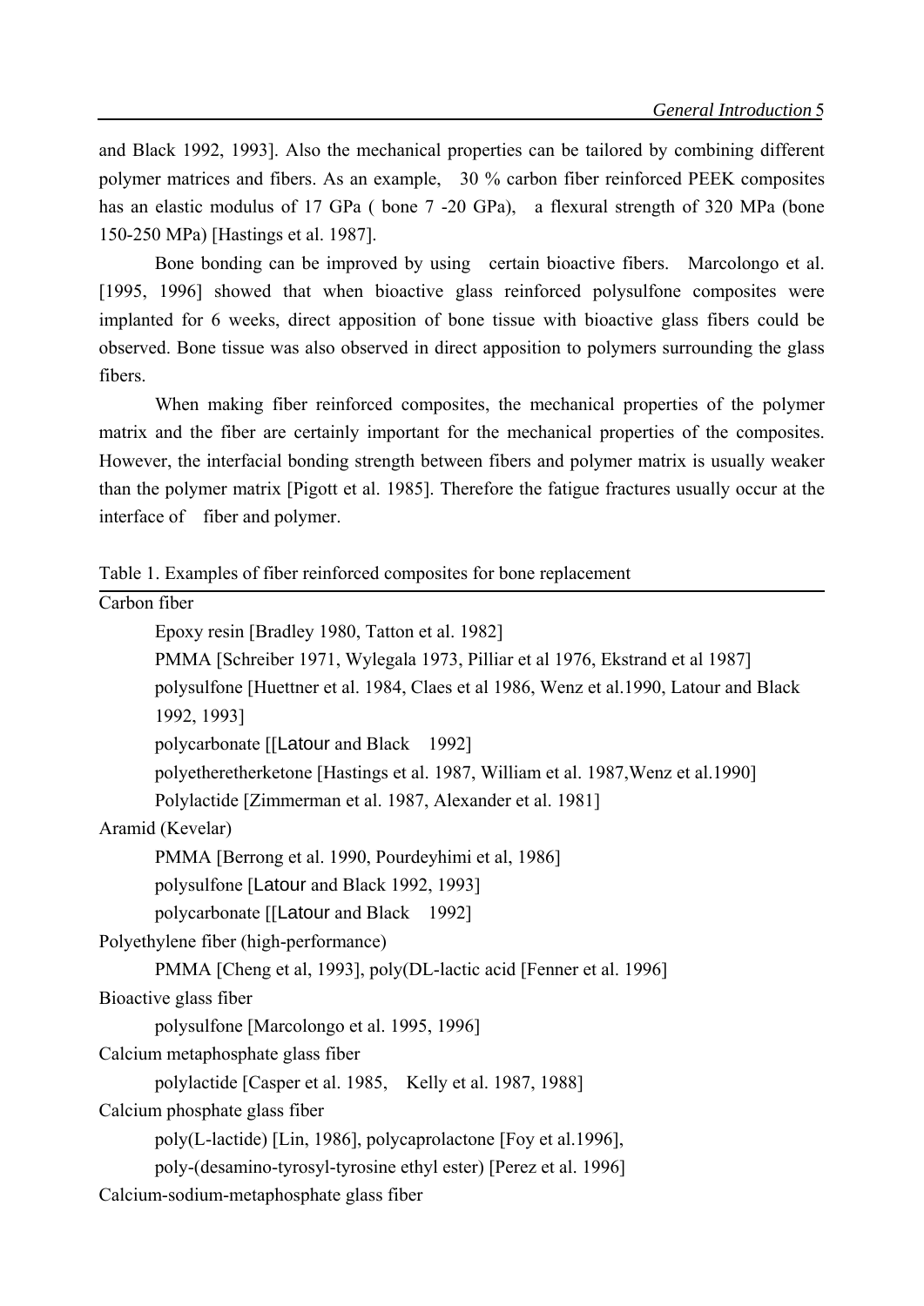and Black 1992, 1993]. Also the mechanical properties can be tailored by combining different polymer matrices and fibers. As an example, 30 % carbon fiber reinforced PEEK composites has an elastic modulus of 17 GPa ( bone 7 -20 GPa), a flexural strength of 320 MPa (bone 150-250 MPa) [Hastings et al. 1987].

Bone bonding can be improved by using certain bioactive fibers. Marcolongo et al. [1995, 1996] showed that when bioactive glass reinforced polysulfone composites were implanted for 6 weeks, direct apposition of bone tissue with bioactive glass fibers could be observed. Bone tissue was also observed in direct apposition to polymers surrounding the glass fibers.

When making fiber reinforced composites, the mechanical properties of the polymer matrix and the fiber are certainly important for the mechanical properties of the composites. However, the interfacial bonding strength between fibers and polymer matrix is usually weaker than the polymer matrix [Pigott et al. 1985]. Therefore the fatigue fractures usually occur at the interface of fiber and polymer.

Table 1. Examples of fiber reinforced composites for bone replacement

Carbon fiber

- Epoxy resin [Bradley 1980, Tatton et al. 1982]
- PMMA [Schreiber 1971, Wylegala 1973, Pilliar et al 1976, Ekstrand et al 1987]
- polysulfone [Huettner et al. 1984, Claes et al 1986, Wenz et al.1990, Latour and Black 1992, 1993]
- polycarbonate [[Latour and Black 1992]
- polyetheretherketone [Hastings et al. 1987, William et al. 1987,Wenz et al.1990]
- Polylactide [Zimmerman et al. 1987, Alexander et al. 1981]

Aramid (Kevelar)

- PMMA [Berrong et al. 1990, Pourdeyhimi et al, 1986]
- polysulfone [Latour and Black 1992, 1993]
- polycarbonate [[Latour and Black 1992]

Polyethylene fiber (high-performance)

- PMMA [Cheng et al, 1993], poly(DL-lactic acid [Fenner et al. 1996]

Bioactive glass fiber

- polysulfone [Marcolongo et al. 1995, 1996]

Calcium metaphosphate glass fiber

- polylactide [Casper et al. 1985, Kelly et al. 1987, 1988]

Calcium phosphate glass fiber

- poly(L-lactide) [Lin, 1986], polycaprolactone [Foy et al.1996], poly-(desamino-tyrosyl-tyrosine ethyl ester) [Perez et al. 1996]

Calcium-sodium-metaphosphate glass fiber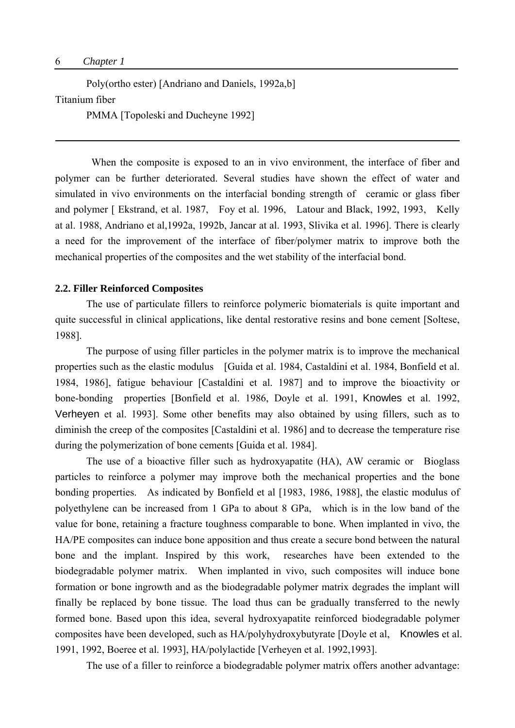Poly(ortho ester) [Andriano and Daniels, 1992a,b]

Titanium fiber

PMMA [Topoleski and Ducheyne 1992]

---

When the composite is exposed to an in vivo environment, the interface of fiber and polymer can be further deteriorated. Several studies have shown the effect of water and simulated in vivo environments on the interfacial bonding strength of ceramic or glass fiber and polymer [ Ekstrand, et al. 1987, Foy et al. 1996, Latour and Black, 1992, 1993, Kelly at al. 1988, Andriano et al,1992a, 1992b, Jancar at al. 1993, Slivika et al. 1996]. There is clearly a need for the improvement of the interface of fiber/polymer matrix to improve both the mechanical properties of the composites and the wet stability of the interfacial bond.

**2.2. Filler Reinforced Composites**

The use of particulate fillers to reinforce polymeric biomaterials is quite important and quite successful in clinical applications, like dental restorative resins and bone cement [Soltese, 1988].

The purpose of using filler particles in the polymer matrix is to improve the mechanical properties such as the elastic modulus [Guida et al. 1984, Castaldini et al. 1984, Bonfield et al. 1984, 1986], fatigue behaviour [Castaldini et al. 1987] and to improve the bioactivity or bone-bonding properties [Bonfield et al. 1986, Doyle et al. 1991, Knowles et al. 1992, Verheyen et al. 1993]. Some other benefits may also obtained by using fillers, such as to diminish the creep of the composites [Castaldini et al. 1986] and to decrease the temperature rise during the polymerization of bone cements [Guida et al. 1984].

The use of a bioactive filler such as hydroxyapatite (HA), AW ceramic or Bioglass particles to reinforce a polymer may improve both the mechanical properties and the bone bonding properties. As indicated by Bonfield et al [1983, 1986, 1988], the elastic modulus of polyethylene can be increased from 1 GPa to about 8 GPa, which is in the low band of the value for bone, retaining a fracture toughness comparable to bone. When implanted in vivo, the HA/PE composites can induce bone apposition and thus create a secure bond between the natural bone and the implant. Inspired by this work, researches have been extended to the biodegradable polymer matrix. When implanted in vivo, such composites will induce bone formation or bone ingrowth and as the biodegradable polymer matrix degrades the implant will finally be replaced by bone tissue. The load thus can be gradually transferred to the newly formed bone. Based upon this idea, several hydroxyapatite reinforced biodegradable polymer composites have been developed, such as HA/polyhydroxybutyrate [Doyle et al, Knowles et al. 1991, 1992, Boeree et al. 1993], HA/polylactide [Verheyen et al. 1992,1993].

The use of a filler to reinforce a biodegradable polymer matrix offers another advantage: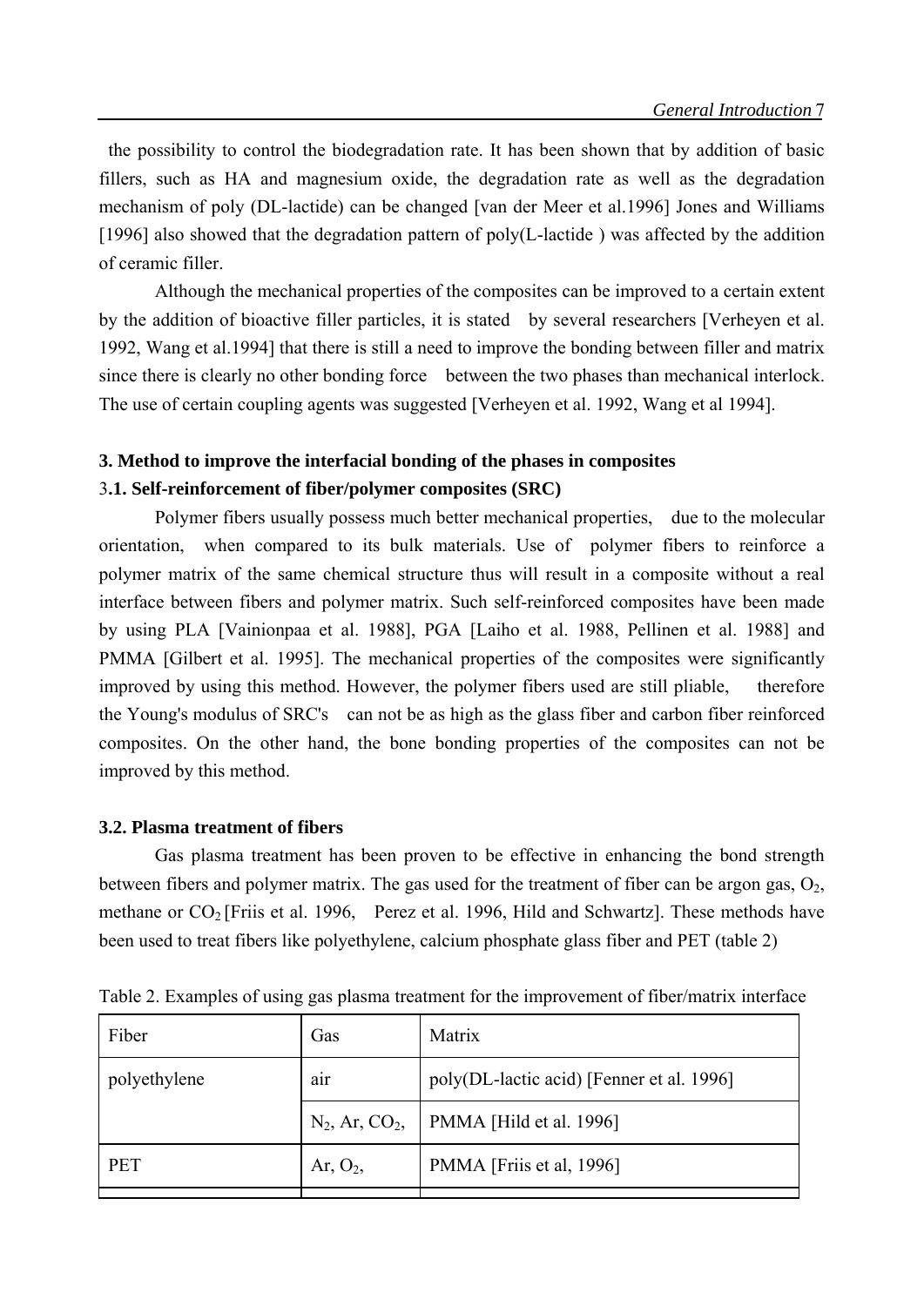the possibility to control the biodegradation rate. It has been shown that by addition of basic fillers, such as HA and magnesium oxide, the degradation rate as well as the degradation mechanism of poly (DL-lactide) can be changed [van der Meer et al.1996] Jones and Williams [1996] also showed that the degradation pattern of poly(L-lactide ) was affected by the addition of ceramic filler.

Although the mechanical properties of the composites can be improved to a certain extent by the addition of bioactive filler particles, it is stated by several researchers [Verheyen et al. 1992, Wang et al.1994] that there is still a need to improve the bonding between filler and matrix since there is clearly no other bonding force between the two phases than mechanical interlock. The use of certain coupling agents was suggested [Verheyen et al. 1992, Wang et al 1994].

### 3. Method to improve the interfacial bonding of the phases in composites

### 3.1. Self-reinforcement of fiber/polymer composites (SRC)

Polymer fibers usually possess much better mechanical properties, due to the molecular orientation, when compared to its bulk materials. Use of polymer fibers to reinforce a polymer matrix of the same chemical structure thus will result in a composite without a real interface between fibers and polymer matrix. Such self-reinforced composites have been made by using PLA [Vainionpaa et al. 1988], PGA [Laiho et al. 1988, Pellinen et al. 1988] and PMMA [Gilbert et al. 1995]. The mechanical properties of the composites were significantly improved by using this method. However, the polymer fibers used are still pliable, therefore the Young's modulus of SRC's can not be as high as the glass fiber and carbon fiber reinforced composites. On the other hand, the bone bonding properties of the composites can not be improved by this method.

### 3.2. Plasma treatment of fibers

Gas plasma treatment has been proven to be effective in enhancing the bond strength between fibers and polymer matrix. The gas used for the treatment of fiber can be argon gas, $O_2$, methane or $CO_2$ [Friis et al. 1996, Perez et al. 1996, Hild and Schwartz]. These methods have been used to treat fibers like polyethylene, calcium phosphate glass fiber and PET (table 2)

Table 2. Examples of using gas plasma treatment for the improvement of fiber/matrix interface

| Fiber | Gas | Matrix |
|---|---|---|
| polyethylene | air | poly(DL-lactic acid) [Fenner et al. 1996] |
| | $N_2$, Ar, $CO_2$, | PMMA [Hild et al. 1996] |
| PET | Ar, $O_2$, | PMMA [Friis et al, 1996] |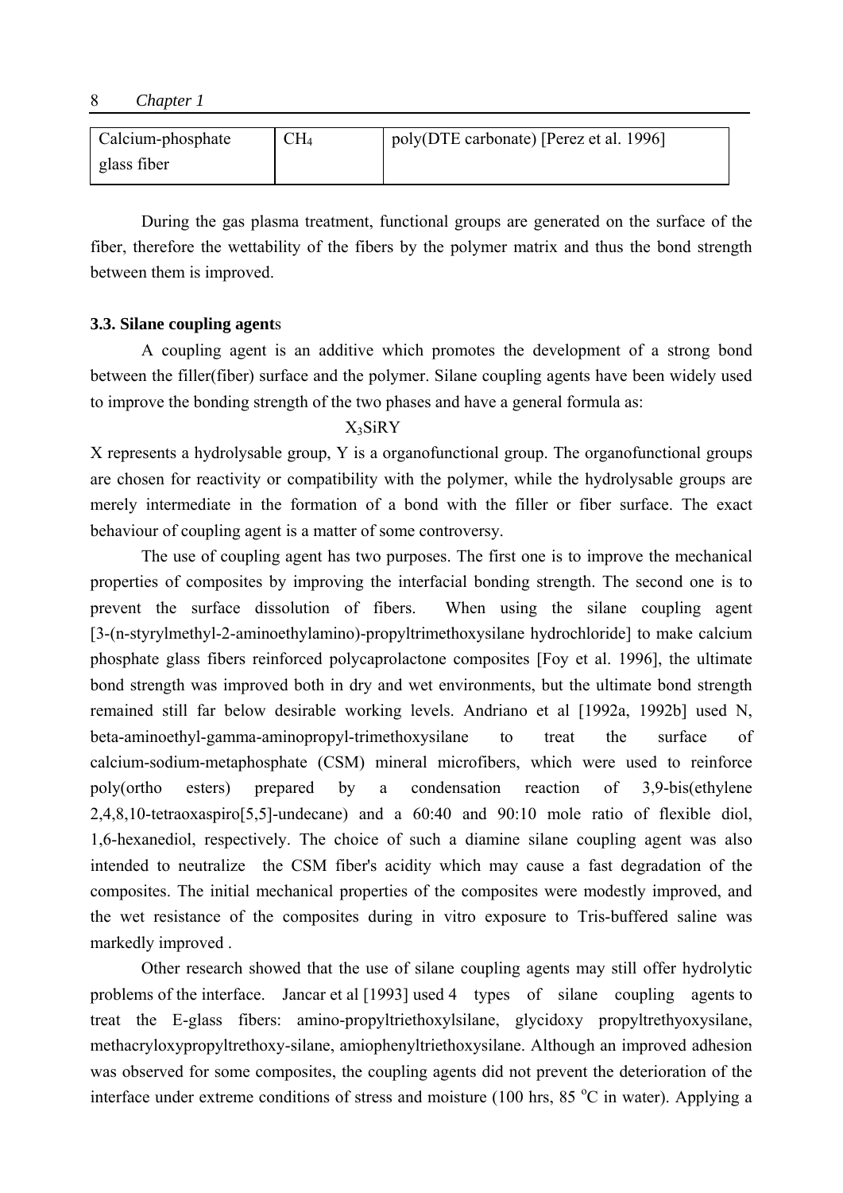| Calcium-phosphate glass fiber | $CH_4$ | poly(DTE carbonate) [Perez et al. 1996] |
|---|---|---|

During the gas plasma treatment, functional groups are generated on the surface of the fiber, therefore the wettability of the fibers by the polymer matrix and thus the bond strength between them is improved.

**3.3. Silane coupling agent**s

A coupling agent is an additive which promotes the development of a strong bond between the filler(fiber) surface and the polymer. Silane coupling agents have been widely used to improve the bonding strength of the two phases and have a general formula as:

$$X_3SiRY$$

X represents a hydrolysable group, Y is a organofunctional group. The organofunctional groups are chosen for reactivity or compatibility with the polymer, while the hydrolysable groups are merely intermediate in the formation of a bond with the filler or fiber surface. The exact behaviour of coupling agent is a matter of some controversy.

The use of coupling agent has two purposes. The first one is to improve the mechanical properties of composites by improving the interfacial bonding strength. The second one is to prevent the surface dissolution of fibers. When using the silane coupling agent [3-(n-styrylmethyl-2-aminoethylamino)-propyltrimethoxysilane hydrochloride] to make calcium phosphate glass fibers reinforced polycaprolactone composites [Foy et al. 1996], the ultimate bond strength was improved both in dry and wet environments, but the ultimate bond strength remained still far below desirable working levels. Andriano et al [1992a, 1992b] used N, beta-aminoethyl-gamma-aminopropyl-trimethoxysilane to treat the surface of calcium-sodium-metaphosphate (CSM) mineral microfibers, which were used to reinforce poly(ortho esters) prepared by a condensation reaction of 3,9-bis(ethylene 2,4,8,10-tetraoxaspiro[5,5]-undecane) and a 60:40 and 90:10 mole ratio of flexible diol, 1,6-hexanediol, respectively. The choice of such a diamine silane coupling agent was also intended to neutralize the CSM fiber's acidity which may cause a fast degradation of the composites. The initial mechanical properties of the composites were modestly improved, and the wet resistance of the composites during in vitro exposure to Tris-buffered saline was markedly improved .

Other research showed that the use of silane coupling agents may still offer hydrolytic problems of the interface. Jancar et al [1993] used 4 types of silane coupling agents to treat the E-glass fibers: amino-propyltriethoxylsilane, glycidoxy propyltrethyoxysilane, methacryloxypropyltrethoxy-silane, amiophenyltriethoxysilane. Although an improved adhesion was observed for some composites, the coupling agents did not prevent the deterioration of the interface under extreme conditions of stress and moisture (100 hrs, 85 $^oC$ in water). Applying a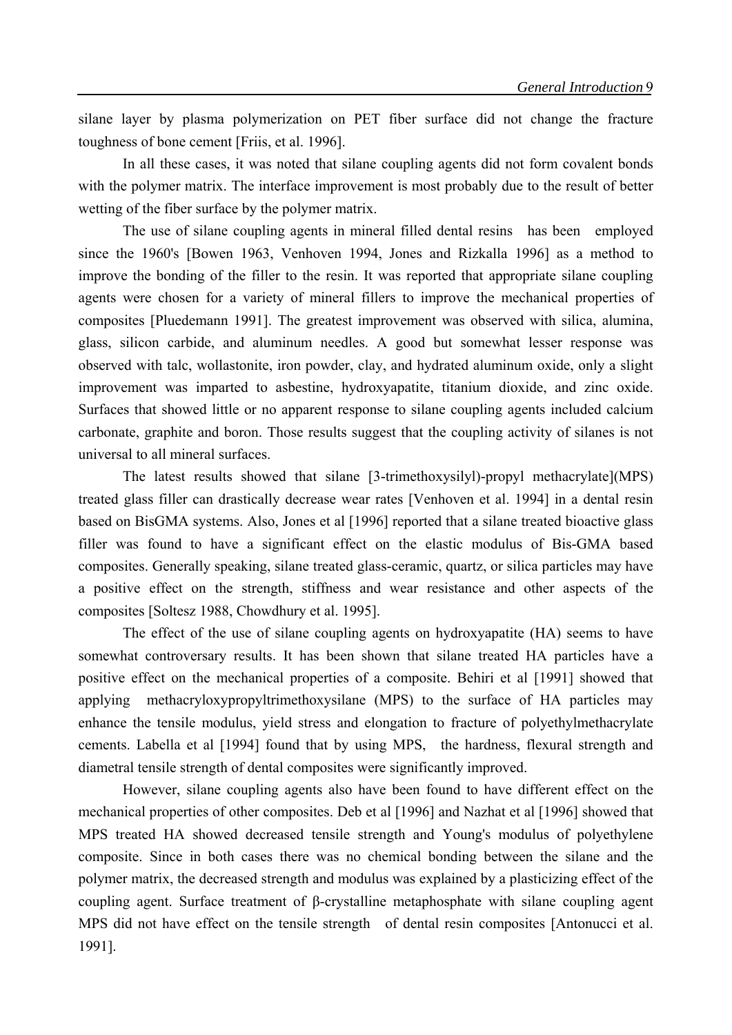silane layer by plasma polymerization on PET fiber surface did not change the fracture toughness of bone cement [Friis, et al. 1996].

In all these cases, it was noted that silane coupling agents did not form covalent bonds with the polymer matrix. The interface improvement is most probably due to the result of better wetting of the fiber surface by the polymer matrix.

The use of silane coupling agents in mineral filled dental resins has been employed since the 1960's [Bowen 1963, Venhoven 1994, Jones and Rizkalla 1996] as a method to improve the bonding of the filler to the resin. It was reported that appropriate silane coupling agents were chosen for a variety of mineral fillers to improve the mechanical properties of composites [Pluedemann 1991]. The greatest improvement was observed with silica, alumina, glass, silicon carbide, and aluminum needles. A good but somewhat lesser response was observed with talc, wollastonite, iron powder, clay, and hydrated aluminum oxide, only a slight improvement was imparted to asbestine, hydroxyapatite, titanium dioxide, and zinc oxide. Surfaces that showed little or no apparent response to silane coupling agents included calcium carbonate, graphite and boron. Those results suggest that the coupling activity of silanes is not universal to all mineral surfaces.

The latest results showed that silane [3-trimethoxysilyl)-propyl methacrylate](MPS) treated glass filler can drastically decrease wear rates [Venhoven et al. 1994] in a dental resin based on BisGMA systems. Also, Jones et al [1996] reported that a silane treated bioactive glass filler was found to have a significant effect on the elastic modulus of Bis-GMA based composites. Generally speaking, silane treated glass-ceramic, quartz, or silica particles may have a positive effect on the strength, stiffness and wear resistance and other aspects of the composites [Soltesz 1988, Chowdhury et al. 1995].

The effect of the use of silane coupling agents on hydroxyapatite (HA) seems to have somewhat controversary results. It has been shown that silane treated HA particles have a positive effect on the mechanical properties of a composite. Behiri et al [1991] showed that applying methacryloxypropyltrimethoxysilane (MPS) to the surface of HA particles may enhance the tensile modulus, yield stress and elongation to fracture of polyethylmethacrylate cements. Labella et al [1994] found that by using MPS, the hardness, flexural strength and diametral tensile strength of dental composites were significantly improved.

However, silane coupling agents also have been found to have different effect on the mechanical properties of other composites. Deb et al [1996] and Nazhat et al [1996] showed that MPS treated HA showed decreased tensile strength and Young's modulus of polyethylene composite. Since in both cases there was no chemical bonding between the silane and the polymer matrix, the decreased strength and modulus was explained by a plasticizing effect of the coupling agent. Surface treatment of β-crystalline metaphosphate with silane coupling agent MPS did not have effect on the tensile strength of dental resin composites [Antonucci et al. 1991].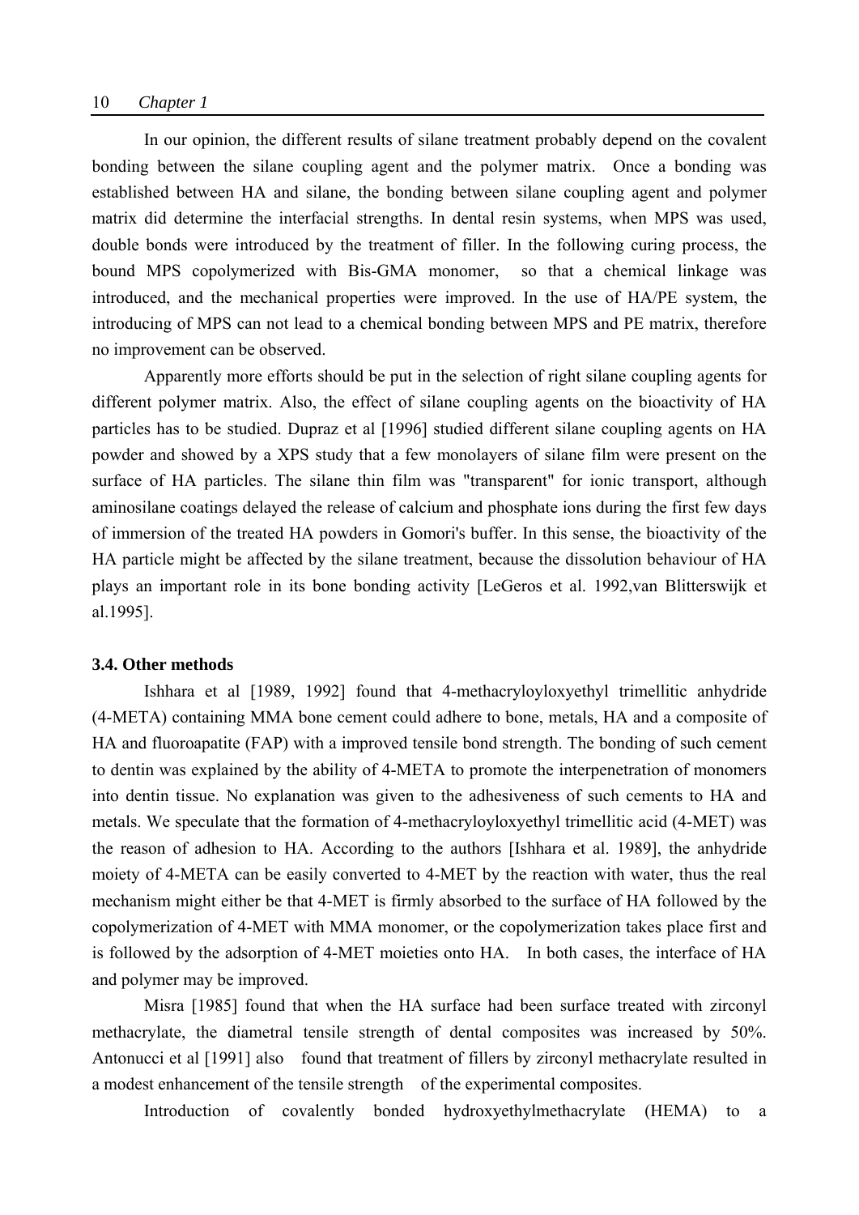In our opinion, the different results of silane treatment probably depend on the covalent bonding between the silane coupling agent and the polymer matrix. Once a bonding was established between HA and silane, the bonding between silane coupling agent and polymer matrix did determine the interfacial strengths. In dental resin systems, when MPS was used, double bonds were introduced by the treatment of filler. In the following curing process, the bound MPS copolymerized with Bis-GMA monomer, so that a chemical linkage was introduced, and the mechanical properties were improved. In the use of HA/PE system, the introducing of MPS can not lead to a chemical bonding between MPS and PE matrix, therefore no improvement can be observed.

Apparently more efforts should be put in the selection of right silane coupling agents for different polymer matrix. Also, the effect of silane coupling agents on the bioactivity of HA particles has to be studied. Dupraz et al [1996] studied different silane coupling agents on HA powder and showed by a XPS study that a few monolayers of silane film were present on the surface of HA particles. The silane thin film was "transparent" for ionic transport, although aminosilane coatings delayed the release of calcium and phosphate ions during the first few days of immersion of the treated HA powders in Gomori's buffer. In this sense, the bioactivity of the HA particle might be affected by the silane treatment, because the dissolution behaviour of HA plays an important role in its bone bonding activity [LeGeros et al. 1992,van Blitterswijk et al.1995].

### 3.4. Other methods

Ishhara et al [1989, 1992] found that 4-methacryloyloxyethyl trimellitic anhydride (4-META) containing MMA bone cement could adhere to bone, metals, HA and a composite of HA and fluoroapatite (FAP) with a improved tensile bond strength. The bonding of such cement to dentin was explained by the ability of 4-META to promote the interpenetration of monomers into dentin tissue. No explanation was given to the adhesiveness of such cements to HA and metals. We speculate that the formation of 4-methacryloyloxyethyl trimellitic acid (4-MET) was the reason of adhesion to HA. According to the authors [Ishhara et al. 1989], the anhydride moiety of 4-META can be easily converted to 4-MET by the reaction with water, thus the real mechanism might either be that 4-MET is firmly absorbed to the surface of HA followed by the copolymerization of 4-MET with MMA monomer, or the copolymerization takes place first and is followed by the adsorption of 4-MET moieties onto HA. In both cases, the interface of HA and polymer may be improved.

Misra [1985] found that when the HA surface had been surface treated with zirconyl methacrylate, the diametral tensile strength of dental composites was increased by 50%. Antonucci et al [1991] also found that treatment of fillers by zirconyl methacrylate resulted in a modest enhancement of the tensile strength of the experimental composites.

Introduction of covalently bonded hydroxyethylmethacrylate (HEMA) to a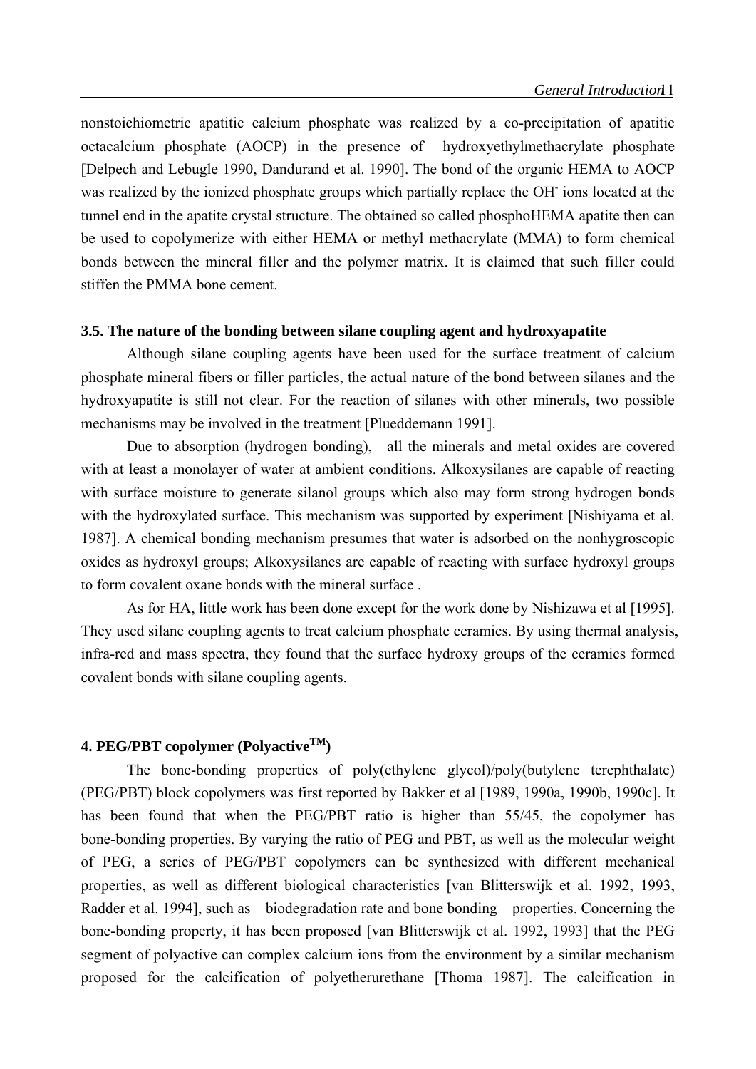nonstoichiometric apatitic calcium phosphate was realized by a co-precipitation of apatitic octacalcium phosphate (AOCP) in the presence of hydroxyethylmethacrylate phosphate [Delpech and Lebugle 1990, Dandurand et al. 1990]. The bond of the organic HEMA to AOCP was realized by the ionized phosphate groups which partially replace the $OH^-$ ions located at the tunnel end in the apatite crystal structure. The obtained so called phosphoHEMA apatite then can be used to copolymerize with either HEMA or methyl methacrylate (MMA) to form chemical bonds between the mineral filler and the polymer matrix. It is claimed that such filler could stiffen the PMMA bone cement.

### 3.5. The nature of the bonding between silane coupling agent and hydroxyapatite

Although silane coupling agents have been used for the surface treatment of calcium phosphate mineral fibers or filler particles, the actual nature of the bond between silanes and the hydroxyapatite is still not clear. For the reaction of silanes with other minerals, two possible mechanisms may be involved in the treatment [Plueddemann 1991].

Due to absorption (hydrogen bonding), all the minerals and metal oxides are covered with at least a monolayer of water at ambient conditions. Alkoxysilanes are capable of reacting with surface moisture to generate silanol groups which also may form strong hydrogen bonds with the hydroxylated surface. This mechanism was supported by experiment [Nishiyama et al. 1987]. A chemical bonding mechanism presumes that water is adsorbed on the nonhygroscopic oxides as hydroxyl groups; Alkoxysilanes are capable of reacting with surface hydroxyl groups to form covalent oxane bonds with the mineral surface .

As for HA, little work has been done except for the work done by Nishizawa et al [1995]. They used silane coupling agents to treat calcium phosphate ceramics. By using thermal analysis, infra-red and mass spectra, they found that the surface hydroxy groups of the ceramics formed covalent bonds with silane coupling agents.

## 4. PEG/PBT copolymer (Polyactive$^{TM}$)

The bone-bonding properties of poly(ethylene glycol)/poly(butylene terephthalate) (PEG/PBT) block copolymers was first reported by Bakker et al [1989, 1990a, 1990b, 1990c]. It has been found that when the PEG/PBT ratio is higher than 55/45, the copolymer has bone-bonding properties. By varying the ratio of PEG and PBT, as well as the molecular weight of PEG, a series of PEG/PBT copolymers can be synthesized with different mechanical properties, as well as different biological characteristics [van Blitterswijk et al. 1992, 1993, Radder et al. 1994], such as biodegradation rate and bone bonding properties. Concerning the bone-bonding property, it has been proposed [van Blitterswijk et al. 1992, 1993] that the PEG segment of polyactive can complex calcium ions from the environment by a similar mechanism proposed for the calcification of polyetherurethane [Thoma 1987]. The calcification in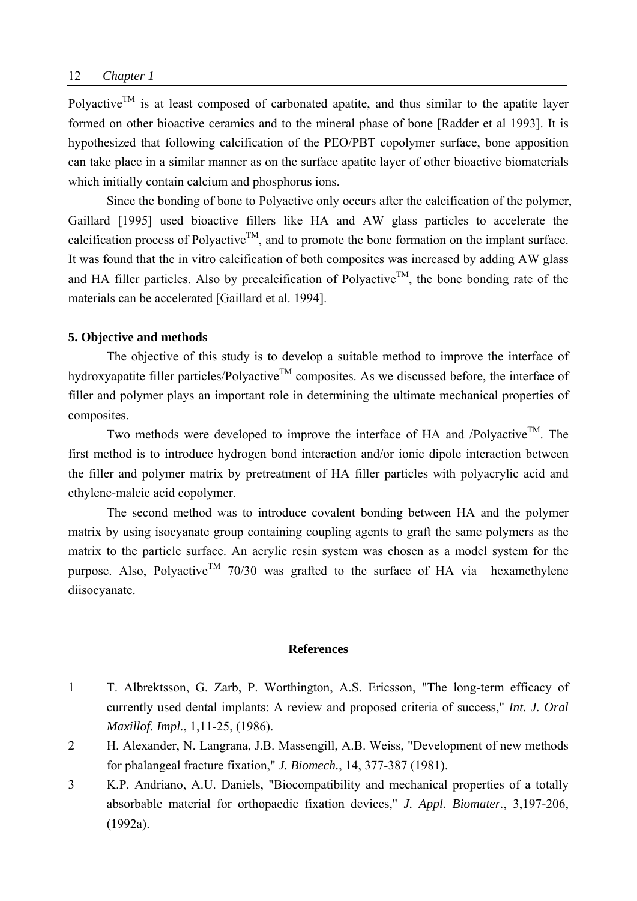Polyactive$^{TM}$ is at least composed of carbonated apatite, and thus similar to the apatite layer formed on other bioactive ceramics and to the mineral phase of bone [Radder et al 1993]. It is hypothesized that following calcification of the PEO/PBT copolymer surface, bone apposition can take place in a similar manner as on the surface apatite layer of other bioactive biomaterials which initially contain calcium and phosphorus ions.

Since the bonding of bone to Polyactive only occurs after the calcification of the polymer, Gaillard [1995] used bioactive fillers like HA and AW glass particles to accelerate the calcification process of Polyactive$^{TM}$, and to promote the bone formation on the implant surface. It was found that the in vitro calcification of both composites was increased by adding AW glass and HA filler particles. Also by precalcification of Polyactive$^{TM}$, the bone bonding rate of the materials can be accelerated [Gaillard et al. 1994].

### 5. Objective and methods

The objective of this study is to develop a suitable method to improve the interface of hydroxyapatite filler particles/Polyactive$^{TM}$ composites. As we discussed before, the interface of filler and polymer plays an important role in determining the ultimate mechanical properties of composites.

Two methods were developed to improve the interface of HA and /Polyactive$^{TM}$. The first method is to introduce hydrogen bond interaction and/or ionic dipole interaction between the filler and polymer matrix by pretreatment of HA filler particles with polyacrylic acid and ethylene-maleic acid copolymer.

The second method was to introduce covalent bonding between HA and the polymer matrix by using isocyanate group containing coupling agents to graft the same polymers as the matrix to the particle surface. An acrylic resin system was chosen as a model system for the purpose. Also, Polyactive$^{TM}$ 70/30 was grafted to the surface of HA via hexamethylene diisocyanate.

### References

1. T. Albrektsson, G. Zarb, P. Worthington, A.S. Ericsson, "The long-term efficacy of currently used dental implants: A review and proposed criteria of success," *Int. J. Oral Maxillof. Impl.*, 1,11-25, (1986).
2. H. Alexander, N. Langrana, J.B. Massengill, A.B. Weiss, "Development of new methods for phalangeal fracture fixation," *J. Biomech.*, 14, 377-387 (1981).
3. K.P. Andriano, A.U. Daniels, "Biocompatibility and mechanical properties of a totally absorbable material for orthopaedic fixation devices," *J. Appl. Biomater.*, 3,197-206, (1992a).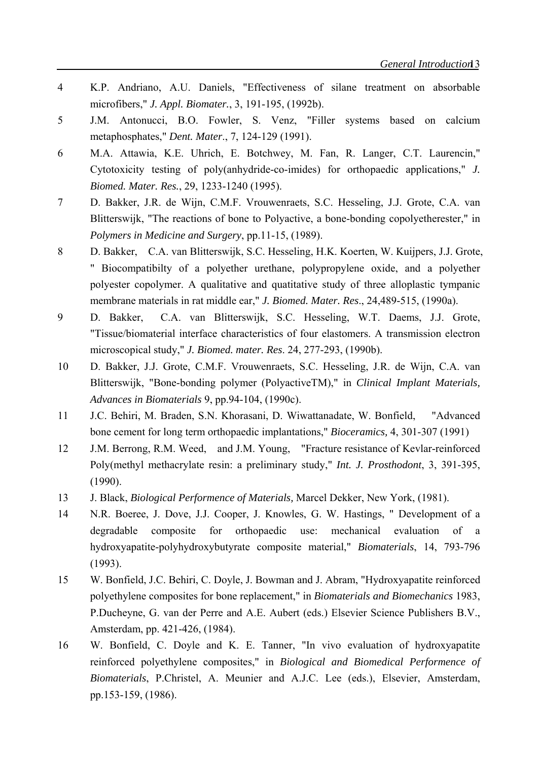4 K.P. Andriano, A.U. Daniels, "Effectiveness of silane treatment on absorbable microfibers," *J. Appl. Biomater.*, 3, 191-195, (1992b).

5 J.M. Antonucci, B.O. Fowler, S. Venz, "Filler systems based on calcium metaphosphates," *Dent. Mater.*, 7, 124-129 (1991).

6 M.A. Attawia, K.E. Uhrich, E. Botchwey, M. Fan, R. Langer, C.T. Laurencin," Cytotoxicity testing of poly(anhydride-co-imides) for orthopaedic applications," *J. Biomed. Mater. Res.*, 29, 1233-1240 (1995).

7 D. Bakker, J.R. de Wijn, C.M.F. Vrouwenraets, S.C. Hesseling, J.J. Grote, C.A. van Blitterswijk, "The reactions of bone to Polyactive, a bone-bonding copolyetherester," in *Polymers in Medicine and Surgery*, pp.11-15, (1989).

8 D. Bakker, C.A. van Blitterswijk, S.C. Hesseling, H.K. Koerten, W. Kuijpers, J.J. Grote, " Biocompatibilty of a polyether urethane, polypropylene oxide, and a polyether polyester copolymer. A qualitative and quatitative study of three alloplastic tympanic membrane materials in rat middle ear," *J. Biomed. Mater. Res*., 24,489-515, (1990a).

9 D. Bakker, C.A. van Blitterswijk, S.C. Hesseling, W.T. Daems, J.J. Grote, "Tissue/biomaterial interface characteristics of four elastomers. A transmission electron microscopical study," *J. Biomed. mater. Res*. 24, 277-293, (1990b).

10 D. Bakker, J.J. Grote, C.M.F. Vrouwenraets, S.C. Hesseling, J.R. de Wijn, C.A. van Blitterswijk, "Bone-bonding polymer (PolyactiveTM)," in *Clinical Implant Materials, Advances in Biomaterials* 9, pp.94-104, (1990c).

11 J.C. Behiri, M. Braden, S.N. Khorasani, D. Wiwattanadate, W. Bonfield, "Advanced bone cement for long term orthopaedic implantations," *Bioceramics,* 4, 301-307 (1991)

12 J.M. Berrong, R.M. Weed, and J.M. Young, "Fracture resistance of Kevlar-reinforced Poly(methyl methacrylate resin: a preliminary study," *Int. J. Prosthodont*, 3, 391-395, (1990).

13 J. Black, *Biological Performence of Materials,* Marcel Dekker, New York, (1981).

14 N.R. Boeree, J. Dove, J.J. Cooper, J. Knowles, G. W. Hastings, " Development of a degradable composite for orthopaedic use: mechanical evaluation of a hydroxyapatite-polyhydroxybutyrate composite material," *Biomaterials*, 14, 793-796 (1993).

15 W. Bonfield, J.C. Behiri, C. Doyle, J. Bowman and J. Abram, "Hydroxyapatite reinforced polyethylene composites for bone replacement," in *Biomaterials and Biomechanics* 1983, P.Ducheyne, G. van der Perre and A.E. Aubert (eds.) Elsevier Science Publishers B.V., Amsterdam, pp. 421-426, (1984).

16 W. Bonfield, C. Doyle and K. E. Tanner, "In vivo evaluation of hydroxyapatite reinforced polyethylene composites," in *Biological and Biomedical Performence of Biomaterials*, P.Christel, A. Meunier and A.J.C. Lee (eds.), Elsevier, Amsterdam, pp.153-159, (1986).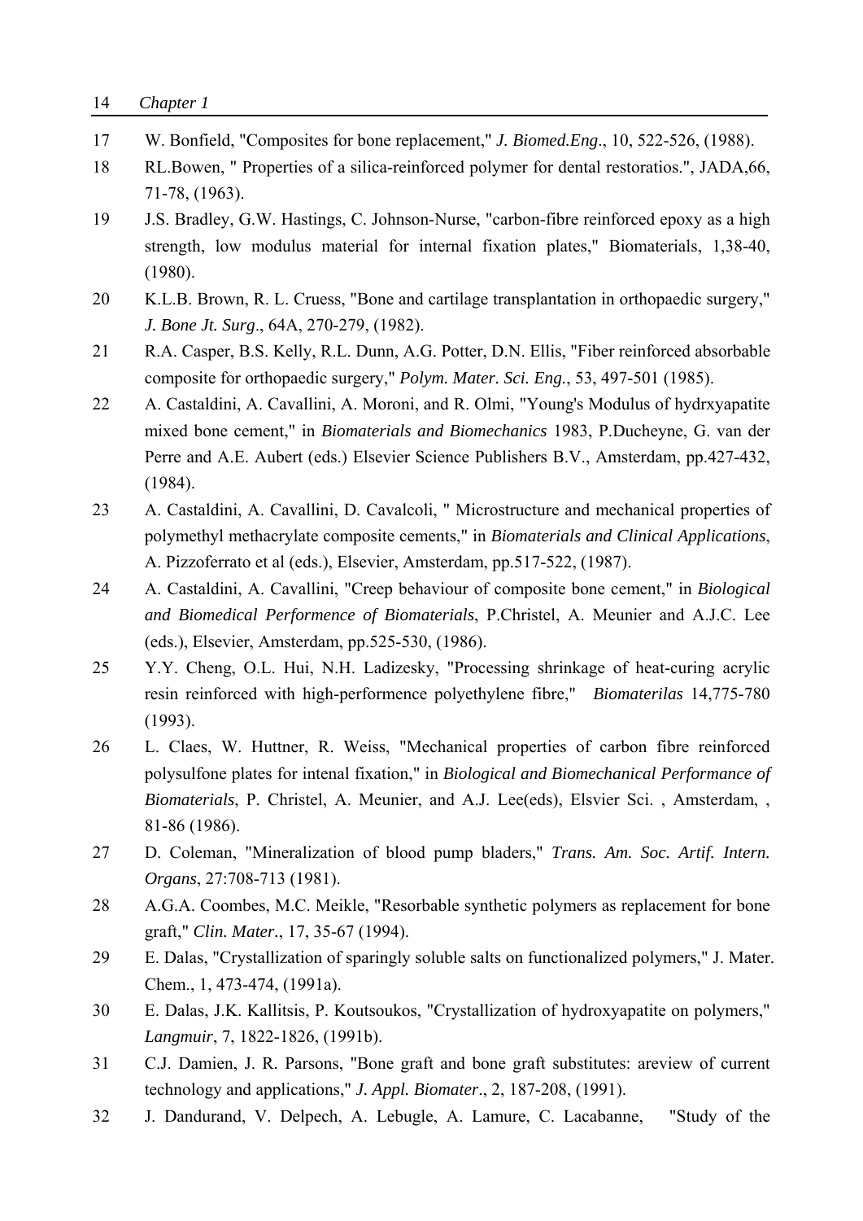17 W. Bonfield, "Composites for bone replacement," *J. Biomed.Eng*., 10, 522-526, (1988).

18 RL.Bowen, " Properties of a silica-reinforced polymer for dental restoratios.", JADA,66, 71-78, (1963).

19 J.S. Bradley, G.W. Hastings, C. Johnson-Nurse, "carbon-fibre reinforced epoxy as a high strength, low modulus material for internal fixation plates," Biomaterials, 1,38-40, (1980).

20 K.L.B. Brown, R. L. Cruess, "Bone and cartilage transplantation in orthopaedic surgery," *J. Bone Jt. Surg*., 64A, 270-279, (1982).

21 R.A. Casper, B.S. Kelly, R.L. Dunn, A.G. Potter, D.N. Ellis, "Fiber reinforced absorbable composite for orthopaedic surgery," *Polym. Mater. Sci. Eng.*, 53, 497-501 (1985).

22 A. Castaldini, A. Cavallini, A. Moroni, and R. Olmi, "Young's Modulus of hydrxyapatite mixed bone cement," in *Biomaterials and Biomechanics* 1983, P.Ducheyne, G. van der Perre and A.E. Aubert (eds.) Elsevier Science Publishers B.V., Amsterdam, pp.427-432, (1984).

23 A. Castaldini, A. Cavallini, D. Cavalcoli, " Microstructure and mechanical properties of polymethyl methacrylate composite cements," in *Biomaterials and Clinical Applications*, A. Pizzoferrato et al (eds.), Elsevier, Amsterdam, pp.517-522, (1987).

24 A. Castaldini, A. Cavallini, "Creep behaviour of composite bone cement," in *Biological and Biomedical Performence of Biomaterials*, P.Christel, A. Meunier and A.J.C. Lee (eds.), Elsevier, Amsterdam, pp.525-530, (1986).

25 Y.Y. Cheng, O.L. Hui, N.H. Ladizesky, "Processing shrinkage of heat-curing acrylic resin reinforced with high-performence polyethylene fibre," *Biomaterilas* 14,775-780 (1993).

26 L. Claes, W. Huttner, R. Weiss, "Mechanical properties of carbon fibre reinforced polysulfone plates for intenal fixation," in *Biological and Biomechanical Performance of Biomaterials*, P. Christel, A. Meunier, and A.J. Lee(eds), Elsvier Sci. , Amsterdam, , 81-86 (1986).

27 D. Coleman, "Mineralization of blood pump bladers," *Trans. Am. Soc. Artif. Intern. Organs*, 27:708-713 (1981).

28 A.G.A. Coombes, M.C. Meikle, "Resorbable synthetic polymers as replacement for bone graft," *Clin. Mater.*, 17, 35-67 (1994).

29 E. Dalas, "Crystallization of sparingly soluble salts on functionalized polymers," J. Mater. Chem., 1, 473-474, (1991a).

30 E. Dalas, J.K. Kallitsis, P. Koutsoukos, "Crystallization of hydroxyapatite on polymers," *Langmuir*, 7, 1822-1826, (1991b).

31 C.J. Damien, J. R. Parsons, "Bone graft and bone graft substitutes: areview of current technology and applications," *J. Appl. Biomater*., 2, 187-208, (1991).

32 J. Dandurand, V. Delpech, A. Lebugle, A. Lamure, C. Lacabanne, "Study of the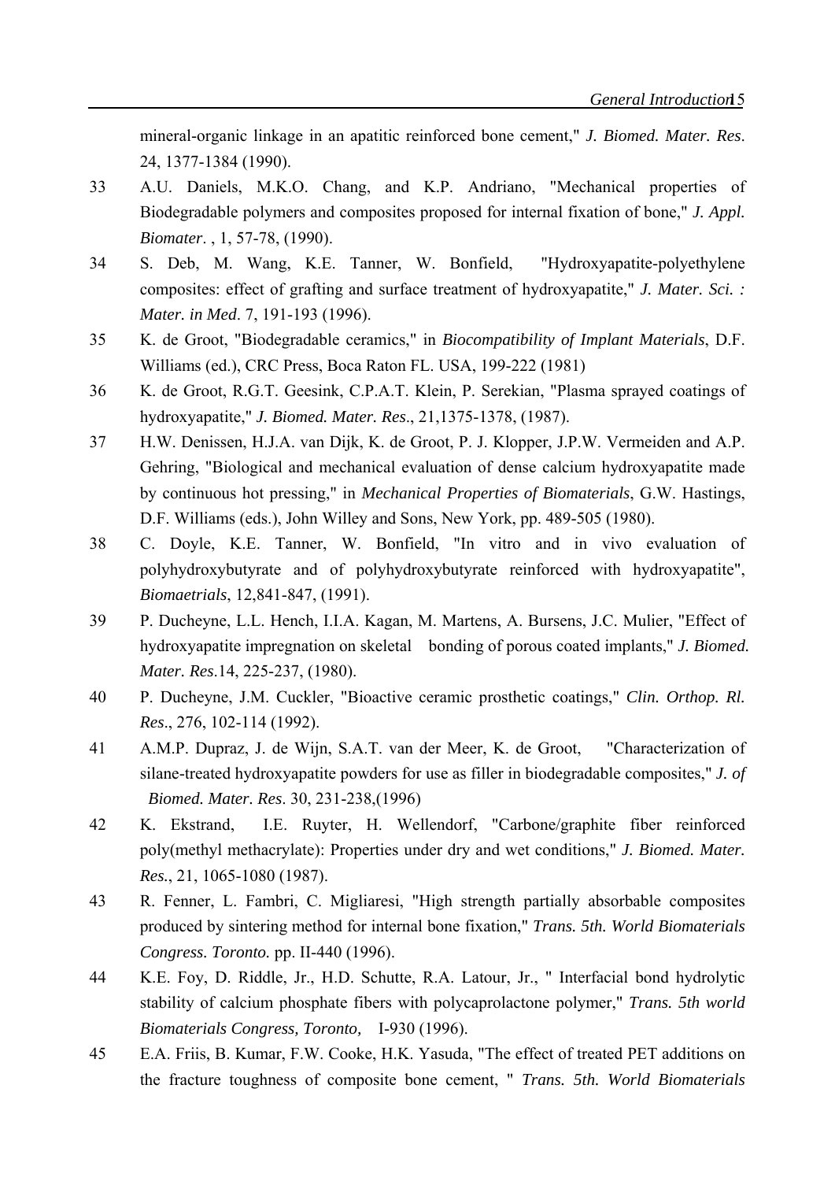mineral-organic linkage in an apatitic reinforced bone cement," *J. Biomed. Mater. Res*. 24, 1377-1384 (1990).

33 A.U. Daniels, M.K.O. Chang, and K.P. Andriano, "Mechanical properties of Biodegradable polymers and composites proposed for internal fixation of bone," *J. Appl. Biomater*. , 1, 57-78, (1990).

34 S. Deb, M. Wang, K.E. Tanner, W. Bonfield, "Hydroxyapatite-polyethylene composites: effect of grafting and surface treatment of hydroxyapatite," *J. Mater. Sci. : Mater. in Med*. 7, 191-193 (1996).

35 K. de Groot, "Biodegradable ceramics," in *Biocompatibility of Implant Materials*, D.F. Williams (ed.), CRC Press, Boca Raton FL. USA, 199-222 (1981)

36 K. de Groot, R.G.T. Geesink, C.P.A.T. Klein, P. Serekian, "Plasma sprayed coatings of hydroxyapatite," *J. Biomed. Mater. Res*., 21,1375-1378, (1987).

37 H.W. Denissen, H.J.A. van Dijk, K. de Groot, P. J. Klopper, J.P.W. Vermeiden and A.P. Gehring, "Biological and mechanical evaluation of dense calcium hydroxyapatite made by continuous hot pressing," in *Mechanical Properties of Biomaterials*, G.W. Hastings, D.F. Williams (eds.), John Willey and Sons, New York, pp. 489-505 (1980).

38 C. Doyle, K.E. Tanner, W. Bonfield, "In vitro and in vivo evaluation of polyhydroxybutyrate and of polyhydroxybutyrate reinforced with hydroxyapatite", *Biomaetrials*, 12,841-847, (1991).

39 P. Ducheyne, L.L. Hench, I.I.A. Kagan, M. Martens, A. Bursens, J.C. Mulier, "Effect of hydroxyapatite impregnation on skeletal bonding of porous coated implants," *J. Biomed. Mater. Res*.14, 225-237, (1980).

40 P. Ducheyne, J.M. Cuckler, "Bioactive ceramic prosthetic coatings," *Clin. Orthop. Rl. Res*., 276, 102-114 (1992).

41 A.M.P. Dupraz, J. de Wijn, S.A.T. van der Meer, K. de Groot, "Characterization of silane-treated hydroxyapatite powders for use as filler in biodegradable composites," *J. of Biomed. Mater. Res*. 30, 231-238,(1996)

42 K. Ekstrand, I.E. Ruyter, H. Wellendorf, "Carbone/graphite fiber reinforced poly(methyl methacrylate): Properties under dry and wet conditions," *J. Biomed. Mater. Res.*, 21, 1065-1080 (1987).

43 R. Fenner, L. Fambri, C. Migliaresi, "High strength partially absorbable composites produced by sintering method for internal bone fixation," *Trans. 5th. World Biomaterials Congress. Toronto.* pp. II-440 (1996).

44 K.E. Foy, D. Riddle, Jr., H.D. Schutte, R.A. Latour, Jr., " Interfacial bond hydrolytic stability of calcium phosphate fibers with polycaprolactone polymer," *Trans. 5th world Biomaterials Congress, Toronto,* I-930 (1996).

45 E.A. Friis, B. Kumar, F.W. Cooke, H.K. Yasuda, "The effect of treated PET additions on the fracture toughness of composite bone cement, " *Trans. 5th. World Biomaterials*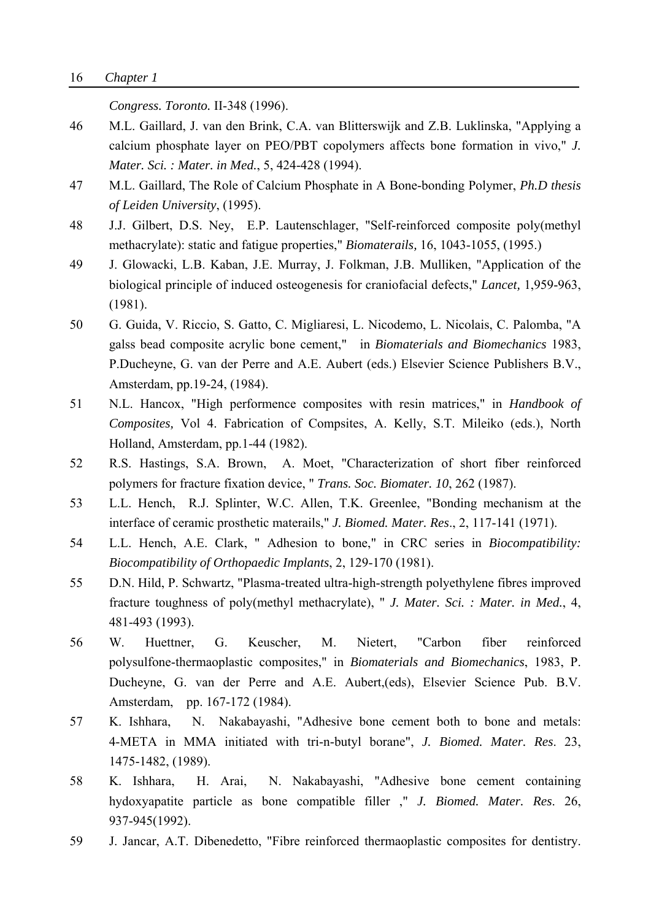*Congress. Toronto.* II-348 (1996).

46 M.L. Gaillard, J. van den Brink, C.A. van Blitterswijk and Z.B. Luklinska, "Applying a calcium phosphate layer on PEO/PBT copolymers affects bone formation in vivo," *J. Mater. Sci. : Mater. in Med.*, 5, 424-428 (1994).

47 M.L. Gaillard, The Role of Calcium Phosphate in A Bone-bonding Polymer, *Ph.D thesis of Leiden University*, (1995).

48 J.J. Gilbert, D.S. Ney, E.P. Lautenschlager, "Self-reinforced composite poly(methyl methacrylate): static and fatigue properties," *Biomaterails,* 16, 1043-1055, (1995.)

49 J. Glowacki, L.B. Kaban, J.E. Murray, J. Folkman, J.B. Mulliken, "Application of the biological principle of induced osteogenesis for craniofacial defects," *Lancet,* 1,959-963, (1981).

50 G. Guida, V. Riccio, S. Gatto, C. Migliaresi, L. Nicodemo, L. Nicolais, C. Palomba, "A galss bead composite acrylic bone cement," in *Biomaterials and Biomechanics* 1983, P.Ducheyne, G. van der Perre and A.E. Aubert (eds.) Elsevier Science Publishers B.V., Amsterdam, pp.19-24, (1984).

51 N.L. Hancox, "High performence composites with resin matrices," in *Handbook of Composites,* Vol 4. Fabrication of Compsites, A. Kelly, S.T. Mileiko (eds.), North Holland, Amsterdam, pp.1-44 (1982).

52 R.S. Hastings, S.A. Brown, A. Moet, "Characterization of short fiber reinforced polymers for fracture fixation device, " *Trans. Soc. Biomater. 10*, 262 (1987).

53 L.L. Hench, R.J. Splinter, W.C. Allen, T.K. Greenlee, "Bonding mechanism at the interface of ceramic prosthetic materails," *J. Biomed. Mater. Res*., 2, 117-141 (1971).

54 L.L. Hench, A.E. Clark, " Adhesion to bone," in CRC series in *Biocompatibility: Biocompatibility of Orthopaedic Implants*, 2, 129-170 (1981).

55 D.N. Hild, P. Schwartz, "Plasma-treated ultra-high-strength polyethylene fibres improved fracture toughness of poly(methyl methacrylate), " *J. Mater. Sci. : Mater. in Med.*, 4, 481-493 (1993).

56 W. Huettner, G. Keuscher, M. Nietert, "Carbon fiber reinforced polysulfone-thermaoplastic composites," in *Biomaterials and Biomechanics*, 1983, P. Ducheyne, G. van der Perre and A.E. Aubert,(eds), Elsevier Science Pub. B.V. Amsterdam, pp. 167-172 (1984).

57 K. Ishhara, N. Nakabayashi, "Adhesive bone cement both to bone and metals: 4-META in MMA initiated with tri-n-butyl borane", *J. Biomed. Mater. Res*. 23, 1475-1482, (1989).

58 K. Ishhara, H. Arai, N. Nakabayashi, "Adhesive bone cement containing hydoxyapatite particle as bone compatible filler ," *J. Biomed. Mater. Res*. 26, 937-945(1992).

59 J. Jancar, A.T. Dibenedetto, "Fibre reinforced thermaoplastic composites for dentistry.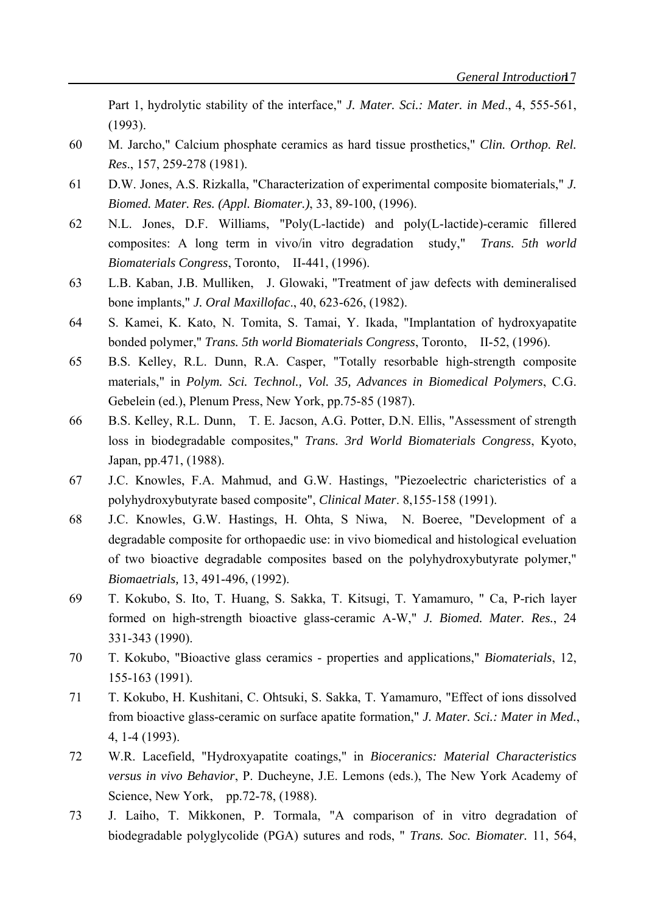Part 1, hydrolytic stability of the interface," *J. Mater. Sci.: Mater. in Med*., 4, 555-561, (1993).

60 M. Jarcho," Calcium phosphate ceramics as hard tissue prosthetics," *Clin. Orthop. Rel. Res*., 157, 259-278 (1981).

61 D.W. Jones, A.S. Rizkalla, "Characterization of experimental composite biomaterials," *J. Biomed. Mater. Res. (Appl. Biomater.)*, 33, 89-100, (1996).

62 N.L. Jones, D.F. Williams, "Poly(L-lactide) and poly(L-lactide)-ceramic fillered composites: A long term in vivo/in vitro degradation study," *Trans. 5th world Biomaterials Congress*, Toronto, II-441, (1996).

63 L.B. Kaban, J.B. Mulliken, J. Glowaki, "Treatment of jaw defects with demineralised bone implants," *J. Oral Maxillofac*., 40, 623-626, (1982).

64 S. Kamei, K. Kato, N. Tomita, S. Tamai, Y. Ikada, "Implantation of hydroxyapatite bonded polymer," *Trans. 5th world Biomaterials Congress*, Toronto, II-52, (1996).

65 B.S. Kelley, R.L. Dunn, R.A. Casper, "Totally resorbable high-strength composite materials," in *Polym. Sci. Technol., Vol. 35, Advances in Biomedical Polymers*, C.G. Gebelein (ed.), Plenum Press, New York, pp.75-85 (1987).

66 B.S. Kelley, R.L. Dunn, T. E. Jacson, A.G. Potter, D.N. Ellis, "Assessment of strength loss in biodegradable composites," *Trans. 3rd World Biomaterials Congress*, Kyoto, Japan, pp.471, (1988).

67 J.C. Knowles, F.A. Mahmud, and G.W. Hastings, "Piezoelectric charicteristics of a polyhydroxybutyrate based composite", *Clinical Mater*. 8,155-158 (1991).

68 J.C. Knowles, G.W. Hastings, H. Ohta, S Niwa, N. Boeree, "Development of a degradable composite for orthopaedic use: in vivo biomedical and histological eveluation of two bioactive degradable composites based on the polyhydroxybutyrate polymer," *Biomaetrials,* 13, 491-496, (1992).

69 T. Kokubo, S. Ito, T. Huang, S. Sakka, T. Kitsugi, T. Yamamuro, " Ca, P-rich layer formed on high-strength bioactive glass-ceramic A-W," *J. Biomed. Mater. Res.*, 24 331-343 (1990).

70 T. Kokubo, "Bioactive glass ceramics - properties and applications," *Biomaterials*, 12, 155-163 (1991).

71 T. Kokubo, H. Kushitani, C. Ohtsuki, S. Sakka, T. Yamamuro, "Effect of ions dissolved from bioactive glass-ceramic on surface apatite formation," *J. Mater. Sci.: Mater in Med.*, 4, 1-4 (1993).

72 W.R. Lacefield, "Hydroxyapatite coatings," in *Bioceranics: Material Characteristics versus in vivo Behavior*, P. Ducheyne, J.E. Lemons (eds.), The New York Academy of Science, New York, pp.72-78, (1988).

73 J. Laiho, T. Mikkonen, P. Tormala, "A comparison of in vitro degradation of biodegradable polyglycolide (PGA) sutures and rods, " *Trans. Soc. Biomater.* 11, 564,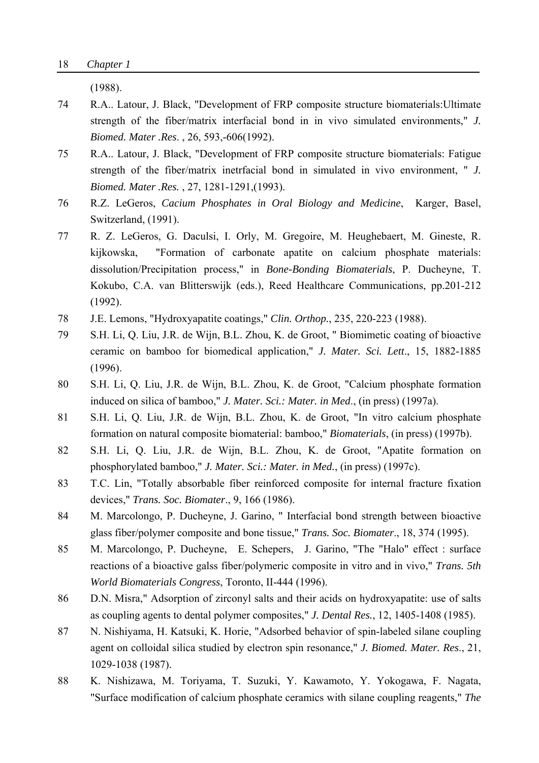(1988).

74 R.A.. Latour, J. Black, "Development of FRP composite structure biomaterials:Ultimate strength of the fiber/matrix interfacial bond in in vivo simulated environments," *J. Biomed. Mater .Res*. , 26, 593,-606(1992).

75 R.A.. Latour, J. Black, "Development of FRP composite structure biomaterials: Fatigue strength of the fiber/matrix inetrfacial bond in simulated in vivo environment, " *J. Biomed. Mater .Res.* , 27, 1281-1291,(1993).

76 R.Z. LeGeros, *Cacium Phosphates in Oral Biology and Medicine*, Karger, Basel, Switzerland, (1991).

77 R. Z. LeGeros, G. Daculsi, I. Orly, M. Gregoire, M. Heughebaert, M. Gineste, R. kijkowska, "Formation of carbonate apatite on calcium phosphate materials: dissolution/Precipitation process," in *Bone-Bonding Biomaterials*, P. Ducheyne, T. Kokubo, C.A. van Blitterswijk (eds.), Reed Healthcare Communications, pp.201-212 (1992).

78 J.E. Lemons, "Hydroxyapatite coatings," *Clin. Orthop.*, 235, 220-223 (1988).

79 S.H. Li, Q. Liu, J.R. de Wijn, B.L. Zhou, K. de Groot, " Biomimetic coating of bioactive ceramic on bamboo for biomedical application," *J. Mater. Sci. Lett*., 15, 1882-1885 (1996).

80 S.H. Li, Q. Liu, J.R. de Wijn, B.L. Zhou, K. de Groot, "Calcium phosphate formation induced on silica of bamboo," *J. Mater. Sci.: Mater. in Med*., (in press) (1997a).

81 S.H. Li, Q. Liu, J.R. de Wijn, B.L. Zhou, K. de Groot, "In vitro calcium phosphate formation on natural composite biomaterial: bamboo," *Biomaterials*, (in press) (1997b).

82 S.H. Li, Q. Liu, J.R. de Wijn, B.L. Zhou, K. de Groot, "Apatite formation on phosphorylated bamboo," *J. Mater. Sci.: Mater. in Med.*, (in press) (1997c).

83 T.C. Lin, "Totally absorbable fiber reinforced composite for internal fracture fixation devices," *Trans. Soc. Biomater*., 9, 166 (1986).

84 M. Marcolongo, P. Ducheyne, J. Garino, " Interfacial bond strength between bioactive glass fiber/polymer composite and bone tissue," *Trans. Soc. Biomater*., 18, 374 (1995).

85 M. Marcolongo, P. Ducheyne, E. Schepers, J. Garino, "The "Halo" effect : surface reactions of a bioactive galss fiber/polymeric composite in vitro and in vivo," *Trans. 5th World Biomaterials Congress*, Toronto, II-444 (1996).

86 D.N. Misra," Adsorption of zirconyl salts and their acids on hydroxyapatite: use of salts as coupling agents to dental polymer composites," *J. Dental Res.*, 12, 1405-1408 (1985).

87 N. Nishiyama, H. Katsuki, K. Horie, "Adsorbed behavior of spin-labeled silane coupling agent on colloidal silica studied by electron spin resonance," *J. Biomed. Mater. Res*., 21, 1029-1038 (1987).

88 K. Nishizawa, M. Toriyama, T. Suzuki, Y. Kawamoto, Y. Yokogawa, F. Nagata, "Surface modification of calcium phosphate ceramics with silane coupling reagents," *The*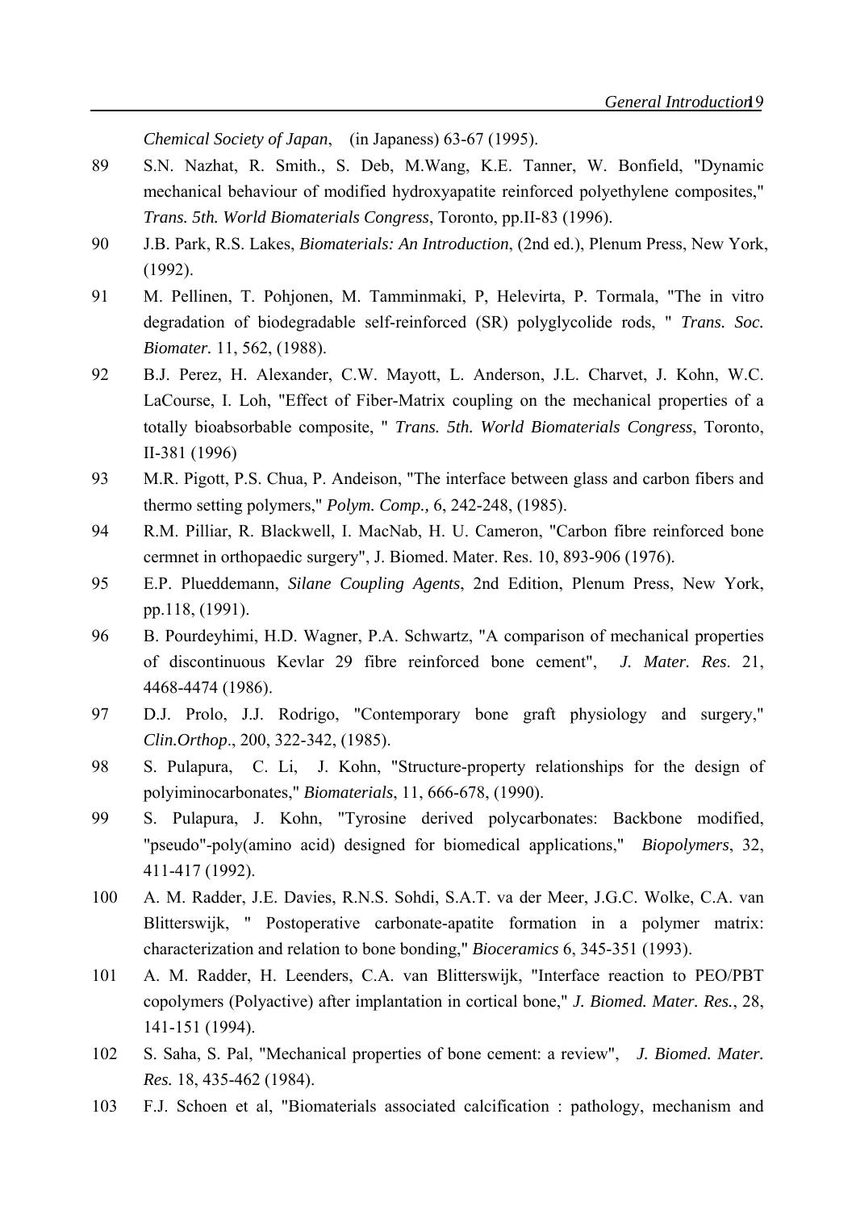*Chemical Society of Japan*, (in Japaness) 63-67 (1995).

89 S.N. Nazhat, R. Smith., S. Deb, M.Wang, K.E. Tanner, W. Bonfield, "Dynamic mechanical behaviour of modified hydroxyapatite reinforced polyethylene composites," *Trans. 5th. World Biomaterials Congress*, Toronto, pp.II-83 (1996).

90 J.B. Park, R.S. Lakes, *Biomaterials: An Introduction*, (2nd ed.), Plenum Press, New York, (1992).

91 M. Pellinen, T. Pohjonen, M. Tamminmaki, P, Helevirta, P. Tormala, "The in vitro degradation of biodegradable self-reinforced (SR) polyglycolide rods, " *Trans. Soc. Biomater.* 11, 562, (1988).

92 B.J. Perez, H. Alexander, C.W. Mayott, L. Anderson, J.L. Charvet, J. Kohn, W.C. LaCourse, I. Loh, "Effect of Fiber-Matrix coupling on the mechanical properties of a totally bioabsorbable composite, " *Trans. 5th. World Biomaterials Congress*, Toronto, II-381 (1996)

93 M.R. Pigott, P.S. Chua, P. Andeison, "The interface between glass and carbon fibers and thermo setting polymers," *Polym. Comp.,* 6, 242-248, (1985).

94 R.M. Pilliar, R. Blackwell, I. MacNab, H. U. Cameron, "Carbon fibre reinforced bone cermnet in orthopaedic surgery", J. Biomed. Mater. Res. 10, 893-906 (1976).

95 E.P. Plueddemann, *Silane Coupling Agents*, 2nd Edition, Plenum Press, New York, pp.118, (1991).

96 B. Pourdeyhimi, H.D. Wagner, P.A. Schwartz, "A comparison of mechanical properties of discontinuous Kevlar 29 fibre reinforced bone cement", *J. Mater. Res*. 21, 4468-4474 (1986).

97 D.J. Prolo, J.J. Rodrigo, "Contemporary bone graft physiology and surgery," *Clin.Orthop*., 200, 322-342, (1985).

98 S. Pulapura, C. Li, J. Kohn, "Structure-property relationships for the design of polyiminocarbonates," *Biomaterials*, 11, 666-678, (1990).

99 S. Pulapura, J. Kohn, "Tyrosine derived polycarbonates: Backbone modified, "pseudo"-poly(amino acid) designed for biomedical applications," *Biopolymers*, 32, 411-417 (1992).

100 A. M. Radder, J.E. Davies, R.N.S. Sohdi, S.A.T. va der Meer, J.G.C. Wolke, C.A. van Blitterswijk, " Postoperative carbonate-apatite formation in a polymer matrix: characterization and relation to bone bonding," *Bioceramics* 6, 345-351 (1993).

101 A. M. Radder, H. Leenders, C.A. van Blitterswijk, "Interface reaction to PEO/PBT copolymers (Polyactive) after implantation in cortical bone," *J. Biomed. Mater. Res.*, 28, 141-151 (1994).

102 S. Saha, S. Pal, "Mechanical properties of bone cement: a review", *J. Biomed. Mater. Res.* 18, 435-462 (1984).

103 F.J. Schoen et al, "Biomaterials associated calcification : pathology, mechanism and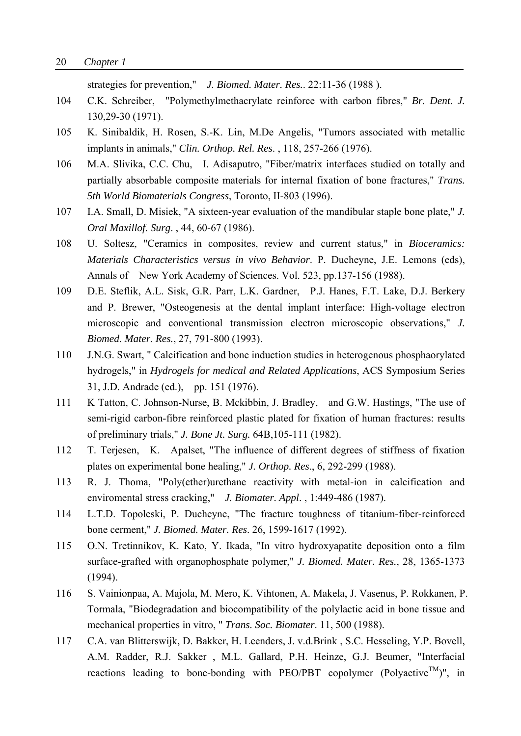strategies for prevention," *J. Biomed. Mater. Res.*. 22:11-36 (1988 ).

104 C.K. Schreiber, "Polymethylmethacrylate reinforce with carbon fibres," *Br. Dent. J.* 130,29-30 (1971).

105 K. Sinibaldik, H. Rosen, S.-K. Lin, M.De Angelis, "Tumors associated with metallic implants in animals," *Clin. Orthop. Rel. Res*. , 118, 257-266 (1976).

106 M.A. Slivika, C.C. Chu, I. Adisaputro, "Fiber/matrix interfaces studied on totally and partially absorbable composite materials for internal fixation of bone fractures," *Trans. 5th World Biomaterials Congress*, Toronto, II-803 (1996).

107 I.A. Small, D. Misiek, "A sixteen-year evaluation of the mandibular staple bone plate," *J. Oral Maxillof. Surg*. , 44, 60-67 (1986).

108 U. Soltesz, "Ceramics in composites, review and current status," in *Bioceramics: Materials Characteristics versus in vivo Behavior*. P. Ducheyne, J.E. Lemons (eds), Annals of New York Academy of Sciences. Vol. 523, pp.137-156 (1988).

109 D.E. Steflik, A.L. Sisk, G.R. Parr, L.K. Gardner, P.J. Hanes, F.T. Lake, D.J. Berkery and P. Brewer, "Osteogenesis at the dental implant interface: High-voltage electron microscopic and conventional transmission electron microscopic observations," *J. Biomed. Mater. Res.*, 27, 791-800 (1993).

110 J.N.G. Swart, " Calcification and bone induction studies in heterogenous phosphaorylated hydrogels," in *Hydrogels for medical and Related Applications*, ACS Symposium Series 31, J.D. Andrade (ed.), pp. 151 (1976).

111 K Tatton, C. Johnson-Nurse, B. Mckibbin, J. Bradley, and G.W. Hastings, "The use of semi-rigid carbon-fibre reinforced plastic plated for fixation of human fractures: results of preliminary trials," *J. Bone Jt. Surg.* 64B,105-111 (1982).

112 T. Terjesen, K. Apalset, "The influence of different degrees of stiffness of fixation plates on experimental bone healing," *J. Orthop. Res*., 6, 292-299 (1988).

113 R. J. Thoma, "Poly(ether)urethane reactivity with metal-ion in calcification and enviromental stress cracking," *J. Biomater. Appl*. , 1:449-486 (1987).

114 L.T.D. Topoleski, P. Ducheyne, "The fracture toughness of titanium-fiber-reinforced bone cerment," *J. Biomed. Mater. Res*. 26, 1599-1617 (1992).

115 O.N. Tretinnikov, K. Kato, Y. Ikada, "In vitro hydroxyapatite deposition onto a film surface-grafted with organophosphate polymer," *J. Biomed. Mater. Res.*, 28, 1365-1373 (1994).

116 S. Vainionpaa, A. Majola, M. Mero, K. Vihtonen, A. Makela, J. Vasenus, P. Rokkanen, P. Tormala, "Biodegradation and biocompatibility of the polylactic acid in bone tissue and mechanical properties in vitro, " *Trans. Soc. Biomater*. 11, 500 (1988).

117 C.A. van Blitterswijk, D. Bakker, H. Leenders, J. v.d.Brink , S.C. Hesseling, Y.P. Bovell, A.M. Radder, R.J. Sakker , M.L. Gallard, P.H. Heinze, G.J. Beumer, "Interfacial reactions leading to bone-bonding with PEO/PBT copolymer (Polyactive™)", in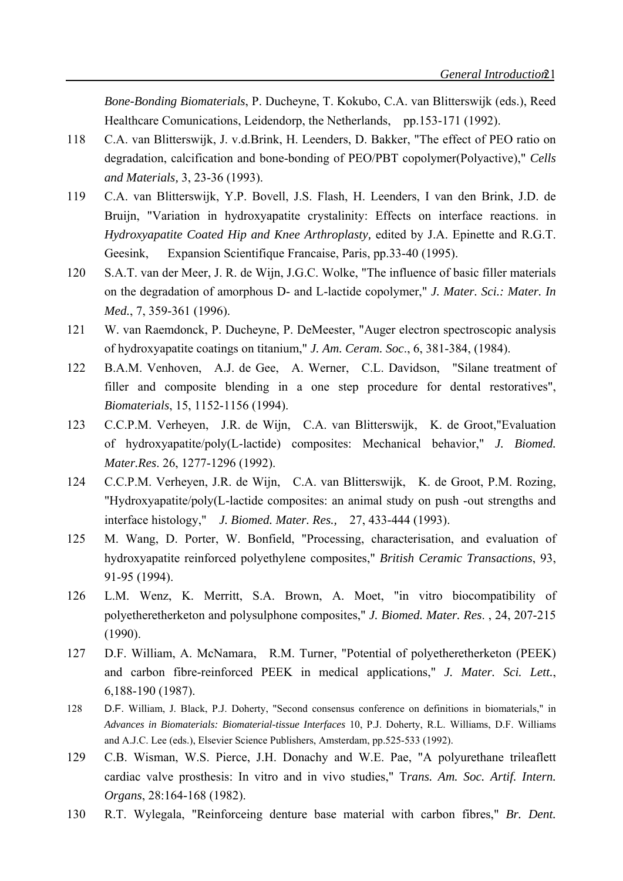*Bone-Bonding Biomaterials*, P. Ducheyne, T. Kokubo, C.A. van Blitterswijk (eds.), Reed Healthcare Comunications, Leidendorp, the Netherlands, pp.153-171 (1992).

118 C.A. van Blitterswijk, J. v.d.Brink, H. Leenders, D. Bakker, "The effect of PEO ratio on degradation, calcification and bone-bonding of PEO/PBT copolymer(Polyactive)," *Cells and Materials,* 3, 23-36 (1993).

119 C.A. van Blitterswijk, Y.P. Bovell, J.S. Flash, H. Leenders, I van den Brink, J.D. de Bruijn, "Variation in hydroxyapatite crystalinity: Effects on interface reactions. in *Hydroxyapatite Coated Hip and Knee Arthroplasty,* edited by J.A. Epinette and R.G.T. Geesink, Expansion Scientifique Francaise, Paris, pp.33-40 (1995).

120 S.A.T. van der Meer, J. R. de Wijn, J.G.C. Wolke, "The influence of basic filler materials on the degradation of amorphous D- and L-lactide copolymer," *J. Mater. Sci.: Mater. In Med.*, 7, 359-361 (1996).

121 W. van Raemdonck, P. Ducheyne, P. DeMeester, "Auger electron spectroscopic analysis of hydroxyapatite coatings on titanium," *J. Am. Ceram. Soc*., 6, 381-384, (1984).

122 B.A.M. Venhoven, A.J. de Gee, A. Werner, C.L. Davidson, "Silane treatment of filler and composite blending in a one step procedure for dental restoratives", *Biomaterials*, 15, 1152-1156 (1994).

123 C.C.P.M. Verheyen, J.R. de Wijn, C.A. van Blitterswijk, K. de Groot,"Evaluation of hydroxyapatite/poly(L-lactide) composites: Mechanical behavior," *J. Biomed. Mater.Res*. 26, 1277-1296 (1992).

124 C.C.P.M. Verheyen, J.R. de Wijn, C.A. van Blitterswijk, K. de Groot, P.M. Rozing, "Hydroxyapatite/poly(L-lactide composites: an animal study on push -out strengths and interface histology," *J. Biomed. Mater. Res.,* 27, 433-444 (1993).

125 M. Wang, D. Porter, W. Bonfield, "Processing, characterisation, and evaluation of hydroxyapatite reinforced polyethylene composites," *British Ceramic Transactions*, 93, 91-95 (1994).

126 L.M. Wenz, K. Merritt, S.A. Brown, A. Moet, "in vitro biocompatibility of polyetheretherketon and polysulphone composites," *J. Biomed. Mater. Res*. , 24, 207-215 (1990).

127 D.F. William, A. McNamara, R.M. Turner, "Potential of polyetheretherketon (PEEK) and carbon fibre-reinforced PEEK in medical applications," *J. Mater. Sci. Lett.*, 6,188-190 (1987).

128 D.F. William, J. Black, P.J. Doherty, "Second consensus conference on definitions in biomaterials," in *Advances in Biomaterials: Biomaterial-tissue Interfaces* 10, P.J. Doherty, R.L. Williams, D.F. Williams and A.J.C. Lee (eds.), Elsevier Science Publishers, Amsterdam, pp.525-533 (1992).

129 C.B. Wisman, W.S. Pierce, J.H. Donachy and W.E. Pae, "A polyurethane trileaflett cardiac valve prosthesis: In vitro and in vivo studies," T*rans. Am. Soc. Artif. Intern. Organs*, 28:164-168 (1982).

130 R.T. Wylegala, "Reinforceing denture base material with carbon fibres," *Br. Dent.*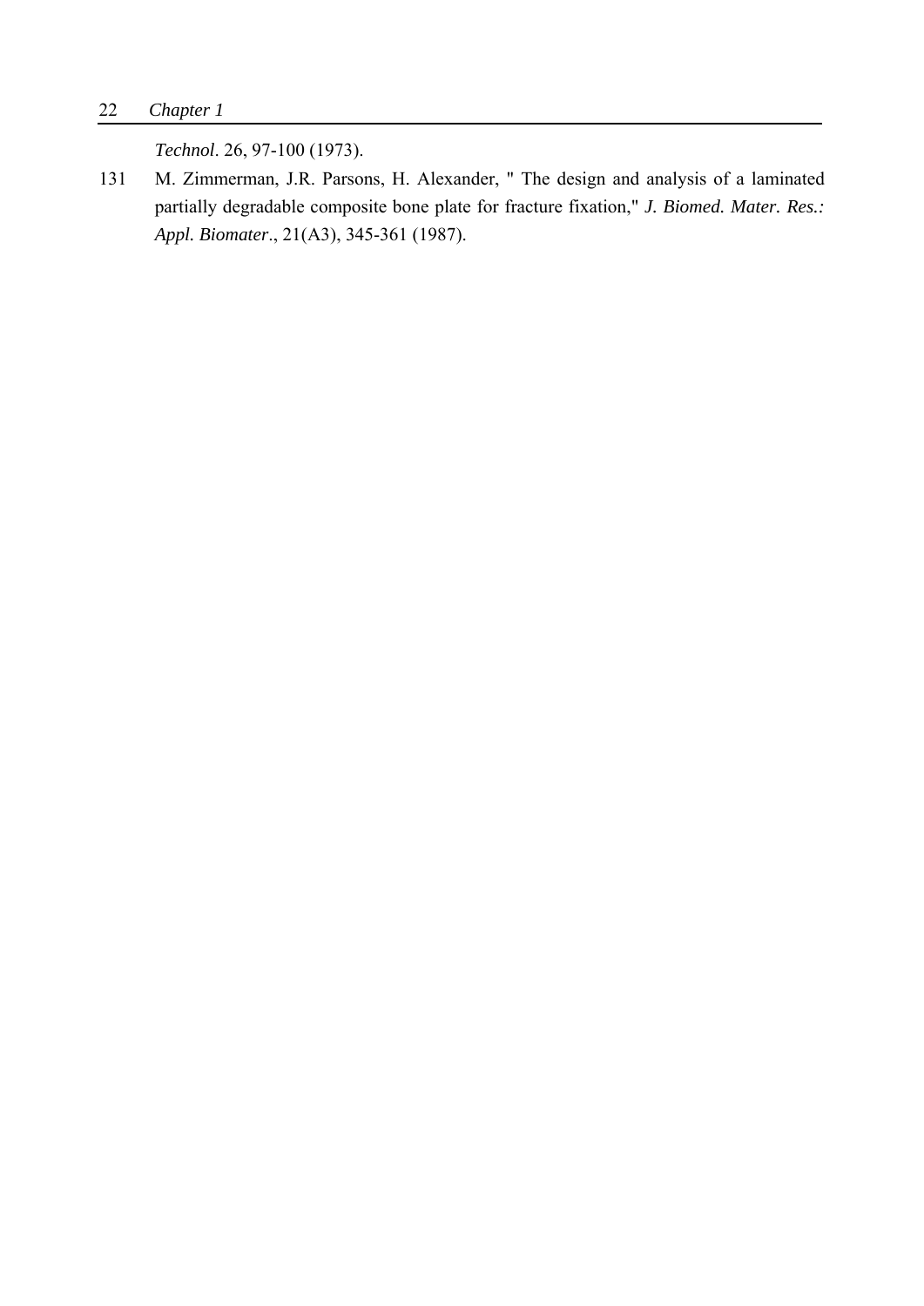*Technol*. 26, 97-100 (1973).

131 M. Zimmerman, J.R. Parsons, H. Alexander, " The design and analysis of a laminated partially degradable composite bone plate for fracture fixation," ***J. Biomed. Mater. Res.: Appl. Biomater***., 21(A3), 345-361 (1987).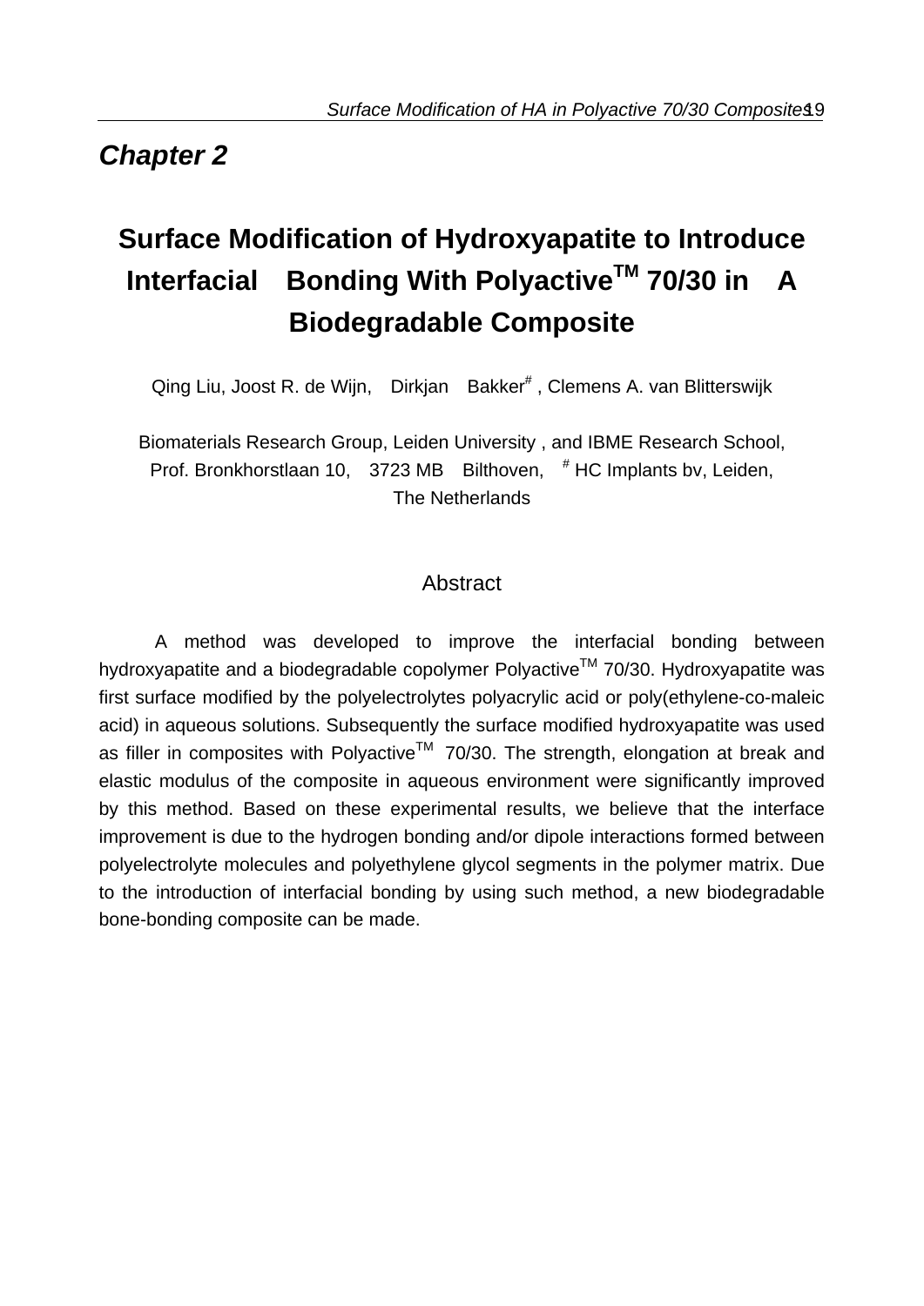## *Chapter 2*

# Surface Modification of Hydroxyapatite to Introduce Interfacial Bonding With Polyactive$^{TM}$ 70/30 in A Biodegradable Composite

Qing Liu, Joost R. de Wijn, Dirkjan Bakker[#], Clemens A. van Blitterswijk

Biomaterials Research Group, Leiden University, and IBME Research School, Prof. Bronkhorstlaan 10, 3723 MB Bilthoven, [#] HC Implants bv, Leiden, The Netherlands

### Abstract

A method was developed to improve the interfacial bonding between hydroxyapatite and a biodegradable copolymer Polyactive$^{TM}$ 70/30. Hydroxyapatite was first surface modified by the polyelectrolytes polyacrylic acid or poly(ethylene-co-maleic acid) in aqueous solutions. Subsequently the surface modified hydroxyapatite was used as filler in composites with Polyactive$^{TM}$ 70/30. The strength, elongation at break and elastic modulus of the composite in aqueous environment were significantly improved by this method. Based on these experimental results, we believe that the interface improvement is due to the hydrogen bonding and/or dipole interactions formed between polyelectrolyte molecules and polyethylene glycol segments in the polymer matrix. Due to the introduction of interfacial bonding by using such method, a new biodegradable bone-bonding composite can be made.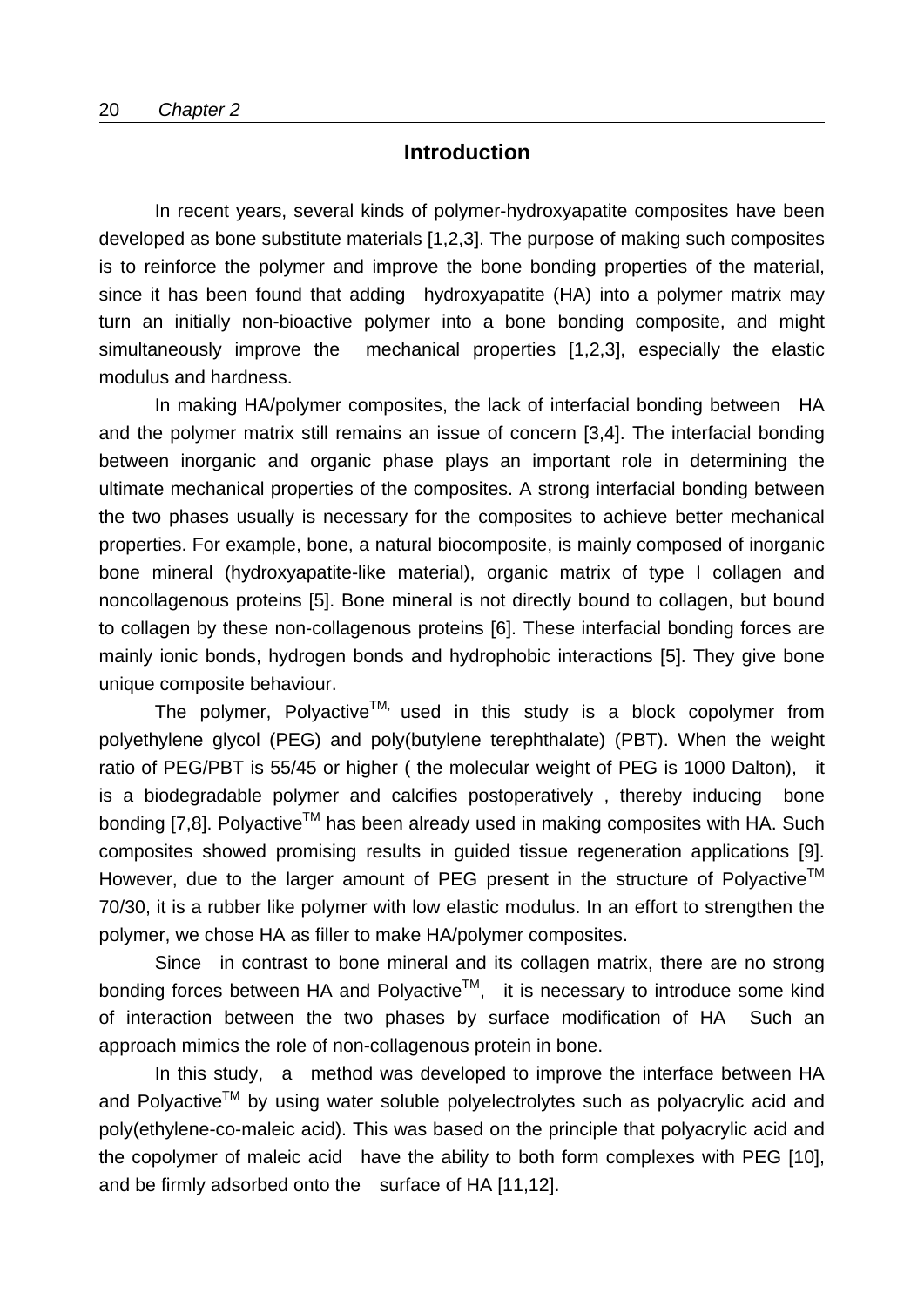## Introduction

In recent years, several kinds of polymer-hydroxyapatite composites have been developed as bone substitute materials [1,2,3]. The purpose of making such composites is to reinforce the polymer and improve the bone bonding properties of the material, since it has been found that adding hydroxyapatite (HA) into a polymer matrix may turn an initially non-bioactive polymer into a bone bonding composite, and might simultaneously improve the mechanical properties [1,2,3], especially the elastic modulus and hardness.

In making HA/polymer composites, the lack of interfacial bonding between HA and the polymer matrix still remains an issue of concern [3,4]. The interfacial bonding between inorganic and organic phase plays an important role in determining the ultimate mechanical properties of the composites. A strong interfacial bonding between the two phases usually is necessary for the composites to achieve better mechanical properties. For example, bone, a natural biocomposite, is mainly composed of inorganic bone mineral (hydroxyapatite-like material), organic matrix of type I collagen and noncollagenous proteins [5]. Bone mineral is not directly bound to collagen, but bound to collagen by these non-collagenous proteins [6]. These interfacial bonding forces are mainly ionic bonds, hydrogen bonds and hydrophobic interactions [5]. They give bone unique composite behaviour.

The polymer, Polyactive™, used in this study is a block copolymer from polyethylene glycol (PEG) and poly(butylene terephthalate) (PBT). When the weight ratio of PEG/PBT is 55/45 or higher ( the molecular weight of PEG is 1000 Dalton), it is a biodegradable polymer and calcifies postoperatively , thereby inducing bone bonding [7,8]. Polyactive™ has been already used in making composites with HA. Such composites showed promising results in guided tissue regeneration applications [9]. However, due to the larger amount of PEG present in the structure of Polyactive™ 70/30, it is a rubber like polymer with low elastic modulus. In an effort to strengthen the polymer, we chose HA as filler to make HA/polymer composites.

Since in contrast to bone mineral and its collagen matrix, there are no strong bonding forces between HA and Polyactive™, it is necessary to introduce some kind of interaction between the two phases by surface modification of HA Such an approach mimics the role of non-collagenous protein in bone.

In this study, a method was developed to improve the interface between HA and Polyactive™ by using water soluble polyelectrolytes such as polyacrylic acid and poly(ethylene-co-maleic acid). This was based on the principle that polyacrylic acid and the copolymer of maleic acid have the ability to both form complexes with PEG [10], and be firmly adsorbed onto the surface of HA [11,12].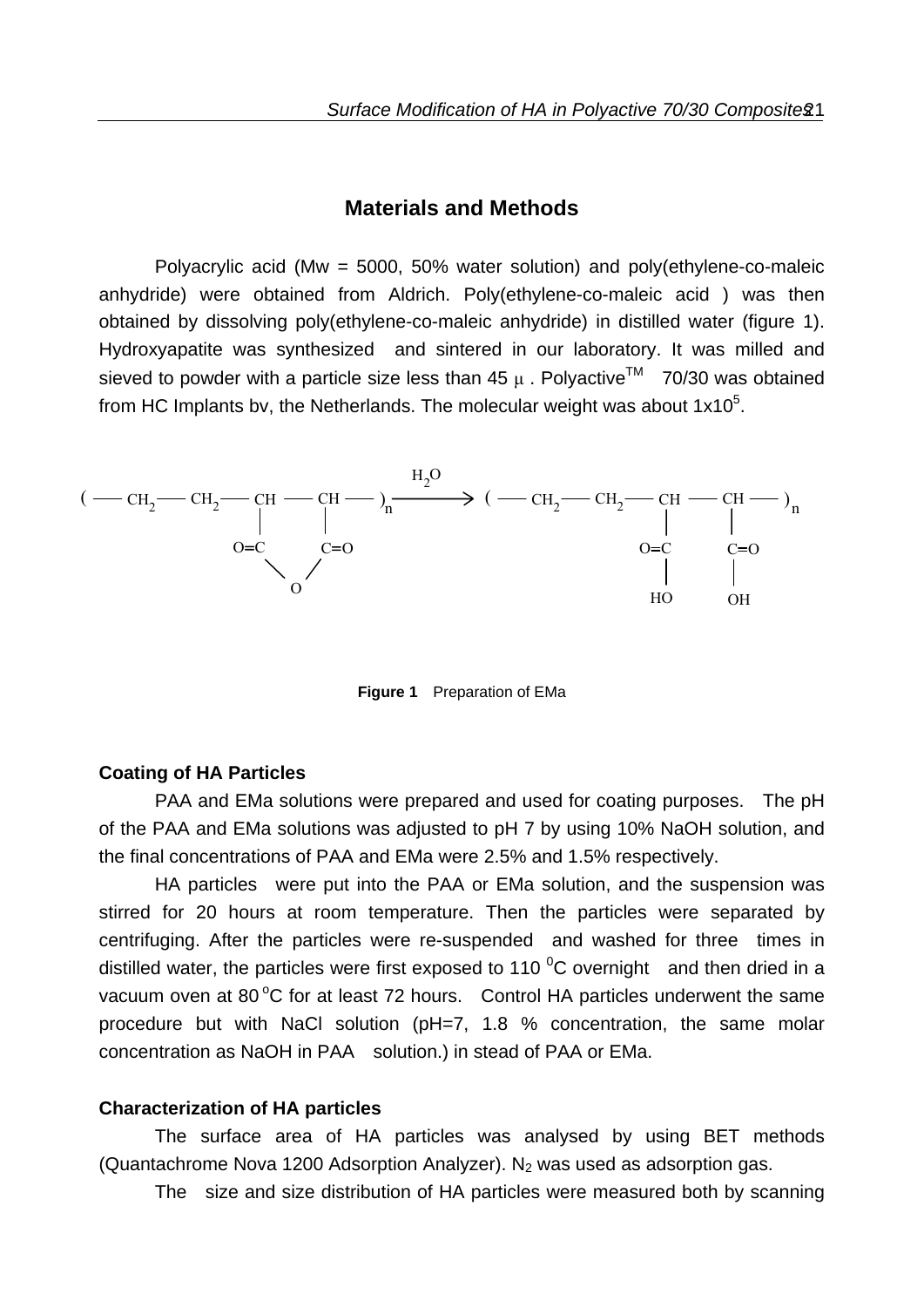## Materials and Methods

Polyacrylic acid (Mw = 5000, 50% water solution) and poly(ethylene-co-maleic anhydride) were obtained from Aldrich. Poly(ethylene-co-maleic acid ) was then obtained by dissolving poly(ethylene-co-maleic anhydride) in distilled water (figure 1). Hydroxyapatite was synthesized and sintered in our laboratory. It was milled and sieved to powder with a particle size less than 45 μ . Polyactive™ 70/30 was obtained from HC Implants bv, the Netherlands. The molecular weight was about $1x10^5$.

$$\left(-CH_2-CH_2-\underset{\substack{|\\O=C}}{CH}-\underset{\substack{|\\C=O}}{CH}-\right)_n \text{ (cyclic anhydride, O bridging the two C=O)} \xrightarrow{H_2O} \left(-CH_2-CH_2-\underset{\substack{|\\O=C\\|\\HO}}{CH}-\underset{\substack{|\\C=O\\|\\OH}}{CH}-\right)_n$$

**Figure 1** Preparation of EMa

### Coating of HA Particles

PAA and EMa solutions were prepared and used for coating purposes. The pH of the PAA and EMa solutions was adjusted to pH 7 by using 10% NaOH solution, and the final concentrations of PAA and EMa were 2.5% and 1.5% respectively.

HA particles were put into the PAA or EMa solution, and the suspension was stirred for 20 hours at room temperature. Then the particles were separated by centrifuging. After the particles were re-suspended and washed for three times in distilled water, the particles were first exposed to 110 $^0$C overnight and then dried in a vacuum oven at 80 $^o$C for at least 72 hours. Control HA particles underwent the same procedure but with NaCl solution (pH=7, 1.8 % concentration, the same molar concentration as NaOH in PAA solution.) in stead of PAA or EMa.

### Characterization of HA particles

The surface area of HA particles was analysed by using BET methods (Quantachrome Nova 1200 Adsorption Analyzer). $N_2$ was used as adsorption gas.

The size and size distribution of HA particles were measured both by scanning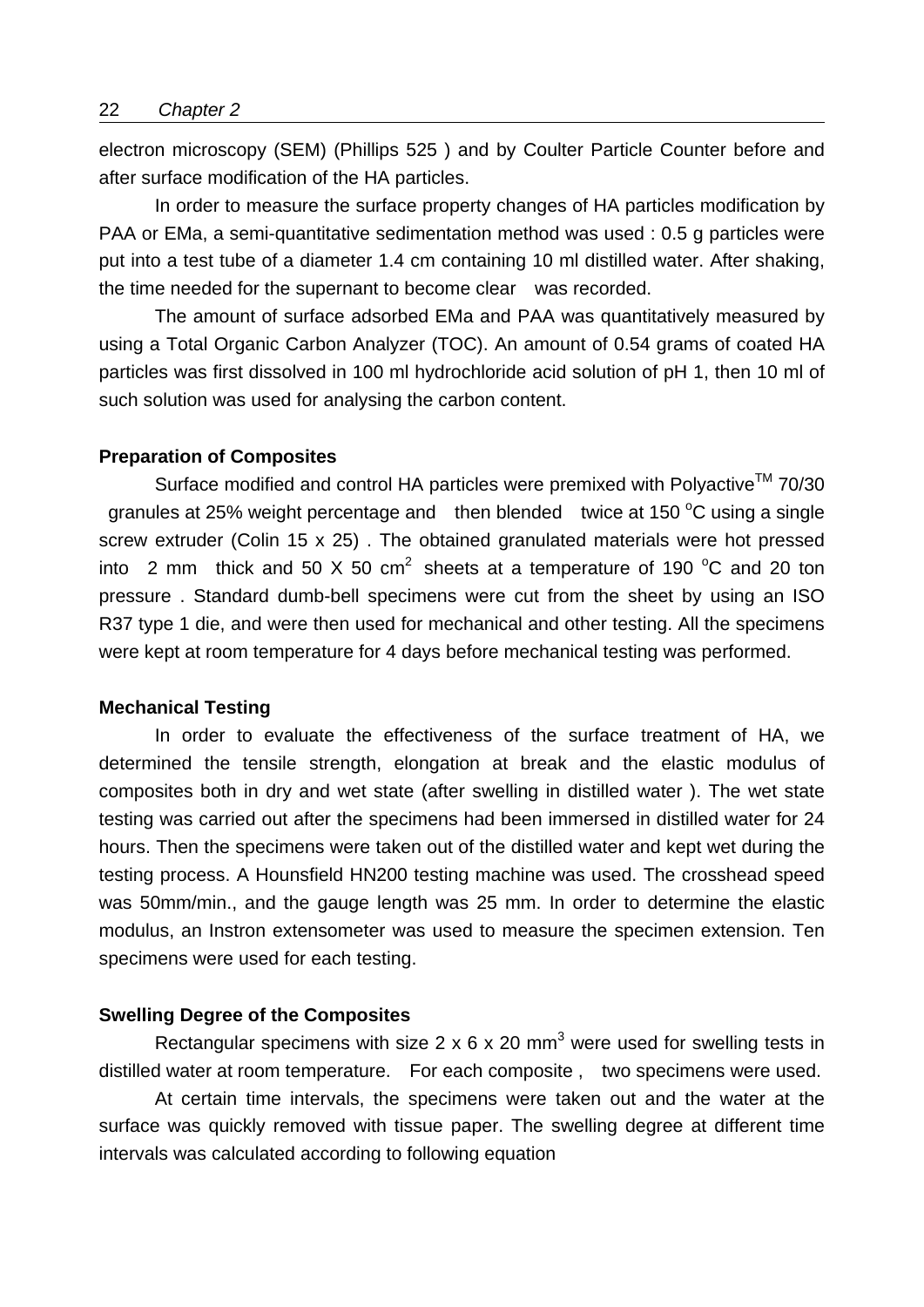electron microscopy (SEM) (Phillips 525 ) and by Coulter Particle Counter before and after surface modification of the HA particles.

In order to measure the surface property changes of HA particles modification by PAA or EMa, a semi-quantitative sedimentation method was used : 0.5 g particles were put into a test tube of a diameter 1.4 cm containing 10 ml distilled water. After shaking, the time needed for the supernant to become clear was recorded.

The amount of surface adsorbed EMa and PAA was quantitatively measured by using a Total Organic Carbon Analyzer (TOC). An amount of 0.54 grams of coated HA particles was first dissolved in 100 ml hydrochloride acid solution of pH 1, then 10 ml of such solution was used for analysing the carbon content.

**Preparation of Composites**

Surface modified and control HA particles were premixed with Polyactive™ 70/30 granules at 25% weight percentage and then blended twice at 150 °C using a single screw extruder (Colin 15 x 25) . The obtained granulated materials were hot pressed into 2 mm thick and 50 X 50 $cm^2$ sheets at a temperature of 190 °C and 20 ton pressure . Standard dumb-bell specimens were cut from the sheet by using an ISO R37 type 1 die, and were then used for mechanical and other testing. All the specimens were kept at room temperature for 4 days before mechanical testing was performed.

**Mechanical Testing**

In order to evaluate the effectiveness of the surface treatment of HA, we determined the tensile strength, elongation at break and the elastic modulus of composites both in dry and wet state (after swelling in distilled water ). The wet state testing was carried out after the specimens had been immersed in distilled water for 24 hours. Then the specimens were taken out of the distilled water and kept wet during the testing process. A Hounsfield HN200 testing machine was used. The crosshead speed was 50mm/min., and the gauge length was 25 mm. In order to determine the elastic modulus, an Instron extensometer was used to measure the specimen extension. Ten specimens were used for each testing.

**Swelling Degree of the Composites**

Rectangular specimens with size 2 x 6 x 20 $mm^3$ were used for swelling tests in distilled water at room temperature. For each composite , two specimens were used.

At certain time intervals, the specimens were taken out and the water at the surface was quickly removed with tissue paper. The swelling degree at different time intervals was calculated according to following equation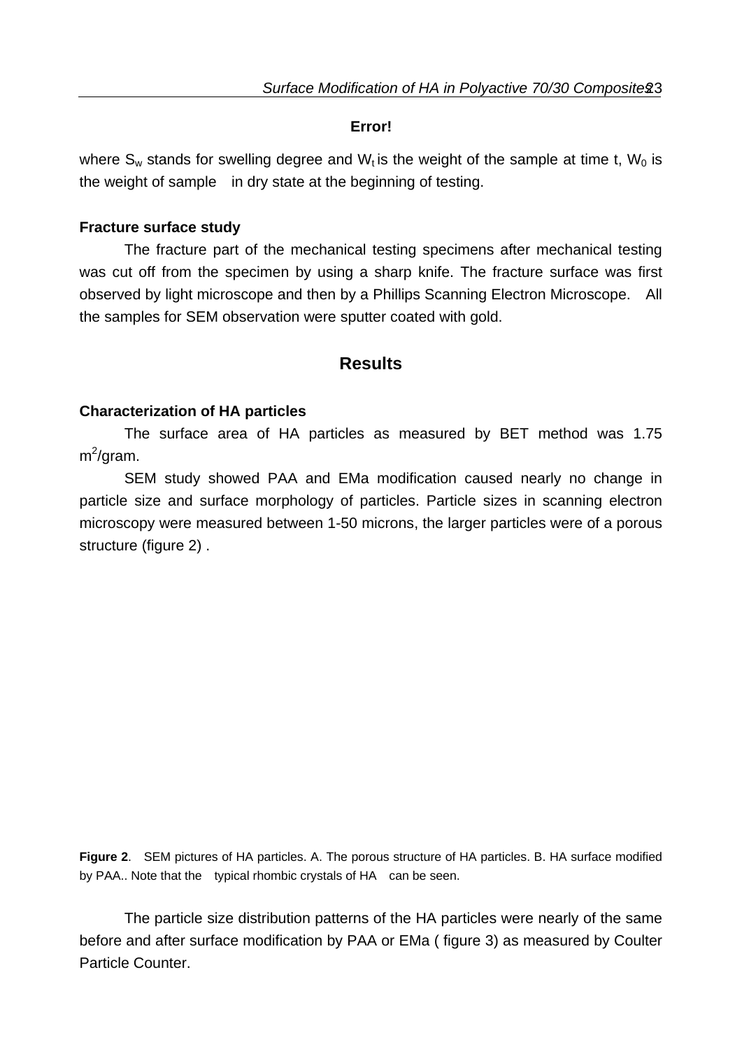**Error!**

where $S_w$ stands for swelling degree and $W_t$ is the weight of the sample at time t, $W_0$ is the weight of sample in dry state at the beginning of testing.

### Fracture surface study

The fracture part of the mechanical testing specimens after mechanical testing was cut off from the specimen by using a sharp knife. The fracture surface was first observed by light microscope and then by a Phillips Scanning Electron Microscope. All the samples for SEM observation were sputter coated with gold.

## Results

### Characterization of HA particles

The surface area of HA particles as measured by BET method was 1.75 $m^2$/gram.

SEM study showed PAA and EMa modification caused nearly no change in particle size and surface morphology of particles. Particle sizes in scanning electron microscopy were measured between 1-50 microns, the larger particles were of a porous structure (figure 2) .

**Figure 2**. SEM pictures of HA particles. A. The porous structure of HA particles. B. HA surface modified by PAA.. Note that the typical rhombic crystals of HA can be seen.

The particle size distribution patterns of the HA particles were nearly of the same before and after surface modification by PAA or EMa ( figure 3) as measured by Coulter Particle Counter.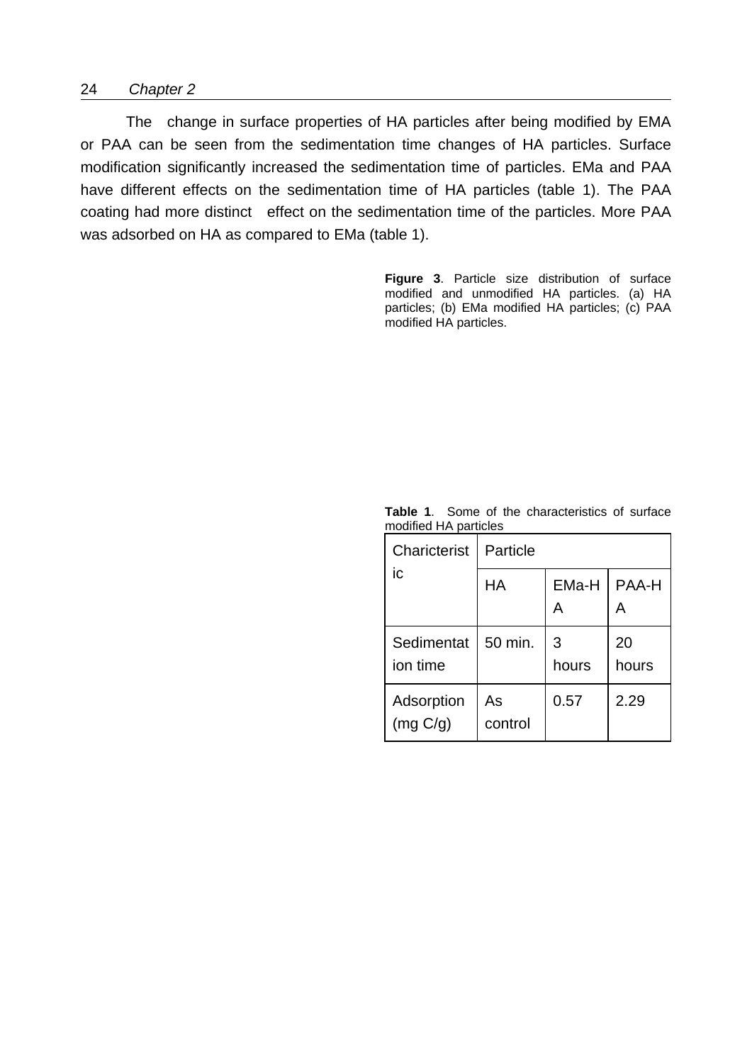The change in surface properties of HA particles after being modified by EMA or PAA can be seen from the sedimentation time changes of HA particles. Surface modification significantly increased the sedimentation time of particles. EMa and PAA have different effects on the sedimentation time of HA particles (table 1). The PAA coating had more distinct effect on the sedimentation time of the particles. More PAA was adsorbed on HA as compared to EMa (table 1).

**Figure 3**. Particle size distribution of surface modified and unmodified HA particles. (a) HA particles; (b) EMa modified HA particles; (c) PAA modified HA particles.

**Table 1**. Some of the characteristics of surface modified HA particles

| Charicteristic | Particle | | |
|---|---|---|---|
| | HA | EMa-HA | PAA-HA |
| Sedimentation time | 50 min. | 3 hours | 20 hours |
| Adsorption (mg C/g) | As control | 0.57 | 2.29 |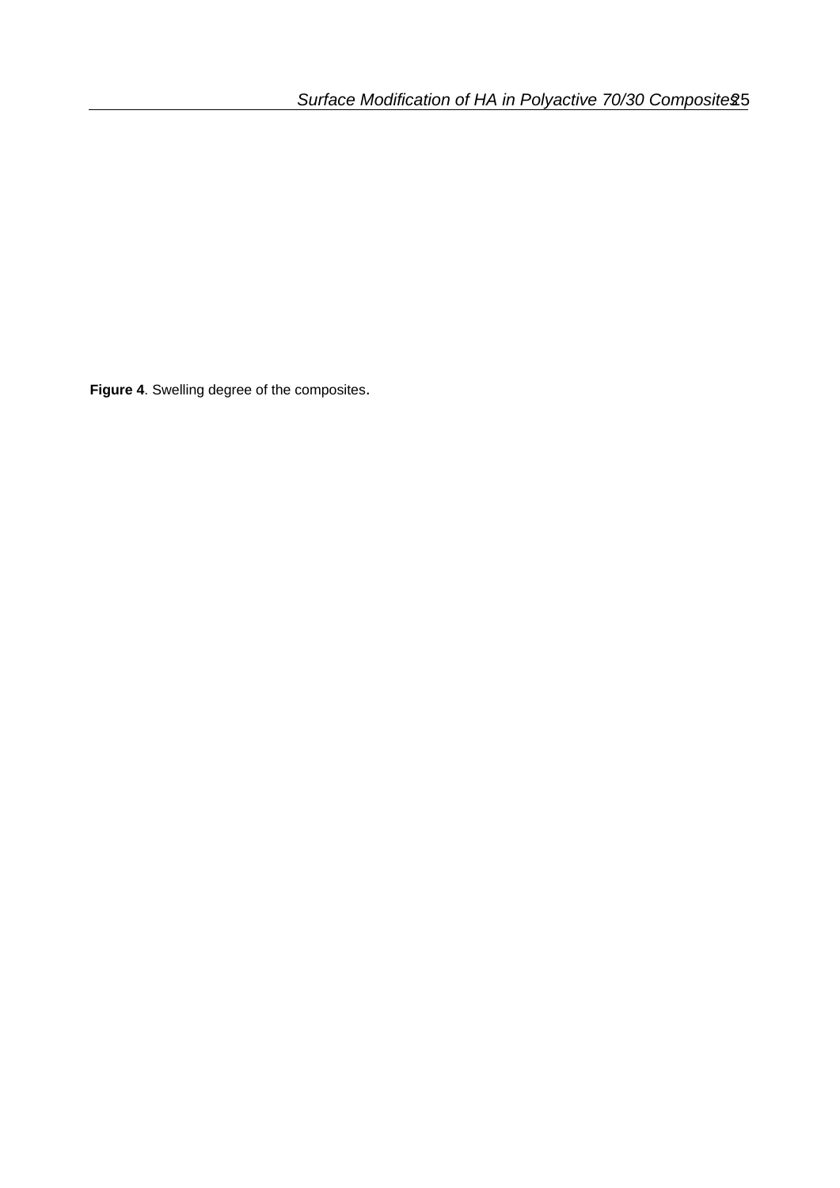**Figure 4**. Swelling degree of the composites.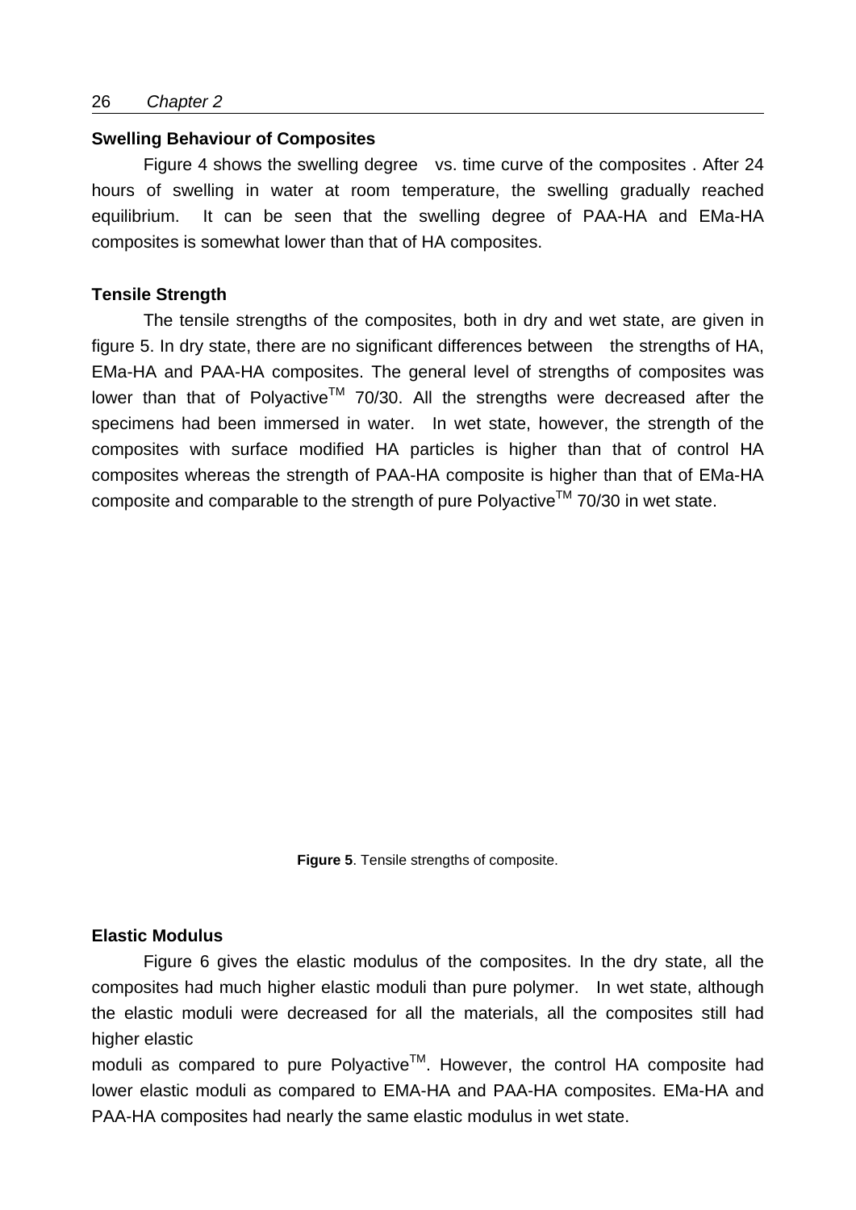## Swelling Behaviour of Composites

Figure 4 shows the swelling degree vs. time curve of the composites . After 24 hours of swelling in water at room temperature, the swelling gradually reached equilibrium. It can be seen that the swelling degree of PAA-HA and EMa-HA composites is somewhat lower than that of HA composites.

## Tensile Strength

The tensile strengths of the composites, both in dry and wet state, are given in figure 5. In dry state, there are no significant differences between the strengths of HA, EMa-HA and PAA-HA composites. The general level of strengths of composites was lower than that of Polyactive$^{TM}$ 70/30. All the strengths were decreased after the specimens had been immersed in water. In wet state, however, the strength of the composites with surface modified HA particles is higher than that of control HA composites whereas the strength of PAA-HA composite is higher than that of EMa-HA composite and comparable to the strength of pure Polyactive$^{TM}$ 70/30 in wet state.

**Figure 5**. Tensile strengths of composite.

## Elastic Modulus

Figure 6 gives the elastic modulus of the composites. In the dry state, all the composites had much higher elastic moduli than pure polymer. In wet state, although the elastic moduli were decreased for all the materials, all the composites still had higher elastic moduli as compared to pure Polyactive$^{TM}$. However, the control HA composite had lower elastic moduli as compared to EMA-HA and PAA-HA composites. EMa-HA and PAA-HA composites had nearly the same elastic modulus in wet state.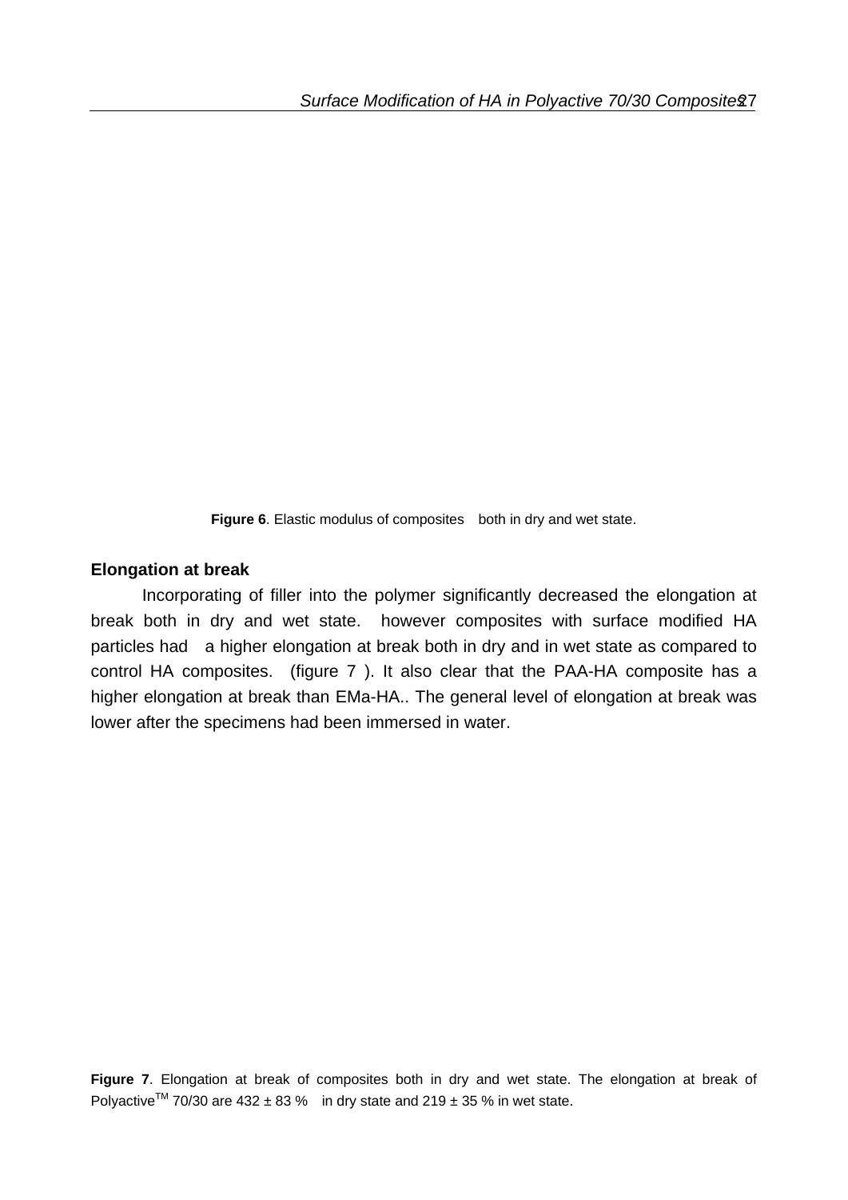**Figure 6**. Elastic modulus of composites both in dry and wet state.

**Elongation at break**

Incorporating of filler into the polymer significantly decreased the elongation at break both in dry and wet state. however composites with surface modified HA particles had a higher elongation at break both in dry and in wet state as compared to control HA composites. (figure 7 ). It also clear that the PAA-HA composite has a higher elongation at break than EMa-HA.. The general level of elongation at break was lower after the specimens had been immersed in water.

**Figure 7**. Elongation at break of composites both in dry and wet state. The elongation at break of Polyactive$^{TM}$ 70/30 are 432 ± 83 % in dry state and 219 ± 35 % in wet state.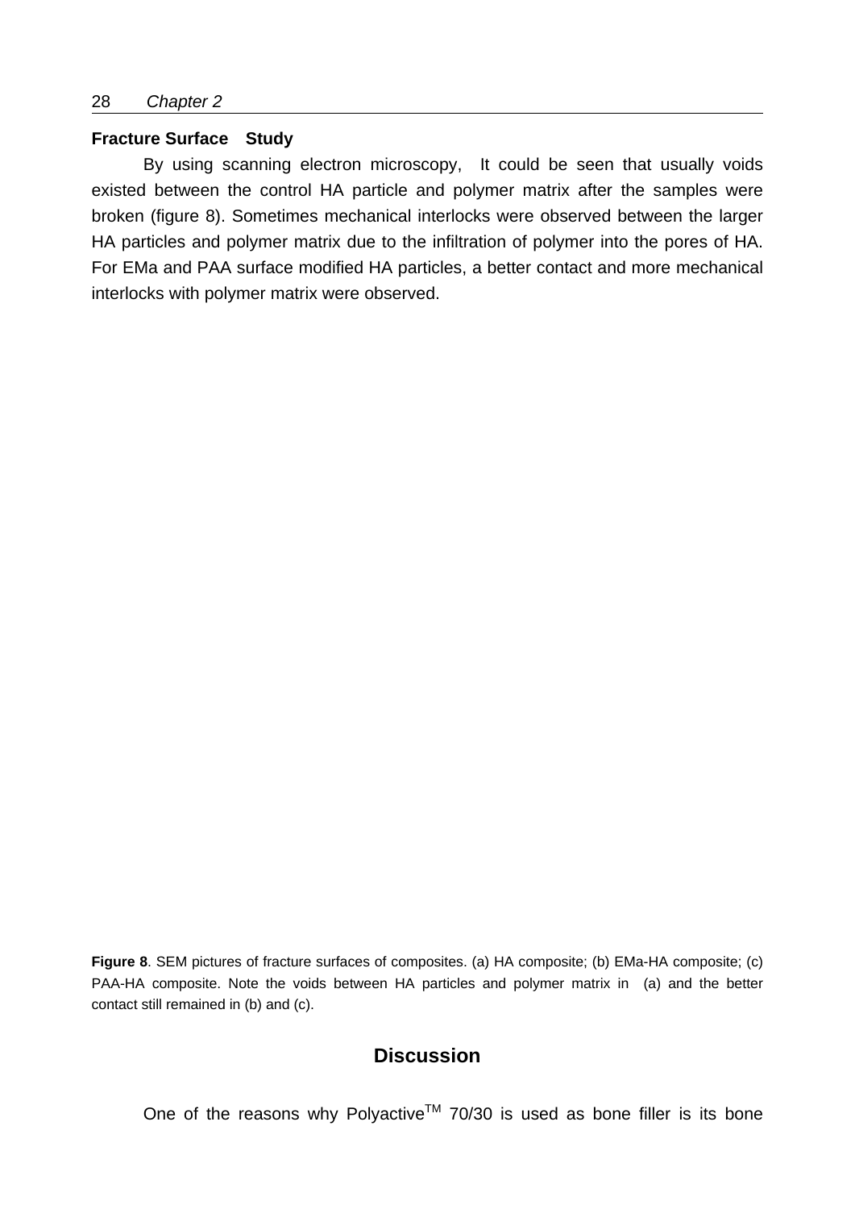**Fracture Surface Study**

By using scanning electron microscopy, It could be seen that usually voids existed between the control HA particle and polymer matrix after the samples were broken (figure 8). Sometimes mechanical interlocks were observed between the larger HA particles and polymer matrix due to the infiltration of polymer into the pores of HA. For EMa and PAA surface modified HA particles, a better contact and more mechanical interlocks with polymer matrix were observed.

**Figure 8**. SEM pictures of fracture surfaces of composites. (a) HA composite; (b) EMa-HA composite; (c) PAA-HA composite. Note the voids between HA particles and polymer matrix in (a) and the better contact still remained in (b) and (c).

## Discussion

One of the reasons why Polyactive™ 70/30 is used as bone filler is its bone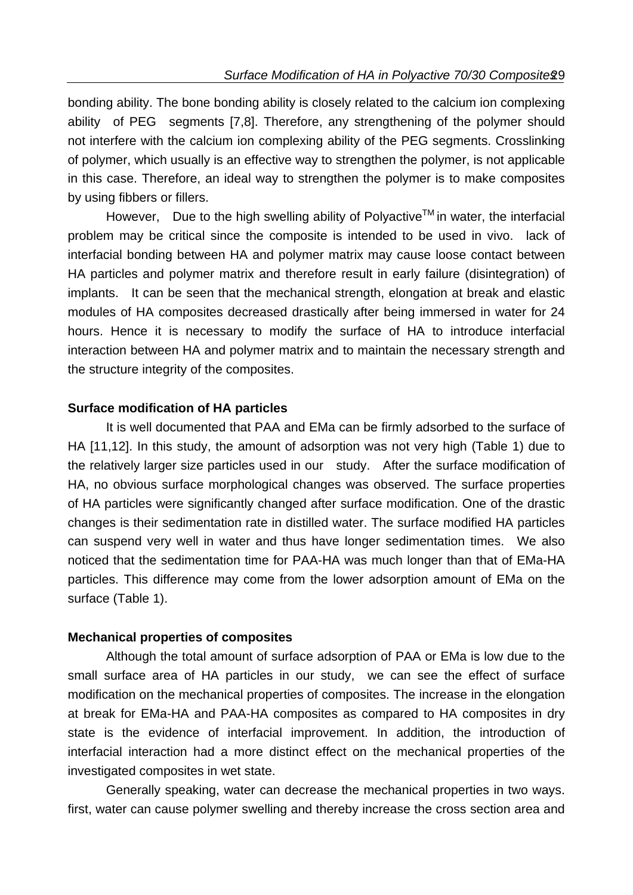bonding ability. The bone bonding ability is closely related to the calcium ion complexing ability of PEG segments [7,8]. Therefore, any strengthening of the polymer should not interfere with the calcium ion complexing ability of the PEG segments. Crosslinking of polymer, which usually is an effective way to strengthen the polymer, is not applicable in this case. Therefore, an ideal way to strengthen the polymer is to make composites by using fibbers or fillers.

However, Due to the high swelling ability of Polyactive$^{TM}$ in water, the interfacial problem may be critical since the composite is intended to be used in vivo. lack of interfacial bonding between HA and polymer matrix may cause loose contact between HA particles and polymer matrix and therefore result in early failure (disintegration) of implants. It can be seen that the mechanical strength, elongation at break and elastic modules of HA composites decreased drastically after being immersed in water for 24 hours. Hence it is necessary to modify the surface of HA to introduce interfacial interaction between HA and polymer matrix and to maintain the necessary strength and the structure integrity of the composites.

**Surface modification of HA particles**

It is well documented that PAA and EMa can be firmly adsorbed to the surface of HA [11,12]. In this study, the amount of adsorption was not very high (Table 1) due to the relatively larger size particles used in our study. After the surface modification of HA, no obvious surface morphological changes was observed. The surface properties of HA particles were significantly changed after surface modification. One of the drastic changes is their sedimentation rate in distilled water. The surface modified HA particles can suspend very well in water and thus have longer sedimentation times. We also noticed that the sedimentation time for PAA-HA was much longer than that of EMa-HA particles. This difference may come from the lower adsorption amount of EMa on the surface (Table 1).

**Mechanical properties of composites**

Although the total amount of surface adsorption of PAA or EMa is low due to the small surface area of HA particles in our study, we can see the effect of surface modification on the mechanical properties of composites. The increase in the elongation at break for EMa-HA and PAA-HA composites as compared to HA composites in dry state is the evidence of interfacial improvement. In addition, the introduction of interfacial interaction had a more distinct effect on the mechanical properties of the investigated composites in wet state.

Generally speaking, water can decrease the mechanical properties in two ways. first, water can cause polymer swelling and thereby increase the cross section area and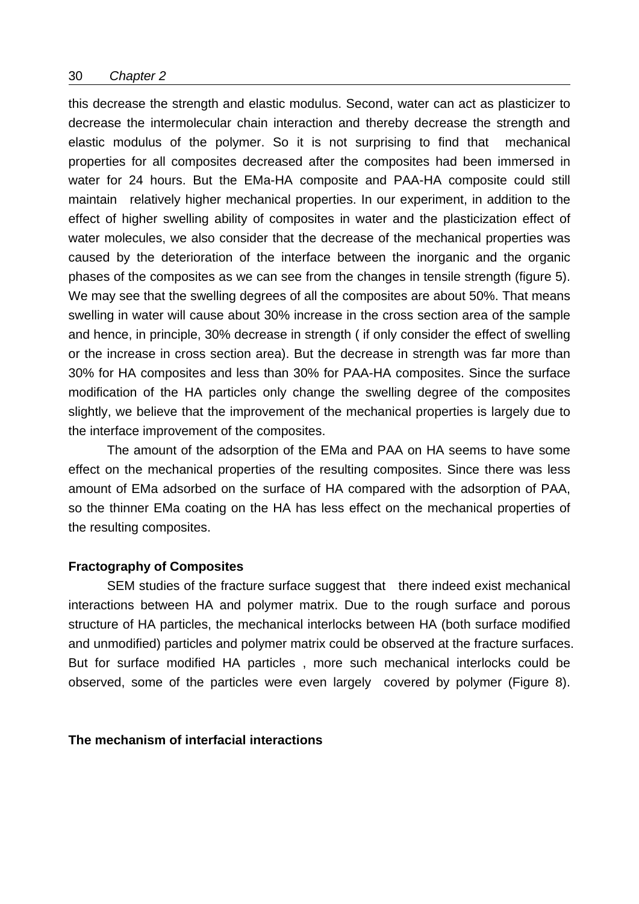this decrease the strength and elastic modulus. Second, water can act as plasticizer to decrease the intermolecular chain interaction and thereby decrease the strength and elastic modulus of the polymer. So it is not surprising to find that mechanical properties for all composites decreased after the composites had been immersed in water for 24 hours. But the EMa-HA composite and PAA-HA composite could still maintain relatively higher mechanical properties. In our experiment, in addition to the effect of higher swelling ability of composites in water and the plasticization effect of water molecules, we also consider that the decrease of the mechanical properties was caused by the deterioration of the interface between the inorganic and the organic phases of the composites as we can see from the changes in tensile strength (figure 5). We may see that the swelling degrees of all the composites are about 50%. That means swelling in water will cause about 30% increase in the cross section area of the sample and hence, in principle, 30% decrease in strength ( if only consider the effect of swelling or the increase in cross section area). But the decrease in strength was far more than 30% for HA composites and less than 30% for PAA-HA composites. Since the surface modification of the HA particles only change the swelling degree of the composites slightly, we believe that the improvement of the mechanical properties is largely due to the interface improvement of the composites.

The amount of the adsorption of the EMa and PAA on HA seems to have some effect on the mechanical properties of the resulting composites. Since there was less amount of EMa adsorbed on the surface of HA compared with the adsorption of PAA, so the thinner EMa coating on the HA has less effect on the mechanical properties of the resulting composites.

**Fractography of Composites**

SEM studies of the fracture surface suggest that there indeed exist mechanical interactions between HA and polymer matrix. Due to the rough surface and porous structure of HA particles, the mechanical interlocks between HA (both surface modified and unmodified) particles and polymer matrix could be observed at the fracture surfaces. But for surface modified HA particles , more such mechanical interlocks could be observed, some of the particles were even largely covered by polymer (Figure 8).

**The mechanism of interfacial interactions**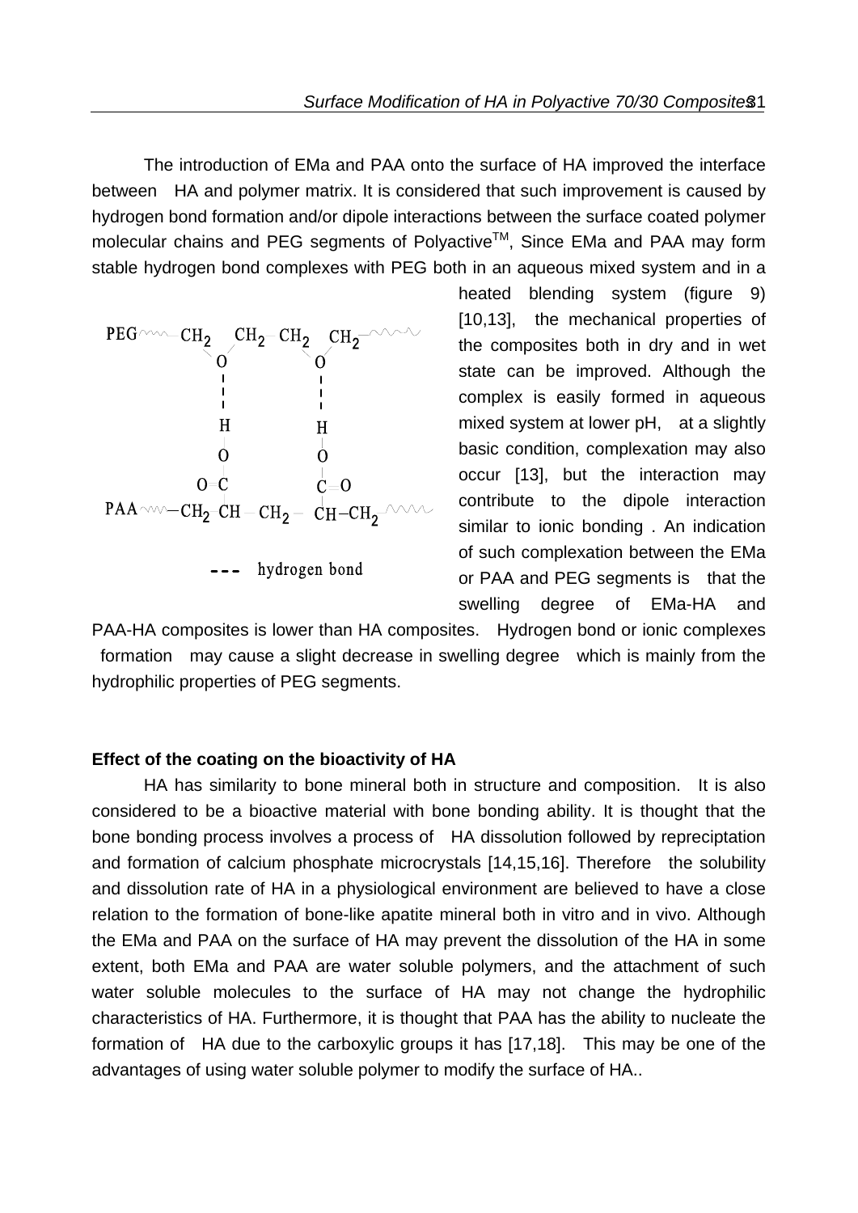The introduction of EMa and PAA onto the surface of HA improved the interface between HA and polymer matrix. It is considered that such improvement is caused by hydrogen bond formation and/or dipole interactions between the surface coated polymer molecular chains and PEG segments of Polyactive[TM], Since EMa and PAA may form stable hydrogen bond complexes with PEG both in an aqueous mixed system and in a heated blending system (figure 9) [10,13], the mechanical properties of the composites both in dry and in wet state can be improved. Although the complex is easily formed in aqueous mixed system at lower pH, at a slightly basic condition, complexation may also occur [13], but the interaction may contribute to the dipole interaction similar to ionic bonding . An indication of such complexation between the EMa or PAA and PEG segments is that the swelling degree of EMa-HA and PAA-HA composites is lower than HA composites. Hydrogen bond or ionic complexes formation may cause a slight decrease in swelling degree which is mainly from the hydrophilic properties of PEG segments.

```
PEG~~~CH2    CH2-CH2   CH2~~~
         \  /         \  /
          O            O
          ¦            ¦
          H            H
          |            |
          O            O
          |            |
        O=C            C=O
PAA~~~CH2-CH-CH2------CH-CH2~~~

--- hydrogen bond
```

**Effect of the coating on the bioactivity of HA**

HA has similarity to bone mineral both in structure and composition. It is also considered to be a bioactive material with bone bonding ability. It is thought that the bone bonding process involves a process of HA dissolution followed by repreciptation and formation of calcium phosphate microcrystals [14,15,16]. Therefore the solubility and dissolution rate of HA in a physiological environment are believed to have a close relation to the formation of bone-like apatite mineral both in vitro and in vivo. Although the EMa and PAA on the surface of HA may prevent the dissolution of the HA in some extent, both EMa and PAA are water soluble polymers, and the attachment of such water soluble molecules to the surface of HA may not change the hydrophilic characteristics of HA. Furthermore, it is thought that PAA has the ability to nucleate the formation of HA due to the carboxylic groups it has [17,18]. This may be one of the advantages of using water soluble polymer to modify the surface of HA..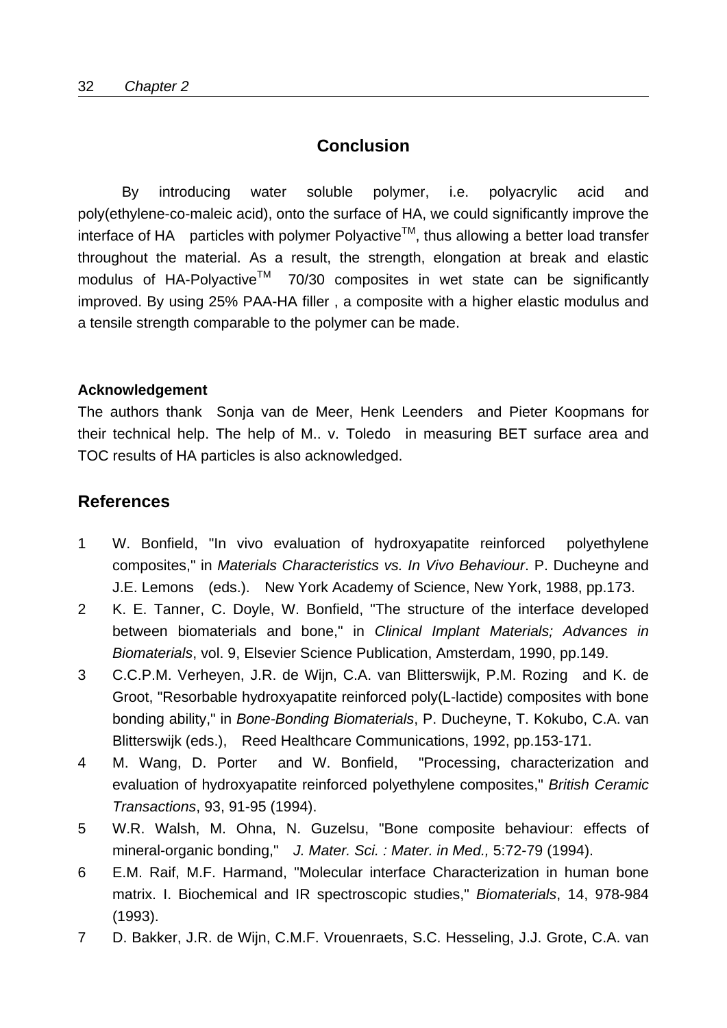## Conclusion

By introducing water soluble polymer, i.e. polyacrylic acid and poly(ethylene-co-maleic acid), onto the surface of HA, we could significantly improve the interface of HA particles with polymer Polyactive$^{TM}$, thus allowing a better load transfer throughout the material. As a result, the strength, elongation at break and elastic modulus of HA-Polyactive$^{TM}$ 70/30 composites in wet state can be significantly improved. By using 25% PAA-HA filler , a composite with a higher elastic modulus and a tensile strength comparable to the polymer can be made.

**Acknowledgement**

The authors thank Sonja van de Meer, Henk Leenders and Pieter Koopmans for their technical help. The help of M.. v. Toledo in measuring BET surface area and TOC results of HA particles is also acknowledged.

## References

1. W. Bonfield, "In vivo evaluation of hydroxyapatite reinforced polyethylene composites," in *Materials Characteristics vs. In Vivo Behaviour*. P. Ducheyne and J.E. Lemons (eds.). New York Academy of Science, New York, 1988, pp.173.
2. K. E. Tanner, C. Doyle, W. Bonfield, "The structure of the interface developed between biomaterials and bone," in *Clinical Implant Materials; Advances in Biomaterials*, vol. 9, Elsevier Science Publication, Amsterdam, 1990, pp.149.
3. C.C.P.M. Verheyen, J.R. de Wijn, C.A. van Blitterswijk, P.M. Rozing and K. de Groot, "Resorbable hydroxyapatite reinforced poly(L-lactide) composites with bone bonding ability," in *Bone-Bonding Biomaterials*, P. Ducheyne, T. Kokubo, C.A. van Blitterswijk (eds.), Reed Healthcare Communications, 1992, pp.153-171.
4. M. Wang, D. Porter and W. Bonfield, "Processing, characterization and evaluation of hydroxyapatite reinforced polyethylene composites," *British Ceramic Transactions*, 93, 91-95 (1994).
5. W.R. Walsh, M. Ohna, N. Guzelsu, "Bone composite behaviour: effects of mineral-organic bonding," *J. Mater. Sci. : Mater. in Med.,* 5:72-79 (1994).
6. E.M. Raif, M.F. Harmand, "Molecular interface Characterization in human bone matrix. I. Biochemical and IR spectroscopic studies," *Biomaterials*, 14, 978-984 (1993).
7. D. Bakker, J.R. de Wijn, C.M.F. Vrouenraets, S.C. Hesseling, J.J. Grote, C.A. van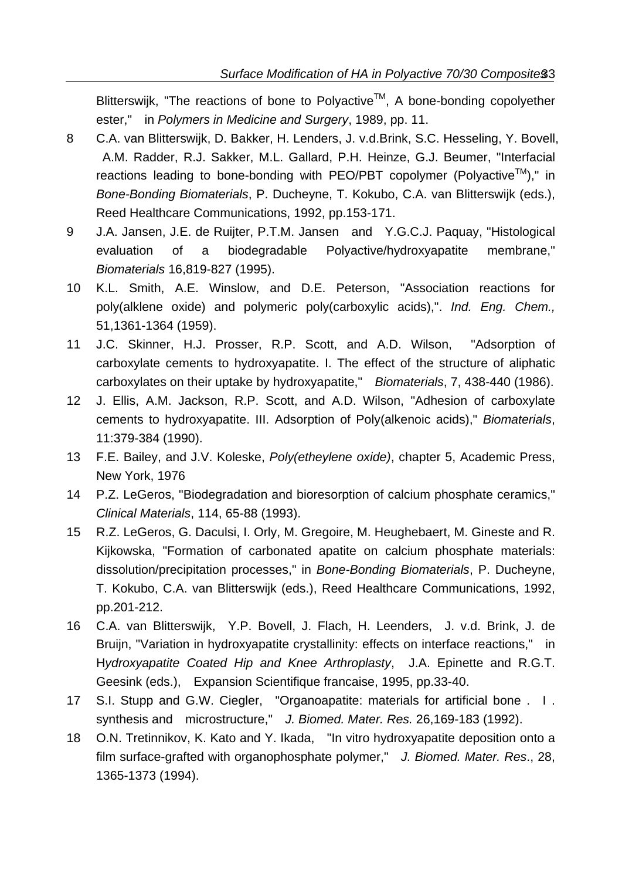Blitterswijk, "The reactions of bone to Polyactive$^{TM}$, A bone-bonding copolyether ester," in *Polymers in Medicine and Surgery*, 1989, pp. 11.

8 C.A. van Blitterswijk, D. Bakker, H. Lenders, J. v.d.Brink, S.C. Hesseling, Y. Bovell, A.M. Radder, R.J. Sakker, M.L. Gallard, P.H. Heinze, G.J. Beumer, "Interfacial reactions leading to bone-bonding with PEO/PBT copolymer (Polyactive$^{TM}$)," in *Bone-Bonding Biomaterials*, P. Ducheyne, T. Kokubo, C.A. van Blitterswijk (eds.), Reed Healthcare Communications, 1992, pp.153-171.

9 J.A. Jansen, J.E. de Ruijter, P.T.M. Jansen and Y.G.C.J. Paquay, "Histological evaluation of a biodegradable Polyactive/hydroxyapatite membrane," *Biomaterials* 16,819-827 (1995).

10 K.L. Smith, A.E. Winslow, and D.E. Peterson, "Association reactions for poly(alklene oxide) and polymeric poly(carboxylic acids),". *Ind. Eng. Chem.,* 51,1361-1364 (1959).

11 J.C. Skinner, H.J. Prosser, R.P. Scott, and A.D. Wilson, "Adsorption of carboxylate cements to hydroxyapatite. I. The effect of the structure of aliphatic carboxylates on their uptake by hydroxyapatite," *Biomaterials*, 7, 438-440 (1986).

12 J. Ellis, A.M. Jackson, R.P. Scott, and A.D. Wilson, "Adhesion of carboxylate cements to hydroxyapatite. III. Adsorption of Poly(alkenoic acids)," *Biomaterials*, 11:379-384 (1990).

13 F.E. Bailey, and J.V. Koleske, *Poly(etheylene oxide)*, chapter 5, Academic Press, New York, 1976

14 P.Z. LeGeros, "Biodegradation and bioresorption of calcium phosphate ceramics," *Clinical Materials*, 114, 65-88 (1993).

15 R.Z. LeGeros, G. Daculsi, I. Orly, M. Gregoire, M. Heughebaert, M. Gineste and R. Kijkowska, "Formation of carbonated apatite on calcium phosphate materials: dissolution/precipitation processes," in *Bone-Bonding Biomaterials*, P. Ducheyne, T. Kokubo, C.A. van Blitterswijk (eds.), Reed Healthcare Communications, 1992, pp.201-212.

16 C.A. van Blitterswijk, Y.P. Bovell, J. Flach, H. Leenders, J. v.d. Brink, J. de Bruijn, "Variation in hydroxyapatite crystallinity: effects on interface reactions," in H*ydroxyapatite Coated Hip and Knee Arthroplasty*, J.A. Epinette and R.G.T. Geesink (eds.), Expansion Scientifique francaise, 1995, pp.33-40.

17 S.I. Stupp and G.W. Ciegler, "Organoapatite: materials for artificial bone . I . synthesis and microstructure," *J. Biomed. Mater. Res.* 26,169-183 (1992).

18 O.N. Tretinnikov, K. Kato and Y. Ikada, "In vitro hydroxyapatite deposition onto a film surface-grafted with organophosphate polymer," *J. Biomed. Mater. Res*., 28, 1365-1373 (1994).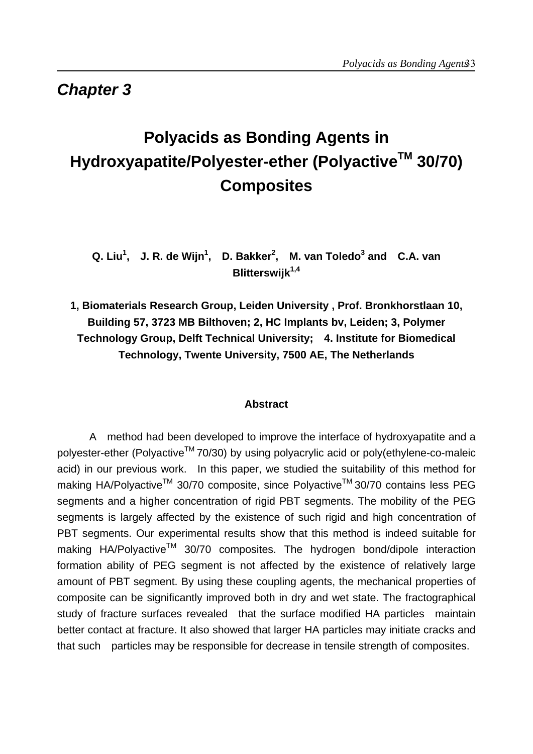# Chapter 3

# Polyacids as Bonding Agents in Hydroxyapatite/Polyester-ether (Polyactive$^{TM}$ 30/70) Composites

**Q. Liu[1], J. R. de Wijn[1], D. Bakker[2], M. van Toledo[3] and C.A. van Blitterswijk[1,4]**

**1, Biomaterials Research Group, Leiden University , Prof. Bronkhorstlaan 10, Building 57, 3723 MB Bilthoven; 2, HC Implants bv, Leiden; 3, Polymer Technology Group, Delft Technical University; 4. Institute for Biomedical Technology, Twente University, 7500 AE, The Netherlands**

### Abstract

A method had been developed to improve the interface of hydroxyapatite and a polyester-ether (Polyactive$^{TM}$ 70/30) by using polyacrylic acid or poly(ethylene-co-maleic acid) in our previous work. In this paper, we studied the suitability of this method for making HA/Polyactive$^{TM}$ 30/70 composite, since Polyactive$^{TM}$ 30/70 contains less PEG segments and a higher concentration of rigid PBT segments. The mobility of the PEG segments is largely affected by the existence of such rigid and high concentration of PBT segments. Our experimental results show that this method is indeed suitable for making HA/Polyactive$^{TM}$ 30/70 composites. The hydrogen bond/dipole interaction formation ability of PEG segment is not affected by the existence of relatively large amount of PBT segment. By using these coupling agents, the mechanical properties of composite can be significantly improved both in dry and wet state. The fractographical study of fracture surfaces revealed that the surface modified HA particles maintain better contact at fracture. It also showed that larger HA particles may initiate cracks and that such particles may be responsible for decrease in tensile strength of composites.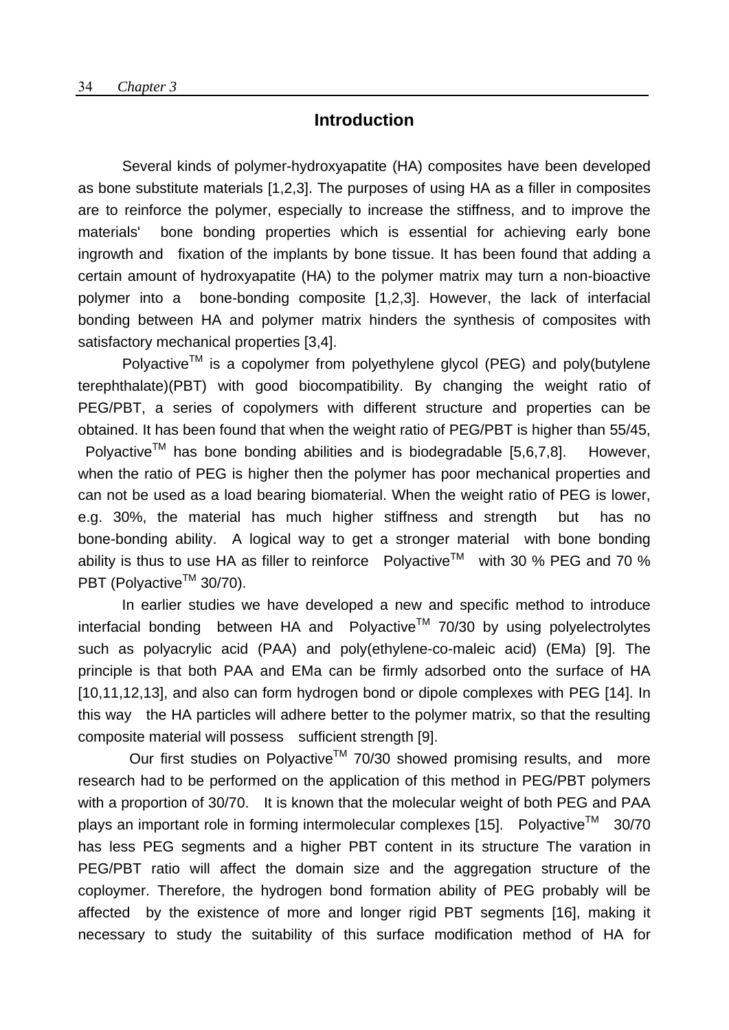## Introduction

Several kinds of polymer-hydroxyapatite (HA) composites have been developed as bone substitute materials [1,2,3]. The purposes of using HA as a filler in composites are to reinforce the polymer, especially to increase the stiffness, and to improve the materials' bone bonding properties which is essential for achieving early bone ingrowth and fixation of the implants by bone tissue. It has been found that adding a certain amount of hydroxyapatite (HA) to the polymer matrix may turn a non-bioactive polymer into a bone-bonding composite [1,2,3]. However, the lack of interfacial bonding between HA and polymer matrix hinders the synthesis of composites with satisfactory mechanical properties [3,4].

Polyactive[TM] is a copolymer from polyethylene glycol (PEG) and poly(butylene terephthalate)(PBT) with good biocompatibility. By changing the weight ratio of PEG/PBT, a series of copolymers with different structure and properties can be obtained. It has been found that when the weight ratio of PEG/PBT is higher than 55/45, Polyactive[TM] has bone bonding abilities and is biodegradable [5,6,7,8]. However, when the ratio of PEG is higher then the polymer has poor mechanical properties and can not be used as a load bearing biomaterial. When the weight ratio of PEG is lower, e.g. 30%, the material has much higher stiffness and strength but has no bone-bonding ability. A logical way to get a stronger material with bone bonding ability is thus to use HA as filler to reinforce Polyactive[TM] with 30 % PEG and 70 % PBT (Polyactive[TM] 30/70).

In earlier studies we have developed a new and specific method to introduce interfacial bonding between HA and Polyactive[TM] 70/30 by using polyelectrolytes such as polyacrylic acid (PAA) and poly(ethylene-co-maleic acid) (EMa) [9]. The principle is that both PAA and EMa can be firmly adsorbed onto the surface of HA [10,11,12,13], and also can form hydrogen bond or dipole complexes with PEG [14]. In this way the HA particles will adhere better to the polymer matrix, so that the resulting composite material will possess sufficient strength [9].

Our first studies on Polyactive[TM] 70/30 showed promising results, and more research had to be performed on the application of this method in PEG/PBT polymers with a proportion of 30/70. It is known that the molecular weight of both PEG and PAA plays an important role in forming intermolecular complexes [15]. Polyactive[TM] 30/70 has less PEG segments and a higher PBT content in its structure The varation in PEG/PBT ratio will affect the domain size and the aggregation structure of the coploymer. Therefore, the hydrogen bond formation ability of PEG probably will be affected by the existence of more and longer rigid PBT segments [16], making it necessary to study the suitability of this surface modification method of HA for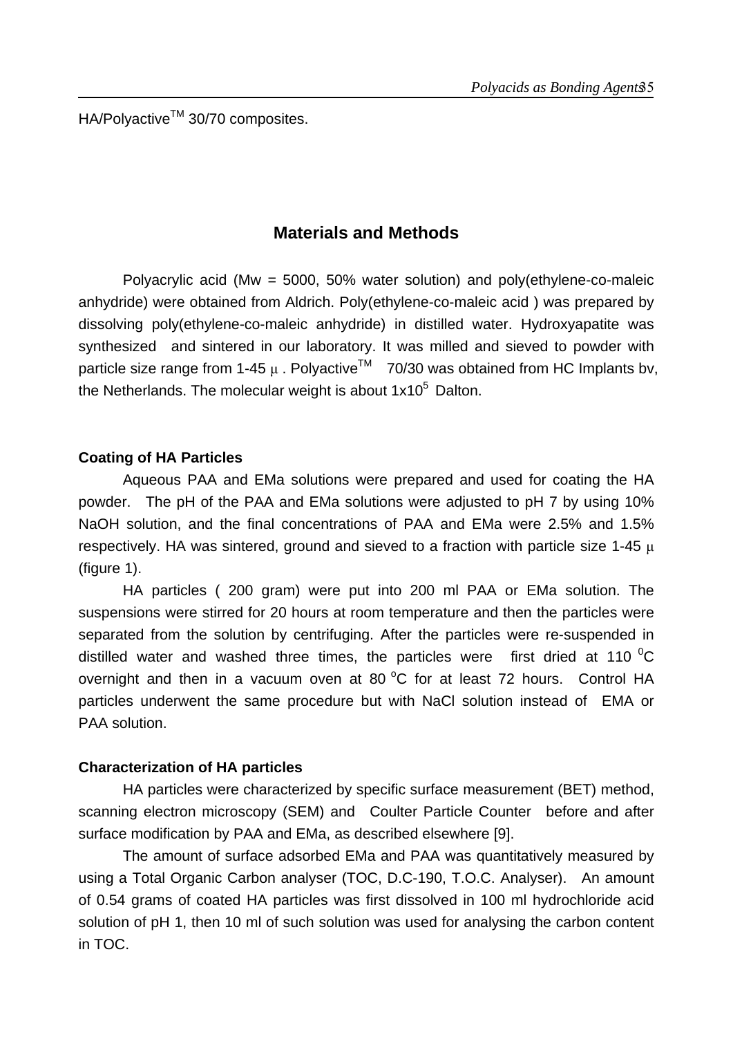HA/Polyactive™ 30/70 composites.

## Materials and Methods

Polyacrylic acid (Mw = 5000, 50% water solution) and poly(ethylene-co-maleic anhydride) were obtained from Aldrich. Poly(ethylene-co-maleic acid ) was prepared by dissolving poly(ethylene-co-maleic anhydride) in distilled water. Hydroxyapatite was synthesized and sintered in our laboratory. It was milled and sieved to powder with particle size range from 1-45 μ. Polyactive™ 70/30 was obtained from HC Implants bv, the Netherlands. The molecular weight is about $1x10^5$ Dalton.

### Coating of HA Particles

Aqueous PAA and EMa solutions were prepared and used for coating the HA powder. The pH of the PAA and EMa solutions were adjusted to pH 7 by using 10% NaOH solution, and the final concentrations of PAA and EMa were 2.5% and 1.5% respectively. HA was sintered, ground and sieved to a fraction with particle size 1-45 μ (figure 1).

HA particles ( 200 gram) were put into 200 ml PAA or EMa solution. The suspensions were stirred for 20 hours at room temperature and then the particles were separated from the solution by centrifuging. After the particles were re-suspended in distilled water and washed three times, the particles were first dried at 110 $^0$C overnight and then in a vacuum oven at 80 $^o$C for at least 72 hours. Control HA particles underwent the same procedure but with NaCl solution instead of EMA or PAA solution.

### Characterization of HA particles

HA particles were characterized by specific surface measurement (BET) method, scanning electron microscopy (SEM) and Coulter Particle Counter before and after surface modification by PAA and EMa, as described elsewhere [9].

The amount of surface adsorbed EMa and PAA was quantitatively measured by using a Total Organic Carbon analyser (TOC, D.C-190, T.O.C. Analyser). An amount of 0.54 grams of coated HA particles was first dissolved in 100 ml hydrochloride acid solution of pH 1, then 10 ml of such solution was used for analysing the carbon content in TOC.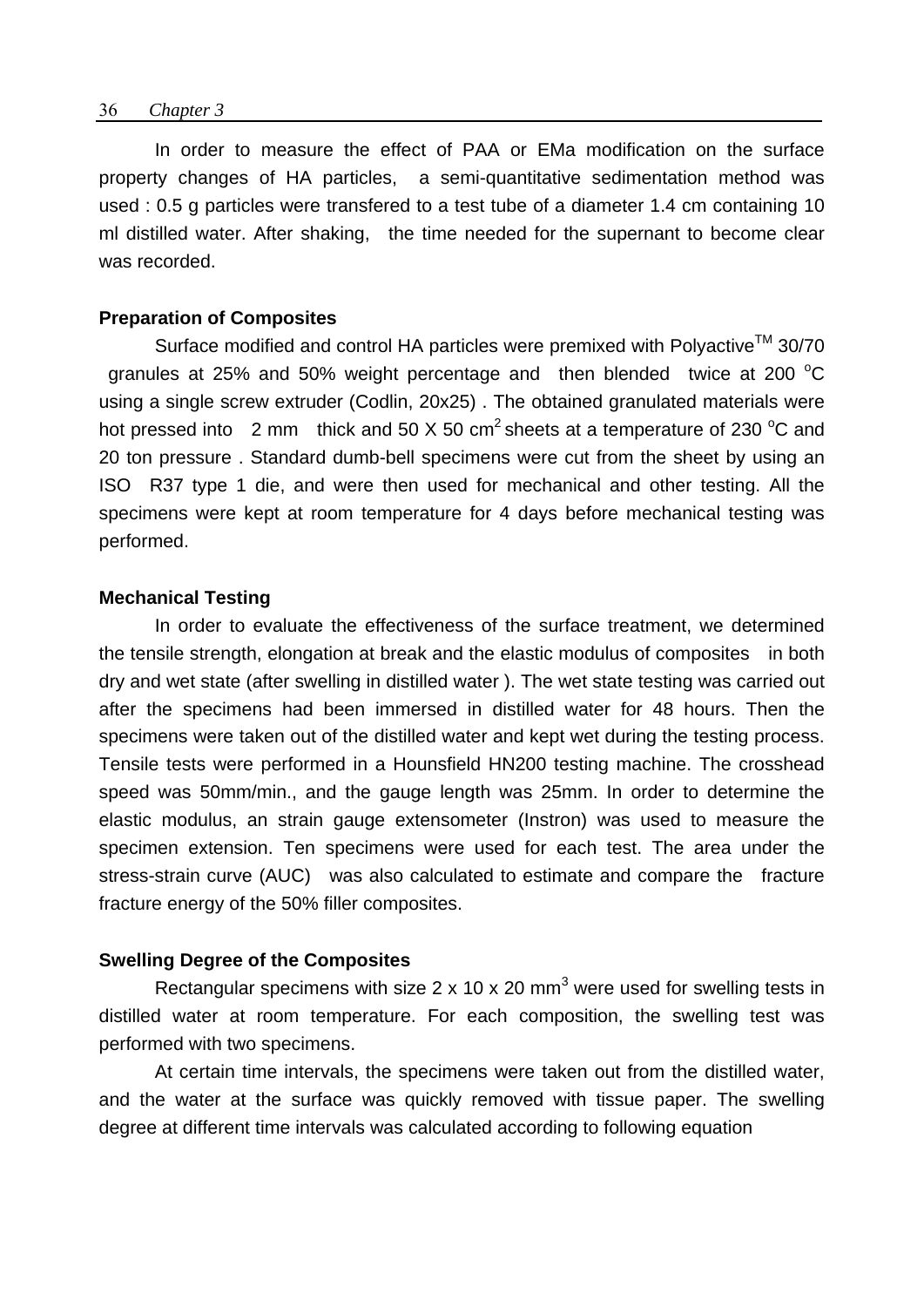In order to measure the effect of PAA or EMa modification on the surface property changes of HA particles, a semi-quantitative sedimentation method was used : 0.5 g particles were transfered to a test tube of a diameter 1.4 cm containing 10 ml distilled water. After shaking, the time needed for the supernant to become clear was recorded.

**Preparation of Composites**

Surface modified and control HA particles were premixed with Polyactive$^{TM}$ 30/70 granules at 25% and 50% weight percentage and then blended twice at 200 $^{o}$C using a single screw extruder (Codlin, 20x25) . The obtained granulated materials were hot pressed into 2 mm thick and 50 X 50 cm$^{2}$ sheets at a temperature of 230 $^{o}$C and 20 ton pressure . Standard dumb-bell specimens were cut from the sheet by using an ISO R37 type 1 die, and were then used for mechanical and other testing. All the specimens were kept at room temperature for 4 days before mechanical testing was performed.

**Mechanical Testing**

In order to evaluate the effectiveness of the surface treatment, we determined the tensile strength, elongation at break and the elastic modulus of composites in both dry and wet state (after swelling in distilled water ). The wet state testing was carried out after the specimens had been immersed in distilled water for 48 hours. Then the specimens were taken out of the distilled water and kept wet during the testing process. Tensile tests were performed in a Hounsfield HN200 testing machine. The crosshead speed was 50mm/min., and the gauge length was 25mm. In order to determine the elastic modulus, an strain gauge extensometer (Instron) was used to measure the specimen extension. Ten specimens were used for each test. The area under the stress-strain curve (AUC) was also calculated to estimate and compare the fracture fracture energy of the 50% filler composites.

**Swelling Degree of the Composites**

Rectangular specimens with size 2 x 10 x 20 mm$^{3}$ were used for swelling tests in distilled water at room temperature. For each composition, the swelling test was performed with two specimens.

At certain time intervals, the specimens were taken out from the distilled water, and the water at the surface was quickly removed with tissue paper. The swelling degree at different time intervals was calculated according to following equation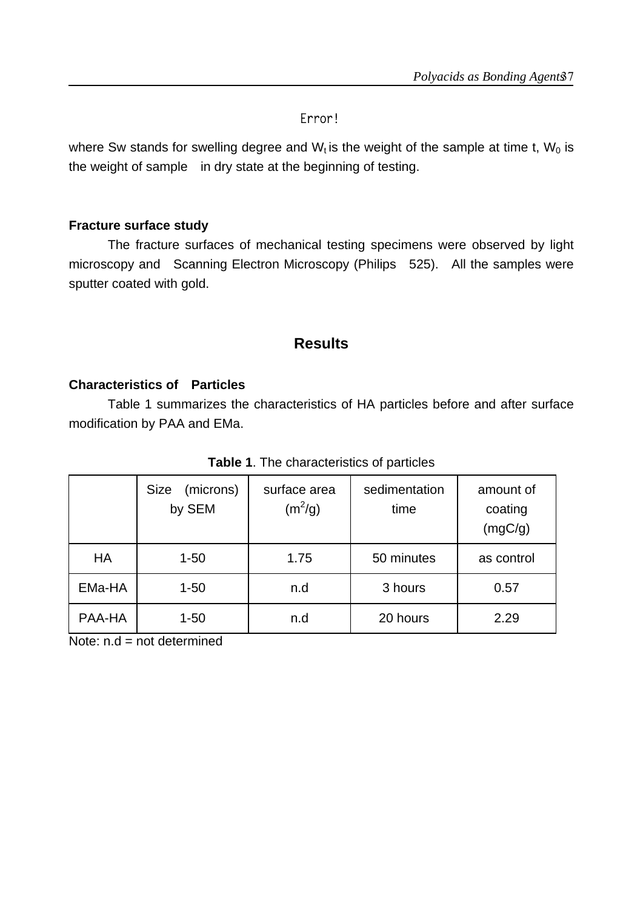Error!

where Sw stands for swelling degree and $W_t$ is the weight of the sample at time t, $W_0$ is the weight of sample in dry state at the beginning of testing.

### Fracture surface study

The fracture surfaces of mechanical testing specimens were observed by light microscopy and Scanning Electron Microscopy (Philips 525). All the samples were sputter coated with gold.

## Results

### Characteristics of Particles

Table 1 summarizes the characteristics of HA particles before and after surface modification by PAA and EMa.

**Table 1**. The characteristics of particles

| | Size (microns) by SEM | surface area ($m^2/g$) | sedimentation time | amount of coating (mgC/g) |
|---|---|---|---|---|
| HA | 1-50 | 1.75 | 50 minutes | as control |
| EMa-HA | 1-50 | n.d | 3 hours | 0.57 |
| PAA-HA | 1-50 | n.d | 20 hours | 2.29 |

Note: n.d = not determined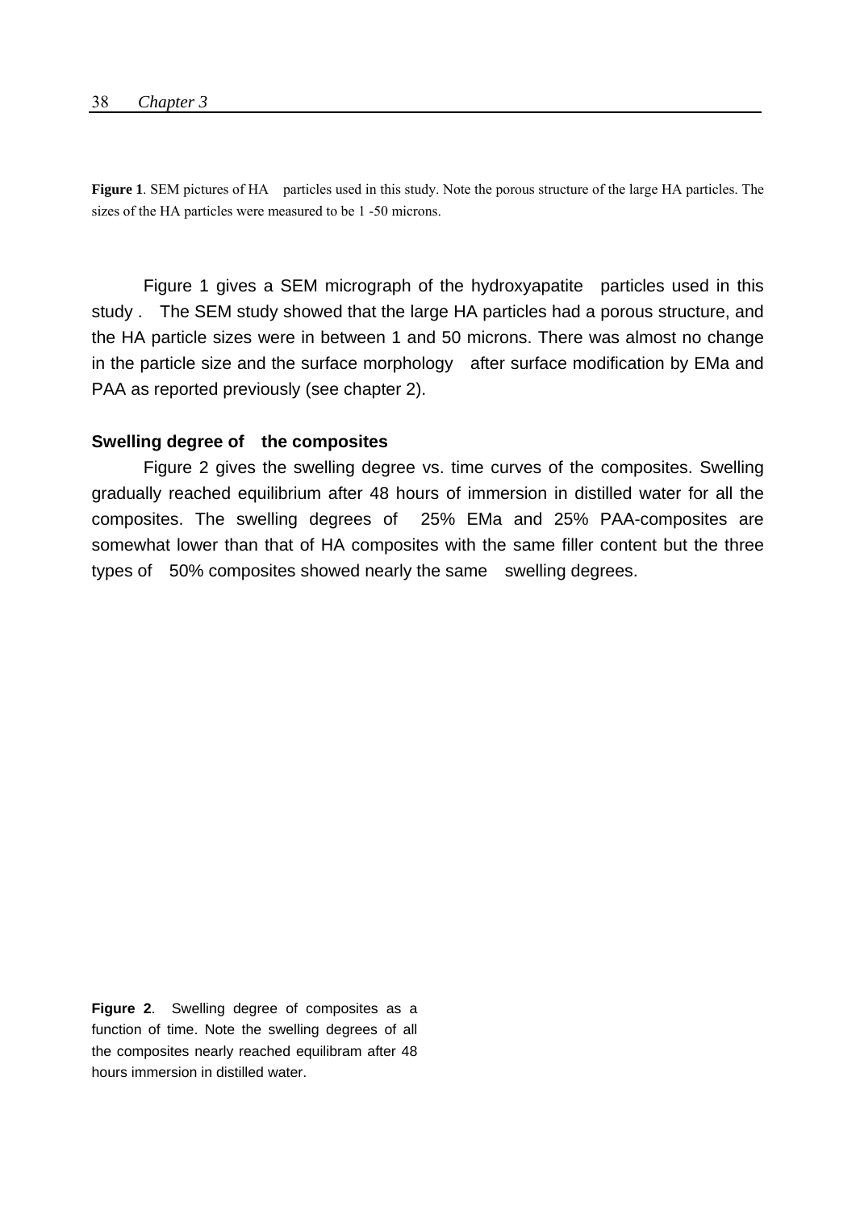**Figure 1**. SEM pictures of HA particles used in this study. Note the porous structure of the large HA particles. The sizes of the HA particles were measured to be 1 -50 microns.

Figure 1 gives a SEM micrograph of the hydroxyapatite particles used in this study . The SEM study showed that the large HA particles had a porous structure, and the HA particle sizes were in between 1 and 50 microns. There was almost no change in the particle size and the surface morphology after surface modification by EMa and PAA as reported previously (see chapter 2).

**Swelling degree of the composites**

Figure 2 gives the swelling degree vs. time curves of the composites. Swelling gradually reached equilibrium after 48 hours of immersion in distilled water for all the composites. The swelling degrees of 25% EMa and 25% PAA-composites are somewhat lower than that of HA composites with the same filler content but the three types of 50% composites showed nearly the same swelling degrees.

**Figure 2**. Swelling degree of composites as a function of time. Note the swelling degrees of all the composites nearly reached equilibram after 48 hours immersion in distilled water.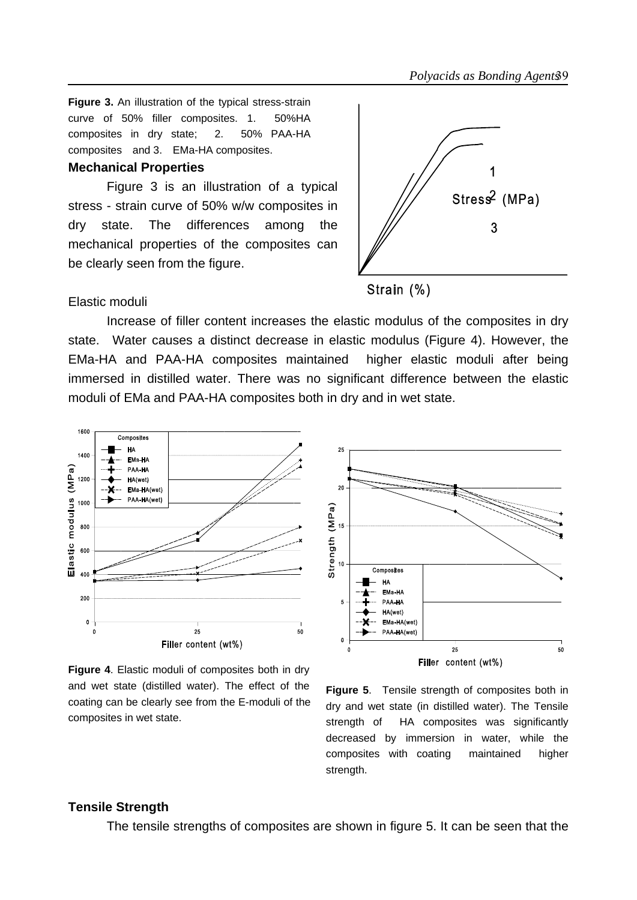**Figure 3.** An illustration of the typical stress-strain curve of 50% filler composites. 1. 50%HA composites in dry state; 2. 50% PAA-HA composites and 3. EMa-HA composites.

**Mechanical Properties**

Figure 3 is an illustration of a typical stress - strain curve of 50% w/w composites in dry state. The differences among the mechanical properties of the composites can be clearly seen from the figure.

Elastic moduli

Increase of filler content increases the elastic modulus of the composites in dry state. Water causes a distinct decrease in elastic modulus (Figure 4). However, the EMa-HA and PAA-HA composites maintained higher elastic moduli after being immersed in distilled water. There was no significant difference between the elastic moduli of EMa and PAA-HA composites both in dry and in wet state.

**Figure 4**. Elastic moduli of composites both in dry and wet state (distilled water). The effect of the coating can be clearly see from the E-moduli of the composites in wet state.

**Figure 5**. Tensile strength of composites both in dry and wet state (in distilled water). The Tensile strength of HA composites was significantly decreased by immersion in water, while the composites with coating maintained higher strength.

**Tensile Strength**

The tensile strengths of composites are shown in figure 5. It can be seen that the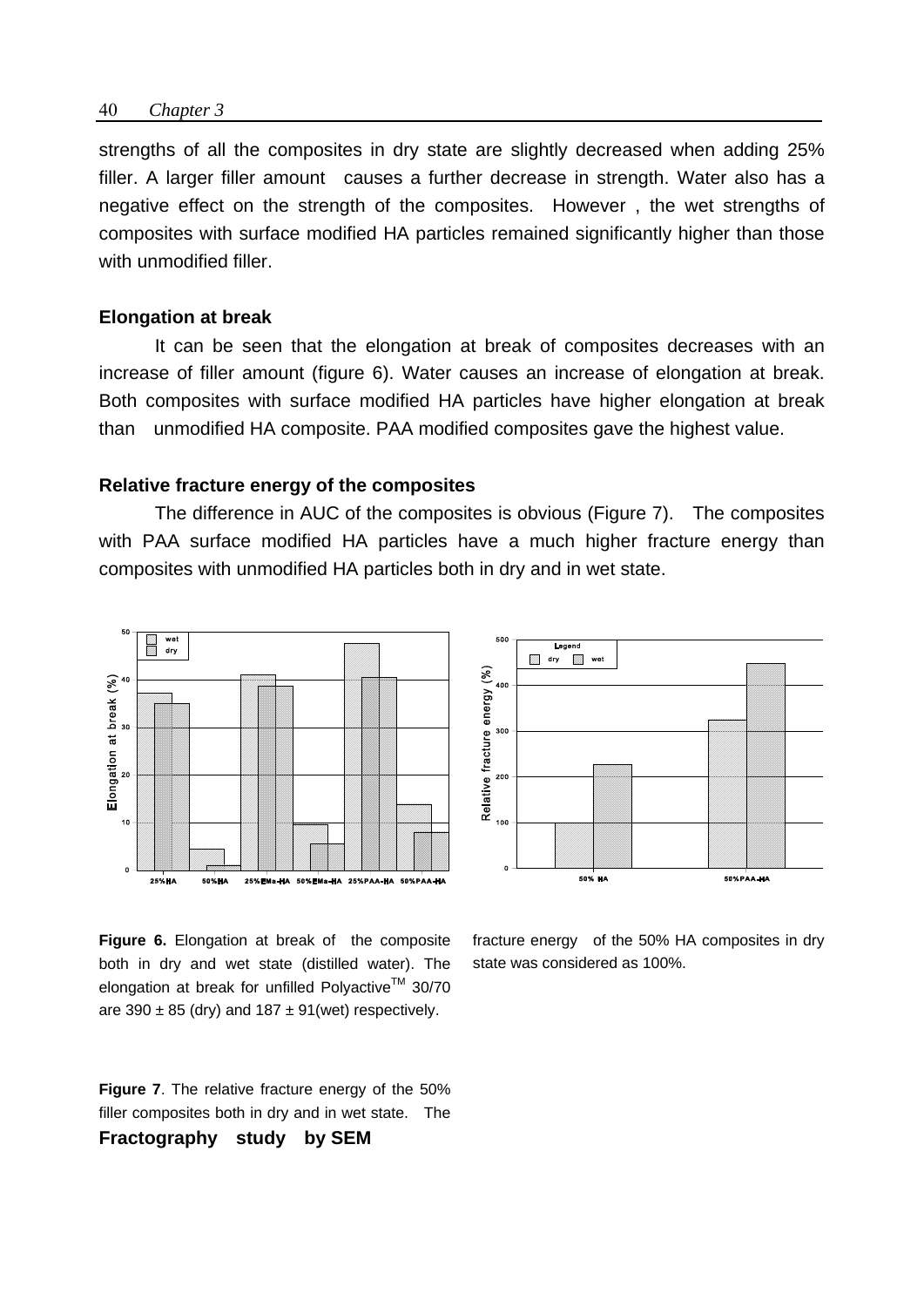strengths of all the composites in dry state are slightly decreased when adding 25% filler. A larger filler amount causes a further decrease in strength. Water also has a negative effect on the strength of the composites. However , the wet strengths of composites with surface modified HA particles remained significantly higher than those with unmodified filler.

### Elongation at break

It can be seen that the elongation at break of composites decreases with an increase of filler amount (figure 6). Water causes an increase of elongation at break. Both composites with surface modified HA particles have higher elongation at break than unmodified HA composite. PAA modified composites gave the highest value.

### Relative fracture energy of the composites

The difference in AUC of the composites is obvious (Figure 7). The composites with PAA surface modified HA particles have a much higher fracture energy than composites with unmodified HA particles both in dry and in wet state.

**Figure 6.** Elongation at break of the composite both in dry and wet state (distilled water). The elongation at break for unfilled Polyactive$^{TM}$ 30/70 are 390 ± 85 (dry) and 187 ± 91(wet) respectively.

**Figure 7**. The relative fracture energy of the 50% filler composites both in dry and in wet state. The fracture energy of the 50% HA composites in dry state was considered as 100%.

### Fractography study by SEM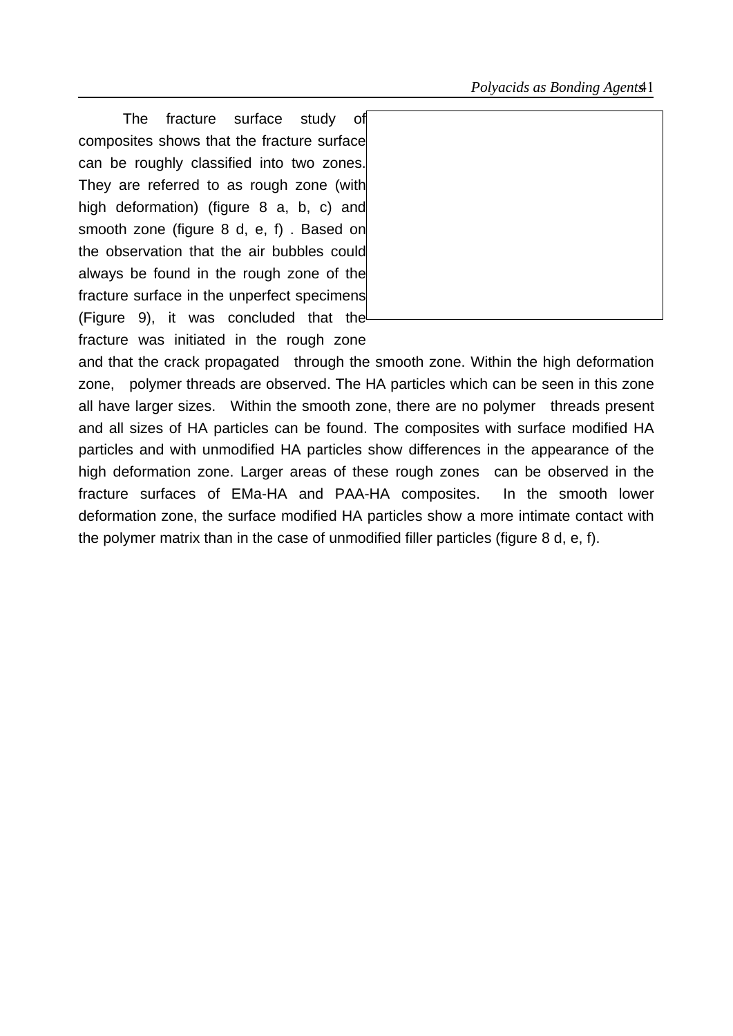The fracture surface study of composites shows that the fracture surface can be roughly classified into two zones. They are referred to as rough zone (with high deformation) (figure 8 a, b, c) and smooth zone (figure 8 d, e, f) . Based on the observation that the air bubbles could always be found in the rough zone of the fracture surface in the unperfect specimens (Figure 9), it was concluded that the fracture was initiated in the rough zone and that the crack propagated through the smooth zone. Within the high deformation zone, polymer threads are observed. The HA particles which can be seen in this zone all have larger sizes. Within the smooth zone, there are no polymer threads present and all sizes of HA particles can be found. The composites with surface modified HA particles and with unmodified HA particles show differences in the appearance of the high deformation zone. Larger areas of these rough zones can be observed in the fracture surfaces of EMa-HA and PAA-HA composites. In the smooth lower deformation zone, the surface modified HA particles show a more intimate contact with the polymer matrix than in the case of unmodified filler particles (figure 8 d, e, f).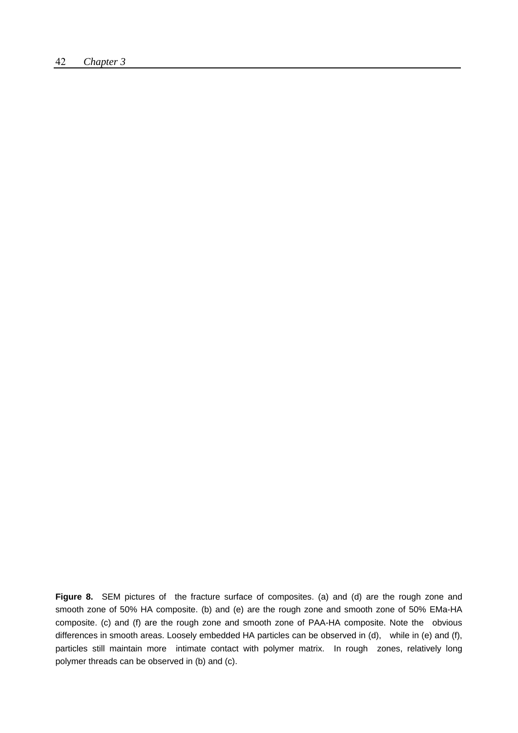**Figure 8.** SEM pictures of the fracture surface of composites. (a) and (d) are the rough zone and smooth zone of 50% HA composite. (b) and (e) are the rough zone and smooth zone of 50% EMa-HA composite. (c) and (f) are the rough zone and smooth zone of PAA-HA composite. Note the obvious differences in smooth areas. Loosely embedded HA particles can be observed in (d), while in (e) and (f), particles still maintain more intimate contact with polymer matrix. In rough zones, relatively long polymer threads can be observed in (b) and (c).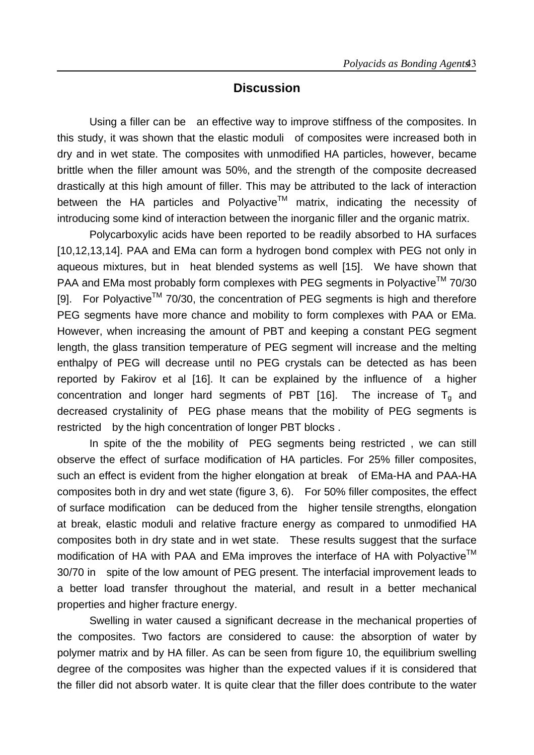## Discussion

Using a filler can be an effective way to improve stiffness of the composites. In this study, it was shown that the elastic moduli of composites were increased both in dry and in wet state. The composites with unmodified HA particles, however, became brittle when the filler amount was 50%, and the strength of the composite decreased drastically at this high amount of filler. This may be attributed to the lack of interaction between the HA particles and Polyactive™ matrix, indicating the necessity of introducing some kind of interaction between the inorganic filler and the organic matrix.

Polycarboxylic acids have been reported to be readily absorbed to HA surfaces [10,12,13,14]. PAA and EMa can form a hydrogen bond complex with PEG not only in aqueous mixtures, but in heat blended systems as well [15]. We have shown that PAA and EMa most probably form complexes with PEG segments in Polyactive™ 70/30 [9]. For Polyactive™ 70/30, the concentration of PEG segments is high and therefore PEG segments have more chance and mobility to form complexes with PAA or EMa. However, when increasing the amount of PBT and keeping a constant PEG segment length, the glass transition temperature of PEG segment will increase and the melting enthalpy of PEG will decrease until no PEG crystals can be detected as has been reported by Fakirov et al [16]. It can be explained by the influence of a higher concentration and longer hard segments of PBT [16]. The increase of $T_g$ and decreased crystalinity of PEG phase means that the mobility of PEG segments is restricted by the high concentration of longer PBT blocks .

In spite of the the mobility of PEG segments being restricted , we can still observe the effect of surface modification of HA particles. For 25% filler composites, such an effect is evident from the higher elongation at break of EMa-HA and PAA-HA composites both in dry and wet state (figure 3, 6). For 50% filler composites, the effect of surface modification can be deduced from the higher tensile strengths, elongation at break, elastic moduli and relative fracture energy as compared to unmodified HA composites both in dry state and in wet state. These results suggest that the surface modification of HA with PAA and EMa improves the interface of HA with Polyactive™ 30/70 in spite of the low amount of PEG present. The interfacial improvement leads to a better load transfer throughout the material, and result in a better mechanical properties and higher fracture energy.

Swelling in water caused a significant decrease in the mechanical properties of the composites. Two factors are considered to cause: the absorption of water by polymer matrix and by HA filler. As can be seen from figure 10, the equilibrium swelling degree of the composites was higher than the expected values if it is considered that the filler did not absorb water. It is quite clear that the filler does contribute to the water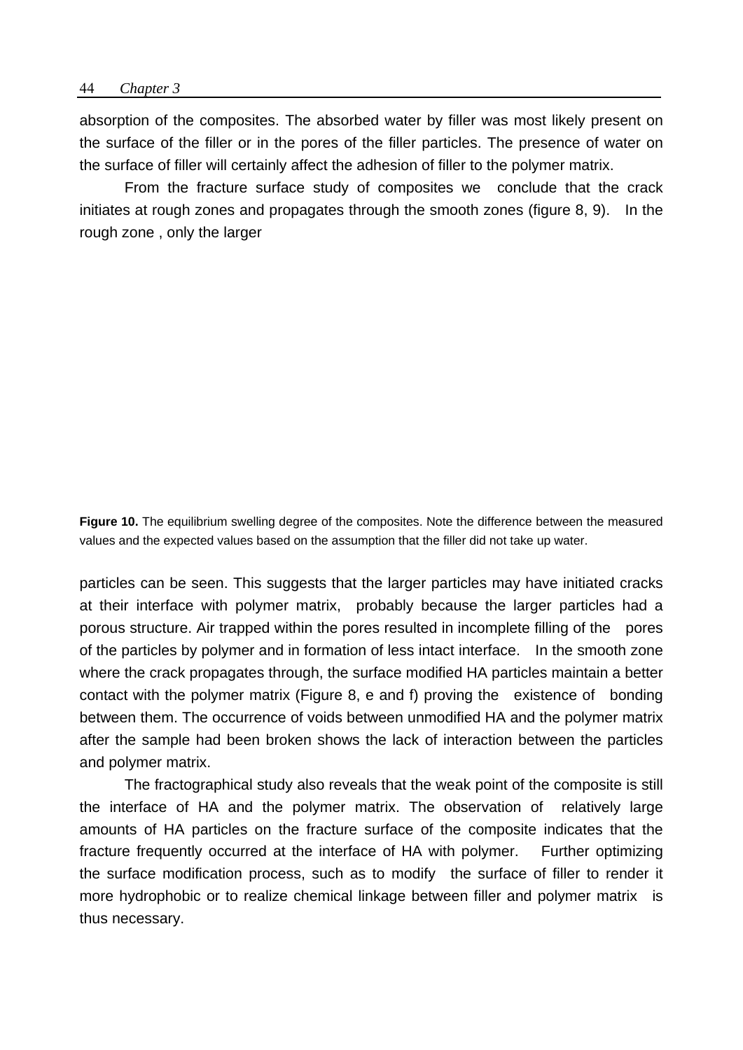absorption of the composites. The absorbed water by filler was most likely present on the surface of the filler or in the pores of the filler particles. The presence of water on the surface of filler will certainly affect the adhesion of filler to the polymer matrix.

From the fracture surface study of composites we conclude that the crack initiates at rough zones and propagates through the smooth zones (figure 8, 9). In the rough zone , only the larger

**Figure 10.** The equilibrium swelling degree of the composites. Note the difference between the measured values and the expected values based on the assumption that the filler did not take up water.

particles can be seen. This suggests that the larger particles may have initiated cracks at their interface with polymer matrix, probably because the larger particles had a porous structure. Air trapped within the pores resulted in incomplete filling of the pores of the particles by polymer and in formation of less intact interface. In the smooth zone where the crack propagates through, the surface modified HA particles maintain a better contact with the polymer matrix (Figure 8, e and f) proving the existence of bonding between them. The occurrence of voids between unmodified HA and the polymer matrix after the sample had been broken shows the lack of interaction between the particles and polymer matrix.

The fractographical study also reveals that the weak point of the composite is still the interface of HA and the polymer matrix. The observation of relatively large amounts of HA particles on the fracture surface of the composite indicates that the fracture frequently occurred at the interface of HA with polymer. Further optimizing the surface modification process, such as to modify the surface of filler to render it more hydrophobic or to realize chemical linkage between filler and polymer matrix is thus necessary.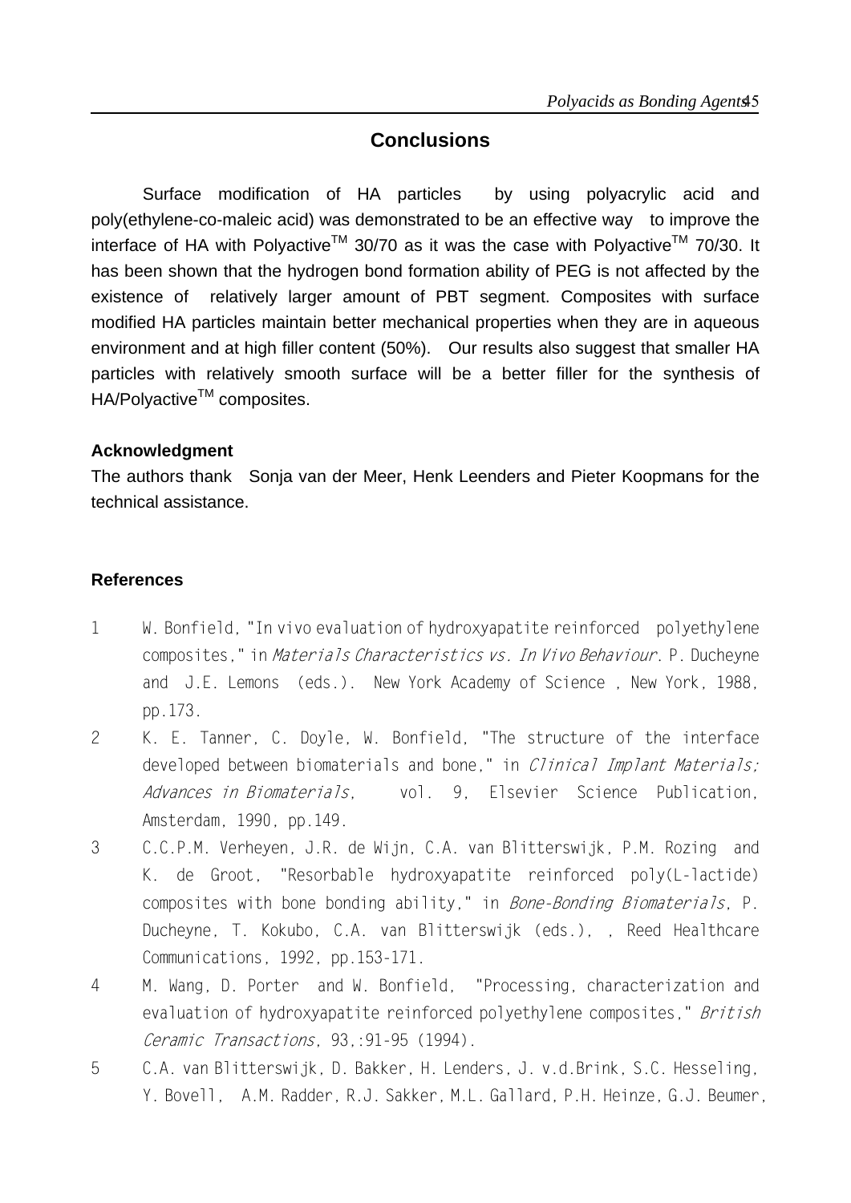## Conclusions

Surface modification of HA particles by using polyacrylic acid and poly(ethylene-co-maleic acid) was demonstrated to be an effective way to improve the interface of HA with Polyactive$^{TM}$ 30/70 as it was the case with Polyactive$^{TM}$ 70/30. It has been shown that the hydrogen bond formation ability of PEG is not affected by the existence of relatively larger amount of PBT segment. Composites with surface modified HA particles maintain better mechanical properties when they are in aqueous environment and at high filler content (50%). Our results also suggest that smaller HA particles with relatively smooth surface will be a better filler for the synthesis of HA/Polyactive$^{TM}$ composites.

### Acknowledgment

The authors thank Sonja van der Meer, Henk Leenders and Pieter Koopmans for the technical assistance.

### References

1 W. Bonfield, "In vivo evaluation of hydroxyapatite reinforced polyethylene composites," in *Materials Characteristics vs. In Vivo Behaviour*. P. Ducheyne and J.E. Lemons (eds.). New York Academy of Science , New York, 1988, pp.173.

2 K. E. Tanner, C. Doyle, W. Bonfield, "The structure of the interface developed between biomaterials and bone," in *Clinical Implant Materials; Advances in Biomaterials*, vol. 9, Elsevier Science Publication, Amsterdam, 1990, pp.149.

3 C.C.P.M. Verheyen, J.R. de Wijn, C.A. van Blitterswijk, P.M. Rozing and K. de Groot, "Resorbable hydroxyapatite reinforced poly(L-lactide) composites with bone bonding ability," in *Bone-Bonding Biomaterials*, P. Ducheyne, T. Kokubo, C.A. van Blitterswijk (eds.), , Reed Healthcare Communications, 1992, pp.153-171.

4 M. Wang, D. Porter and W. Bonfield, "Processing, characterization and evaluation of hydroxyapatite reinforced polyethylene composites," *British Ceramic Transactions*, 93,:91-95 (1994).

5 C.A. van Blitterswijk, D. Bakker, H. Lenders, J. v.d.Brink, S.C. Hesseling, Y. Bovell, A.M. Radder, R.J. Sakker, M.L. Gallard, P.H. Heinze, G.J. Beumer,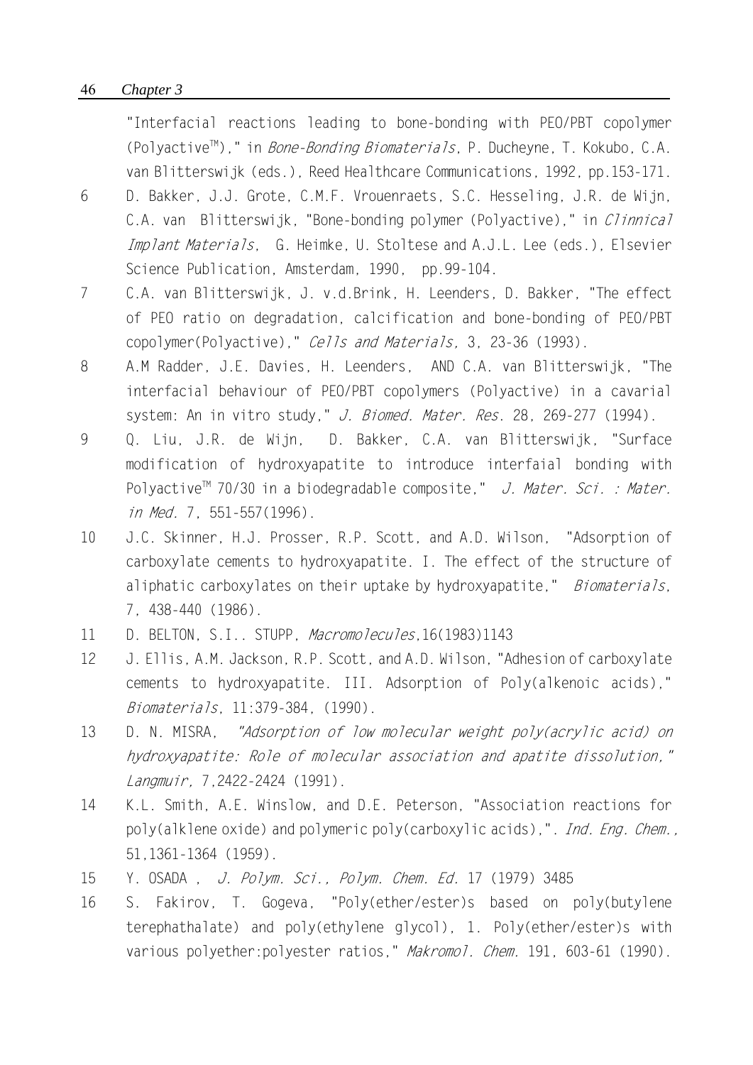"Interfacial reactions leading to bone-bonding with PEO/PBT copolymer (Polyactive™)," in *Bone-Bonding Biomaterials*, P. Ducheyne, T. Kokubo, C.A. van Blitterswijk (eds.), Reed Healthcare Communications, 1992, pp.153-171.

6 D. Bakker, J.J. Grote, C.M.F. Vrouenraets, S.C. Hesseling, J.R. de Wijn, C.A. van Blitterswijk, "Bone-bonding polymer (Polyactive)," in *Clinnical Implant Materials*, G. Heimke, U. Stoltese and A.J.L. Lee (eds.), Elsevier Science Publication, Amsterdam, 1990, pp.99-104.

7 C.A. van Blitterswijk, J. v.d.Brink, H. Leenders, D. Bakker, "The effect of PEO ratio on degradation, calcification and bone-bonding of PEO/PBT copolymer(Polyactive)," *Cells and Materials,* 3, 23-36 (1993).

8 A.M Radder, J.E. Davies, H. Leenders, AND C.A. van Blitterswijk, "The interfacial behaviour of PEO/PBT copolymers (Polyactive) in a cavarial system: An in vitro study," *J. Biomed. Mater. Res.* 28, 269-277 (1994).

9 Q. Liu, J.R. de Wijn, D. Bakker, C.A. van Blitterswijk, "Surface modification of hydroxyapatite to introduce interfaial bonding with Polyactive™ 70/30 in a biodegradable composite," *J. Mater. Sci. : Mater. in Med.* 7, 551-557(1996).

10 J.C. Skinner, H.J. Prosser, R.P. Scott, and A.D. Wilson, "Adsorption of carboxylate cements to hydroxyapatite. I. The effect of the structure of aliphatic carboxylates on their uptake by hydroxyapatite," *Biomaterials*, 7, 438-440 (1986).

11 D. BELTON, S.I.. STUPP, *Macromolecules*,16(1983)1143

12 J. Ellis, A.M. Jackson, R.P. Scott, and A.D. Wilson, "Adhesion of carboxylate cements to hydroxyapatite. III. Adsorption of Poly(alkenoic acids)," *Biomaterials*, 11:379-384, (1990).

13 D. N. MISRA, *"Adsorption of low molecular weight poly(acrylic acid) on hydroxyapatite: Role of molecular association and apatite dissolution," Langmuir,* 7,2422-2424 (1991).

14 K.L. Smith, A.E. Winslow, and D.E. Peterson, "Association reactions for poly(alklene oxide) and polymeric poly(carboxylic acids),". *Ind. Eng. Chem.,* 51,1361-1364 (1959).

15 Y. OSADA , *J. Polym. Sci., Polym. Chem. Ed.* 17 (1979) 3485

16 S. Fakirov, T. Gogeva, "Poly(ether/ester)s based on poly(butylene terephathalate) and poly(ethylene glycol), 1. Poly(ether/ester)s with various polyether:polyester ratios," *Makromol. Chem.* 191, 603-61 (1990).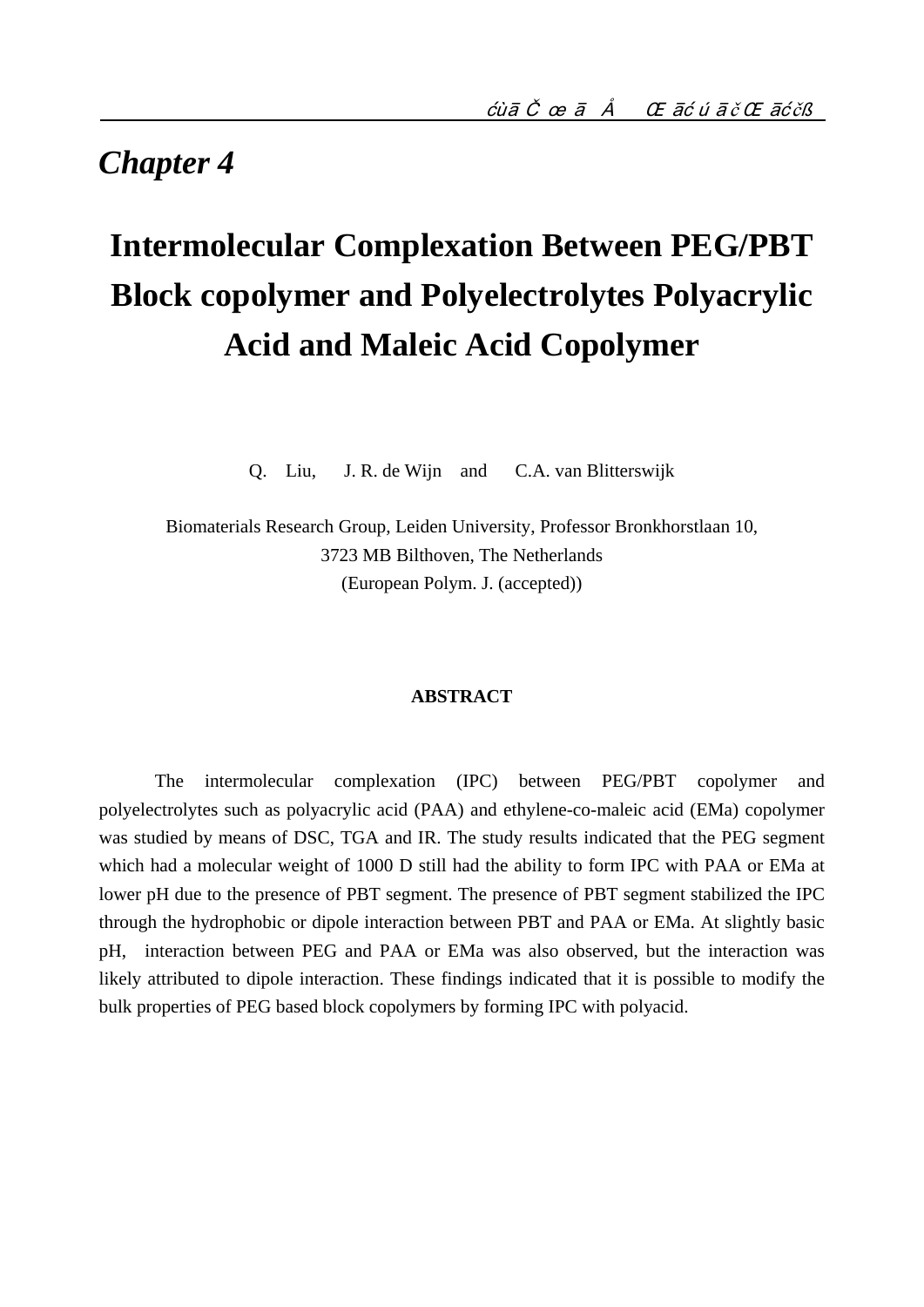# *Chapter 4*

# Intermolecular Complexation Between PEG/PBT Block copolymer and Polyelectrolytes Polyacrylic Acid and Maleic Acid Copolymer

Q. Liu, J. R. de Wijn and C.A. van Blitterswijk

Biomaterials Research Group, Leiden University, Professor Bronkhorstlaan 10, 3723 MB Bilthoven, The Netherlands
(European Polym. J. (accepted))

## ABSTRACT

The intermolecular complexation (IPC) between PEG/PBT copolymer and polyelectrolytes such as polyacrylic acid (PAA) and ethylene-co-maleic acid (EMa) copolymer was studied by means of DSC, TGA and IR. The study results indicated that the PEG segment which had a molecular weight of 1000 D still had the ability to form IPC with PAA or EMa at lower pH due to the presence of PBT segment. The presence of PBT segment stabilized the IPC through the hydrophobic or dipole interaction between PBT and PAA or EMa. At slightly basic pH, interaction between PEG and PAA or EMa was also observed, but the interaction was likely attributed to dipole interaction. These findings indicated that it is possible to modify the bulk properties of PEG based block copolymers by forming IPC with polyacid.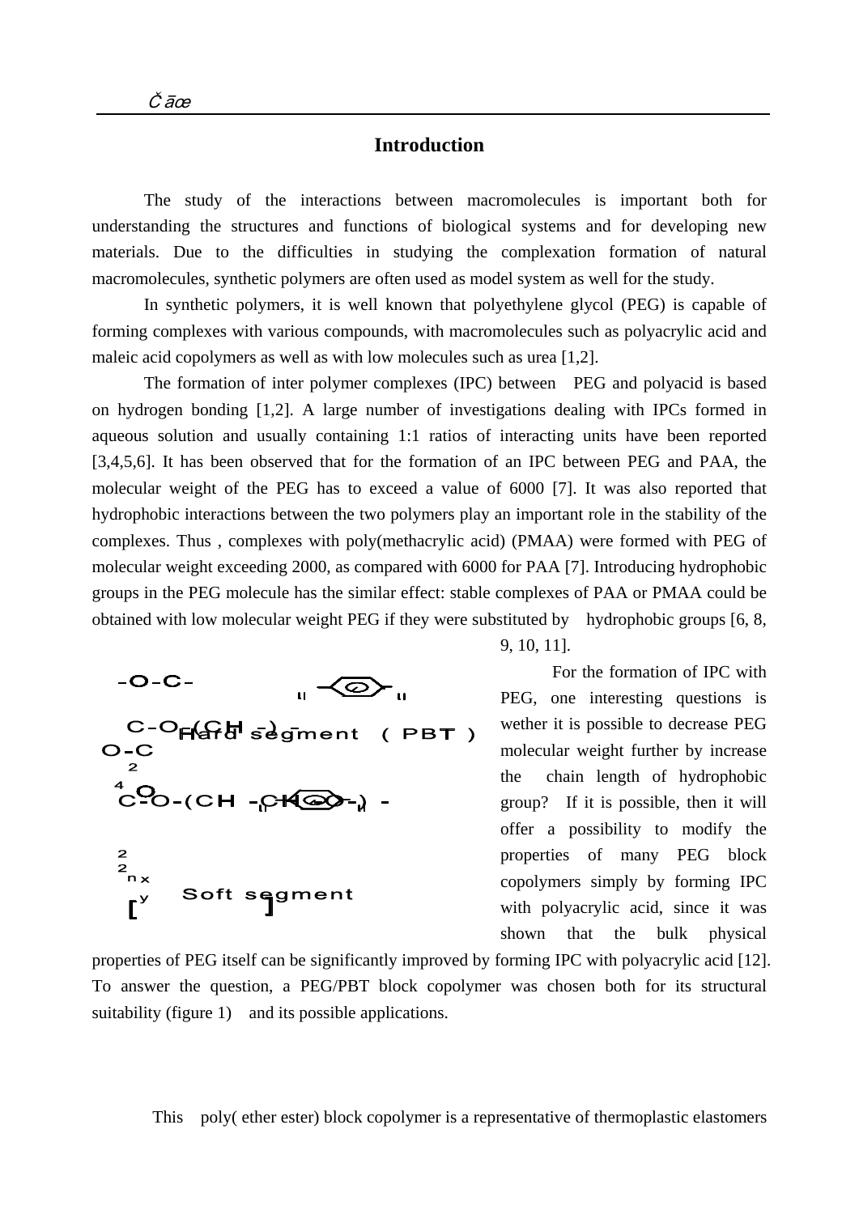## Introduction

The study of the interactions between macromolecules is important both for understanding the structures and functions of biological systems and for developing new materials. Due to the difficulties in studying the complexation formation of natural macromolecules, synthetic polymers are often used as model system as well for the study.

In synthetic polymers, it is well known that polyethylene glycol (PEG) is capable of forming complexes with various compounds, with macromolecules such as polyacrylic acid and maleic acid copolymers as well as with low molecules such as urea [1,2].

The formation of inter polymer complexes (IPC) between PEG and polyacid is based on hydrogen bonding [1,2]. A large number of investigations dealing with IPCs formed in aqueous solution and usually containing 1:1 ratios of interacting units have been reported [3,4,5,6]. It has been observed that for the formation of an IPC between PEG and PAA, the molecular weight of the PEG has to exceed a value of 6000 [7]. It was also reported that hydrophobic interactions between the two polymers play an important role in the stability of the complexes. Thus , complexes with poly(methacrylic acid) (PMAA) were formed with PEG of molecular weight exceeding 2000, as compared with 6000 for PAA [7]. Introducing hydrophobic groups in the PEG molecule has the similar effect: stable complexes of PAA or PMAA could be obtained with low molecular weight PEG if they were substituted by hydrophobic groups [6, 8, 9, 10, 11].

For the formation of IPC with PEG, one interesting questions is wether it is possible to decrease PEG molecular weight further by increase the chain length of hydrophobic group? If it is possible, then it will offer a possibility to modify the properties of many PEG block copolymers simply by forming IPC with polyacrylic acid, since it was shown that the bulk physical properties of PEG itself can be significantly improved by forming IPC with polyacrylic acid [12]. To answer the question, a PEG/PBT block copolymer was chosen both for its structural suitability (figure 1) and its possible applications.

This poly( ether ester) block copolymer is a representative of thermoplastic elastomers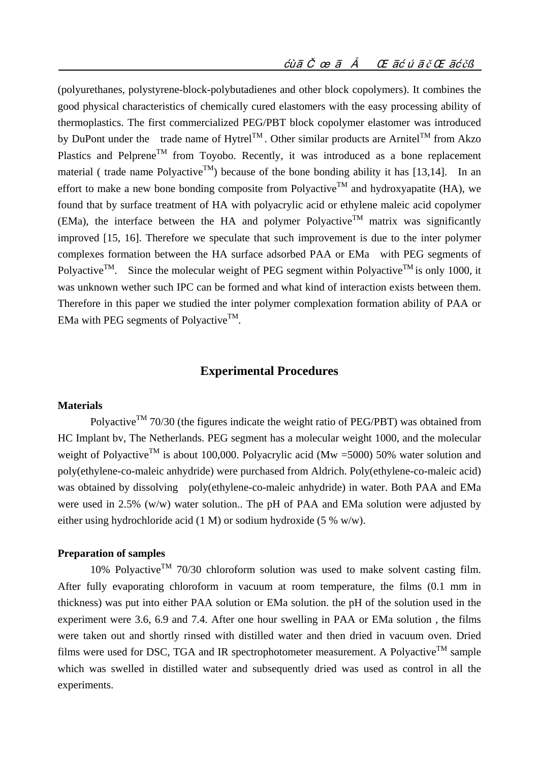(polyurethanes, polystyrene-block-polybutadienes and other block copolymers). It combines the good physical characteristics of chemically cured elastomers with the easy processing ability of thermoplastics. The first commercialized PEG/PBT block copolymer elastomer was introduced by DuPont under the trade name of Hytrel™. Other similar products are Arnitel™ from Akzo Plastics and Pelprene™ from Toyobo. Recently, it was introduced as a bone replacement material ( trade name Polyactive™) because of the bone bonding ability it has [13,14]. In an effort to make a new bone bonding composite from Polyactive™ and hydroxyapatite (HA), we found that by surface treatment of HA with polyacrylic acid or ethylene maleic acid copolymer (EMa), the interface between the HA and polymer Polyactive™ matrix was significantly improved [15, 16]. Therefore we speculate that such improvement is due to the inter polymer complexes formation between the HA surface adsorbed PAA or EMa with PEG segments of Polyactive™. Since the molecular weight of PEG segment within Polyactive™ is only 1000, it was unknown wether such IPC can be formed and what kind of interaction exists between them. Therefore in this paper we studied the inter polymer complexation formation ability of PAA or EMa with PEG segments of Polyactive™.

## Experimental Procedures

**Materials**

Polyactive™ 70/30 (the figures indicate the weight ratio of PEG/PBT) was obtained from HC Implant bv, The Netherlands. PEG segment has a molecular weight 1000, and the molecular weight of Polyactive™ is about 100,000. Polyacrylic acid (Mw =5000) 50% water solution and poly(ethylene-co-maleic anhydride) were purchased from Aldrich. Poly(ethylene-co-maleic acid) was obtained by dissolving poly(ethylene-co-maleic anhydride) in water. Both PAA and EMa were used in 2.5% (w/w) water solution.. The pH of PAA and EMa solution were adjusted by either using hydrochloride acid (1 M) or sodium hydroxide (5 % w/w).

**Preparation of samples**

10% Polyactive™ 70/30 chloroform solution was used to make solvent casting film. After fully evaporating chloroform in vacuum at room temperature, the films (0.1 mm in thickness) was put into either PAA solution or EMa solution. the pH of the solution used in the experiment were 3.6, 6.9 and 7.4. After one hour swelling in PAA or EMa solution , the films were taken out and shortly rinsed with distilled water and then dried in vacuum oven. Dried films were used for DSC, TGA and IR spectrophotometer measurement. A Polyactive™ sample which was swelled in distilled water and subsequently dried was used as control in all the experiments.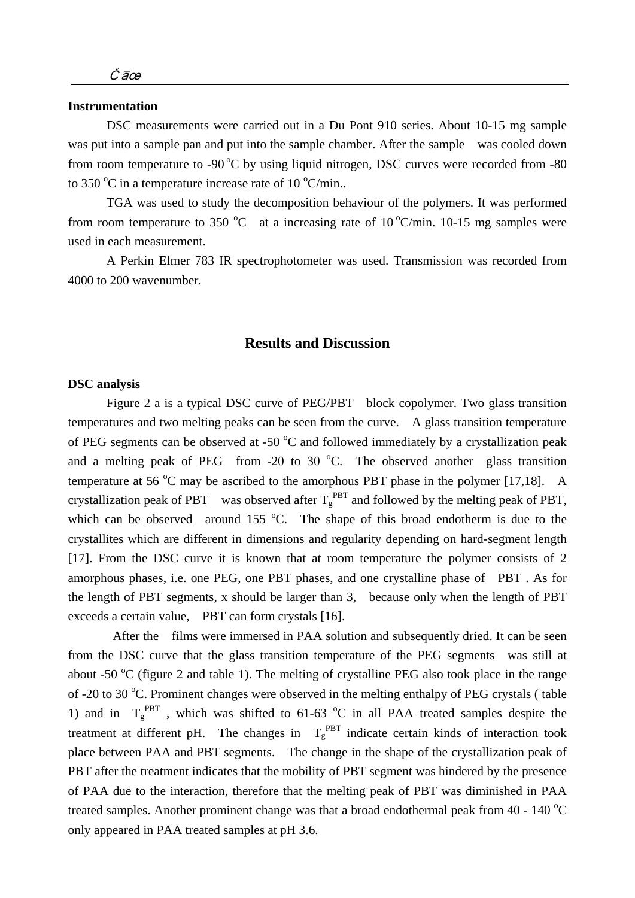### Instrumentation

DSC measurements were carried out in a Du Pont 910 series. About 10-15 mg sample was put into a sample pan and put into the sample chamber. After the sample was cooled down from room temperature to -90 $^oC$ by using liquid nitrogen, DSC curves were recorded from -80 to 350 $^oC$ in a temperature increase rate of 10 $^oC$/min..

TGA was used to study the decomposition behaviour of the polymers. It was performed from room temperature to 350 $^oC$ at a increasing rate of 10 $^oC$/min. 10-15 mg samples were used in each measurement.

A Perkin Elmer 783 IR spectrophotometer was used. Transmission was recorded from 4000 to 200 wavenumber.

## Results and Discussion

### DSC analysis

Figure 2 a is a typical DSC curve of PEG/PBT block copolymer. Two glass transition temperatures and two melting peaks can be seen from the curve. A glass transition temperature of PEG segments can be observed at -50 $^oC$ and followed immediately by a crystallization peak and a melting peak of PEG from -20 to 30 $^oC$. The observed another glass transition temperature at 56 $^oC$ may be ascribed to the amorphous PBT phase in the polymer [17,18]. A crystallization peak of PBT was observed after $T_g^{PBT}$ and followed by the melting peak of PBT, which can be observed around 155 $^oC$. The shape of this broad endotherm is due to the crystallites which are different in dimensions and regularity depending on hard-segment length [17]. From the DSC curve it is known that at room temperature the polymer consists of 2 amorphous phases, i.e. one PEG, one PBT phases, and one crystalline phase of PBT . As for the length of PBT segments, x should be larger than 3, because only when the length of PBT exceeds a certain value, PBT can form crystals [16].

After the films were immersed in PAA solution and subsequently dried. It can be seen from the DSC curve that the glass transition temperature of the PEG segments was still at about -50 $^oC$ (figure 2 and table 1). The melting of crystalline PEG also took place in the range of -20 to 30 $^oC$. Prominent changes were observed in the melting enthalpy of PEG crystals ( table 1) and in $T_g^{PBT}$ , which was shifted to 61-63 $^oC$ in all PAA treated samples despite the treatment at different pH. The changes in $T_g^{PBT}$ indicate certain kinds of interaction took place between PAA and PBT segments. The change in the shape of the crystallization peak of PBT after the treatment indicates that the mobility of PBT segment was hindered by the presence of PAA due to the interaction, therefore that the melting peak of PBT was diminished in PAA treated samples. Another prominent change was that a broad endothermal peak from 40 - 140 $^oC$ only appeared in PAA treated samples at pH 3.6.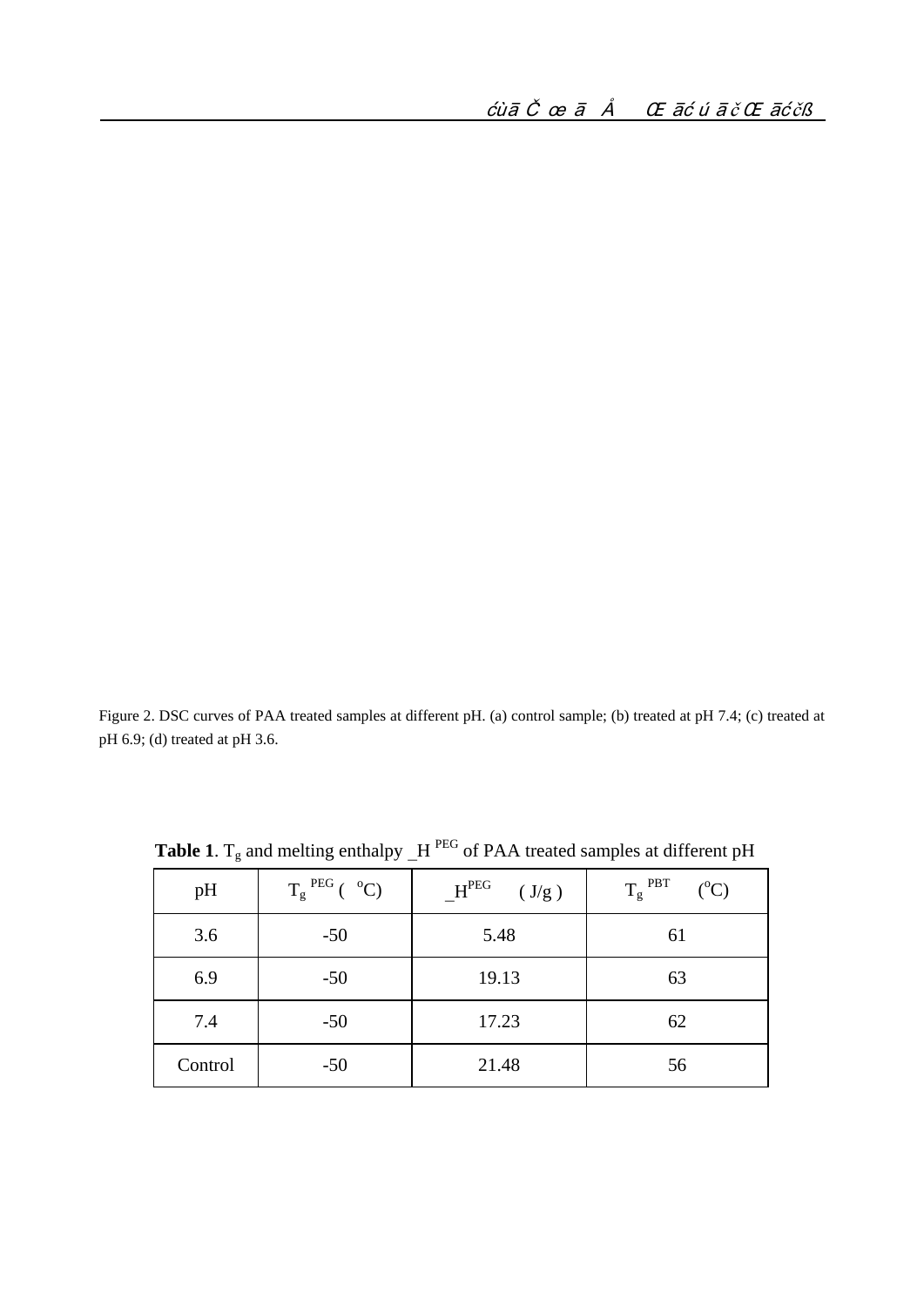Figure 2. DSC curves of PAA treated samples at different pH. (a) control sample; (b) treated at pH 7.4; (c) treated at pH 6.9; (d) treated at pH 3.6.

**Table 1**. $T_g$ and melting enthalpy _H $^{PEG}$ of PAA treated samples at different pH

| pH | $T_g^{PEG}$ ( $^oC$) | _$H^{PEG}$ ( J/g ) | $T_g^{PBT}$ ($^oC$) |
|---|---|---|---|
| 3.6 | -50 | 5.48 | 61 |
| 6.9 | -50 | 19.13 | 63 |
| 7.4 | -50 | 17.23 | 62 |
| Control | -50 | 21.48 | 56 |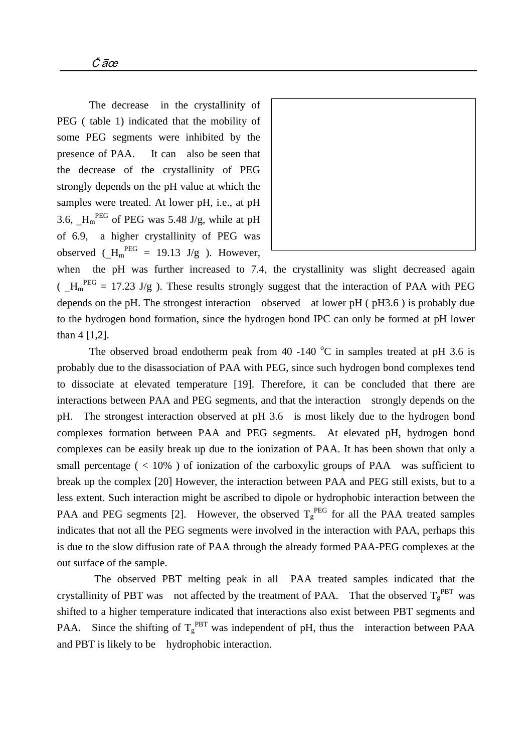The decrease in the crystallinity of PEG ( table 1) indicated that the mobility of some PEG segments were inhibited by the presence of PAA. It can also be seen that the decrease of the crystallinity of PEG strongly depends on the pH value at which the samples were treated. At lower pH, i.e., at pH 3.6, $\Delta H_m^{PEG}$ of PEG was 5.48 J/g, while at pH of 6.9, a higher crystallinity of PEG was observed ($\Delta H_m^{PEG}$ = 19.13 J/g ). However, when the pH was further increased to 7.4, the crystallinity was slight decreased again ( $\Delta H_m^{PEG}$ = 17.23 J/g ). These results strongly suggest that the interaction of PAA with PEG depends on the pH. The strongest interaction observed at lower pH ( pH3.6 ) is probably due to the hydrogen bond formation, since the hydrogen bond IPC can only be formed at pH lower than 4 [1,2].

The observed broad endotherm peak from 40 -140 $^{o}$C in samples treated at pH 3.6 is probably due to the disassociation of PAA with PEG, since such hydrogen bond complexes tend to dissociate at elevated temperature [19]. Therefore, it can be concluded that there are interactions between PAA and PEG segments, and that the interaction strongly depends on the pH. The strongest interaction observed at pH 3.6 is most likely due to the hydrogen bond complexes formation between PAA and PEG segments. At elevated pH, hydrogen bond complexes can be easily break up due to the ionization of PAA. It has been shown that only a small percentage ( < 10% ) of ionization of the carboxylic groups of PAA was sufficient to break up the complex [20] However, the interaction between PAA and PEG still exists, but to a less extent. Such interaction might be ascribed to dipole or hydrophobic interaction between the PAA and PEG segments [2]. However, the observed $T_g^{PEG}$ for all the PAA treated samples indicates that not all the PEG segments were involved in the interaction with PAA, perhaps this is due to the slow diffusion rate of PAA through the already formed PAA-PEG complexes at the out surface of the sample.

The observed PBT melting peak in all PAA treated samples indicated that the crystallinity of PBT was not affected by the treatment of PAA. That the observed $T_g^{PBT}$ was shifted to a higher temperature indicated that interactions also exist between PBT segments and PAA. Since the shifting of $T_g^{PBT}$ was independent of pH, thus the interaction between PAA and PBT is likely to be hydrophobic interaction.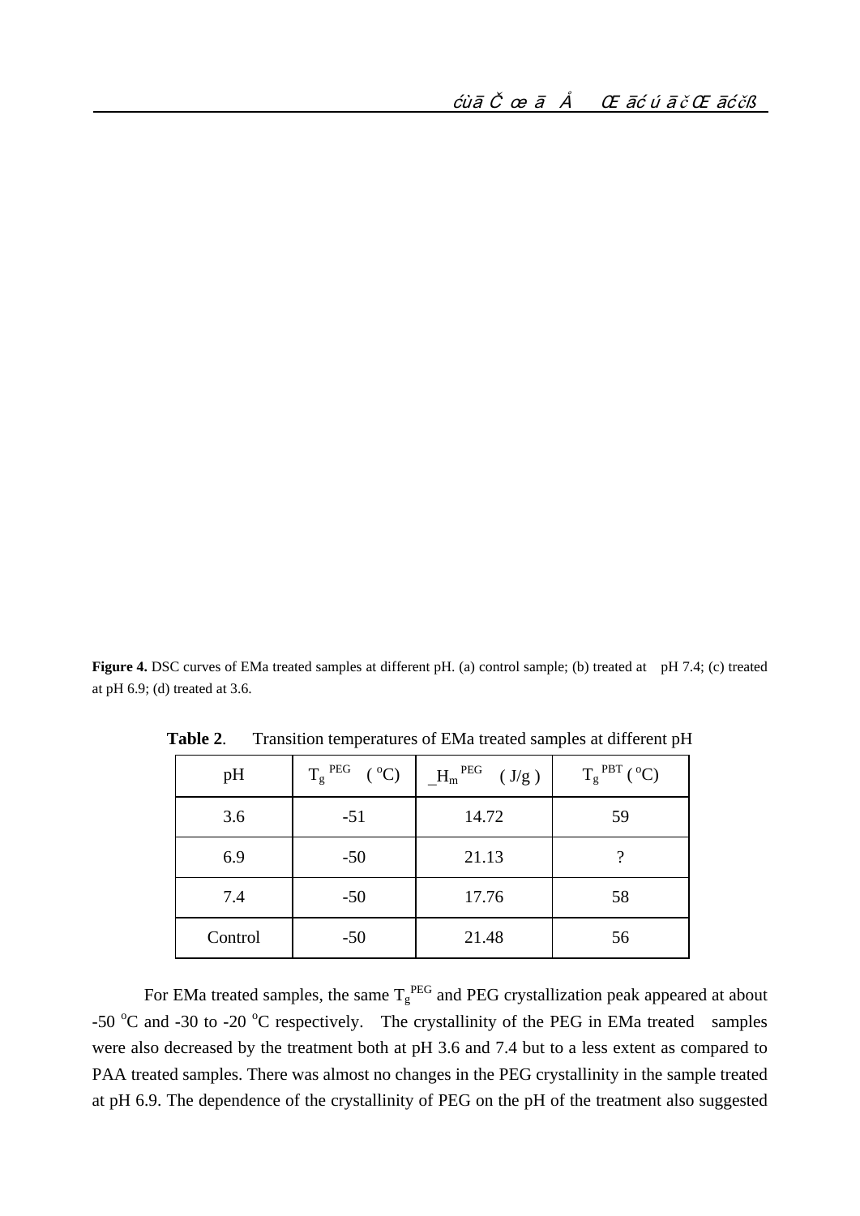**Figure 4.** DSC curves of EMa treated samples at different pH. (a) control sample; (b) treated at pH 7.4; (c) treated at pH 6.9; (d) treated at 3.6.

**Table 2**. Transition temperatures of EMa treated samples at different pH

| pH | $T_g^{PEG}$ ( $^oC$) | _$H_m^{PEG}$ ( J/g ) | $T_g^{PBT}$ ( $^oC$) |
|---|---|---|---|
| 3.6 | -51 | 14.72 | 59 |
| 6.9 | -50 | 21.13 | ? |
| 7.4 | -50 | 17.76 | 58 |
| Control | -50 | 21.48 | 56 |

For EMa treated samples, the same $T_g^{PEG}$ and PEG crystallization peak appeared at about -50 $^oC$ and -30 to -20 $^oC$ respectively. The crystallinity of the PEG in EMa treated samples were also decreased by the treatment both at pH 3.6 and 7.4 but to a less extent as compared to PAA treated samples. There was almost no changes in the PEG crystallinity in the sample treated at pH 6.9. The dependence of the crystallinity of PEG on the pH of the treatment also suggested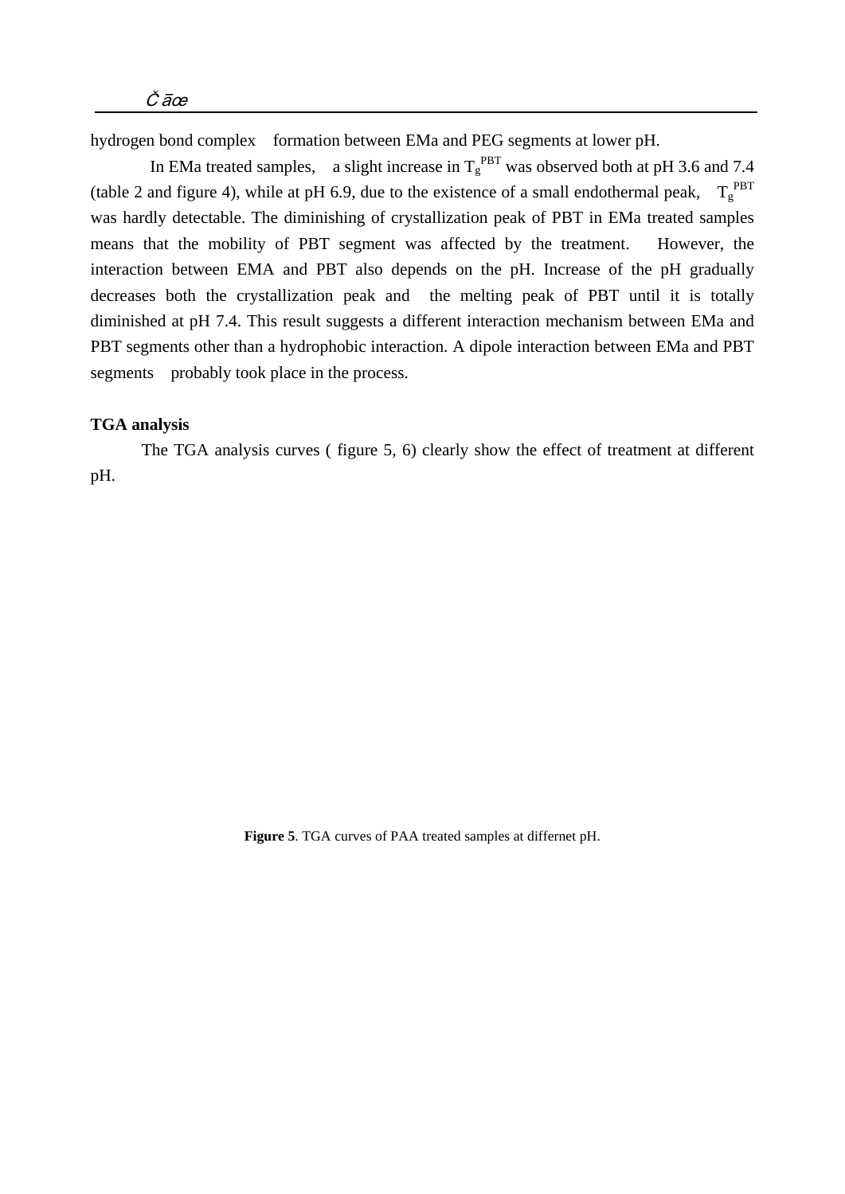hydrogen bond complex formation between EMa and PEG segments at lower pH.

In EMa treated samples, a slight increase in $T_g^{PBT}$ was observed both at pH 3.6 and 7.4 (table 2 and figure 4), while at pH 6.9, due to the existence of a small endothermal peak, $T_g^{PBT}$ was hardly detectable. The diminishing of crystallization peak of PBT in EMa treated samples means that the mobility of PBT segment was affected by the treatment. However, the interaction between EMA and PBT also depends on the pH. Increase of the pH gradually decreases both the crystallization peak and the melting peak of PBT until it is totally diminished at pH 7.4. This result suggests a different interaction mechanism between EMa and PBT segments other than a hydrophobic interaction. A dipole interaction between EMa and PBT segments probably took place in the process.

**TGA analysis**

The TGA analysis curves ( figure 5, 6) clearly show the effect of treatment at different pH.

**Figure 5**. TGA curves of PAA treated samples at differnet pH.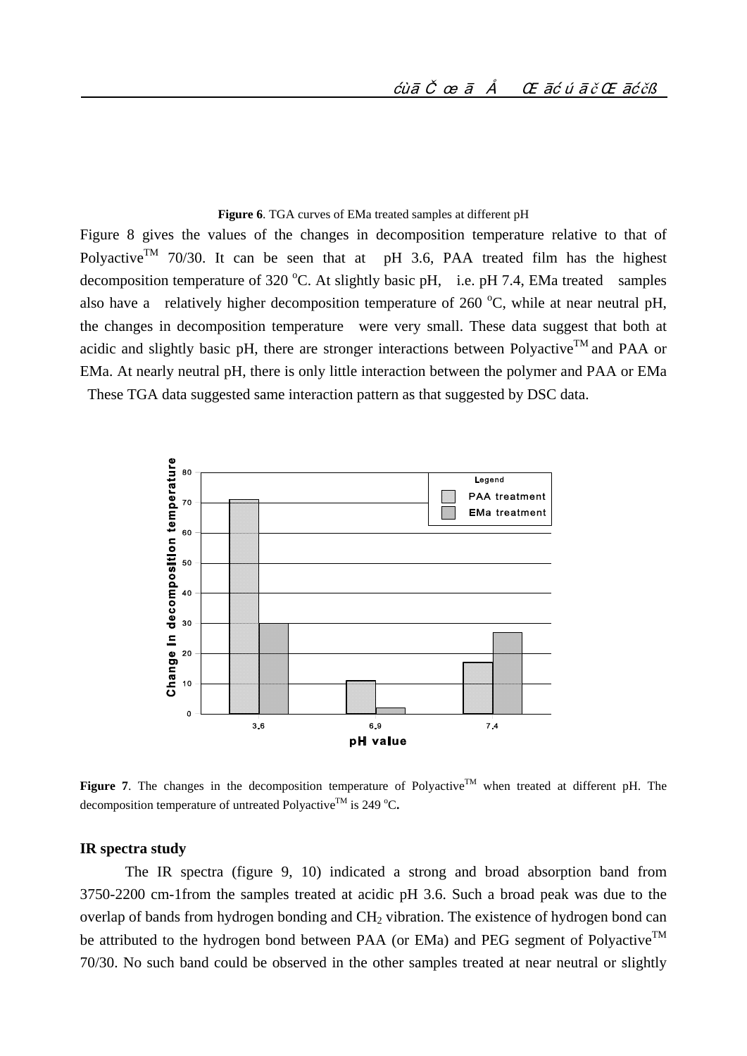**Figure 6**. TGA curves of EMa treated samples at different pH

Figure 8 gives the values of the changes in decomposition temperature relative to that of Polyactive™ 70/30. It can be seen that at pH 3.6, PAA treated film has the highest decomposition temperature of 320 °C. At slightly basic pH, i.e. pH 7.4, EMa treated samples also have a relatively higher decomposition temperature of 260 °C, while at near neutral pH, the changes in decomposition temperature were very small. These data suggest that both at acidic and slightly basic pH, there are stronger interactions between Polyactive™ and PAA or EMa. At nearly neutral pH, there is only little interaction between the polymer and PAA or EMa These TGA data suggested same interaction pattern as that suggested by DSC data.

**Figure 7**. The changes in the decomposition temperature of Polyactive™ when treated at different pH. The decomposition temperature of untreated Polyactive™ is 249 °C**.**

### IR spectra study

The IR spectra (figure 9, 10) indicated a strong and broad absorption band from 3750-2200 cm-1from the samples treated at acidic pH 3.6. Such a broad peak was due to the overlap of bands from hydrogen bonding and $CH_2$ vibration. The existence of hydrogen bond can be attributed to the hydrogen bond between PAA (or EMa) and PEG segment of Polyactive™ 70/30. No such band could be observed in the other samples treated at near neutral or slightly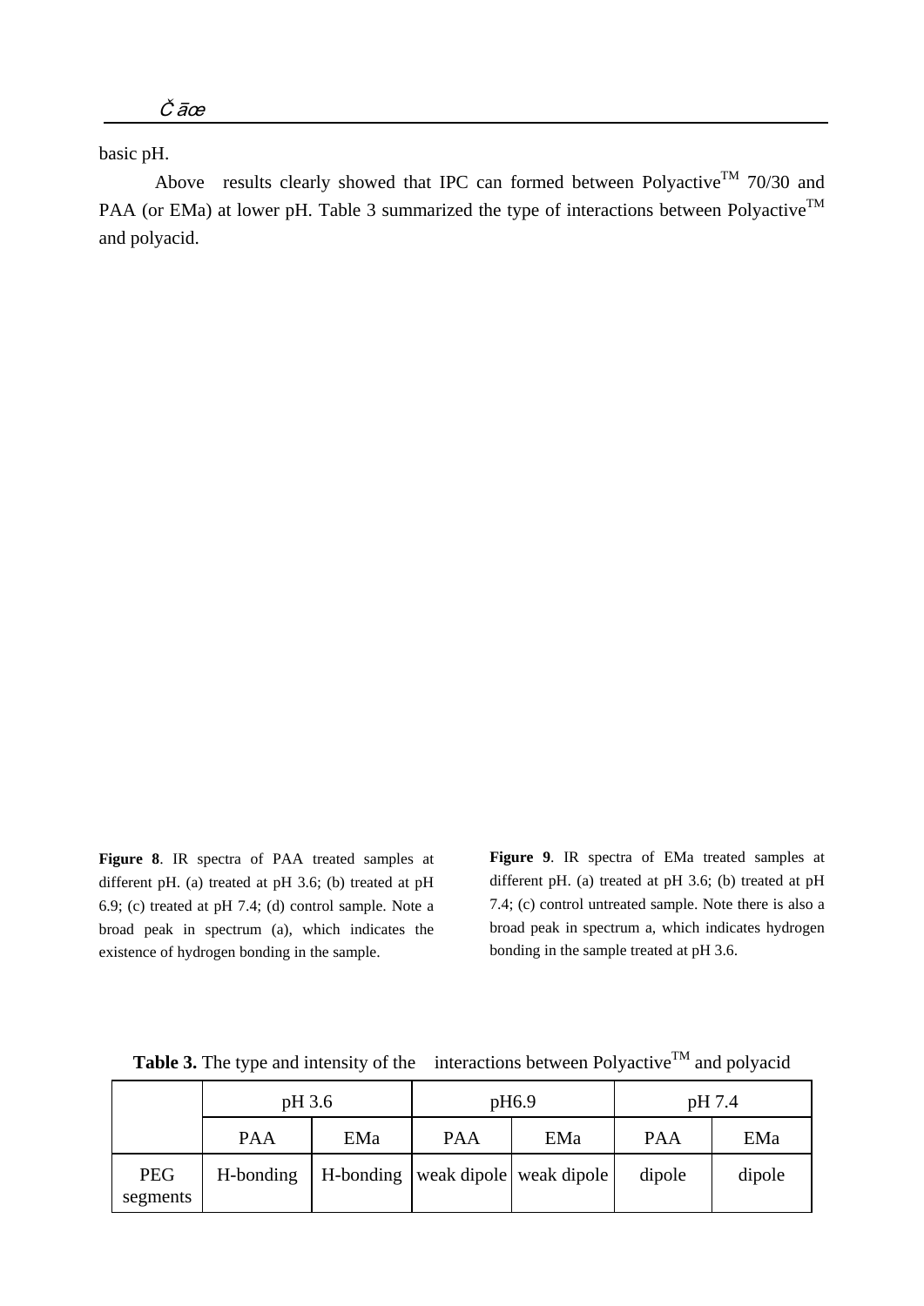basic pH.

Above results clearly showed that IPC can formed between Polyactive$^{TM}$ 70/30 and PAA (or EMa) at lower pH. Table 3 summarized the type of interactions between Polyactive$^{TM}$ and polyacid.

**Figure 8**. IR spectra of PAA treated samples at different pH. (a) treated at pH 3.6; (b) treated at pH 6.9; (c) treated at pH 7.4; (d) control sample. Note a broad peak in spectrum (a), which indicates the existence of hydrogen bonding in the sample.

**Figure 9**. IR spectra of EMa treated samples at different pH. (a) treated at pH 3.6; (b) treated at pH 7.4; (c) control untreated sample. Note there is also a broad peak in spectrum a, which indicates hydrogen bonding in the sample treated at pH 3.6.

**Table 3.** The type and intensity of the interactions between Polyactive$^{TM}$ and polyacid

| | pH 3.6 | | pH6.9 | | pH 7.4 | |
|---|---|---|---|---|---|---|
| | PAA | EMa | PAA | EMa | PAA | EMa |
| PEG segments | H-bonding | H-bonding | weak dipole | weak dipole | dipole | dipole |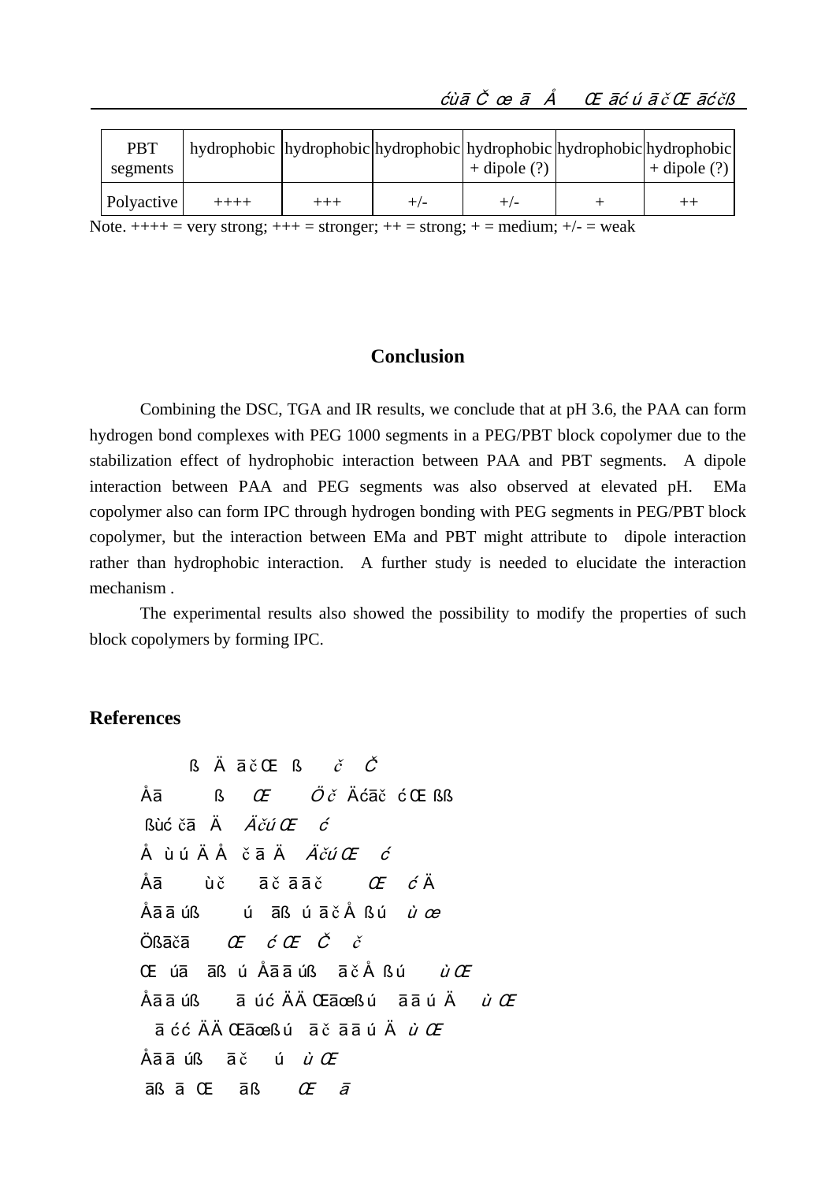| PBT segments | hydrophobic | hydrophobic | hydrophobic | hydrophobic + dipole (?) | hydrophobic | hydrophobic + dipole (?) |
|---|---|---|---|---|---|---|
| Polyactive | ++++ | +++ | +/- | +/- | + | ++ |

Note. ++++ = very strong; +++ = stronger; ++ = strong; + = medium; +/- = weak

## Conclusion

Combining the DSC, TGA and IR results, we conclude that at pH 3.6, the PAA can form hydrogen bond complexes with PEG 1000 segments in a PEG/PBT block copolymer due to the stabilization effect of hydrophobic interaction between PAA and PBT segments. A dipole interaction between PAA and PEG segments was also observed at elevated pH. EMa copolymer also can form IPC through hydrogen bonding with PEG segments in PEG/PBT block copolymer, but the interaction between EMa and PBT might attribute to dipole interaction rather than hydrophobic interaction. A further study is needed to elucidate the interaction mechanism .

The experimental results also showed the possibility to modify the properties of such block copolymers by forming IPC.

## References

ß Ä ā č Œ ß *č Č*

Åā ß *Œ* *Ö č* Äćāč ć Œ ßß

ßùć čā Ä *Äčú Œ ć*

Å ù ú Ä Å č ā Ä *Äčú Œ ć*

Åā ù č ā č ā ā č *Œ ć* Ä

Åā ā úß ú āß ú ā č Å ß ú *ù œ*

Ößāčā *Œ ć Œ Č č*

Œ úā āß ú Åā ā úß ā č Å ß ú *ù Œ*

Åā ā úß ā úć ÄÄ Œāœß ú ā ā ú Ä *ù Œ*

ā ćć ÄÄ Œāœß ú ā č ā ā ú Ä *ù Œ*

Åā ā úß ā č ú *ù Œ*

āß ā Œ āß *Œ ā*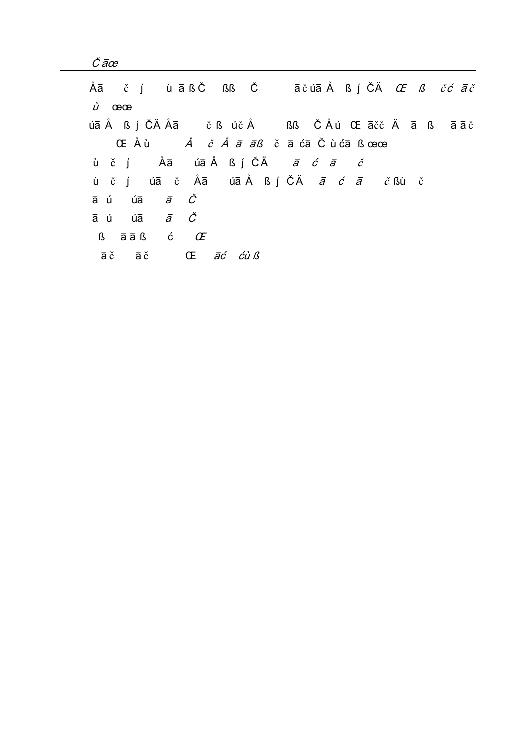Åā č į ù ā ß Č ßß Č ā č úā Å ß į ČÄ *Œ ß čć ā č ù* œœ

úā Å ß į ČÄ Åā č ß úč Å ßß Č Å ú Œ āčč Ä ā ß ā ā č Œ Å ù *Å č Å ā āß* č ā ćā Č ù ćā ß œœ

ù č į Åā úā Å ß į ČÄ *ā ć ā č*

ù č į úā č Åā úā Å ß į ČÄ *ā ć ā č* ßù č

ā ú úā *ā Č*

ā ú úā *ā Č*

ß ā ā ß ć *Œ*

ā č ā č Œ *āć ćù ß*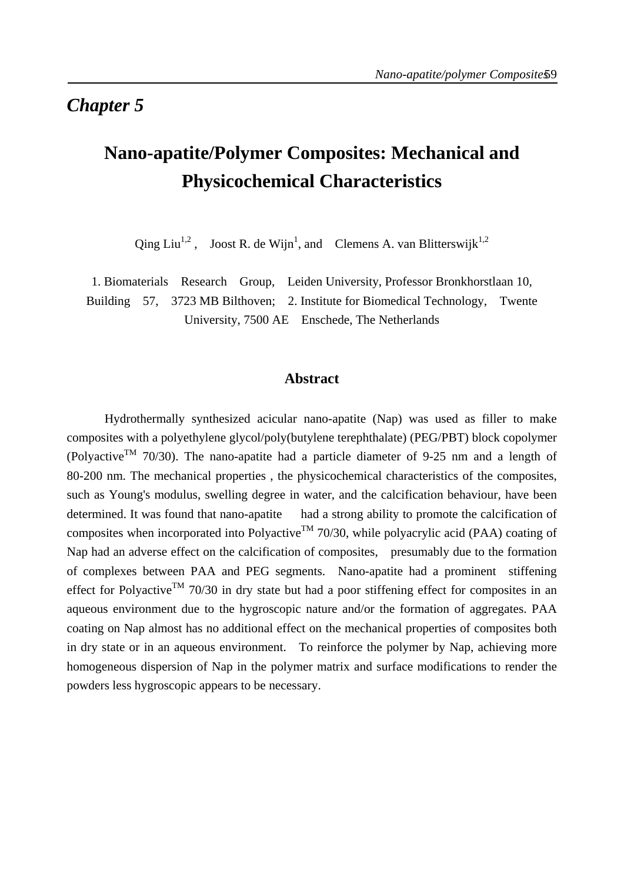# *Chapter 5*

## Nano-apatite/Polymer Composites: Mechanical and Physicochemical Characteristics

Qing Liu[1,2], Joost R. de Wijn[1], and Clemens A. van Blitterswijk[1,2]

1. Biomaterials Research Group, Leiden University, Professor Bronkhorstlaan 10, Building 57, 3723 MB Bilthoven; 2. Institute for Biomedical Technology, Twente University, 7500 AE Enschede, The Netherlands

### Abstract

Hydrothermally synthesized acicular nano-apatite (Nap) was used as filler to make composites with a polyethylene glycol/poly(butylene terephthalate) (PEG/PBT) block copolymer (Polyactive$^{TM}$ 70/30). The nano-apatite had a particle diameter of 9-25 nm and a length of 80-200 nm. The mechanical properties , the physicochemical characteristics of the composites, such as Young's modulus, swelling degree in water, and the calcification behaviour, have been determined. It was found that nano-apatite had a strong ability to promote the calcification of composites when incorporated into Polyactive$^{TM}$ 70/30, while polyacrylic acid (PAA) coating of Nap had an adverse effect on the calcification of composites, presumably due to the formation of complexes between PAA and PEG segments. Nano-apatite had a prominent stiffening effect for Polyactive$^{TM}$ 70/30 in dry state but had a poor stiffening effect for composites in an aqueous environment due to the hygroscopic nature and/or the formation of aggregates. PAA coating on Nap almost has no additional effect on the mechanical properties of composites both in dry state or in an aqueous environment. To reinforce the polymer by Nap, achieving more homogeneous dispersion of Nap in the polymer matrix and surface modifications to render the powders less hygroscopic appears to be necessary.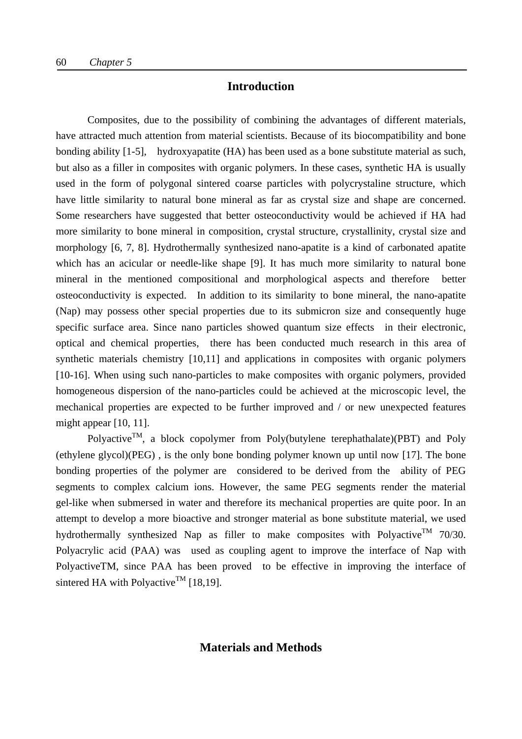## Introduction

Composites, due to the possibility of combining the advantages of different materials, have attracted much attention from material scientists. Because of its biocompatibility and bone bonding ability [1-5], hydroxyapatite (HA) has been used as a bone substitute material as such, but also as a filler in composites with organic polymers. In these cases, synthetic HA is usually used in the form of polygonal sintered coarse particles with polycrystaline structure, which have little similarity to natural bone mineral as far as crystal size and shape are concerned. Some researchers have suggested that better osteoconductivity would be achieved if HA had more similarity to bone mineral in composition, crystal structure, crystallinity, crystal size and morphology [6, 7, 8]. Hydrothermally synthesized nano-apatite is a kind of carbonated apatite which has an acicular or needle-like shape [9]. It has much more similarity to natural bone mineral in the mentioned compositional and morphological aspects and therefore better osteoconductivity is expected. In addition to its similarity to bone mineral, the nano-apatite (Nap) may possess other special properties due to its submicron size and consequently huge specific surface area. Since nano particles showed quantum size effects in their electronic, optical and chemical properties, there has been conducted much research in this area of synthetic materials chemistry [10,11] and applications in composites with organic polymers [10-16]. When using such nano-particles to make composites with organic polymers, provided homogeneous dispersion of the nano-particles could be achieved at the microscopic level, the mechanical properties are expected to be further improved and / or new unexpected features might appear [10, 11].

Polyactive™, a block copolymer from Poly(butylene terephathalate)(PBT) and Poly (ethylene glycol)(PEG) , is the only bone bonding polymer known up until now [17]. The bone bonding properties of the polymer are considered to be derived from the ability of PEG segments to complex calcium ions. However, the same PEG segments render the material gel-like when submersed in water and therefore its mechanical properties are quite poor. In an attempt to develop a more bioactive and stronger material as bone substitute material, we used hydrothermally synthesized Nap as filler to make composites with Polyactive™ 70/30. Polyacrylic acid (PAA) was used as coupling agent to improve the interface of Nap with PolyactiveTM, since PAA has been proved to be effective in improving the interface of sintered HA with Polyactive™ [18,19].

## Materials and Methods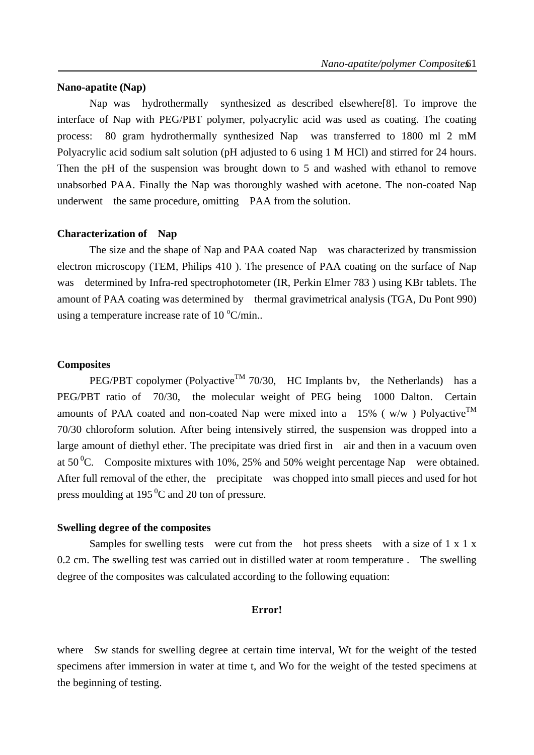**Nano-apatite (Nap)**

Nap was hydrothermally synthesized as described elsewhere[8]. To improve the interface of Nap with PEG/PBT polymer, polyacrylic acid was used as coating. The coating process: 80 gram hydrothermally synthesized Nap was transferred to 1800 ml 2 mM Polyacrylic acid sodium salt solution (pH adjusted to 6 using 1 M HCl) and stirred for 24 hours. Then the pH of the suspension was brought down to 5 and washed with ethanol to remove unabsorbed PAA. Finally the Nap was thoroughly washed with acetone. The non-coated Nap underwent the same procedure, omitting PAA from the solution.

**Characterization of Nap**

The size and the shape of Nap and PAA coated Nap was characterized by transmission electron microscopy (TEM, Philips 410 ). The presence of PAA coating on the surface of Nap was determined by Infra-red spectrophotometer (IR, Perkin Elmer 783 ) using KBr tablets. The amount of PAA coating was determined by thermal gravimetrical analysis (TGA, Du Pont 990) using a temperature increase rate of 10 $^{o}$C/min..

**Composites**

PEG/PBT copolymer (Polyactive$^{TM}$ 70/30, HC Implants bv, the Netherlands) has a PEG/PBT ratio of 70/30, the molecular weight of PEG being 1000 Dalton. Certain amounts of PAA coated and non-coated Nap were mixed into a 15% ( w/w ) Polyactive$^{TM}$ 70/30 chloroform solution. After being intensively stirred, the suspension was dropped into a large amount of diethyl ether. The precipitate was dried first in air and then in a vacuum oven at 50 $^{0}$C. Composite mixtures with 10%, 25% and 50% weight percentage Nap were obtained. After full removal of the ether, the precipitate was chopped into small pieces and used for hot press moulding at 195 $^{0}$C and 20 ton of pressure.

**Swelling degree of the composites**

Samples for swelling tests were cut from the hot press sheets with a size of 1 x 1 x 0.2 cm. The swelling test was carried out in distilled water at room temperature . The swelling degree of the composites was calculated according to the following equation:

**Error!**

where Sw stands for swelling degree at certain time interval, Wt for the weight of the tested specimens after immersion in water at time t, and Wo for the weight of the tested specimens at the beginning of testing.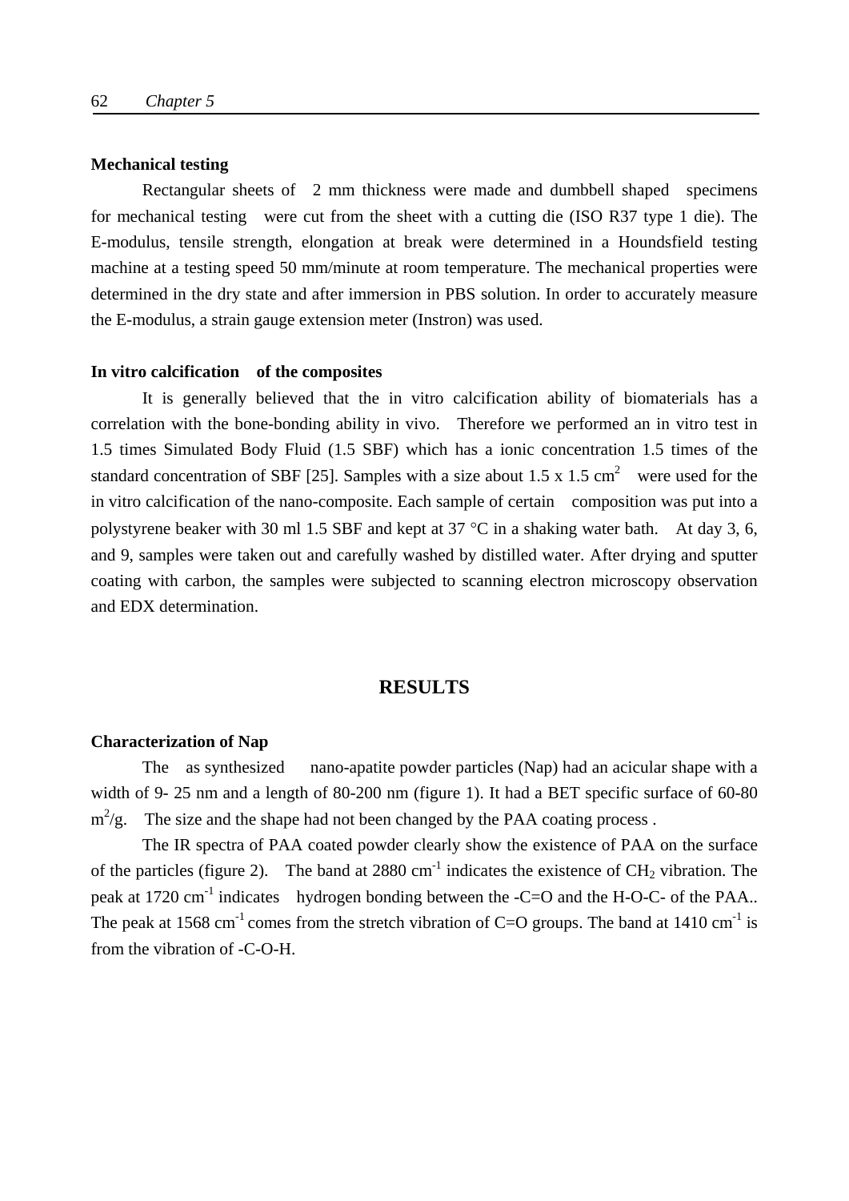**Mechanical testing**

Rectangular sheets of 2 mm thickness were made and dumbbell shaped specimens for mechanical testing were cut from the sheet with a cutting die (ISO R37 type 1 die). The E-modulus, tensile strength, elongation at break were determined in a Houndsfield testing machine at a testing speed 50 mm/minute at room temperature. The mechanical properties were determined in the dry state and after immersion in PBS solution. In order to accurately measure the E-modulus, a strain gauge extension meter (Instron) was used.

**In vitro calcification of the composites**

It is generally believed that the in vitro calcification ability of biomaterials has a correlation with the bone-bonding ability in vivo. Therefore we performed an in vitro test in 1.5 times Simulated Body Fluid (1.5 SBF) which has a ionic concentration 1.5 times of the standard concentration of SBF [25]. Samples with a size about 1.5 x 1.5 $cm^2$ were used for the in vitro calcification of the nano-composite. Each sample of certain composition was put into a polystyrene beaker with 30 ml 1.5 SBF and kept at 37 °C in a shaking water bath. At day 3, 6, and 9, samples were taken out and carefully washed by distilled water. After drying and sputter coating with carbon, the samples were subjected to scanning electron microscopy observation and EDX determination.

## RESULTS

**Characterization of Nap**

The as synthesized nano-apatite powder particles (Nap) had an acicular shape with a width of 9- 25 nm and a length of 80-200 nm (figure 1). It had a BET specific surface of 60-80 $m^2/g$. The size and the shape had not been changed by the PAA coating process .

The IR spectra of PAA coated powder clearly show the existence of PAA on the surface of the particles (figure 2). The band at 2880 $cm^{-1}$ indicates the existence of $CH_2$ vibration. The peak at 1720 $cm^{-1}$ indicates hydrogen bonding between the -C=O and the H-O-C- of the PAA.. The peak at 1568 $cm^{-1}$ comes from the stretch vibration of C=O groups. The band at 1410 $cm^{-1}$ is from the vibration of -C-O-H.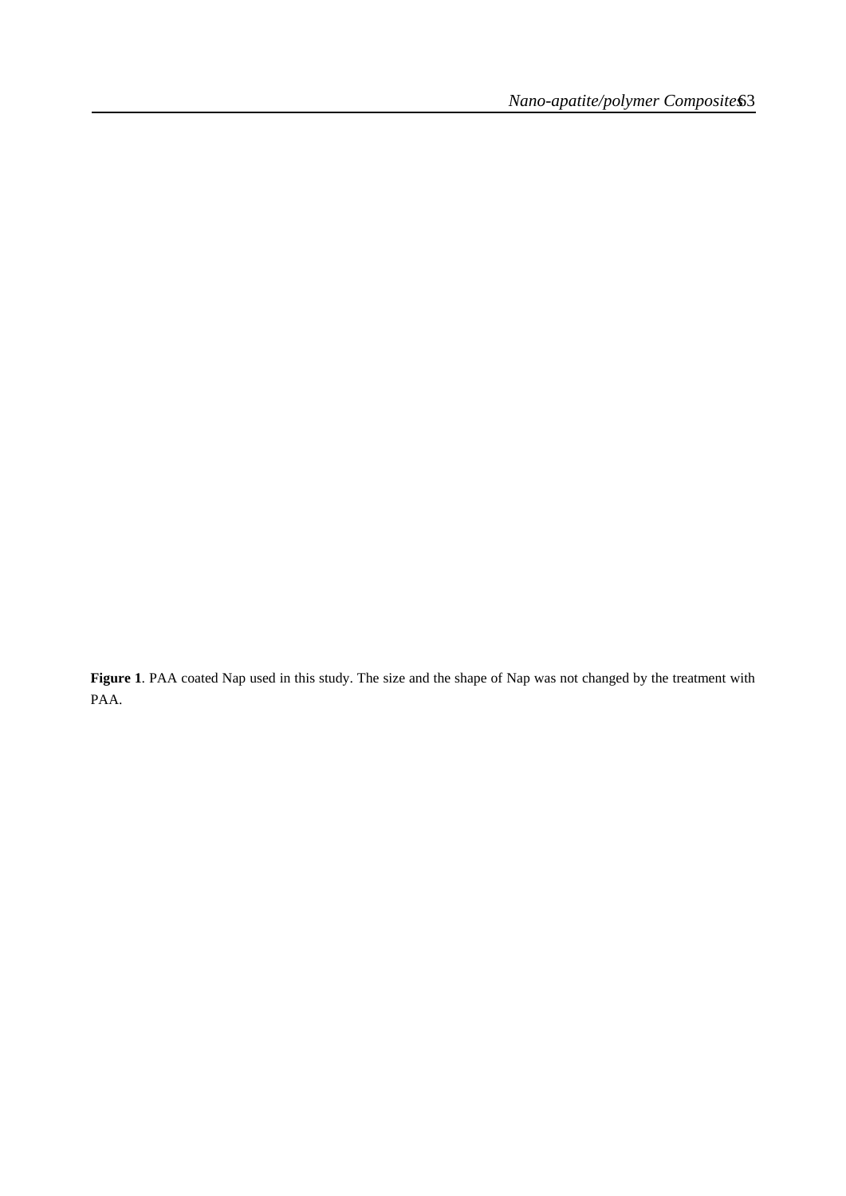**Figure 1**. PAA coated Nap used in this study. The size and the shape of Nap was not changed by the treatment with PAA.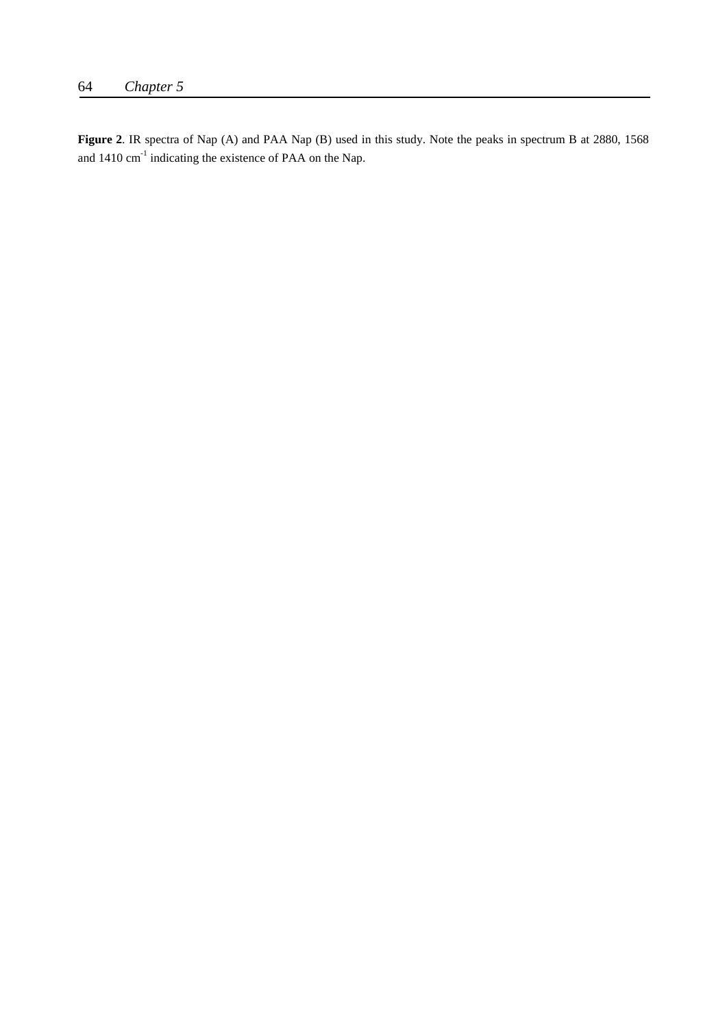**Figure 2**. IR spectra of Nap (A) and PAA Nap (B) used in this study. Note the peaks in spectrum B at 2880, 1568 and 1410 $cm^{-1}$ indicating the existence of PAA on the Nap.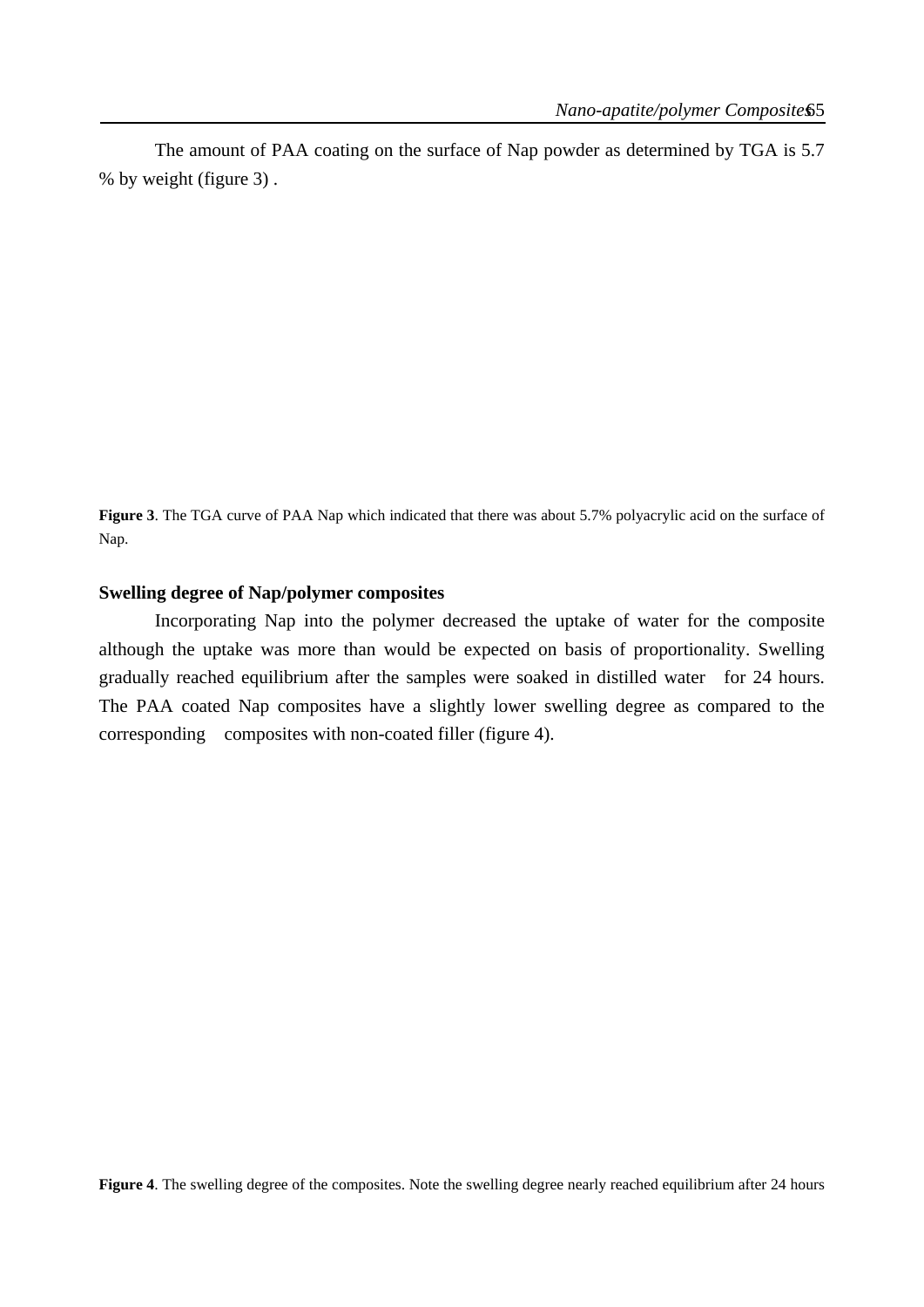The amount of PAA coating on the surface of Nap powder as determined by TGA is 5.7 % by weight (figure 3) .

**Figure 3**. The TGA curve of PAA Nap which indicated that there was about 5.7% polyacrylic acid on the surface of Nap.

### Swelling degree of Nap/polymer composites

Incorporating Nap into the polymer decreased the uptake of water for the composite although the uptake was more than would be expected on basis of proportionality. Swelling gradually reached equilibrium after the samples were soaked in distilled water for 24 hours. The PAA coated Nap composites have a slightly lower swelling degree as compared to the corresponding composites with non-coated filler (figure 4).

**Figure 4**. The swelling degree of the composites. Note the swelling degree nearly reached equilibrium after 24 hours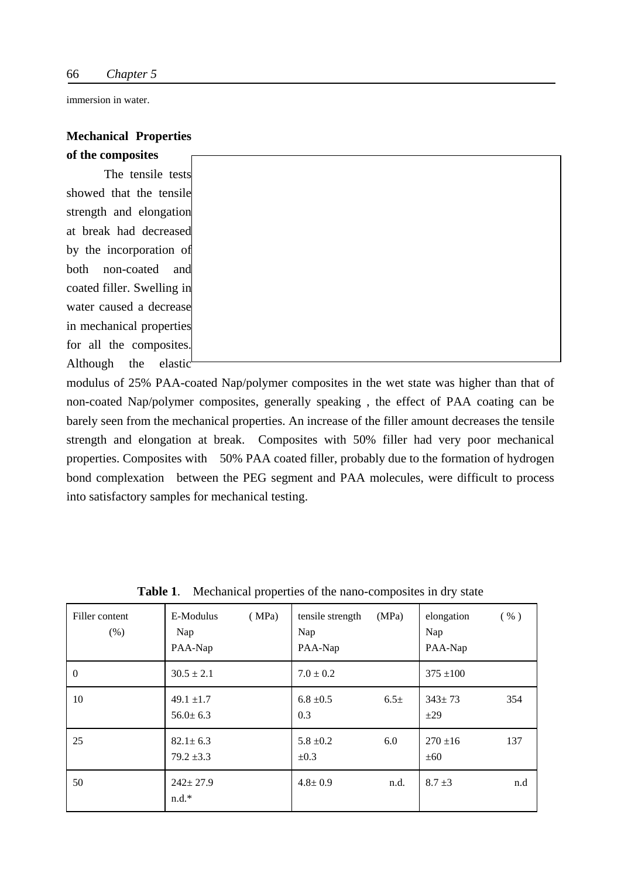immersion in water.

**Mechanical Properties of the composites**

The tensile tests showed that the tensile strength and elongation at break had decreased by the incorporation of both non-coated and coated filler. Swelling in water caused a decrease in mechanical properties for all the composites. Although the elastic modulus of 25% PAA-coated Nap/polymer composites in the wet state was higher than that of non-coated Nap/polymer composites, generally speaking , the effect of PAA coating can be barely seen from the mechanical properties. An increase of the filler amount decreases the tensile strength and elongation at break. Composites with 50% filler had very poor mechanical properties. Composites with 50% PAA coated filler, probably due to the formation of hydrogen bond complexation between the PEG segment and PAA molecules, were difficult to process into satisfactory samples for mechanical testing.

**Table 1**. Mechanical properties of the nano-composites in dry state

| Filler content (%) | E-Modulus (MPa) Nap PAA-Nap | tensile strength (MPa) Nap PAA-Nap | elongation (%) Nap PAA-Nap |
|---|---|---|---|
| 0 | 30.5 ± 2.1 | 7.0 ± 0.2 | 375 ±100 |
| 10 | 49.1 ±1.7 56.0± 6.3 | 6.8 ±0.5 6.5± 0.3 | 343± 73 354 ±29 |
| 25 | 82.1± 6.3 79.2 ±3.3 | 5.8 ±0.2 6.0 ±0.3 | 270 ±16 137 ±60 |
| 50 | 242± 27.9 n.d.* | 4.8± 0.9 n.d. | 8.7 ±3 n.d |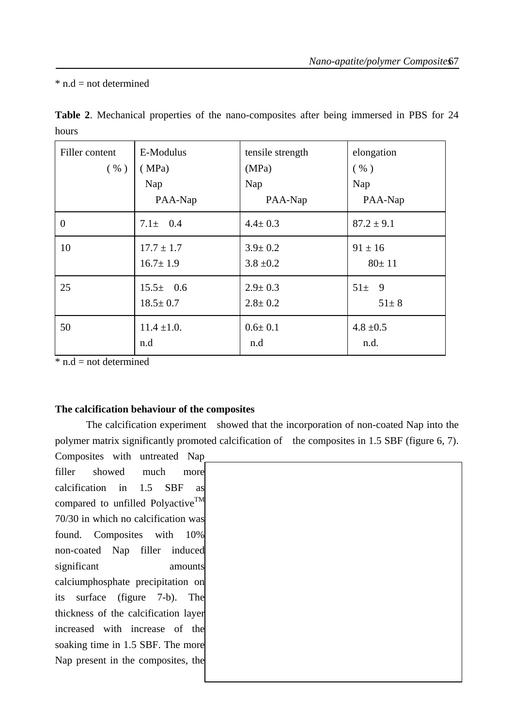* n.d = not determined

**Table 2**. Mechanical properties of the nano-composites after being immersed in PBS for 24 hours

| Filler content ( % ) | E-Modulus ( MPa) Nap PAA-Nap | tensile strength (MPa) Nap PAA-Nap | elongation ( % ) Nap PAA-Nap |
|---|---|---|---|
| 0 | 7.1± 0.4 | 4.4± 0.3 | 87.2 ± 9.1 |
| 10 | 17.7 ± 1.7<br>16.7± 1.9 | 3.9± 0.2<br>3.8 ±0.2 | 91 ± 16<br>80± 11 |
| 25 | 15.5± 0.6<br>18.5± 0.7 | 2.9± 0.3<br>2.8± 0.2 | 51± 9<br>51± 8 |
| 50 | 11.4 ±1.0.<br>n.d | 0.6± 0.1<br>n.d | 4.8 ±0.5<br>n.d. |

* n.d = not determined

**The calcification behaviour of the composites**

The calcification experiment showed that the incorporation of non-coated Nap into the polymer matrix significantly promoted calcification of the composites in 1.5 SBF (figure 6, 7). Composites with untreated Nap filler showed much more calcification in 1.5 SBF as compared to unfilled Polyactive™ 70/30 in which no calcification was found. Composites with 10% non-coated Nap filler induced significant amounts calciumphosphate precipitation on its surface (figure 7-b). The thickness of the calcification layer increased with increase of the soaking time in 1.5 SBF. The more Nap present in the composites, the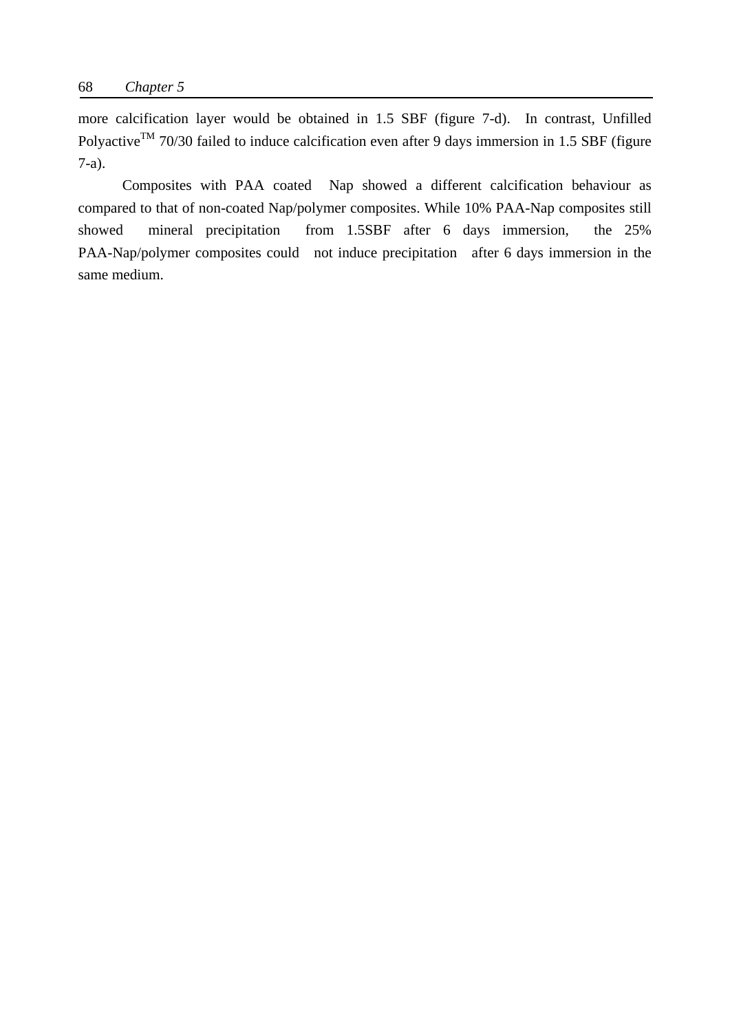more calcification layer would be obtained in 1.5 SBF (figure 7-d). In contrast, Unfilled Polyactive$^{TM}$ 70/30 failed to induce calcification even after 9 days immersion in 1.5 SBF (figure 7-a).

Composites with PAA coated Nap showed a different calcification behaviour as compared to that of non-coated Nap/polymer composites. While 10% PAA-Nap composites still showed mineral precipitation from 1.5SBF after 6 days immersion, the 25% PAA-Nap/polymer composites could not induce precipitation after 6 days immersion in the same medium.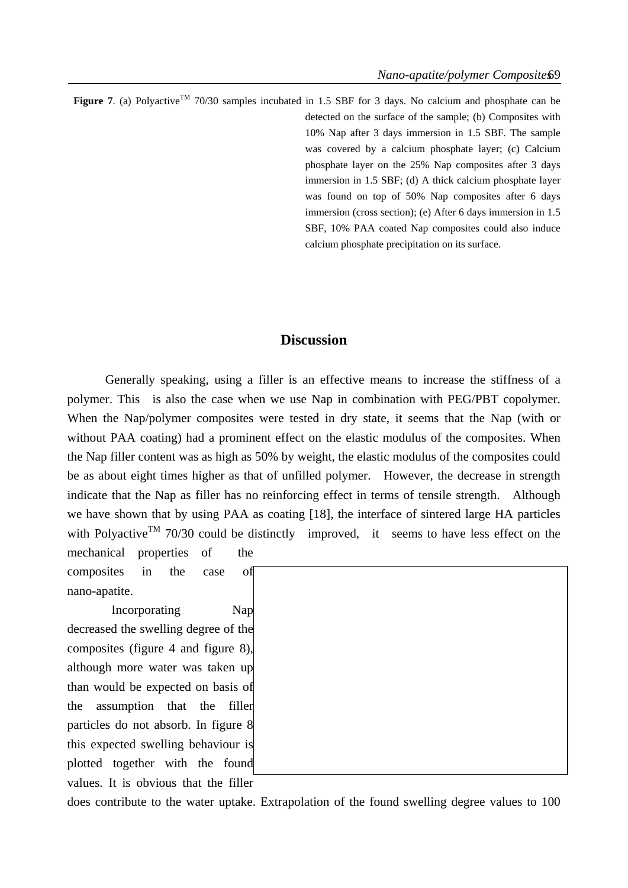**Figure 7**. (a) Polyactive$^{TM}$ 70/30 samples incubated in 1.5 SBF for 3 days. No calcium and phosphate can be detected on the surface of the sample; (b) Composites with 10% Nap after 3 days immersion in 1.5 SBF. The sample was covered by a calcium phosphate layer; (c) Calcium phosphate layer on the 25% Nap composites after 3 days immersion in 1.5 SBF; (d) A thick calcium phosphate layer was found on top of 50% Nap composites after 6 days immersion (cross section); (e) After 6 days immersion in 1.5 SBF, 10% PAA coated Nap composites could also induce calcium phosphate precipitation on its surface.

## Discussion

Generally speaking, using a filler is an effective means to increase the stiffness of a polymer. This is also the case when we use Nap in combination with PEG/PBT copolymer. When the Nap/polymer composites were tested in dry state, it seems that the Nap (with or without PAA coating) had a prominent effect on the elastic modulus of the composites. When the Nap filler content was as high as 50% by weight, the elastic modulus of the composites could be as about eight times higher as that of unfilled polymer. However, the decrease in strength indicate that the Nap as filler has no reinforcing effect in terms of tensile strength. Although we have shown that by using PAA as coating [18], the interface of sintered large HA particles with Polyactive$^{TM}$ 70/30 could be distinctly improved, it seems to have less effect on the mechanical properties of the composites in the case of nano-apatite.

Incorporating Nap decreased the swelling degree of the composites (figure 4 and figure 8), although more water was taken up than would be expected on basis of the assumption that the filler particles do not absorb. In figure 8 this expected swelling behaviour is plotted together with the found values. It is obvious that the filler does contribute to the water uptake. Extrapolation of the found swelling degree values to 100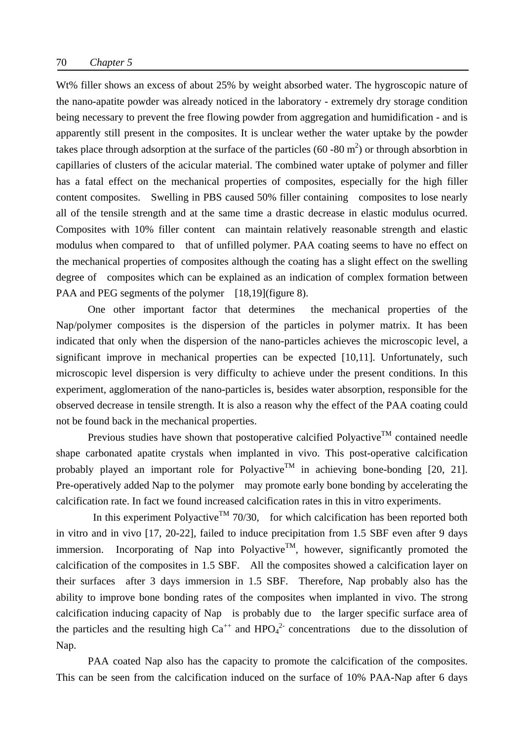Wt% filler shows an excess of about 25% by weight absorbed water. The hygroscopic nature of the nano-apatite powder was already noticed in the laboratory - extremely dry storage condition being necessary to prevent the free flowing powder from aggregation and humidification - and is apparently still present in the composites. It is unclear wether the water uptake by the powder takes place through adsorption at the surface of the particles (60 -80 $m^2$) or through absorbtion in capillaries of clusters of the acicular material. The combined water uptake of polymer and filler has a fatal effect on the mechanical properties of composites, especially for the high filler content composites. Swelling in PBS caused 50% filler containing composites to lose nearly all of the tensile strength and at the same time a drastic decrease in elastic modulus ocurred. Composites with 10% filler content can maintain relatively reasonable strength and elastic modulus when compared to that of unfilled polymer. PAA coating seems to have no effect on the mechanical properties of composites although the coating has a slight effect on the swelling degree of composites which can be explained as an indication of complex formation between PAA and PEG segments of the polymer [18,19](figure 8).

One other important factor that determines the mechanical properties of the Nap/polymer composites is the dispersion of the particles in polymer matrix. It has been indicated that only when the dispersion of the nano-particles achieves the microscopic level, a significant improve in mechanical properties can be expected [10,11]. Unfortunately, such microscopic level dispersion is very difficulty to achieve under the present conditions. In this experiment, agglomeration of the nano-particles is, besides water absorption, responsible for the observed decrease in tensile strength. It is also a reason why the effect of the PAA coating could not be found back in the mechanical properties.

Previous studies have shown that postoperative calcified Polyactive™ contained needle shape carbonated apatite crystals when implanted in vivo. This post-operative calcification probably played an important role for Polyactive™ in achieving bone-bonding [20, 21]. Pre-operatively added Nap to the polymer may promote early bone bonding by accelerating the calcification rate. In fact we found increased calcification rates in this in vitro experiments.

In this experiment Polyactive™ 70/30, for which calcification has been reported both in vitro and in vivo [17, 20-22], failed to induce precipitation from 1.5 SBF even after 9 days immersion. Incorporating of Nap into Polyactive™, however, significantly promoted the calcification of the composites in 1.5 SBF. All the composites showed a calcification layer on their surfaces after 3 days immersion in 1.5 SBF. Therefore, Nap probably also has the ability to improve bone bonding rates of the composites when implanted in vivo. The strong calcification inducing capacity of Nap is probably due to the larger specific surface area of the particles and the resulting high $Ca^{++}$ and $HPO_4^{2-}$ concentrations due to the dissolution of Nap.

PAA coated Nap also has the capacity to promote the calcification of the composites. This can be seen from the calcification induced on the surface of 10% PAA-Nap after 6 days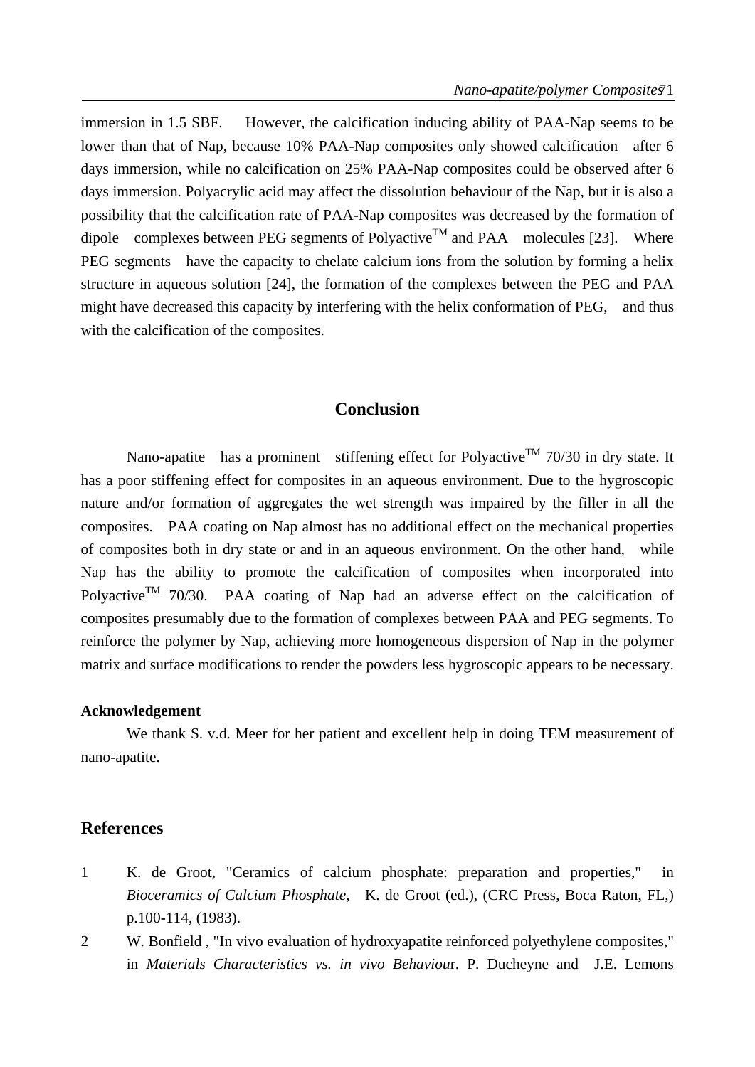immersion in 1.5 SBF. However, the calcification inducing ability of PAA-Nap seems to be lower than that of Nap, because 10% PAA-Nap composites only showed calcification after 6 days immersion, while no calcification on 25% PAA-Nap composites could be observed after 6 days immersion. Polyacrylic acid may affect the dissolution behaviour of the Nap, but it is also a possibility that the calcification rate of PAA-Nap composites was decreased by the formation of dipole complexes between PEG segments of Polyactive™ and PAA molecules [23]. Where PEG segments have the capacity to chelate calcium ions from the solution by forming a helix structure in aqueous solution [24], the formation of the complexes between the PEG and PAA might have decreased this capacity by interfering with the helix conformation of PEG, and thus with the calcification of the composites.

## Conclusion

Nano-apatite has a prominent stiffening effect for Polyactive™ 70/30 in dry state. It has a poor stiffening effect for composites in an aqueous environment. Due to the hygroscopic nature and/or formation of aggregates the wet strength was impaired by the filler in all the composites. PAA coating on Nap almost has no additional effect on the mechanical properties of composites both in dry state or and in an aqueous environment. On the other hand, while Nap has the ability to promote the calcification of composites when incorporated into Polyactive™ 70/30. PAA coating of Nap had an adverse effect on the calcification of composites presumably due to the formation of complexes between PAA and PEG segments. To reinforce the polymer by Nap, achieving more homogeneous dispersion of Nap in the polymer matrix and surface modifications to render the powders less hygroscopic appears to be necessary.

#### Acknowledgement

We thank S. v.d. Meer for her patient and excellent help in doing TEM measurement of nano-apatite.

## References

1 K. de Groot, "Ceramics of calcium phosphate: preparation and properties," in *Bioceramics of Calcium Phosphate*, K. de Groot (ed.), (CRC Press, Boca Raton, FL,) p.100-114, (1983).

2 W. Bonfield , "In vivo evaluation of hydroxyapatite reinforced polyethylene composites," in *Materials Characteristics vs. in vivo Behaviour*. P. Ducheyne and J.E. Lemons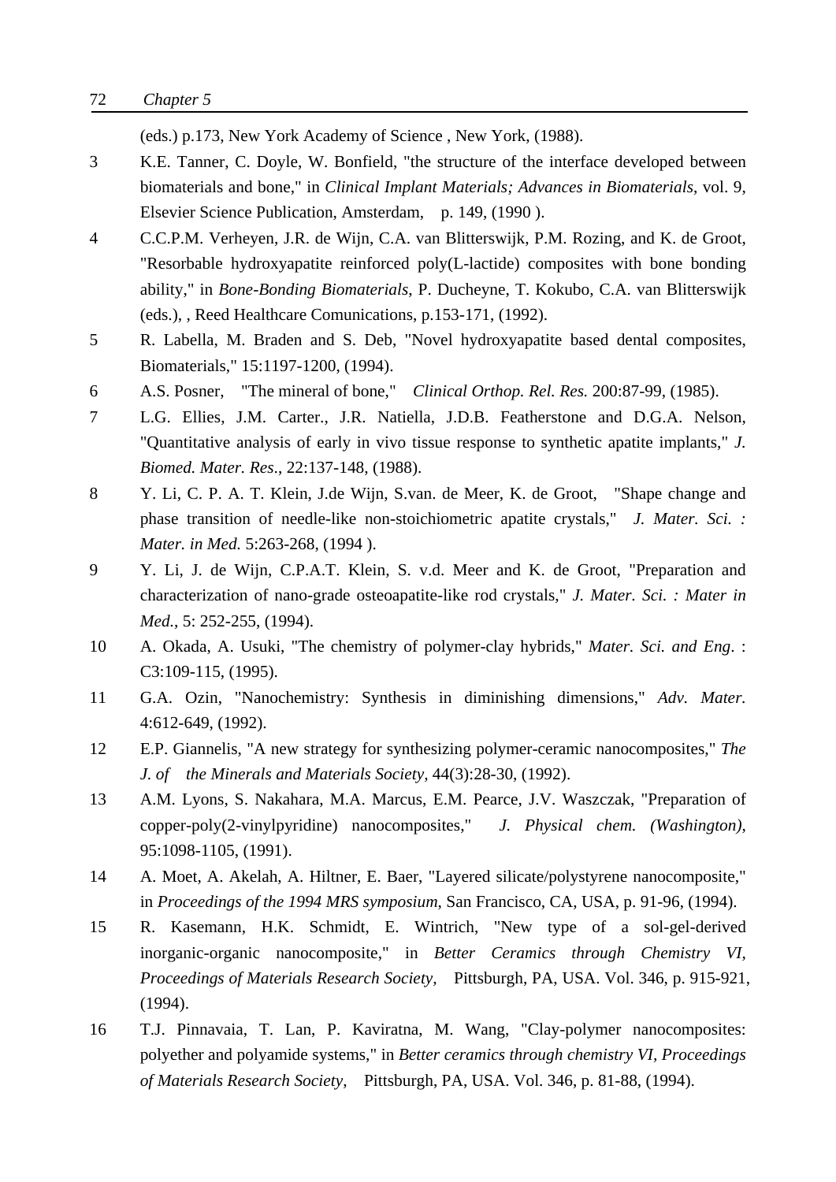(eds.) p.173, New York Academy of Science , New York, (1988).

3 K.E. Tanner, C. Doyle, W. Bonfield, "the structure of the interface developed between biomaterials and bone," in *Clinical Implant Materials; Advances in Biomaterials*, vol. 9, Elsevier Science Publication, Amsterdam, p. 149, (1990 ).

4 C.C.P.M. Verheyen, J.R. de Wijn, C.A. van Blitterswijk, P.M. Rozing, and K. de Groot, "Resorbable hydroxyapatite reinforced poly(L-lactide) composites with bone bonding ability," in *Bone-Bonding Biomaterials*, P. Ducheyne, T. Kokubo, C.A. van Blitterswijk (eds.), , Reed Healthcare Comunications, p.153-171, (1992).

5 R. Labella, M. Braden and S. Deb, "Novel hydroxyapatite based dental composites, Biomaterials," 15:1197-1200, (1994).

6 A.S. Posner, "The mineral of bone," *Clinical Orthop. Rel. Res.* 200:87-99, (1985).

7 L.G. Ellies, J.M. Carter., J.R. Natiella, J.D.B. Featherstone and D.G.A. Nelson, "Quantitative analysis of early in vivo tissue response to synthetic apatite implants," *J. Biomed. Mater. Res*., 22:137-148, (1988).

8 Y. Li, C. P. A. T. Klein, J.de Wijn, S.van. de Meer, K. de Groot, "Shape change and phase transition of needle-like non-stoichiometric apatite crystals," *J. Mater. Sci. : Mater. in Med.* 5:263-268, (1994 ).

9 Y. Li, J. de Wijn, C.P.A.T. Klein, S. v.d. Meer and K. de Groot, "Preparation and characterization of nano-grade osteoapatite-like rod crystals," *J. Mater. Sci. : Mater in Med.*, 5: 252-255, (1994).

10 A. Okada, A. Usuki, "The chemistry of polymer-clay hybrids," *Mater. Sci. and Eng*. : C3:109-115, (1995).

11 G.A. Ozin, "Nanochemistry: Synthesis in diminishing dimensions," *Adv. Mater.* 4:612-649, (1992).

12 E.P. Giannelis, "A new strategy for synthesizing polymer-ceramic nanocomposites," *The J. of the Minerals and Materials Society*, 44(3):28-30, (1992).

13 A.M. Lyons, S. Nakahara, M.A. Marcus, E.M. Pearce, J.V. Waszczak, "Preparation of copper-poly(2-vinylpyridine) nanocomposites," *J. Physical chem. (Washington)*, 95:1098-1105, (1991).

14 A. Moet, A. Akelah, A. Hiltner, E. Baer, "Layered silicate/polystyrene nanocomposite," in *Proceedings of the 1994 MRS symposium*, San Francisco, CA, USA, p. 91-96, (1994).

15 R. Kasemann, H.K. Schmidt, E. Wintrich, "New type of a sol-gel-derived inorganic-organic nanocomposite," in *Better Ceramics through Chemistry VI, Proceedings of Materials Research Society,* Pittsburgh, PA, USA. Vol. 346, p. 915-921, (1994).

16 T.J. Pinnavaia, T. Lan, P. Kaviratna, M. Wang, "Clay-polymer nanocomposites: polyether and polyamide systems," in *Better ceramics through chemistry VI, Proceedings of Materials Research Society,* Pittsburgh, PA, USA. Vol. 346, p. 81-88, (1994).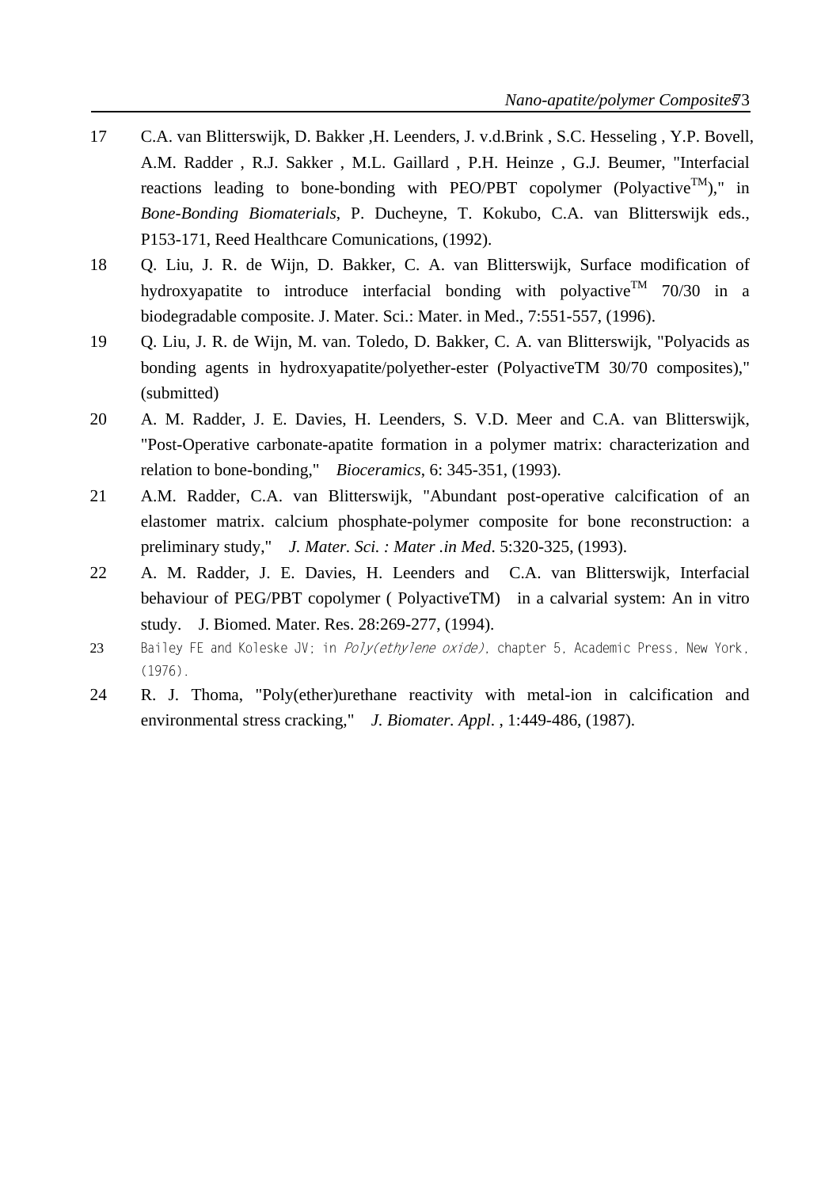17 C.A. van Blitterswijk, D. Bakker ,H. Leenders, J. v.d.Brink , S.C. Hesseling , Y.P. Bovell, A.M. Radder , R.J. Sakker , M.L. Gaillard , P.H. Heinze , G.J. Beumer, "Interfacial reactions leading to bone-bonding with PEO/PBT copolymer (Polyactive$^{TM}$)," in *Bone-Bonding Biomaterials*, P. Ducheyne, T. Kokubo, C.A. van Blitterswijk eds., P153-171, Reed Healthcare Comunications, (1992).

18 Q. Liu, J. R. de Wijn, D. Bakker, C. A. van Blitterswijk, Surface modification of hydroxyapatite to introduce interfacial bonding with polyactive$^{TM}$ 70/30 in a biodegradable composite. J. Mater. Sci.: Mater. in Med., 7:551-557, (1996).

19 Q. Liu, J. R. de Wijn, M. van. Toledo, D. Bakker, C. A. van Blitterswijk, "Polyacids as bonding agents in hydroxyapatite/polyether-ester (PolyactiveTM 30/70 composites)," (submitted)

20 A. M. Radder, J. E. Davies, H. Leenders, S. V.D. Meer and C.A. van Blitterswijk, "Post-Operative carbonate-apatite formation in a polymer matrix: characterization and relation to bone-bonding," *Bioceramics*, 6: 345-351, (1993).

21 A.M. Radder, C.A. van Blitterswijk, "Abundant post-operative calcification of an elastomer matrix. calcium phosphate-polymer composite for bone reconstruction: a preliminary study," *J. Mater. Sci. : Mater .in Med*. 5:320-325, (1993).

22 A. M. Radder, J. E. Davies, H. Leenders and C.A. van Blitterswijk, Interfacial behaviour of PEG/PBT copolymer ( PolyactiveTM) in a calvarial system: An in vitro study. J. Biomed. Mater. Res. 28:269-277, (1994).

23 Bailey FE and Koleske JV; in *Poly(ethylene oxide)*, chapter 5, Academic Press, New York, (1976).

24 R. J. Thoma, "Poly(ether)urethane reactivity with metal-ion in calcification and environmental stress cracking," *J. Biomater. Appl.* , 1:449-486, (1987).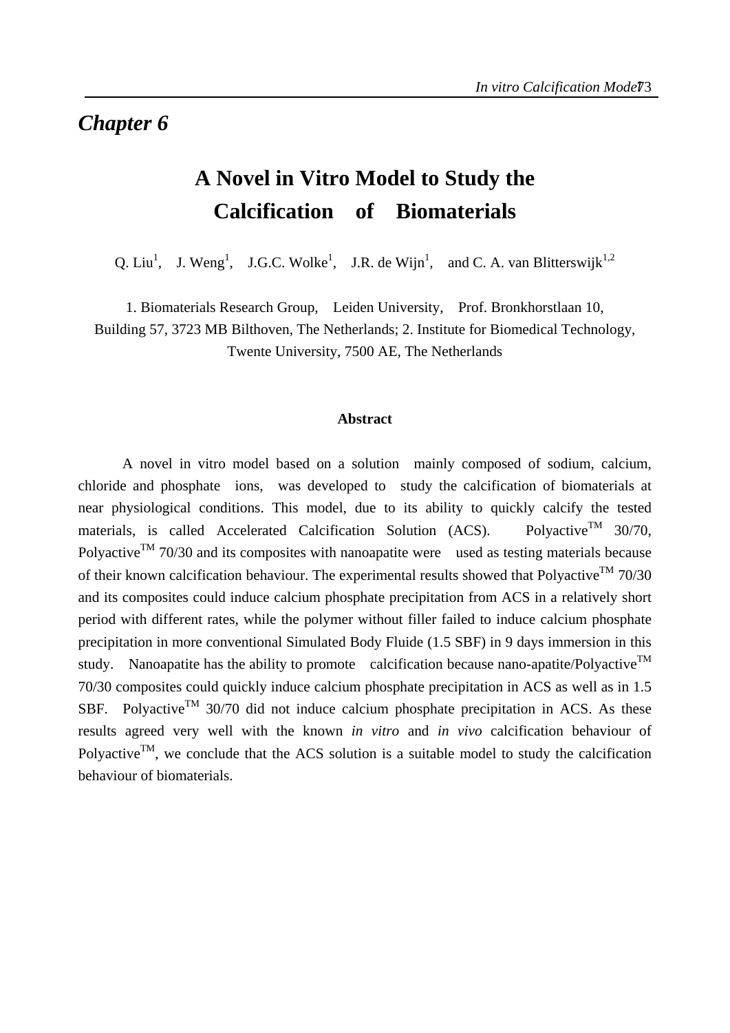# Chapter 6

## A Novel in Vitro Model to Study the Calcification of Biomaterials

Q. Liu[1], J. Weng[1], J.G.C. Wolke[1], J.R. de Wijn[1], and C. A. van Blitterswijk[1,2]

1. Biomaterials Research Group, Leiden University, Prof. Bronkhorstlaan 10, Building 57, 3723 MB Bilthoven, The Netherlands; 2. Institute for Biomedical Technology, Twente University, 7500 AE, The Netherlands

### Abstract

A novel in vitro model based on a solution mainly composed of sodium, calcium, chloride and phosphate ions, was developed to study the calcification of biomaterials at near physiological conditions. This model, due to its ability to quickly calcify the tested materials, is called Accelerated Calcification Solution (ACS). Polyactive™ 30/70, Polyactive™ 70/30 and its composites with nanoapatite were used as testing materials because of their known calcification behaviour. The experimental results showed that Polyactive™ 70/30 and its composites could induce calcium phosphate precipitation from ACS in a relatively short period with different rates, while the polymer without filler failed to induce calcium phosphate precipitation in more conventional Simulated Body Fluide (1.5 SBF) in 9 days immersion in this study. Nanoapatite has the ability to promote calcification because nano-apatite/Polyactive™ 70/30 composites could quickly induce calcium phosphate precipitation in ACS as well as in 1.5 SBF. Polyactive™ 30/70 did not induce calcium phosphate precipitation in ACS. As these results agreed very well with the known *in vitro* and *in vivo* calcification behaviour of Polyactive™, we conclude that the ACS solution is a suitable model to study the calcification behaviour of biomaterials.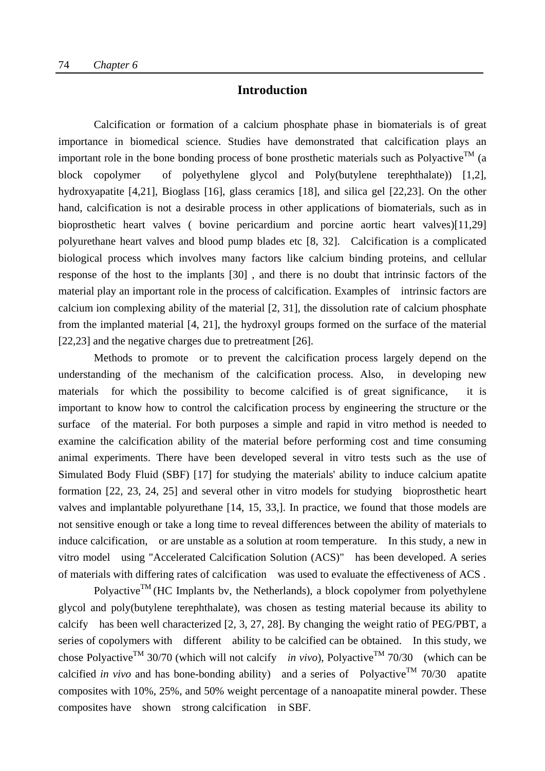## Introduction

Calcification or formation of a calcium phosphate phase in biomaterials is of great importance in biomedical science. Studies have demonstrated that calcification plays an important role in the bone bonding process of bone prosthetic materials such as Polyactive$^{TM}$ (a block copolymer of polyethylene glycol and Poly(butylene terephthalate)) [1,2], hydroxyapatite [4,21], Bioglass [16], glass ceramics [18], and silica gel [22,23]. On the other hand, calcification is not a desirable process in other applications of biomaterials, such as in bioprosthetic heart valves ( bovine pericardium and porcine aortic heart valves)[11,29] polyurethane heart valves and blood pump blades etc [8, 32]. Calcification is a complicated biological process which involves many factors like calcium binding proteins, and cellular response of the host to the implants [30] , and there is no doubt that intrinsic factors of the material play an important role in the process of calcification. Examples of intrinsic factors are calcium ion complexing ability of the material [2, 31], the dissolution rate of calcium phosphate from the implanted material [4, 21], the hydroxyl groups formed on the surface of the material [22,23] and the negative charges due to pretreatment [26].

Methods to promote or to prevent the calcification process largely depend on the understanding of the mechanism of the calcification process. Also, in developing new materials for which the possibility to become calcified is of great significance, it is important to know how to control the calcification process by engineering the structure or the surface of the material. For both purposes a simple and rapid in vitro method is needed to examine the calcification ability of the material before performing cost and time consuming animal experiments. There have been developed several in vitro tests such as the use of Simulated Body Fluid (SBF) [17] for studying the materials' ability to induce calcium apatite formation [22, 23, 24, 25] and several other in vitro models for studying bioprosthetic heart valves and implantable polyurethane [14, 15, 33,]. In practice, we found that those models are not sensitive enough or take a long time to reveal differences between the ability of materials to induce calcification, or are unstable as a solution at room temperature. In this study, a new in vitro model using "Accelerated Calcification Solution (ACS)" has been developed. A series of materials with differing rates of calcification was used to evaluate the effectiveness of ACS .

Polyactive$^{TM}$ (HC Implants bv, the Netherlands), a block copolymer from polyethylene glycol and poly(butylene terephthalate), was chosen as testing material because its ability to calcify has been well characterized [2, 3, 27, 28]. By changing the weight ratio of PEG/PBT, a series of copolymers with different ability to be calcified can be obtained. In this study, we chose Polyactive$^{TM}$ 30/70 (which will not calcify *in vivo*), Polyactive$^{TM}$ 70/30 (which can be calcified *in vivo* and has bone-bonding ability) and a series of Polyactive$^{TM}$ 70/30 apatite composites with 10%, 25%, and 50% weight percentage of a nanoapatite mineral powder. These composites have shown strong calcification in SBF.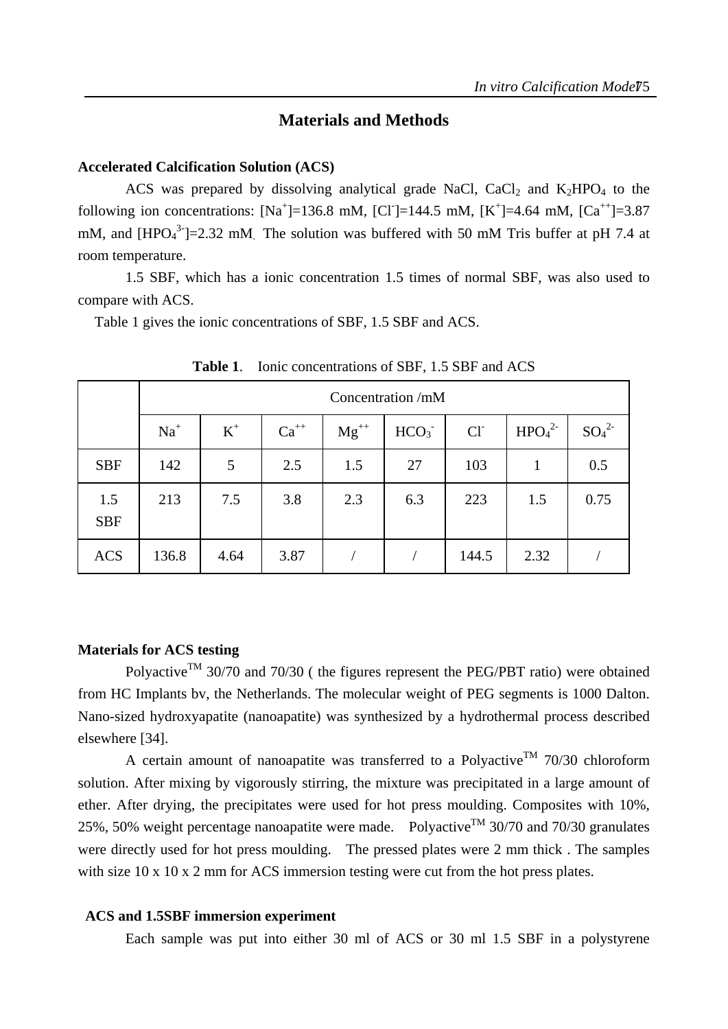## Materials and Methods

**Accelerated Calcification Solution (ACS)**

ACS was prepared by dissolving analytical grade NaCl, $CaCl_2$ and $K_2HPO_4$ to the following ion concentrations: $[Na^+]$=136.8 mM, $[Cl^-]$=144.5 mM, $[K^+]$=4.64 mM, $[Ca^{++}]$=3.87 mM, and $[HPO_4^{3-}]$=2.32 mM. The solution was buffered with 50 mM Tris buffer at pH 7.4 at room temperature.

1.5 SBF, which has a ionic concentration 1.5 times of normal SBF, was also used to compare with ACS.

Table 1 gives the ionic concentrations of SBF, 1.5 SBF and ACS.

**Table 1**. Ionic concentrations of SBF, 1.5 SBF and ACS

| | Concentration /mM | | | | | | | |
|---|---|---|---|---|---|---|---|---|
| | $Na^+$ | $K^+$ | $Ca^{++}$ | $Mg^{++}$ | $HCO_3^-$ | $Cl^-$ | $HPO_4^{2-}$ | $SO_4^{2-}$ |
| SBF | 142 | 5 | 2.5 | 1.5 | 27 | 103 | 1 | 0.5 |
| 1.5 SBF | 213 | 7.5 | 3.8 | 2.3 | 6.3 | 223 | 1.5 | 0.75 |
| ACS | 136.8 | 4.64 | 3.87 | / | / | 144.5 | 2.32 | / |

**Materials for ACS testing**

Polyactive™ 30/70 and 70/30 ( the figures represent the PEG/PBT ratio) were obtained from HC Implants bv, the Netherlands. The molecular weight of PEG segments is 1000 Dalton. Nano-sized hydroxyapatite (nanoapatite) was synthesized by a hydrothermal process described elsewhere [34].

A certain amount of nanoapatite was transferred to a Polyactive™ 70/30 chloroform solution. After mixing by vigorously stirring, the mixture was precipitated in a large amount of ether. After drying, the precipitates were used for hot press moulding. Composites with 10%, 25%, 50% weight percentage nanoapatite were made. Polyactive™ 30/70 and 70/30 granulates were directly used for hot press moulding. The pressed plates were 2 mm thick . The samples with size 10 x 10 x 2 mm for ACS immersion testing were cut from the hot press plates.

**ACS and 1.5SBF immersion experiment**

Each sample was put into either 30 ml of ACS or 30 ml 1.5 SBF in a polystyrene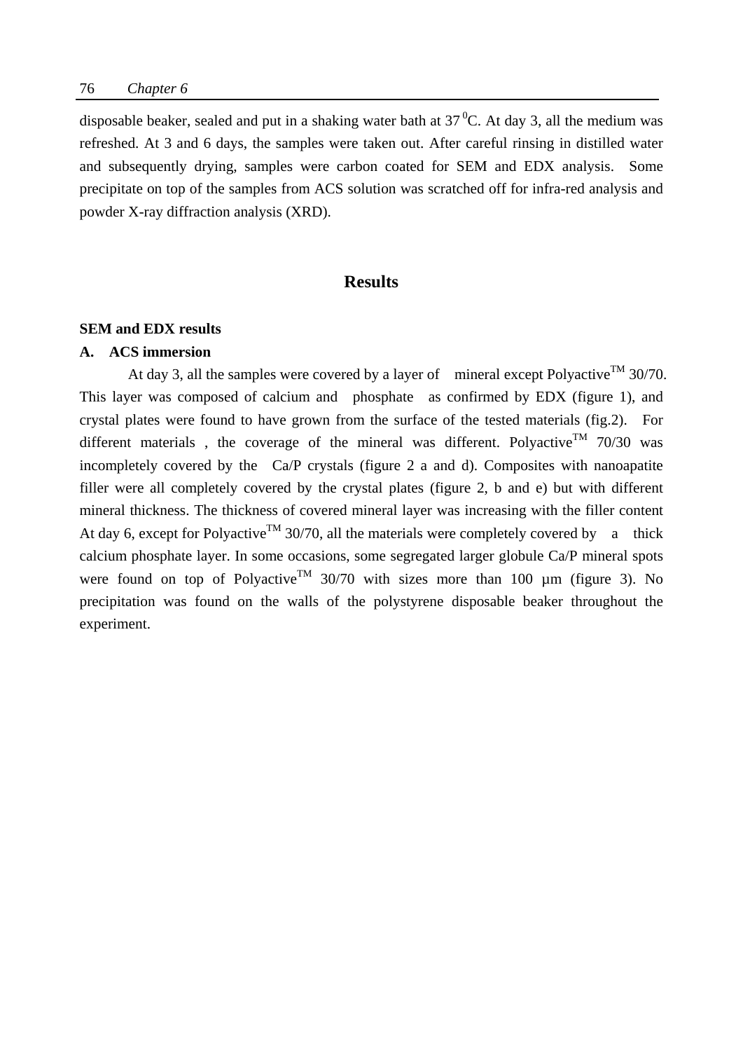disposable beaker, sealed and put in a shaking water bath at 37 $^{0}$C. At day 3, all the medium was refreshed. At 3 and 6 days, the samples were taken out. After careful rinsing in distilled water and subsequently drying, samples were carbon coated for SEM and EDX analysis. Some precipitate on top of the samples from ACS solution was scratched off for infra-red analysis and powder X-ray diffraction analysis (XRD).

## Results

**SEM and EDX results**

**A. ACS immersion**

At day 3, all the samples were covered by a layer of mineral except Polyactive$^{TM}$ 30/70. This layer was composed of calcium and phosphate as confirmed by EDX (figure 1), and crystal plates were found to have grown from the surface of the tested materials (fig.2). For different materials , the coverage of the mineral was different. Polyactive$^{TM}$ 70/30 was incompletely covered by the Ca/P crystals (figure 2 a and d). Composites with nanoapatite filler were all completely covered by the crystal plates (figure 2, b and e) but with different mineral thickness. The thickness of covered mineral layer was increasing with the filler content At day 6, except for Polyactive$^{TM}$ 30/70, all the materials were completely covered by a thick calcium phosphate layer. In some occasions, some segregated larger globule Ca/P mineral spots were found on top of Polyactive$^{TM}$ 30/70 with sizes more than 100 µm (figure 3). No precipitation was found on the walls of the polystyrene disposable beaker throughout the experiment.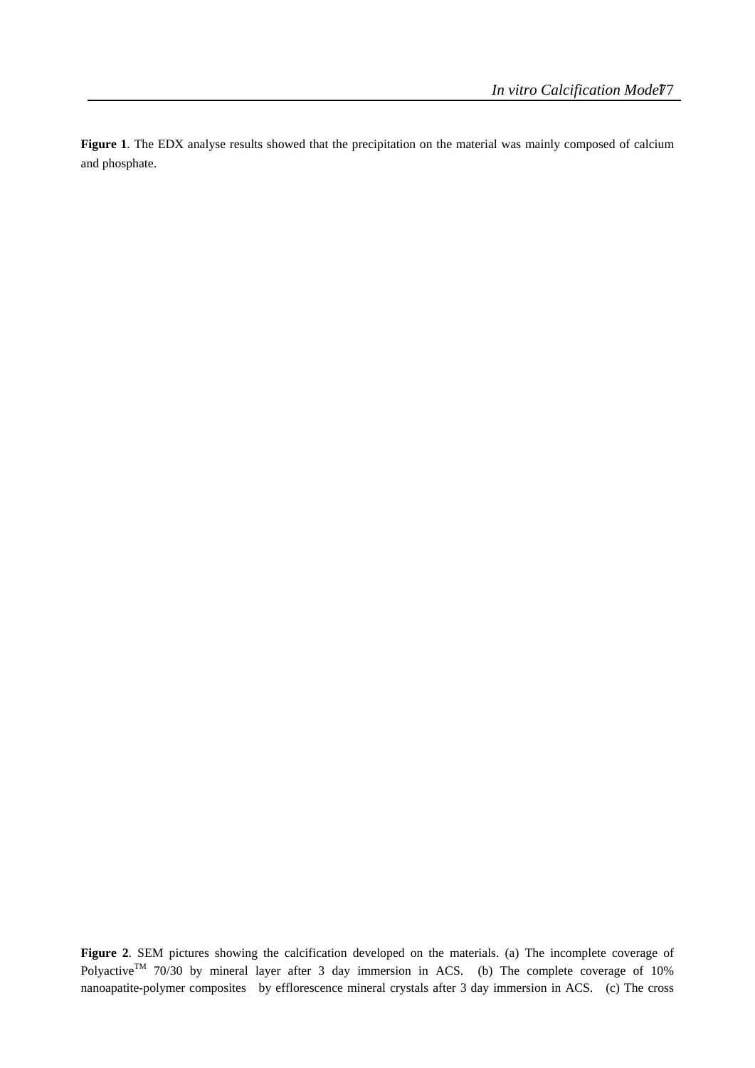**Figure 1**. The EDX analyse results showed that the precipitation on the material was mainly composed of calcium and phosphate.

**Figure 2**. SEM pictures showing the calcification developed on the materials. (a) The incomplete coverage of Polyactive$^{TM}$ 70/30 by mineral layer after 3 day immersion in ACS. (b) The complete coverage of 10% nanoapatite-polymer composites by efflorescence mineral crystals after 3 day immersion in ACS. (c) The cross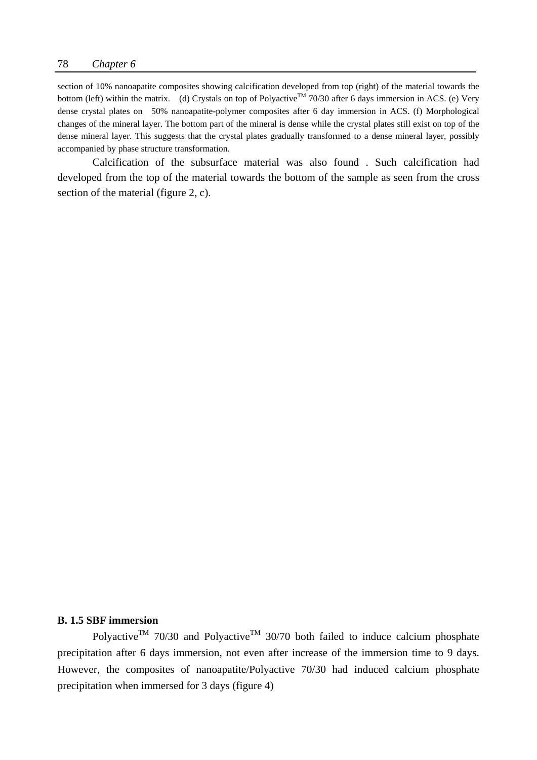section of 10% nanoapatite composites showing calcification developed from top (right) of the material towards the bottom (left) within the matrix. (d) Crystals on top of Polyactive$^{TM}$ 70/30 after 6 days immersion in ACS. (e) Very dense crystal plates on 50% nanoapatite-polymer composites after 6 day immersion in ACS. (f) Morphological changes of the mineral layer. The bottom part of the mineral is dense while the crystal plates still exist on top of the dense mineral layer. This suggests that the crystal plates gradually transformed to a dense mineral layer, possibly accompanied by phase structure transformation.

Calcification of the subsurface material was also found . Such calcification had developed from the top of the material towards the bottom of the sample as seen from the cross section of the material (figure 2, c).

**B. 1.5 SBF immersion**

Polyactive$^{TM}$ 70/30 and Polyactive$^{TM}$ 30/70 both failed to induce calcium phosphate precipitation after 6 days immersion, not even after increase of the immersion time to 9 days. However, the composites of nanoapatite/Polyactive 70/30 had induced calcium phosphate precipitation when immersed for 3 days (figure 4)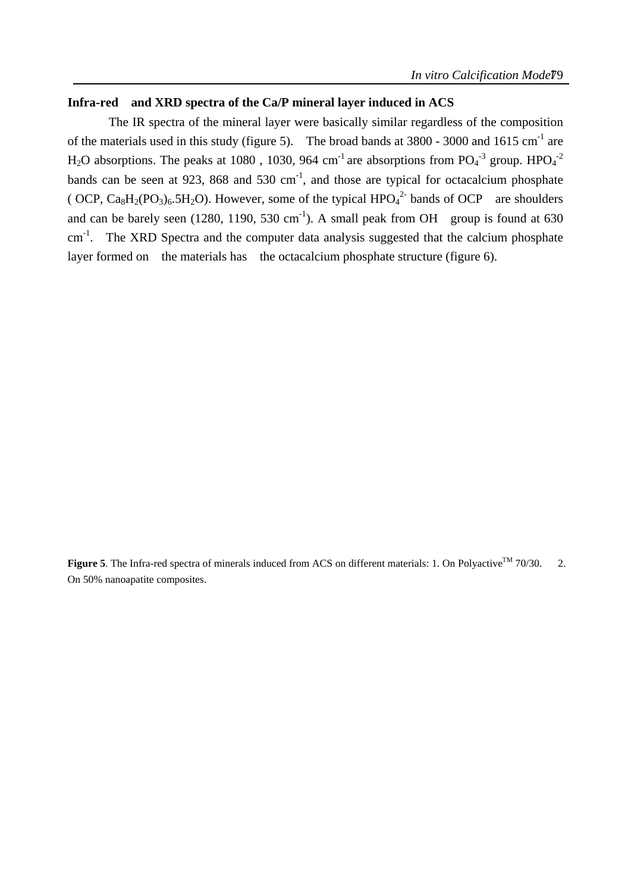### Infra-red and XRD spectra of the Ca/P mineral layer induced in ACS

The IR spectra of the mineral layer were basically similar regardless of the composition of the materials used in this study (figure 5). The broad bands at 3800 - 3000 and 1615 $cm^{-1}$ are $H_2O$ absorptions. The peaks at 1080 , 1030, 964 $cm^{-1}$ are absorptions from $PO_4^{-3}$ group. $HPO_4^{-2}$ bands can be seen at 923, 868 and 530 $cm^{-1}$, and those are typical for octacalcium phosphate ( OCP, $Ca_8H_2(PO_3)_6.5H_2O$). However, some of the typical $HPO_4^{2-}$ bands of OCP are shoulders and can be barely seen (1280, 1190, 530 $cm^{-1}$). A small peak from OH group is found at 630 $cm^{-1}$. The XRD Spectra and the computer data analysis suggested that the calcium phosphate layer formed on the materials has the octacalcium phosphate structure (figure 6).

**Figure 5**. The Infra-red spectra of minerals induced from ACS on different materials: 1. On Polyactive$^{TM}$ 70/30. 2. On 50% nanoapatite composites.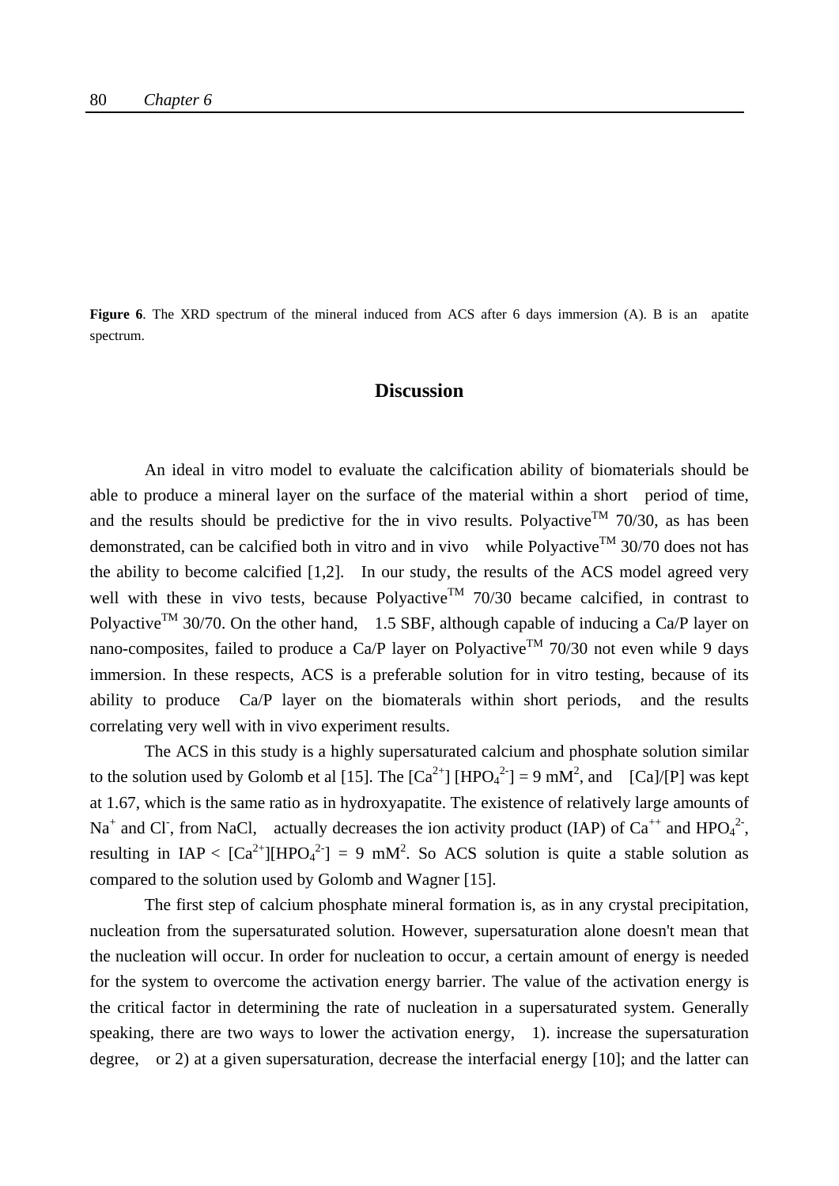**Figure 6**. The XRD spectrum of the mineral induced from ACS after 6 days immersion (A). B is an apatite spectrum.

## Discussion

An ideal in vitro model to evaluate the calcification ability of biomaterials should be able to produce a mineral layer on the surface of the material within a short period of time, and the results should be predictive for the in vivo results. Polyactive$^{TM}$ 70/30, as has been demonstrated, can be calcified both in vitro and in vivo while Polyactive$^{TM}$ 30/70 does not has the ability to become calcified [1,2]. In our study, the results of the ACS model agreed very well with these in vivo tests, because Polyactive$^{TM}$ 70/30 became calcified, in contrast to Polyactive$^{TM}$ 30/70. On the other hand, 1.5 SBF, although capable of inducing a Ca/P layer on nano-composites, failed to produce a Ca/P layer on Polyactive$^{TM}$ 70/30 not even while 9 days immersion. In these respects, ACS is a preferable solution for in vitro testing, because of its ability to produce Ca/P layer on the biomaterals within short periods, and the results correlating very well with in vivo experiment results.

The ACS in this study is a highly supersaturated calcium and phosphate solution similar to the solution used by Golomb et al [15]. The $[Ca^{2+}]$ $[HPO_4^{2-}]$ = 9 mM$^2$, and [Ca]/[P] was kept at 1.67, which is the same ratio as in hydroxyapatite. The existence of relatively large amounts of $Na^+$ and $Cl^-$, from NaCl, actually decreases the ion activity product (IAP) of $Ca^{++}$ and $HPO_4^{2-}$, resulting in IAP < $[Ca^{2+}][HPO_4^{2-}]$ = 9 mM$^2$. So ACS solution is quite a stable solution as compared to the solution used by Golomb and Wagner [15].

The first step of calcium phosphate mineral formation is, as in any crystal precipitation, nucleation from the supersaturated solution. However, supersaturation alone doesn't mean that the nucleation will occur. In order for nucleation to occur, a certain amount of energy is needed for the system to overcome the activation energy barrier. The value of the activation energy is the critical factor in determining the rate of nucleation in a supersaturated system. Generally speaking, there are two ways to lower the activation energy, 1). increase the supersaturation degree, or 2) at a given supersaturation, decrease the interfacial energy [10]; and the latter can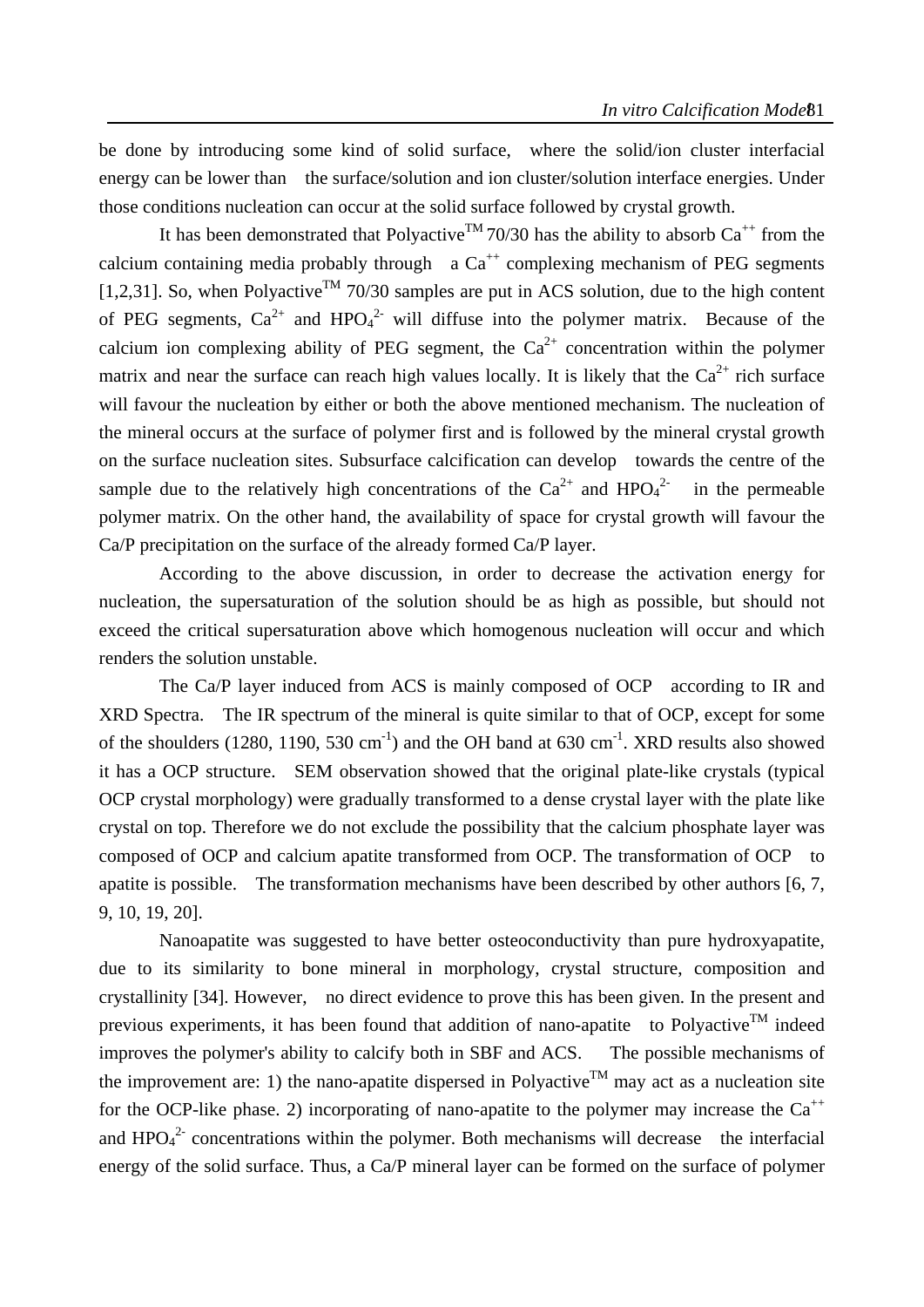be done by introducing some kind of solid surface, where the solid/ion cluster interfacial energy can be lower than the surface/solution and ion cluster/solution interface energies. Under those conditions nucleation can occur at the solid surface followed by crystal growth.

It has been demonstrated that Polyactive$^{TM}$ 70/30 has the ability to absorb $Ca^{++}$ from the calcium containing media probably through a $Ca^{++}$ complexing mechanism of PEG segments [1,2,31]. So, when Polyactive$^{TM}$ 70/30 samples are put in ACS solution, due to the high content of PEG segments, $Ca^{2+}$ and $HPO_4^{2-}$ will diffuse into the polymer matrix. Because of the calcium ion complexing ability of PEG segment, the $Ca^{2+}$ concentration within the polymer matrix and near the surface can reach high values locally. It is likely that the $Ca^{2+}$ rich surface will favour the nucleation by either or both the above mentioned mechanism. The nucleation of the mineral occurs at the surface of polymer first and is followed by the mineral crystal growth on the surface nucleation sites. Subsurface calcification can develop towards the centre of the sample due to the relatively high concentrations of the $Ca^{2+}$ and $HPO_4^{2-}$ in the permeable polymer matrix. On the other hand, the availability of space for crystal growth will favour the Ca/P precipitation on the surface of the already formed Ca/P layer.

According to the above discussion, in order to decrease the activation energy for nucleation, the supersaturation of the solution should be as high as possible, but should not exceed the critical supersaturation above which homogenous nucleation will occur and which renders the solution unstable.

The Ca/P layer induced from ACS is mainly composed of OCP according to IR and XRD Spectra. The IR spectrum of the mineral is quite similar to that of OCP, except for some of the shoulders (1280, 1190, 530 $cm^{-1}$) and the OH band at 630 $cm^{-1}$. XRD results also showed it has a OCP structure. SEM observation showed that the original plate-like crystals (typical OCP crystal morphology) were gradually transformed to a dense crystal layer with the plate like crystal on top. Therefore we do not exclude the possibility that the calcium phosphate layer was composed of OCP and calcium apatite transformed from OCP. The transformation of OCP to apatite is possible. The transformation mechanisms have been described by other authors [6, 7, 9, 10, 19, 20].

Nanoapatite was suggested to have better osteoconductivity than pure hydroxyapatite, due to its similarity to bone mineral in morphology, crystal structure, composition and crystallinity [34]. However, no direct evidence to prove this has been given. In the present and previous experiments, it has been found that addition of nano-apatite to Polyactive$^{TM}$ indeed improves the polymer's ability to calcify both in SBF and ACS. The possible mechanisms of the improvement are: 1) the nano-apatite dispersed in Polyactive$^{TM}$ may act as a nucleation site for the OCP-like phase. 2) incorporating of nano-apatite to the polymer may increase the $Ca^{++}$ and $HPO_4^{2-}$ concentrations within the polymer. Both mechanisms will decrease the interfacial energy of the solid surface. Thus, a Ca/P mineral layer can be formed on the surface of polymer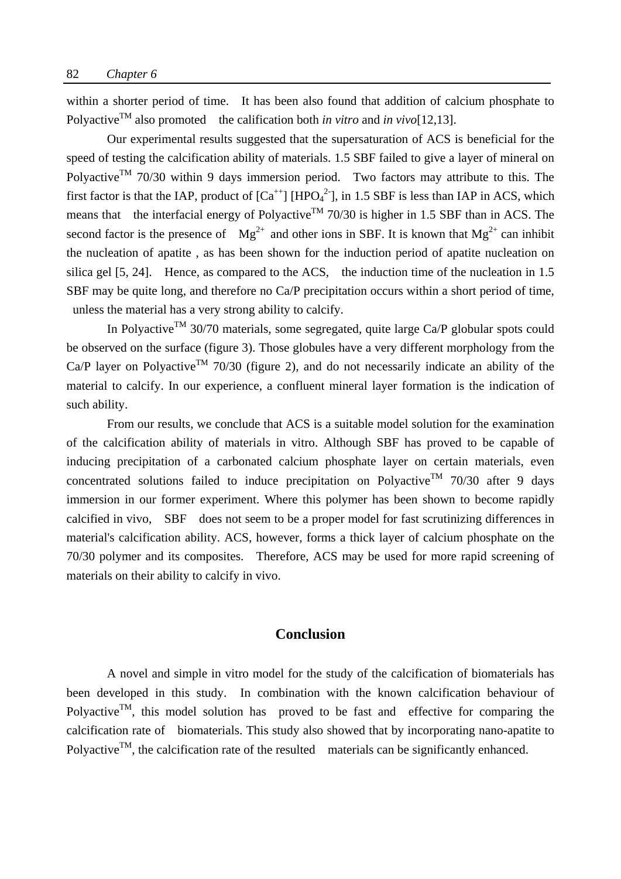within a shorter period of time. It has been also found that addition of calcium phosphate to Polyactive$^{TM}$ also promoted the calification both *in vitro* and *in vivo*[12,13].

Our experimental results suggested that the supersaturation of ACS is beneficial for the speed of testing the calcification ability of materials. 1.5 SBF failed to give a layer of mineral on Polyactive$^{TM}$ 70/30 within 9 days immersion period. Two factors may attribute to this. The first factor is that the IAP, product of $[Ca^{++}]$ $[HPO_4^{2-}]$, in 1.5 SBF is less than IAP in ACS, which means that the interfacial energy of Polyactive$^{TM}$ 70/30 is higher in 1.5 SBF than in ACS. The second factor is the presence of $Mg^{2+}$ and other ions in SBF. It is known that $Mg^{2+}$ can inhibit the nucleation of apatite , as has been shown for the induction period of apatite nucleation on silica gel [5, 24]. Hence, as compared to the ACS, the induction time of the nucleation in 1.5 SBF may be quite long, and therefore no Ca/P precipitation occurs within a short period of time, unless the material has a very strong ability to calcify.

In Polyactive$^{TM}$ 30/70 materials, some segregated, quite large Ca/P globular spots could be observed on the surface (figure 3). Those globules have a very different morphology from the Ca/P layer on Polyactive$^{TM}$ 70/30 (figure 2), and do not necessarily indicate an ability of the material to calcify. In our experience, a confluent mineral layer formation is the indication of such ability.

From our results, we conclude that ACS is a suitable model solution for the examination of the calcification ability of materials in vitro. Although SBF has proved to be capable of inducing precipitation of a carbonated calcium phosphate layer on certain materials, even concentrated solutions failed to induce precipitation on Polyactive$^{TM}$ 70/30 after 9 days immersion in our former experiment. Where this polymer has been shown to become rapidly calcified in vivo, SBF does not seem to be a proper model for fast scrutinizing differences in material's calcification ability. ACS, however, forms a thick layer of calcium phosphate on the 70/30 polymer and its composites. Therefore, ACS may be used for more rapid screening of materials on their ability to calcify in vivo.

## Conclusion

A novel and simple in vitro model for the study of the calcification of biomaterials has been developed in this study. In combination with the known calcification behaviour of Polyactive$^{TM}$, this model solution has proved to be fast and effective for comparing the calcification rate of biomaterials. This study also showed that by incorporating nano-apatite to Polyactive$^{TM}$, the calcification rate of the resulted materials can be significantly enhanced.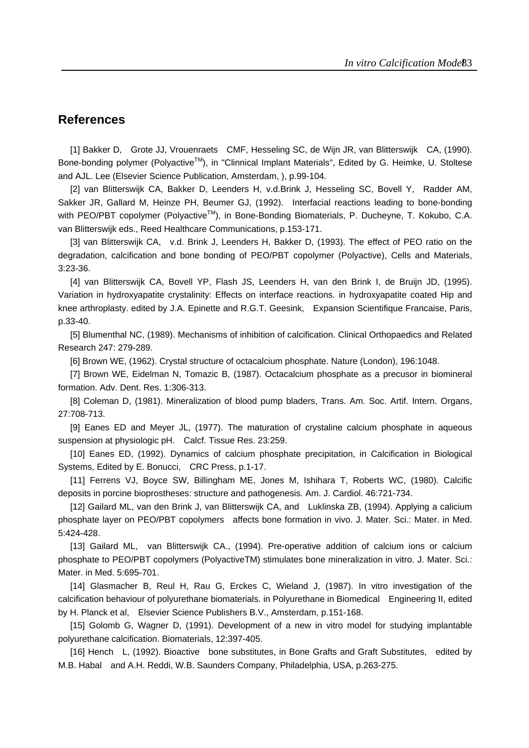## References

[1] Bakker D, Grote JJ, Vrouenraets CMF, Hesseling SC, de Wijn JR, van Blitterswijk CA, (1990). Bone-bonding polymer (Polyactive$^{TM}$), in "Clinnical Implant Materials", Edited by G. Heimke, U. Stoltese and AJL. Lee (Elsevier Science Publication, Amsterdam, ), p.99-104.

[2] van Blitterswijk CA, Bakker D, Leenders H, v.d.Brink J, Hesseling SC, Bovell Y, Radder AM, Sakker JR, Gallard M, Heinze PH, Beumer GJ, (1992). Interfacial reactions leading to bone-bonding with PEO/PBT copolymer (Polyactive$^{TM}$), in Bone-Bonding Biomaterials, P. Ducheyne, T. Kokubo, C.A. van Blitterswijk eds., Reed Healthcare Communications, p.153-171.

[3] van Blitterswijk CA, v.d. Brink J, Leenders H, Bakker D, (1993). The effect of PEO ratio on the degradation, calcification and bone bonding of PEO/PBT copolymer (Polyactive), Cells and Materials, 3:23-36.

[4] van Blitterswijk CA, Bovell YP, Flash JS, Leenders H, van den Brink I, de Bruijn JD, (1995). Variation in hydroxyapatite crystalinity: Effects on interface reactions. in hydroxyapatite coated Hip and knee arthroplasty. edited by J.A. Epinette and R.G.T. Geesink, Expansion Scientifique Francaise, Paris, p.33-40.

[5] Blumenthal NC, (1989). Mechanisms of inhibition of calcification. Clinical Orthopaedics and Related Research 247: 279-289.

[6] Brown WE, (1962). Crystal structure of octacalcium phosphate. Nature (London), 196:1048.

[7] Brown WE, Eidelman N, Tomazic B, (1987). Octacalcium phosphate as a precusor in biomineral formation. Adv. Dent. Res. 1:306-313.

[8] Coleman D, (1981). Mineralization of blood pump bladers, Trans. Am. Soc. Artif. Intern. Organs, 27:708-713.

[9] Eanes ED and Meyer JL, (1977). The maturation of crystaline calcium phosphate in aqueous suspension at physiologic pH. Calcf. Tissue Res. 23:259.

[10] Eanes ED, (1992). Dynamics of calcium phosphate precipitation, in Calcification in Biological Systems, Edited by E. Bonucci, CRC Press, p.1-17.

[11] Ferrens VJ, Boyce SW, Billingham ME, Jones M, Ishihara T, Roberts WC, (1980). Calcific deposits in porcine bioprostheses: structure and pathogenesis. Am. J. Cardiol. 46:721-734.

[12] Gailard ML, van den Brink J, van Blitterswijk CA, and Luklinska ZB, (1994). Applying a calicium phosphate layer on PEO/PBT copolymers affects bone formation in vivo. J. Mater. Sci.: Mater. in Med. 5:424-428.

[13] Gailard ML, van Blitterswijk CA., (1994). Pre-operative addition of calcium ions or calcium phosphate to PEO/PBT copolymers (PolyactiveTM) stimulates bone mineralization in vitro. J. Mater. Sci.: Mater. in Med. 5:695-701.

[14] Glasmacher B, Reul H, Rau G, Erckes C, Wieland J, (1987). In vitro investigation of the calcification behaviour of polyurethane biomaterials. in Polyurethane in Biomedical Engineering II, edited by H. Planck et al, Elsevier Science Publishers B.V., Amsterdam, p.151-168.

[15] Golomb G, Wagner D, (1991). Development of a new in vitro model for studying implantable polyurethane calcification. Biomaterials, 12:397-405.

[16] Hench L, (1992). Bioactive bone substitutes, in Bone Grafts and Graft Substitutes, edited by M.B. Habal and A.H. Reddi, W.B. Saunders Company, Philadelphia, USA, p.263-275.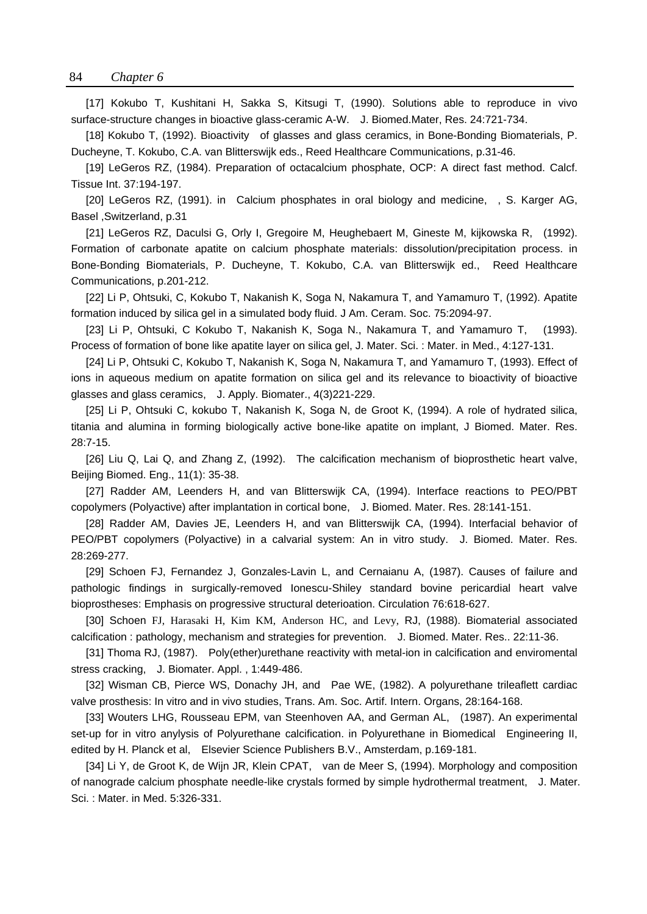[17] Kokubo T, Kushitani H, Sakka S, Kitsugi T, (1990). Solutions able to reproduce in vivo surface-structure changes in bioactive glass-ceramic A-W. J. Biomed.Mater, Res. 24:721-734.

[18] Kokubo T, (1992). Bioactivity of glasses and glass ceramics, in Bone-Bonding Biomaterials, P. Ducheyne, T. Kokubo, C.A. van Blitterswijk eds., Reed Healthcare Communications, p.31-46.

[19] LeGeros RZ, (1984). Preparation of octacalcium phosphate, OCP: A direct fast method. Calcf. Tissue Int. 37:194-197.

[20] LeGeros RZ, (1991). in Calcium phosphates in oral biology and medicine, , S. Karger AG, Basel ,Switzerland, p.31

[21] LeGeros RZ, Daculsi G, Orly I, Gregoire M, Heughebaert M, Gineste M, kijkowska R, (1992). Formation of carbonate apatite on calcium phosphate materials: dissolution/precipitation process. in Bone-Bonding Biomaterials, P. Ducheyne, T. Kokubo, C.A. van Blitterswijk ed., Reed Healthcare Communications, p.201-212.

[22] Li P, Ohtsuki, C, Kokubo T, Nakanish K, Soga N, Nakamura T, and Yamamuro T, (1992). Apatite formation induced by silica gel in a simulated body fluid. J Am. Ceram. Soc. 75:2094-97.

[23] Li P, Ohtsuki, C Kokubo T, Nakanish K, Soga N., Nakamura T, and Yamamuro T, (1993). Process of formation of bone like apatite layer on silica gel, J. Mater. Sci. : Mater. in Med., 4:127-131.

[24] Li P, Ohtsuki C, Kokubo T, Nakanish K, Soga N, Nakamura T, and Yamamuro T, (1993). Effect of ions in aqueous medium on apatite formation on silica gel and its relevance to bioactivity of bioactive glasses and glass ceramics, J. Apply. Biomater., 4(3)221-229.

[25] Li P, Ohtsuki C, kokubo T, Nakanish K, Soga N, de Groot K, (1994). A role of hydrated silica, titania and alumina in forming biologically active bone-like apatite on implant, J Biomed. Mater. Res. 28:7-15.

[26] Liu Q, Lai Q, and Zhang Z, (1992). The calcification mechanism of bioprosthetic heart valve, Beijing Biomed. Eng., 11(1): 35-38.

[27] Radder AM, Leenders H, and van Blitterswijk CA, (1994). Interface reactions to PEO/PBT copolymers (Polyactive) after implantation in cortical bone, J. Biomed. Mater. Res. 28:141-151.

[28] Radder AM, Davies JE, Leenders H, and van Blitterswijk CA, (1994). Interfacial behavior of PEO/PBT copolymers (Polyactive) in a calvarial system: An in vitro study. J. Biomed. Mater. Res. 28:269-277.

[29] Schoen FJ, Fernandez J, Gonzales-Lavin L, and Cernaianu A, (1987). Causes of failure and pathologic findings in surgically-removed Ionescu-Shiley standard bovine pericardial heart valve bioprostheses: Emphasis on progressive structural deterioation. Circulation 76:618-627.

[30] Schoen FJ, Harasaki H, Kim KM, Anderson HC, and Levy, RJ, (1988). Biomaterial associated calcification : pathology, mechanism and strategies for prevention. J. Biomed. Mater. Res.. 22:11-36.

[31] Thoma RJ, (1987). Poly(ether)urethane reactivity with metal-ion in calcification and enviromental stress cracking, J. Biomater. Appl. , 1:449-486.

[32] Wisman CB, Pierce WS, Donachy JH, and Pae WE, (1982). A polyurethane trileaflett cardiac valve prosthesis: In vitro and in vivo studies, Trans. Am. Soc. Artif. Intern. Organs, 28:164-168.

[33] Wouters LHG, Rousseau EPM, van Steenhoven AA, and German AL, (1987). An experimental set-up for in vitro anylysis of Polyurethane calcification. in Polyurethane in Biomedical Engineering II, edited by H. Planck et al, Elsevier Science Publishers B.V., Amsterdam, p.169-181.

[34] Li Y, de Groot K, de Wijn JR, Klein CPAT, van de Meer S, (1994). Morphology and composition of nanograde calcium phosphate needle-like crystals formed by simple hydrothermal treatment, J. Mater. Sci. : Mater. in Med. 5:326-331.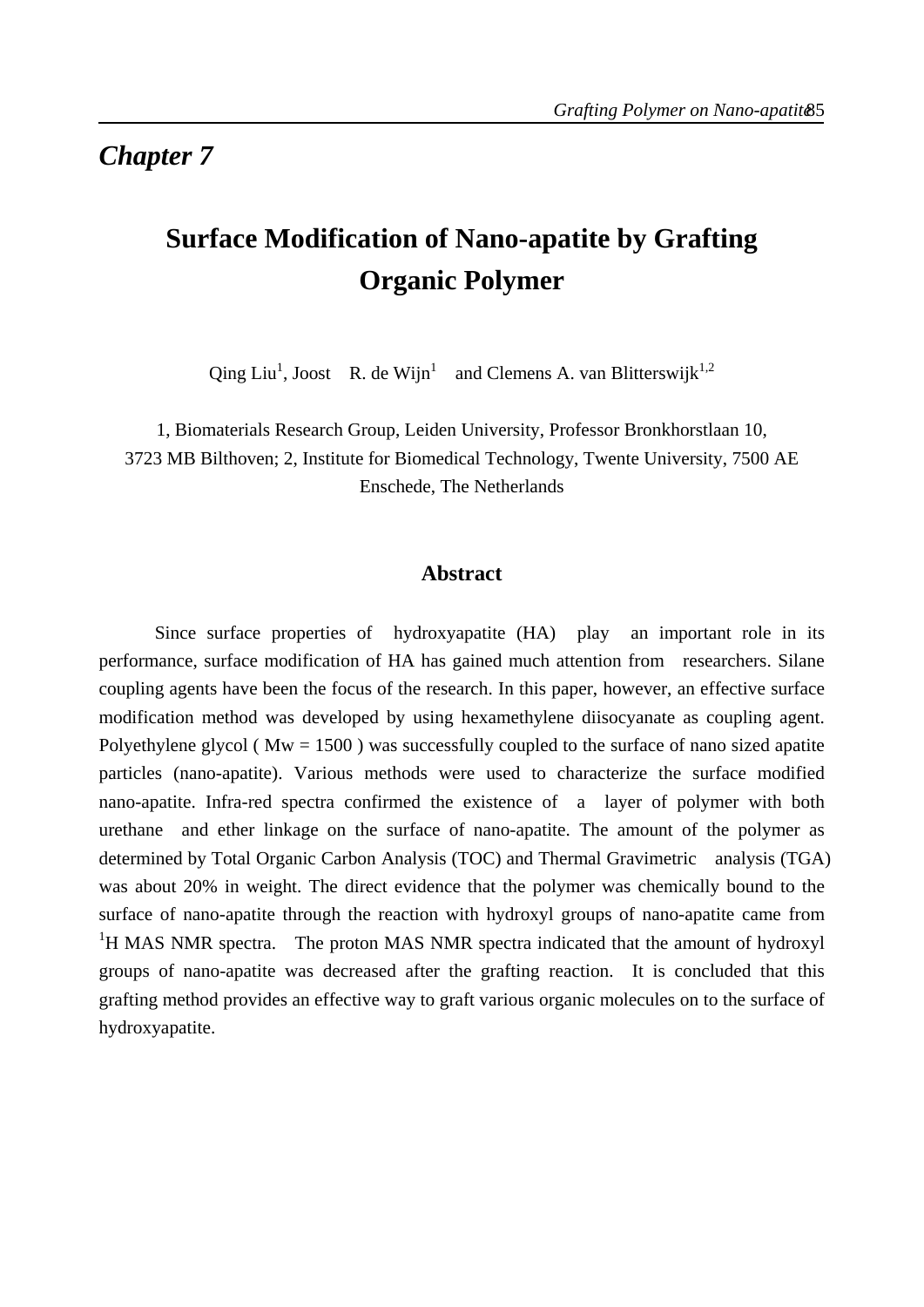*Chapter 7*

# Surface Modification of Nano-apatite by Grafting Organic Polymer

Qing Liu[1], Joost R. de Wijn[1] and Clemens A. van Blitterswijk[1,2]

1, Biomaterials Research Group, Leiden University, Professor Bronkhorstlaan 10, 3723 MB Bilthoven; 2, Institute for Biomedical Technology, Twente University, 7500 AE Enschede, The Netherlands

## Abstract

Since surface properties of hydroxyapatite (HA) play an important role in its performance, surface modification of HA has gained much attention from researchers. Silane coupling agents have been the focus of the research. In this paper, however, an effective surface modification method was developed by using hexamethylene diisocyanate as coupling agent. Polyethylene glycol ( Mw = 1500 ) was successfully coupled to the surface of nano sized apatite particles (nano-apatite). Various methods were used to characterize the surface modified nano-apatite. Infra-red spectra confirmed the existence of a layer of polymer with both urethane and ether linkage on the surface of nano-apatite. The amount of the polymer as determined by Total Organic Carbon Analysis (TOC) and Thermal Gravimetric analysis (TGA) was about 20% in weight. The direct evidence that the polymer was chemically bound to the surface of nano-apatite through the reaction with hydroxyl groups of nano-apatite came from $^{1}$H MAS NMR spectra. The proton MAS NMR spectra indicated that the amount of hydroxyl groups of nano-apatite was decreased after the grafting reaction. It is concluded that this grafting method provides an effective way to graft various organic molecules on to the surface of hydroxyapatite.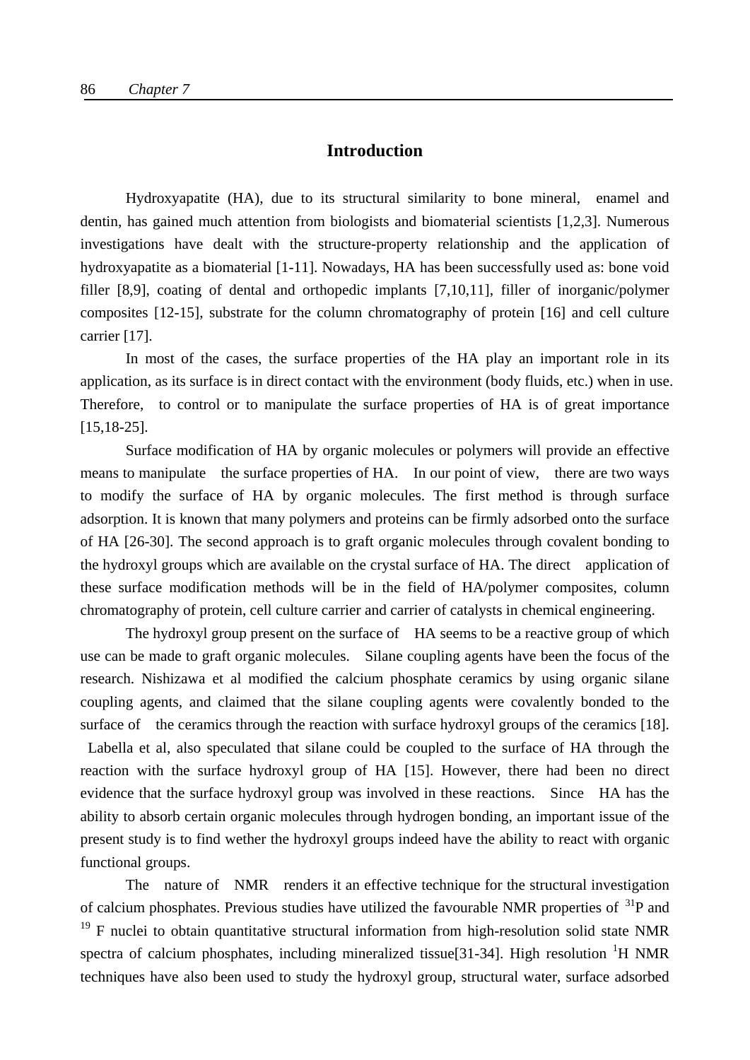## Introduction

Hydroxyapatite (HA), due to its structural similarity to bone mineral, enamel and dentin, has gained much attention from biologists and biomaterial scientists [1,2,3]. Numerous investigations have dealt with the structure-property relationship and the application of hydroxyapatite as a biomaterial [1-11]. Nowadays, HA has been successfully used as: bone void filler [8,9], coating of dental and orthopedic implants [7,10,11], filler of inorganic/polymer composites [12-15], substrate for the column chromatography of protein [16] and cell culture carrier [17].

In most of the cases, the surface properties of the HA play an important role in its application, as its surface is in direct contact with the environment (body fluids, etc.) when in use. Therefore, to control or to manipulate the surface properties of HA is of great importance [15,18-25].

Surface modification of HA by organic molecules or polymers will provide an effective means to manipulate the surface properties of HA. In our point of view, there are two ways to modify the surface of HA by organic molecules. The first method is through surface adsorption. It is known that many polymers and proteins can be firmly adsorbed onto the surface of HA [26-30]. The second approach is to graft organic molecules through covalent bonding to the hydroxyl groups which are available on the crystal surface of HA. The direct application of these surface modification methods will be in the field of HA/polymer composites, column chromatography of protein, cell culture carrier and carrier of catalysts in chemical engineering.

The hydroxyl group present on the surface of HA seems to be a reactive group of which use can be made to graft organic molecules. Silane coupling agents have been the focus of the research. Nishizawa et al modified the calcium phosphate ceramics by using organic silane coupling agents, and claimed that the silane coupling agents were covalently bonded to the surface of the ceramics through the reaction with surface hydroxyl groups of the ceramics [18]. Labella et al, also speculated that silane could be coupled to the surface of HA through the reaction with the surface hydroxyl group of HA [15]. However, there had been no direct evidence that the surface hydroxyl group was involved in these reactions. Since HA has the ability to absorb certain organic molecules through hydrogen bonding, an important issue of the present study is to find wether the hydroxyl groups indeed have the ability to react with organic functional groups.

The nature of NMR renders it an effective technique for the structural investigation of calcium phosphates. Previous studies have utilized the favourable NMR properties of $^{31}P$ and $^{19}F$ nuclei to obtain quantitative structural information from high-resolution solid state NMR spectra of calcium phosphates, including mineralized tissue[31-34]. High resolution $^{1}H$ NMR techniques have also been used to study the hydroxyl group, structural water, surface adsorbed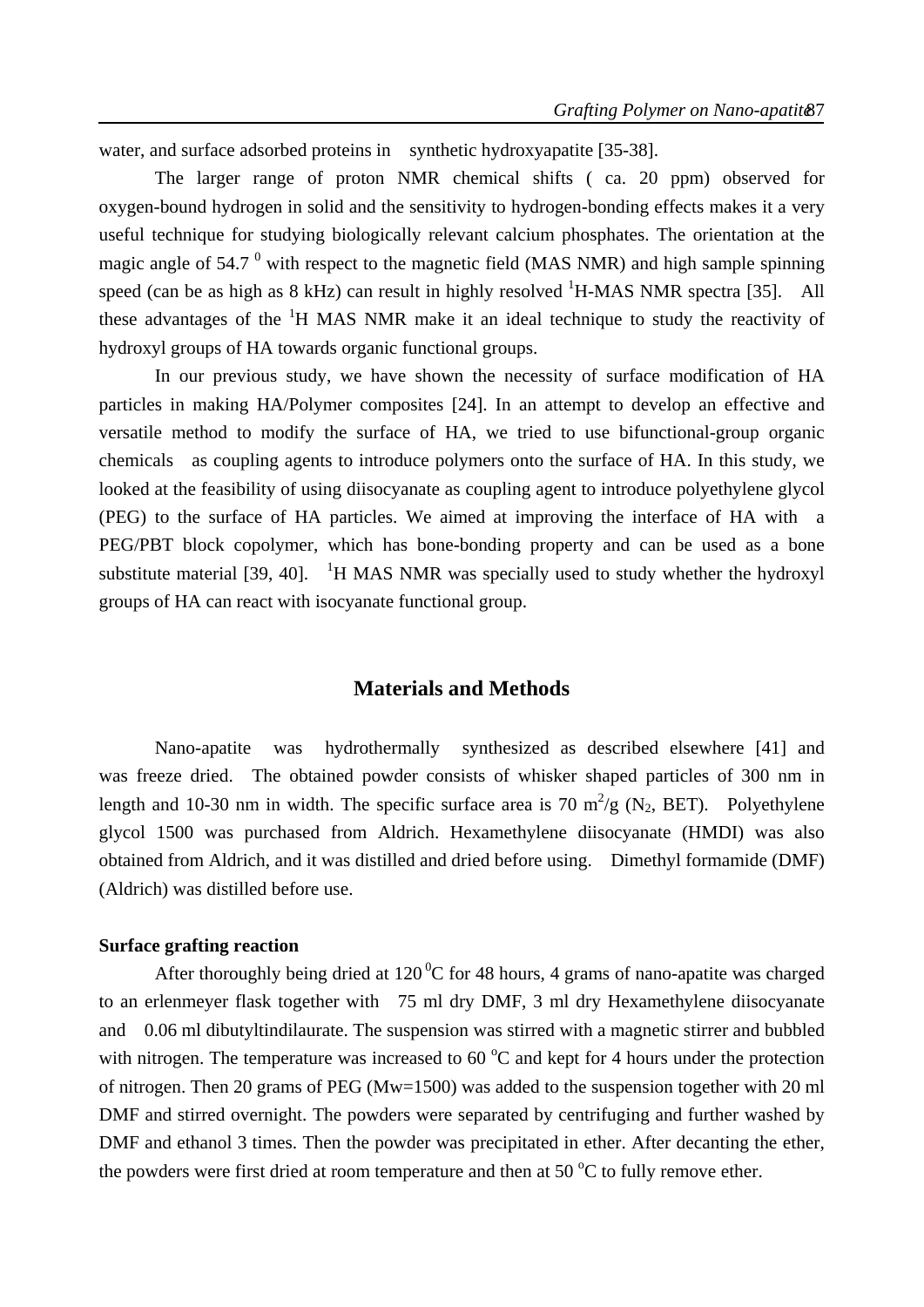water, and surface adsorbed proteins in synthetic hydroxyapatite [35-38].

The larger range of proton NMR chemical shifts ( ca. 20 ppm) observed for oxygen-bound hydrogen in solid and the sensitivity to hydrogen-bonding effects makes it a very useful technique for studying biologically relevant calcium phosphates. The orientation at the magic angle of 54.7 $^0$ with respect to the magnetic field (MAS NMR) and high sample spinning speed (can be as high as 8 kHz) can result in highly resolved $^1$H-MAS NMR spectra [35]. All these advantages of the $^1$H MAS NMR make it an ideal technique to study the reactivity of hydroxyl groups of HA towards organic functional groups.

In our previous study, we have shown the necessity of surface modification of HA particles in making HA/Polymer composites [24]. In an attempt to develop an effective and versatile method to modify the surface of HA, we tried to use bifunctional-group organic chemicals as coupling agents to introduce polymers onto the surface of HA. In this study, we looked at the feasibility of using diisocyanate as coupling agent to introduce polyethylene glycol (PEG) to the surface of HA particles. We aimed at improving the interface of HA with a PEG/PBT block copolymer, which has bone-bonding property and can be used as a bone substitute material [39, 40]. $^1$H MAS NMR was specially used to study whether the hydroxyl groups of HA can react with isocyanate functional group.

## Materials and Methods

Nano-apatite was hydrothermally synthesized as described elsewhere [41] and was freeze dried. The obtained powder consists of whisker shaped particles of 300 nm in length and 10-30 nm in width. The specific surface area is 70 $m^2/g$ ($N_2$, BET). Polyethylene glycol 1500 was purchased from Aldrich. Hexamethylene diisocyanate (HMDI) was also obtained from Aldrich, and it was distilled and dried before using. Dimethyl formamide (DMF) (Aldrich) was distilled before use.

**Surface grafting reaction**

After thoroughly being dried at 120 $^0$C for 48 hours, 4 grams of nano-apatite was charged to an erlenmeyer flask together with 75 ml dry DMF, 3 ml dry Hexamethylene diisocyanate and 0.06 ml dibutyltindilaurate. The suspension was stirred with a magnetic stirrer and bubbled with nitrogen. The temperature was increased to 60 $^o$C and kept for 4 hours under the protection of nitrogen. Then 20 grams of PEG (Mw=1500) was added to the suspension together with 20 ml DMF and stirred overnight. The powders were separated by centrifuging and further washed by DMF and ethanol 3 times. Then the powder was precipitated in ether. After decanting the ether, the powders were first dried at room temperature and then at 50 $^o$C to fully remove ether.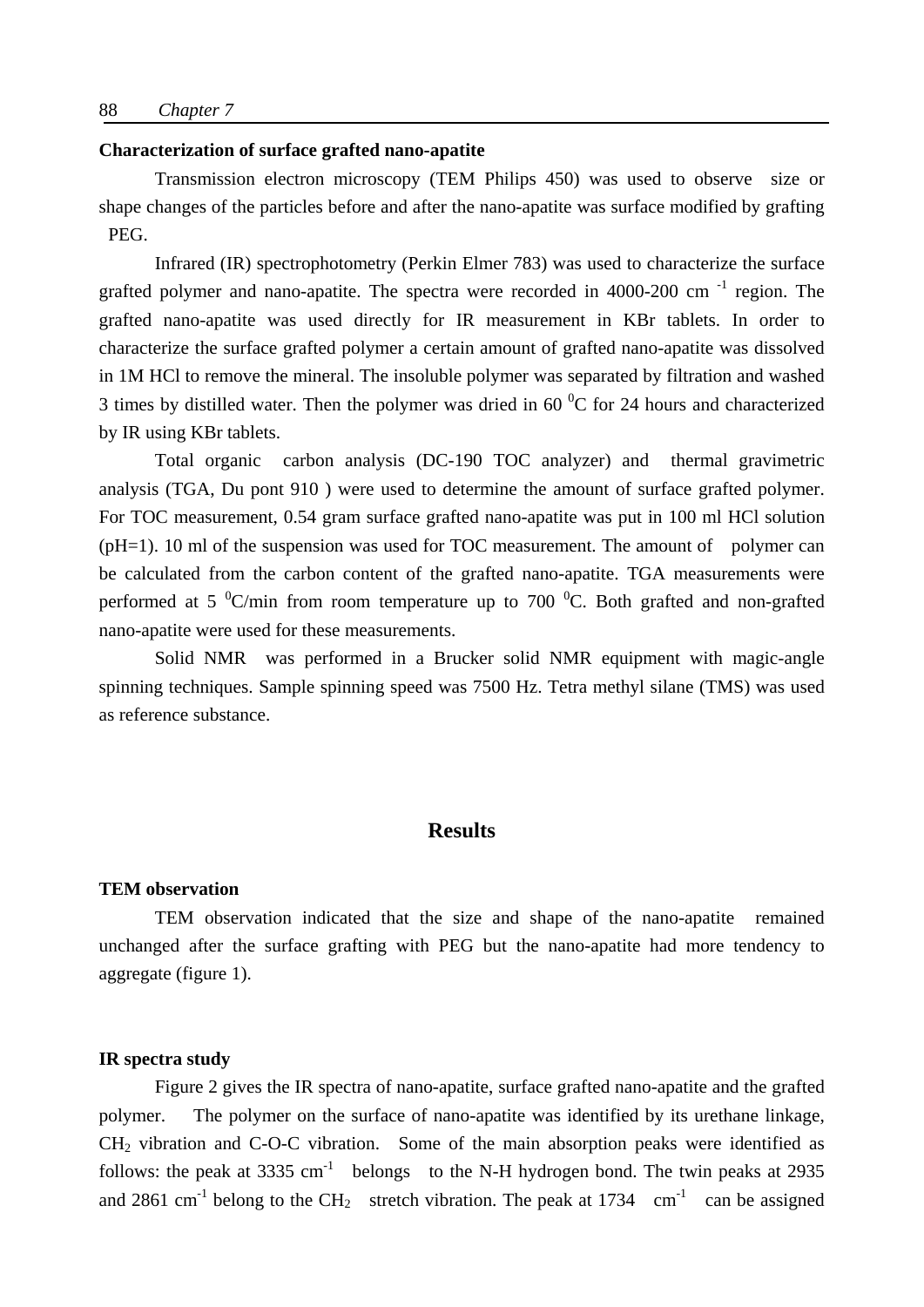**Characterization of surface grafted nano-apatite**

Transmission electron microscopy (TEM Philips 450) was used to observe size or shape changes of the particles before and after the nano-apatite was surface modified by grafting PEG.

Infrared (IR) spectrophotometry (Perkin Elmer 783) was used to characterize the surface grafted polymer and nano-apatite. The spectra were recorded in 4000-200 cm $^{-1}$ region. The grafted nano-apatite was used directly for IR measurement in KBr tablets. In order to characterize the surface grafted polymer a certain amount of grafted nano-apatite was dissolved in 1M HCl to remove the mineral. The insoluble polymer was separated by filtration and washed 3 times by distilled water. Then the polymer was dried in 60 $^0$C for 24 hours and characterized by IR using KBr tablets.

Total organic carbon analysis (DC-190 TOC analyzer) and thermal gravimetric analysis (TGA, Du pont 910 ) were used to determine the amount of surface grafted polymer. For TOC measurement, 0.54 gram surface grafted nano-apatite was put in 100 ml HCl solution (pH=1). 10 ml of the suspension was used for TOC measurement. The amount of polymer can be calculated from the carbon content of the grafted nano-apatite. TGA measurements were performed at 5 $^0$C/min from room temperature up to 700 $^0$C. Both grafted and non-grafted nano-apatite were used for these measurements.

Solid NMR was performed in a Brucker solid NMR equipment with magic-angle spinning techniques. Sample spinning speed was 7500 Hz. Tetra methyl silane (TMS) was used as reference substance.

## Results

**TEM observation**

TEM observation indicated that the size and shape of the nano-apatite remained unchanged after the surface grafting with PEG but the nano-apatite had more tendency to aggregate (figure 1).

**IR spectra study**

Figure 2 gives the IR spectra of nano-apatite, surface grafted nano-apatite and the grafted polymer. The polymer on the surface of nano-apatite was identified by its urethane linkage, $CH_2$ vibration and C-O-C vibration. Some of the main absorption peaks were identified as follows: the peak at 3335 cm$^{-1}$ belongs to the N-H hydrogen bond. The twin peaks at 2935 and 2861 cm$^{-1}$ belong to the $CH_2$ stretch vibration. The peak at 1734 cm$^{-1}$ can be assigned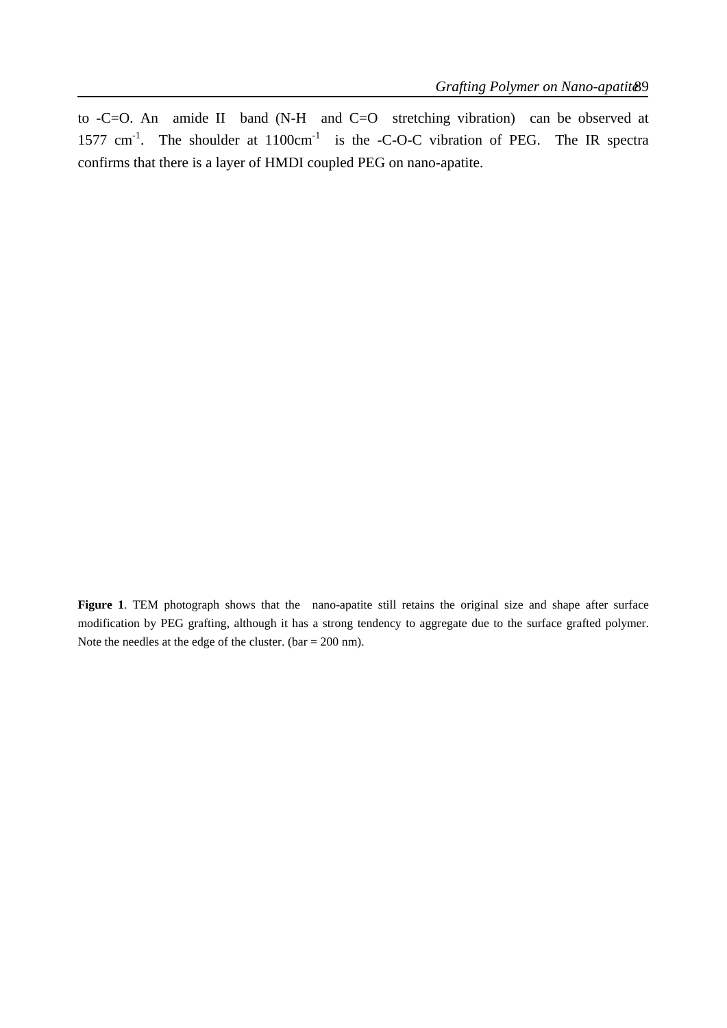to -C=O. An amide II band (N-H and C=O stretching vibration) can be observed at 1577 $cm^{-1}$. The shoulder at 1100$cm^{-1}$ is the -C-O-C vibration of PEG. The IR spectra confirms that there is a layer of HMDI coupled PEG on nano-apatite.

**Figure 1**. TEM photograph shows that the nano-apatite still retains the original size and shape after surface modification by PEG grafting, although it has a strong tendency to aggregate due to the surface grafted polymer. Note the needles at the edge of the cluster. (bar = 200 nm).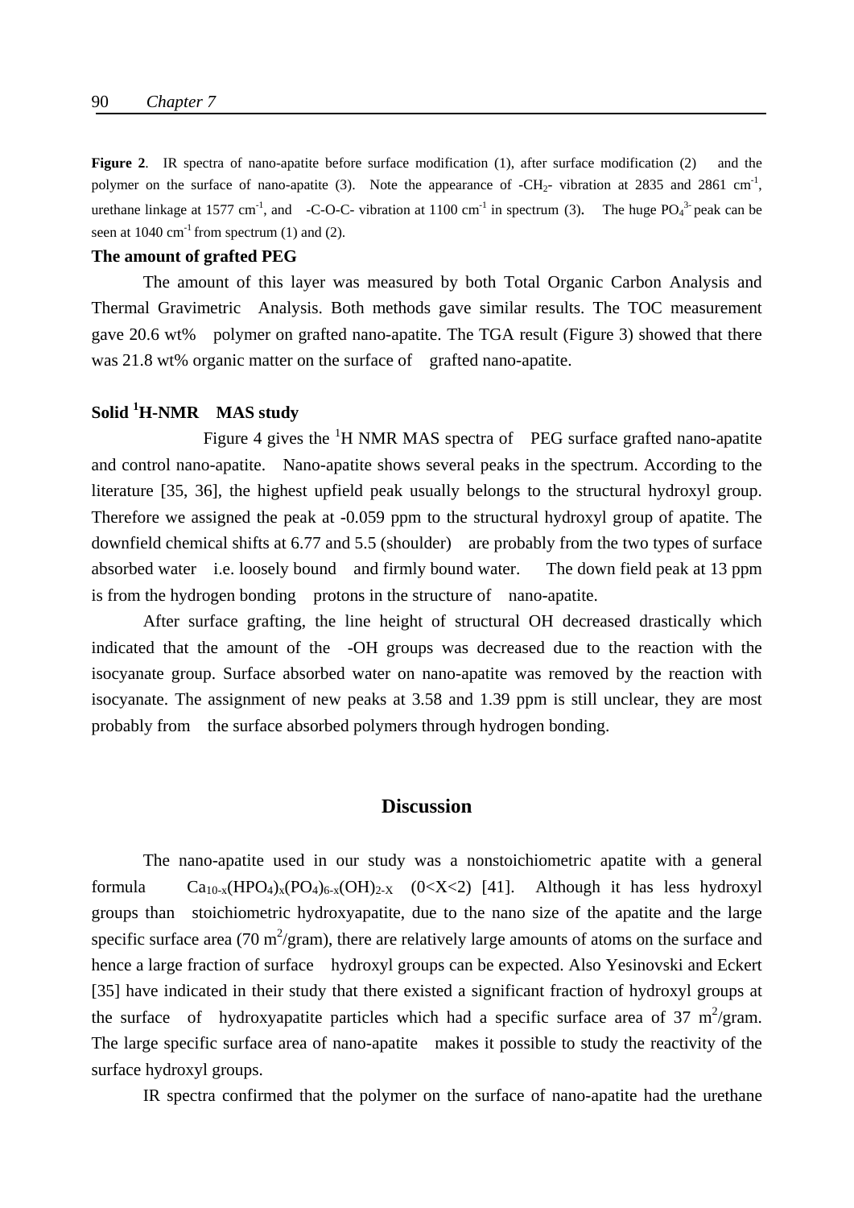**Figure 2**. IR spectra of nano-apatite before surface modification (1), after surface modification (2) and the polymer on the surface of nano-apatite (3). Note the appearance of $-CH_2-$ vibration at 2835 and 2861 $cm^{-1}$, urethane linkage at 1577 $cm^{-1}$, and -C-O-C- vibration at 1100 $cm^{-1}$ in spectrum (3). The huge $PO_4^{3-}$ peak can be seen at 1040 $cm^{-1}$ from spectrum (1) and (2).

### The amount of grafted PEG

The amount of this layer was measured by both Total Organic Carbon Analysis and Thermal Gravimetric Analysis. Both methods gave similar results. The TOC measurement gave 20.6 wt% polymer on grafted nano-apatite. The TGA result (Figure 3) showed that there was 21.8 wt% organic matter on the surface of grafted nano-apatite.

### Solid $^1$H-NMR MAS study

Figure 4 gives the $^1$H NMR MAS spectra of PEG surface grafted nano-apatite and control nano-apatite. Nano-apatite shows several peaks in the spectrum. According to the literature [35, 36], the highest upfield peak usually belongs to the structural hydroxyl group. Therefore we assigned the peak at -0.059 ppm to the structural hydroxyl group of apatite. The downfield chemical shifts at 6.77 and 5.5 (shoulder) are probably from the two types of surface absorbed water i.e. loosely bound and firmly bound water. The down field peak at 13 ppm is from the hydrogen bonding protons in the structure of nano-apatite.

After surface grafting, the line height of structural OH decreased drastically which indicated that the amount of the -OH groups was decreased due to the reaction with the isocyanate group. Surface absorbed water on nano-apatite was removed by the reaction with isocyanate. The assignment of new peaks at 3.58 and 1.39 ppm is still unclear, they are most probably from the surface absorbed polymers through hydrogen bonding.

## Discussion

The nano-apatite used in our study was a nonstoichiometric apatite with a general formula $Ca_{10-x}(HPO_4)_x(PO_4)_{6-x}(OH)_{2-X}$ $(0<X<2)$ [41]. Although it has less hydroxyl groups than stoichiometric hydroxyapatite, due to the nano size of the apatite and the large specific surface area (70 $m^2$/gram), there are relatively large amounts of atoms on the surface and hence a large fraction of surface hydroxyl groups can be expected. Also Yesinovski and Eckert [35] have indicated in their study that there existed a significant fraction of hydroxyl groups at the surface of hydroxyapatite particles which had a specific surface area of 37 $m^2$/gram. The large specific surface area of nano-apatite makes it possible to study the reactivity of the surface hydroxyl groups.

IR spectra confirmed that the polymer on the surface of nano-apatite had the urethane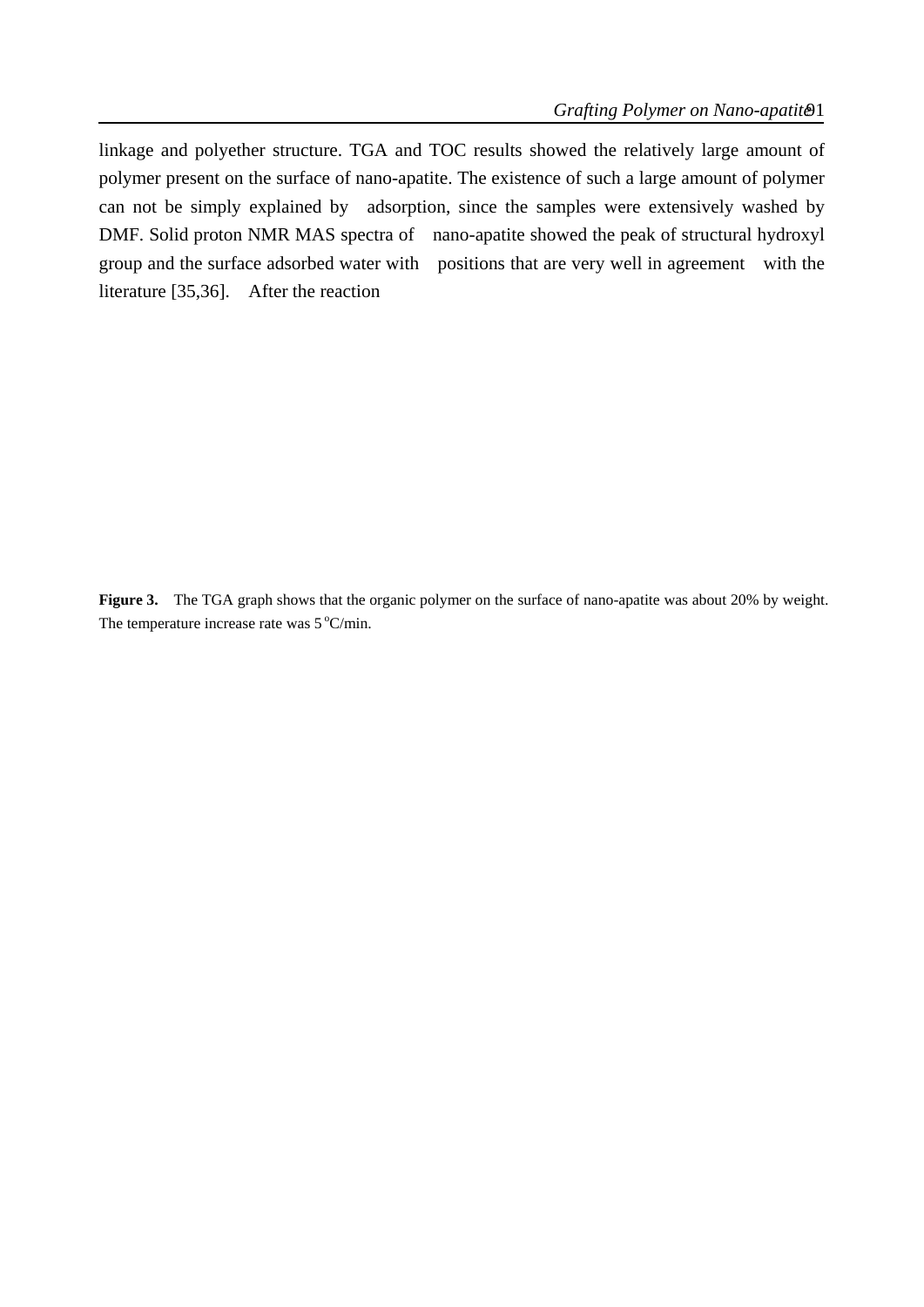linkage and polyether structure. TGA and TOC results showed the relatively large amount of polymer present on the surface of nano-apatite. The existence of such a large amount of polymer can not be simply explained by adsorption, since the samples were extensively washed by DMF. Solid proton NMR MAS spectra of nano-apatite showed the peak of structural hydroxyl group and the surface adsorbed water with positions that are very well in agreement with the literature [35,36]. After the reaction

**Figure 3.** The TGA graph shows that the organic polymer on the surface of nano-apatite was about 20% by weight. The temperature increase rate was 5 $^{o}$C/min.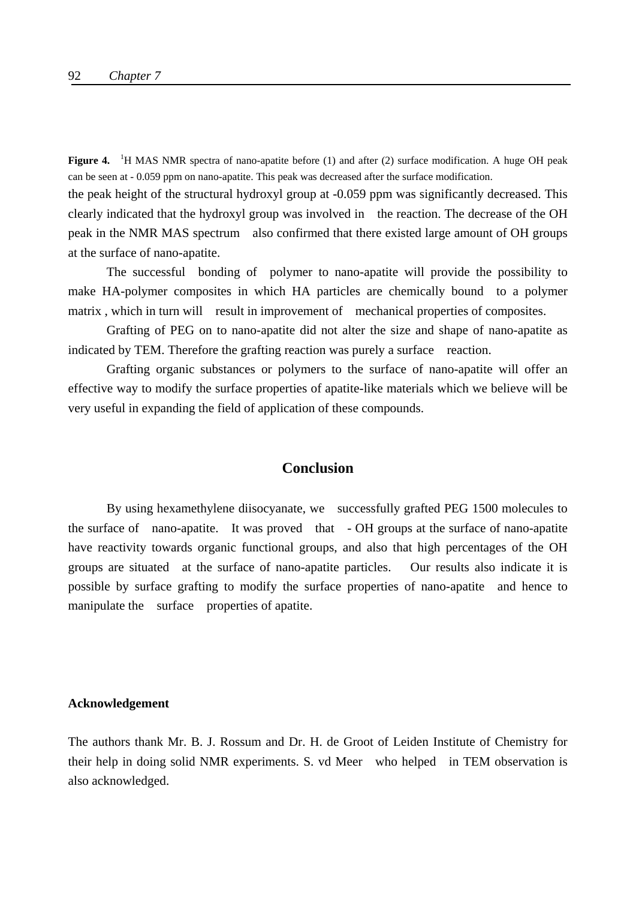**Figure 4.** [1]H MAS NMR spectra of nano-apatite before (1) and after (2) surface modification. A huge OH peak can be seen at - 0.059 ppm on nano-apatite. This peak was decreased after the surface modification.

the peak height of the structural hydroxyl group at -0.059 ppm was significantly decreased. This clearly indicated that the hydroxyl group was involved in the reaction. The decrease of the OH peak in the NMR MAS spectrum also confirmed that there existed large amount of OH groups at the surface of nano-apatite.

The successful bonding of polymer to nano-apatite will provide the possibility to make HA-polymer composites in which HA particles are chemically bound to a polymer matrix , which in turn will result in improvement of mechanical properties of composites.

Grafting of PEG on to nano-apatite did not alter the size and shape of nano-apatite as indicated by TEM. Therefore the grafting reaction was purely a surface reaction.

Grafting organic substances or polymers to the surface of nano-apatite will offer an effective way to modify the surface properties of apatite-like materials which we believe will be very useful in expanding the field of application of these compounds.

## Conclusion

By using hexamethylene diisocyanate, we successfully grafted PEG 1500 molecules to the surface of nano-apatite. It was proved that - OH groups at the surface of nano-apatite have reactivity towards organic functional groups, and also that high percentages of the OH groups are situated at the surface of nano-apatite particles. Our results also indicate it is possible by surface grafting to modify the surface properties of nano-apatite and hence to manipulate the surface properties of apatite.

### Acknowledgement

The authors thank Mr. B. J. Rossum and Dr. H. de Groot of Leiden Institute of Chemistry for their help in doing solid NMR experiments. S. vd Meer who helped in TEM observation is also acknowledged.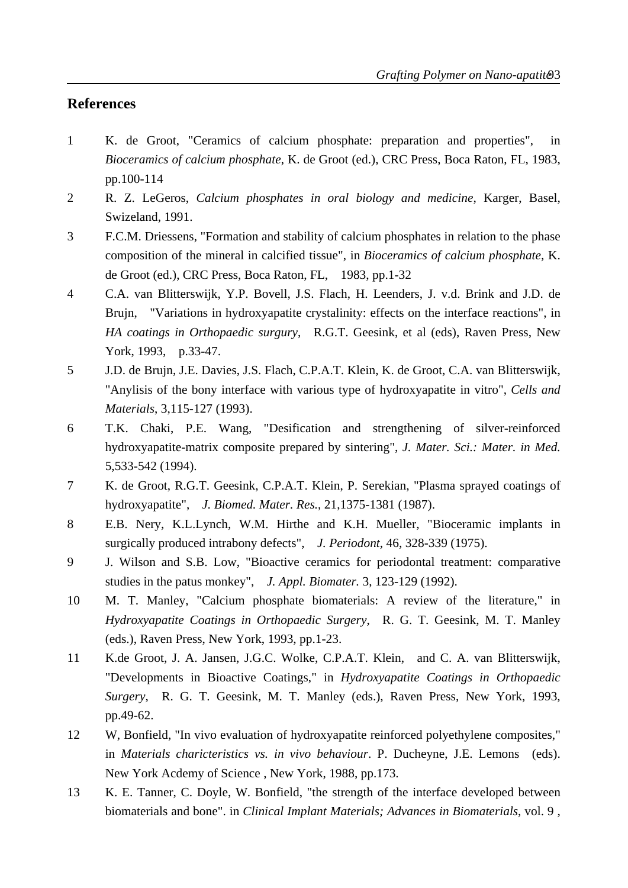## References

1. K. de Groot, "Ceramics of calcium phosphate: preparation and properties", in *Bioceramics of calcium phosphate*, K. de Groot (ed.), CRC Press, Boca Raton, FL, 1983, pp.100-114
2. R. Z. LeGeros, *Calcium phosphates in oral biology and medicine*, Karger, Basel, Swizeland, 1991.
3. F.C.M. Driessens, "Formation and stability of calcium phosphates in relation to the phase composition of the mineral in calcified tissue", in *Bioceramics of calcium phosphate*, K. de Groot (ed.), CRC Press, Boca Raton, FL, 1983, pp.1-32
4. C.A. van Blitterswijk, Y.P. Bovell, J.S. Flach, H. Leenders, J. v.d. Brink and J.D. de Brujn, "Variations in hydroxyapatite crystalinity: effects on the interface reactions", in *HA coatings in Orthopaedic surgury*, R.G.T. Geesink, et al (eds), Raven Press, New York, 1993, p.33-47.
5. J.D. de Brujn, J.E. Davies, J.S. Flach, C.P.A.T. Klein, K. de Groot, C.A. van Blitterswijk, "Anylisis of the bony interface with various type of hydroxyapatite in vitro", *Cells and Materials*, 3,115-127 (1993).
6. T.K. Chaki, P.E. Wang, "Desification and strengthening of silver-reinforced hydroxyapatite-matrix composite prepared by sintering", *J. Mater. Sci.: Mater. in Med.* 5,533-542 (1994).
7. K. de Groot, R.G.T. Geesink, C.P.A.T. Klein, P. Serekian, "Plasma sprayed coatings of hydroxyapatite", *J. Biomed. Mater. Res.*, 21,1375-1381 (1987).
8. E.B. Nery, K.L.Lynch, W.M. Hirthe and K.H. Mueller, "Bioceramic implants in surgically produced intrabony defects", *J. Periodont*, 46, 328-339 (1975).
9. J. Wilson and S.B. Low, "Bioactive ceramics for periodontal treatment: comparative studies in the patus monkey", *J. Appl. Biomater.* 3, 123-129 (1992).
10. M. T. Manley, "Calcium phosphate biomaterials: A review of the literature," in *Hydroxyapatite Coatings in Orthopaedic Surgery*, R. G. T. Geesink, M. T. Manley (eds.), Raven Press, New York, 1993, pp.1-23.
11. K.de Groot, J. A. Jansen, J.G.C. Wolke, C.P.A.T. Klein, and C. A. van Blitterswijk, "Developments in Bioactive Coatings," in *Hydroxyapatite Coatings in Orthopaedic Surgery*, R. G. T. Geesink, M. T. Manley (eds.), Raven Press, New York, 1993, pp.49-62.
12. W, Bonfield, "In vivo evaluation of hydroxyapatite reinforced polyethylene composites," in *Materials charicteristics vs. in vivo behaviour*. P. Ducheyne, J.E. Lemons (eds). New York Acdemy of Science , New York, 1988, pp.173.
13. K. E. Tanner, C. Doyle, W. Bonfield, "the strength of the interface developed between biomaterials and bone". in *Clinical Implant Materials; Advances in Biomaterials*, vol. 9 ,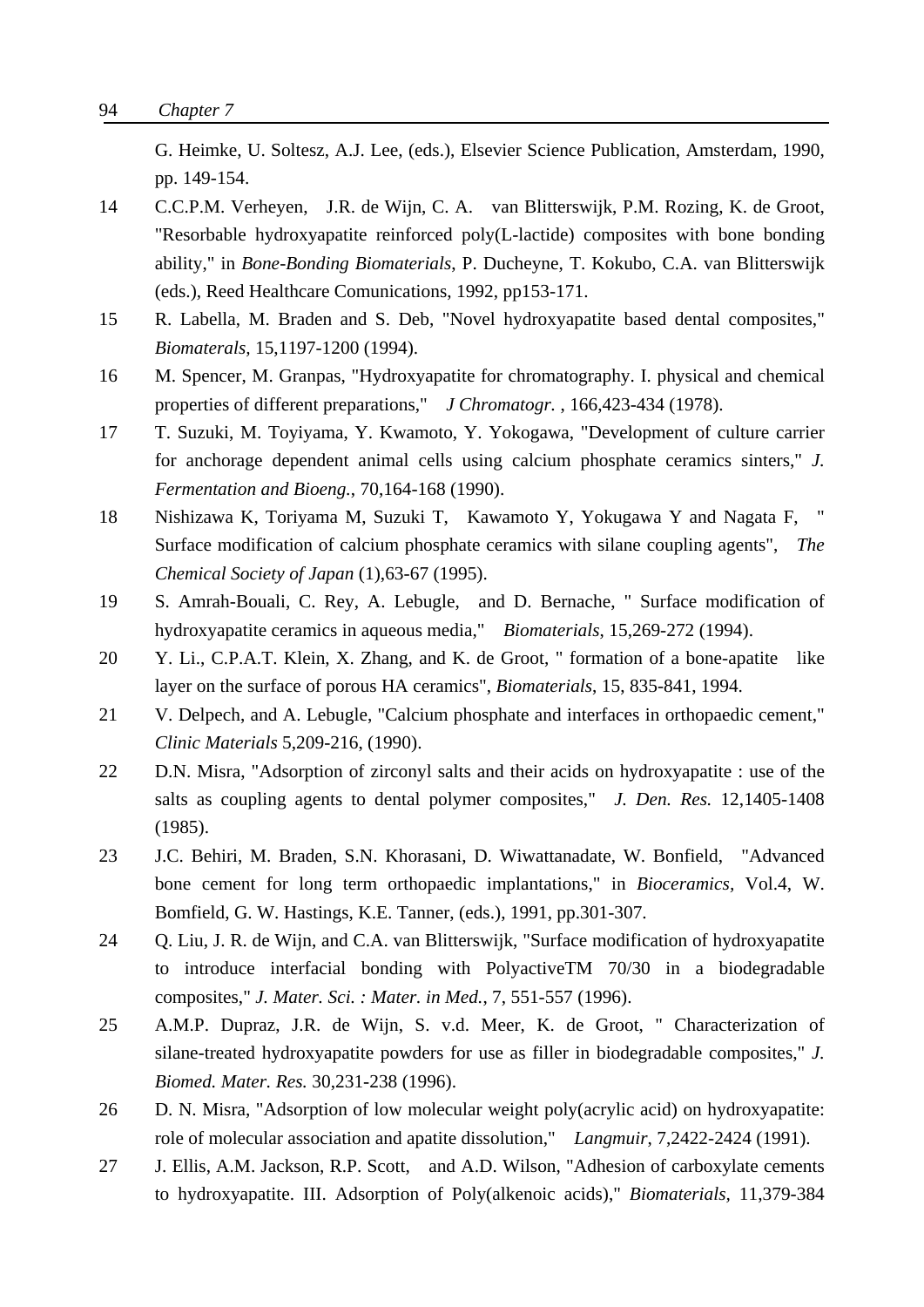G. Heimke, U. Soltesz, A.J. Lee, (eds.), Elsevier Science Publication, Amsterdam, 1990, pp. 149-154.

14 C.C.P.M. Verheyen, J.R. de Wijn, C. A. van Blitterswijk, P.M. Rozing, K. de Groot, "Resorbable hydroxyapatite reinforced poly(L-lactide) composites with bone bonding ability," in *Bone-Bonding Biomaterials*, P. Ducheyne, T. Kokubo, C.A. van Blitterswijk (eds.), Reed Healthcare Comunications, 1992, pp153-171.

15 R. Labella, M. Braden and S. Deb, "Novel hydroxyapatite based dental composites," *Biomaterals*, 15,1197-1200 (1994).

16 M. Spencer, M. Granpas, "Hydroxyapatite for chromatography. I. physical and chemical properties of different preparations," *J Chromatogr.* , 166,423-434 (1978).

17 T. Suzuki, M. Toyiyama, Y. Kwamoto, Y. Yokogawa, "Development of culture carrier for anchorage dependent animal cells using calcium phosphate ceramics sinters," *J. Fermentation and Bioeng.*, 70,164-168 (1990).

18 Nishizawa K, Toriyama M, Suzuki T, Kawamoto Y, Yokugawa Y and Nagata F, " Surface modification of calcium phosphate ceramics with silane coupling agents", *The Chemical Society of Japan* (1),63-67 (1995).

19 S. Amrah-Bouali, C. Rey, A. Lebugle, and D. Bernache, " Surface modification of hydroxyapatite ceramics in aqueous media," *Biomaterials*, 15,269-272 (1994).

20 Y. Li., C.P.A.T. Klein, X. Zhang, and K. de Groot, " formation of a bone-apatite like layer on the surface of porous HA ceramics", *Biomaterials*, 15, 835-841, 1994.

21 V. Delpech, and A. Lebugle, "Calcium phosphate and interfaces in orthopaedic cement," *Clinic Materials* 5,209-216, (1990).

22 D.N. Misra, "Adsorption of zirconyl salts and their acids on hydroxyapatite : use of the salts as coupling agents to dental polymer composites," *J. Den. Res.* 12,1405-1408 (1985).

23 J.C. Behiri, M. Braden, S.N. Khorasani, D. Wiwattanadate, W. Bonfield, "Advanced bone cement for long term orthopaedic implantations," in *Bioceramics*, Vol.4, W. Bomfield, G. W. Hastings, K.E. Tanner, (eds.), 1991, pp.301-307.

24 Q. Liu, J. R. de Wijn, and C.A. van Blitterswijk, "Surface modification of hydroxyapatite to introduce interfacial bonding with PolyactiveTM 70/30 in a biodegradable composites," *J. Mater. Sci. : Mater. in Med.*, 7, 551-557 (1996).

25 A.M.P. Dupraz, J.R. de Wijn, S. v.d. Meer, K. de Groot, " Characterization of silane-treated hydroxyapatite powders for use as filler in biodegradable composites," *J. Biomed. Mater. Res.* 30,231-238 (1996).

26 D. N. Misra, "Adsorption of low molecular weight poly(acrylic acid) on hydroxyapatite: role of molecular association and apatite dissolution," *Langmuir*, 7,2422-2424 (1991).

27 J. Ellis, A.M. Jackson, R.P. Scott, and A.D. Wilson, "Adhesion of carboxylate cements to hydroxyapatite. III. Adsorption of Poly(alkenoic acids)," *Biomaterials*, 11,379-384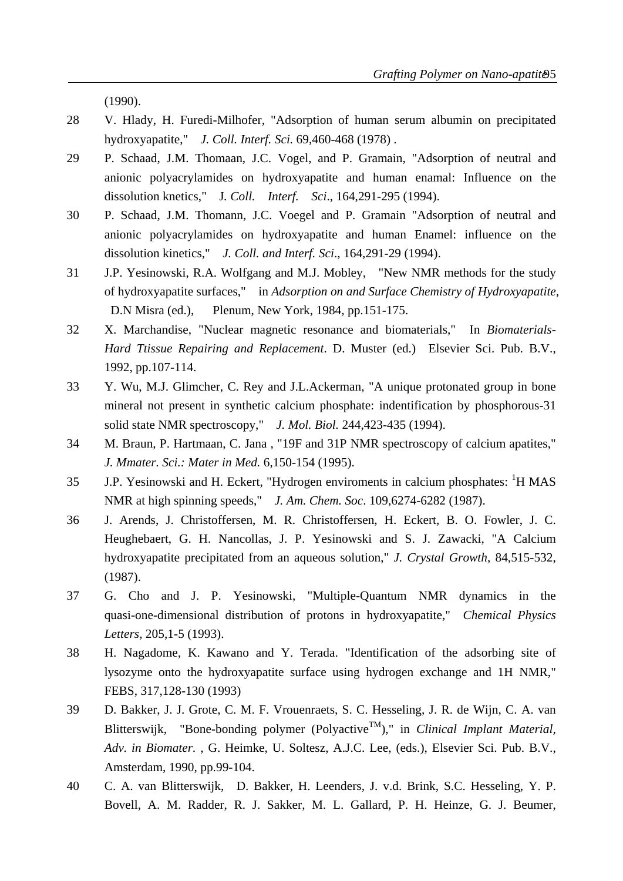(1990).

28 V. Hlady, H. Furedi-Milhofer, "Adsorption of human serum albumin on precipitated hydroxyapatite," *J. Coll. Interf. Sci.* 69,460-468 (1978) .

29 P. Schaad, J.M. Thomaan, J.C. Vogel, and P. Gramain, "Adsorption of neutral and anionic polyacrylamides on hydroxyapatite and human enamal: Influence on the dissolution knetics," J*. Coll. Interf. Sci*., 164,291-295 (1994).

30 P. Schaad, J.M. Thomann, J.C. Voegel and P. Gramain "Adsorption of neutral and anionic polyacrylamides on hydroxyapatite and human Enamel: influence on the dissolution kinetics," *J. Coll. and Interf. Sci*., 164,291-29 (1994).

31 J.P. Yesinowski, R.A. Wolfgang and M.J. Mobley, "New NMR methods for the study of hydroxyapatite surfaces," in *Adsorption on and Surface Chemistry of Hydroxyapatite,* D.N Misra (ed.), Plenum, New York, 1984, pp.151-175.

32 X. Marchandise, "Nuclear magnetic resonance and biomaterials," In *Biomaterials-Hard Ttissue Repairing and Replacement*. D. Muster (ed.) Elsevier Sci. Pub. B.V., 1992, pp.107-114.

33 Y. Wu, M.J. Glimcher, C. Rey and J.L.Ackerman, "A unique protonated group in bone mineral not present in synthetic calcium phosphate: indentification by phosphorous-31 solid state NMR spectroscopy," *J. Mol. Biol.* 244,423-435 (1994).

34 M. Braun, P. Hartmaan, C. Jana , "19F and 31P NMR spectroscopy of calcium apatites," *J. Mmater. Sci.: Mater in Med.* 6,150-154 (1995).

35 J.P. Yesinowski and H. Eckert, "Hydrogen enviroments in calcium phosphates: $^{1}$H MAS NMR at high spinning speeds," *J. Am. Chem. Soc*. 109,6274-6282 (1987).

36 J. Arends, J. Christoffersen, M. R. Christoffersen, H. Eckert, B. O. Fowler, J. C. Heughebaert, G. H. Nancollas, J. P. Yesinowski and S. J. Zawacki, "A Calcium hydroxyapatite precipitated from an aqueous solution," *J. Crystal Growth*, 84,515-532, (1987).

37 G. Cho and J. P. Yesinowski, "Multiple-Quantum NMR dynamics in the quasi-one-dimensional distribution of protons in hydroxyapatite," *Chemical Physics Letters,* 205,1-5 (1993).

38 H. Nagadome, K. Kawano and Y. Terada. "Identification of the adsorbing site of lysozyme onto the hydroxyapatite surface using hydrogen exchange and 1H NMR," FEBS, 317,128-130 (1993)

39 D. Bakker, J. J. Grote, C. M. F. Vrouenraets, S. C. Hesseling, J. R. de Wijn, C. A. van Blitterswijk, "Bone-bonding polymer (Polyactive$^{TM}$)," in *Clinical Implant Material, Adv. in Biomater*. , G. Heimke, U. Soltesz, A.J.C. Lee, (eds.), Elsevier Sci. Pub. B.V., Amsterdam, 1990, pp.99-104.

40 C. A. van Blitterswijk, D. Bakker, H. Leenders, J. v.d. Brink, S.C. Hesseling, Y. P. Bovell, A. M. Radder, R. J. Sakker, M. L. Gallard, P. H. Heinze, G. J. Beumer,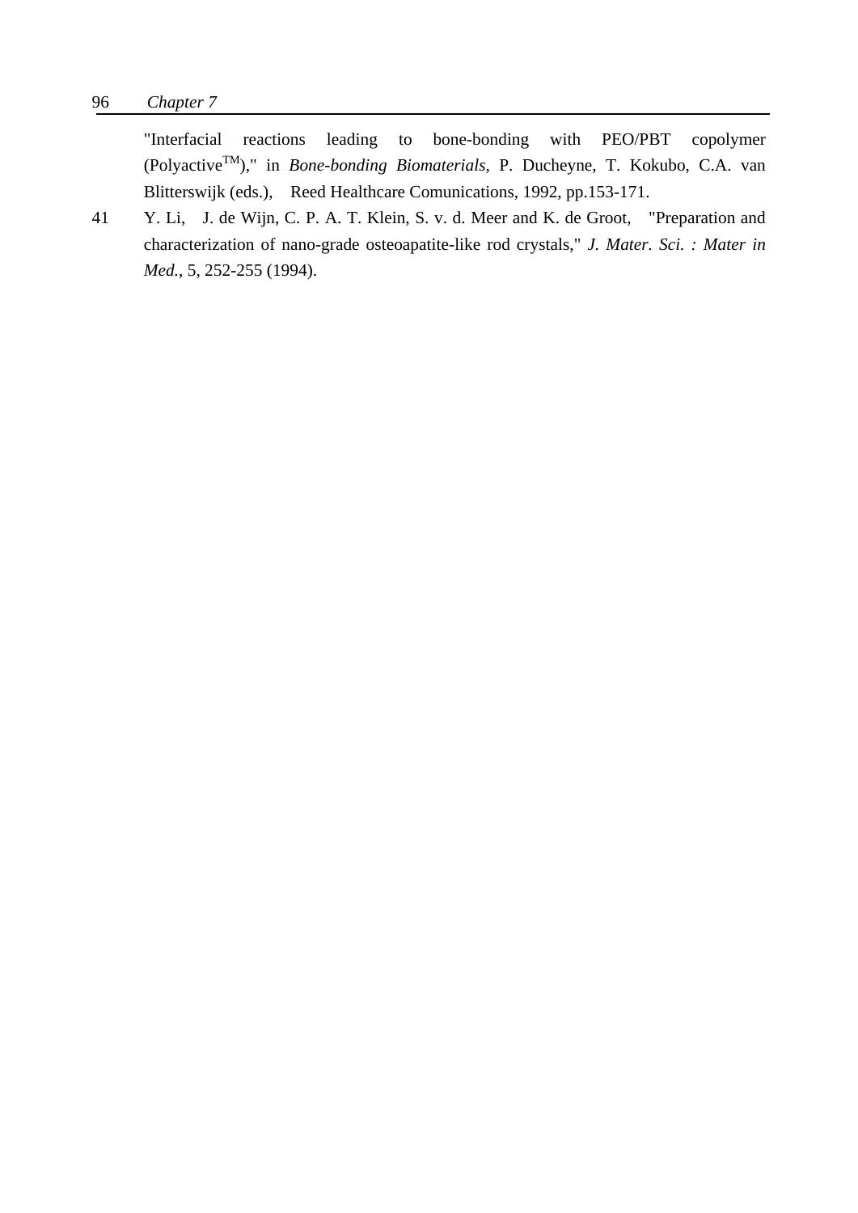"Interfacial reactions leading to bone-bonding with PEO/PBT copolymer (Polyactive$^{TM}$)," in *Bone-bonding Biomaterials*, P. Ducheyne, T. Kokubo, C.A. van Blitterswijk (eds.), Reed Healthcare Comunications, 1992, pp.153-171.

41 Y. Li, J. de Wijn, C. P. A. T. Klein, S. v. d. Meer and K. de Groot, "Preparation and characterization of nano-grade osteoapatite-like rod crystals," *J. Mater. Sci. : Mater in Med.*, 5, 252-255 (1994).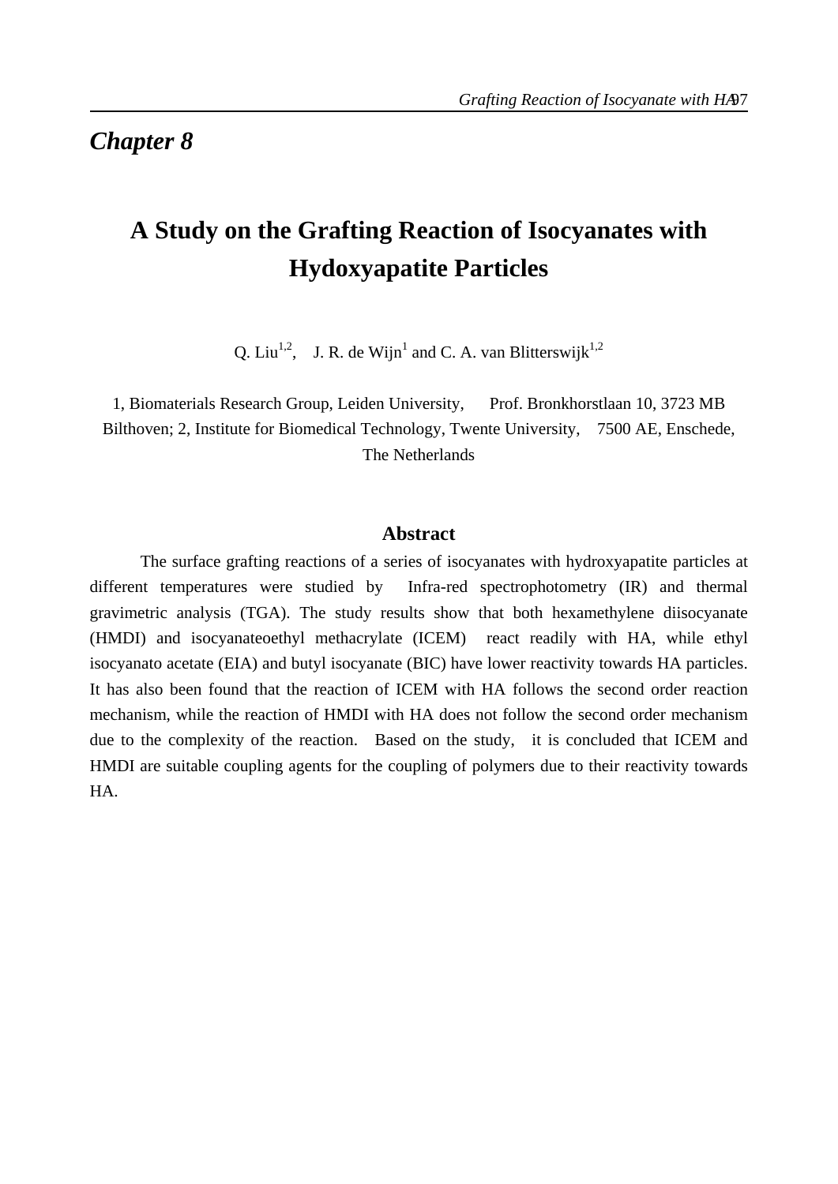# Chapter 8

## A Study on the Grafting Reaction of Isocyanates with Hydoxyapatite Particles

Q. Liu[1,2], J. R. de Wijn[1] and C. A. van Blitterswijk[1,2]

1, Biomaterials Research Group, Leiden University, Prof. Bronkhorstlaan 10, 3723 MB Bilthoven; 2, Institute for Biomedical Technology, Twente University, 7500 AE, Enschede, The Netherlands

### Abstract

The surface grafting reactions of a series of isocyanates with hydroxyapatite particles at different temperatures were studied by Infra-red spectrophotometry (IR) and thermal gravimetric analysis (TGA). The study results show that both hexamethylene diisocyanate (HMDI) and isocyanateoethyl methacrylate (ICEM) react readily with HA, while ethyl isocyanato acetate (EIA) and butyl isocyanate (BIC) have lower reactivity towards HA particles. It has also been found that the reaction of ICEM with HA follows the second order reaction mechanism, while the reaction of HMDI with HA does not follow the second order mechanism due to the complexity of the reaction. Based on the study, it is concluded that ICEM and HMDI are suitable coupling agents for the coupling of polymers due to their reactivity towards HA.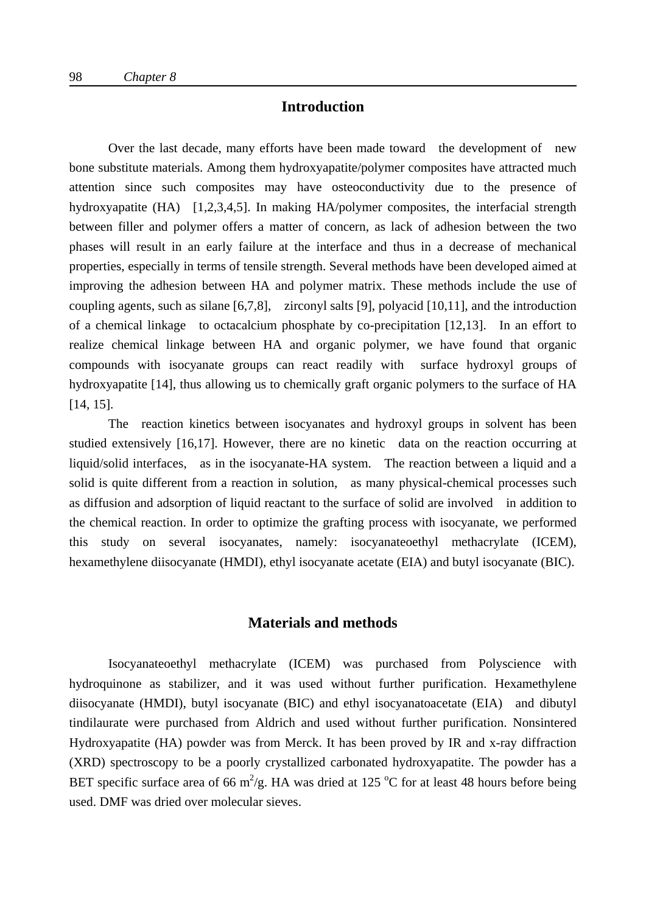## Introduction

Over the last decade, many efforts have been made toward the development of new bone substitute materials. Among them hydroxyapatite/polymer composites have attracted much attention since such composites may have osteoconductivity due to the presence of hydroxyapatite (HA) [1,2,3,4,5]. In making HA/polymer composites, the interfacial strength between filler and polymer offers a matter of concern, as lack of adhesion between the two phases will result in an early failure at the interface and thus in a decrease of mechanical properties, especially in terms of tensile strength. Several methods have been developed aimed at improving the adhesion between HA and polymer matrix. These methods include the use of coupling agents, such as silane [6,7,8], zirconyl salts [9], polyacid [10,11], and the introduction of a chemical linkage to octacalcium phosphate by co-precipitation [12,13]. In an effort to realize chemical linkage between HA and organic polymer, we have found that organic compounds with isocyanate groups can react readily with surface hydroxyl groups of hydroxyapatite [14], thus allowing us to chemically graft organic polymers to the surface of HA [14, 15].

The reaction kinetics between isocyanates and hydroxyl groups in solvent has been studied extensively [16,17]. However, there are no kinetic data on the reaction occurring at liquid/solid interfaces, as in the isocyanate-HA system. The reaction between a liquid and a solid is quite different from a reaction in solution, as many physical-chemical processes such as diffusion and adsorption of liquid reactant to the surface of solid are involved in addition to the chemical reaction. In order to optimize the grafting process with isocyanate, we performed this study on several isocyanates, namely: isocyanateoethyl methacrylate (ICEM), hexamethylene diisocyanate (HMDI), ethyl isocyanate acetate (EIA) and butyl isocyanate (BIC).

## Materials and methods

Isocyanateoethyl methacrylate (ICEM) was purchased from Polyscience with hydroquinone as stabilizer, and it was used without further purification. Hexamethylene diisocyanate (HMDI), butyl isocyanate (BIC) and ethyl isocyanatoacetate (EIA) and dibutyl tindilaurate were purchased from Aldrich and used without further purification. Nonsintered Hydroxyapatite (HA) powder was from Merck. It has been proved by IR and x-ray diffraction (XRD) spectroscopy to be a poorly crystallized carbonated hydroxyapatite. The powder has a BET specific surface area of 66 $m^2/g$. HA was dried at 125 $^oC$ for at least 48 hours before being used. DMF was dried over molecular sieves.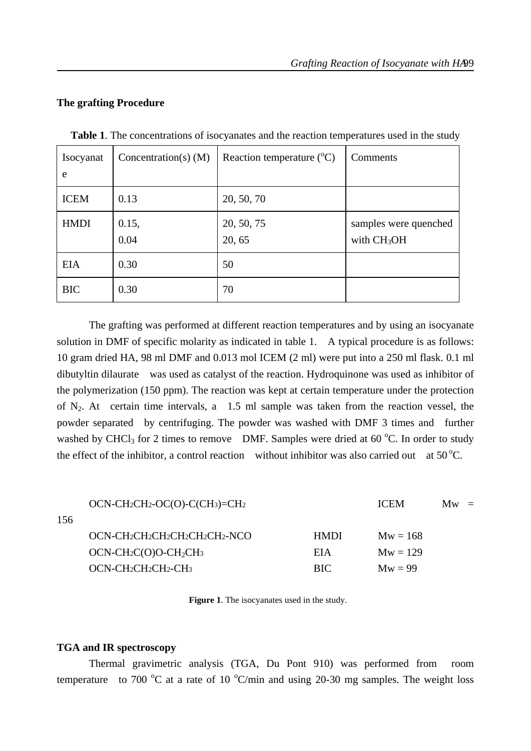### The grafting Procedure

**Table 1**. The concentrations of isocyanates and the reaction temperatures used in the study

| Isocyanate | Concentration(s) (M) | Reaction temperature ($^oC$) | Comments |
|---|---|---|---|
| ICEM | 0.13 | 20, 50, 70 | |
| HMDI | 0.15,<br>0.04 | 20, 50, 75<br>20, 65 | samples were quenched with $CH_3OH$ |
| EIA | 0.30 | 50 | |
| BIC | 0.30 | 70 | |

The grafting was performed at different reaction temperatures and by using an isocyanate solution in DMF of specific molarity as indicated in table 1. A typical procedure is as follows: 10 gram dried HA, 98 ml DMF and 0.013 mol ICEM (2 ml) were put into a 250 ml flask. 0.1 ml dibutyltin dilaurate was used as catalyst of the reaction. Hydroquinone was used as inhibitor of the polymerization (150 ppm). The reaction was kept at certain temperature under the protection of $N_2$. At certain time intervals, a 1.5 ml sample was taken from the reaction vessel, the powder separated by centrifuging. The powder was washed with DMF 3 times and further washed by $CHCl_3$ for 2 times to remove DMF. Samples were dried at 60 $^oC$. In order to study the effect of the inhibitor, a control reaction without inhibitor was also carried out at 50 $^oC$.

| | | |
|---|---|---|
| OCN-$CH_2CH_2$-OC(O)-C($CH_3$)=$CH_2$ | ICEM | Mw = 156 |
| OCN-$CH_2CH_2CH_2CH_2CH_2CH_2$-NCO | HMDI | Mw = 168 |
| OCN-$CH_2$C(O)O-$CH_2CH_3$ | EIA | Mw = 129 |
| OCN-$CH_2CH_2CH_2$-$CH_3$ | BIC | Mw = 99 |

**Figure 1**. The isocyanates used in the study.

### TGA and IR spectroscopy

Thermal gravimetric analysis (TGA, Du Pont 910) was performed from room temperature to 700 $^oC$ at a rate of 10 $^oC$/min and using 20-30 mg samples. The weight loss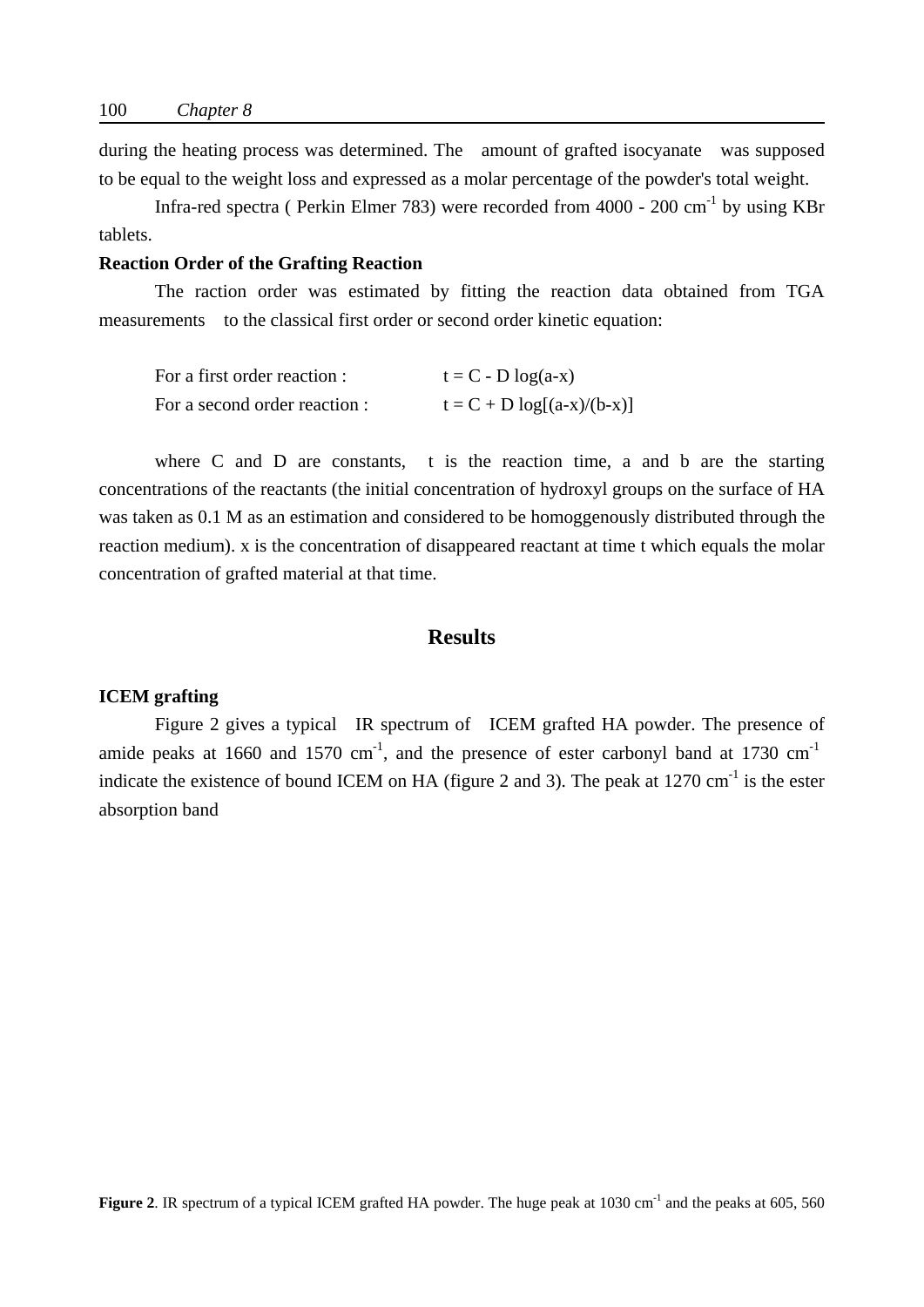during the heating process was determined. The amount of grafted isocyanate was supposed to be equal to the weight loss and expressed as a molar percentage of the powder's total weight.

Infra-red spectra ( Perkin Elmer 783) were recorded from 4000 - 200 $cm^{-1}$ by using KBr tablets.

**Reaction Order of the Grafting Reaction**

The raction order was estimated by fitting the reaction data obtained from TGA measurements to the classical first order or second order kinetic equation:

For a first order reaction : $t = C - D \log(a-x)$

For a second order reaction : $t = C + D \log[(a-x)/(b-x)]$

where C and D are constants, t is the reaction time, a and b are the starting concentrations of the reactants (the initial concentration of hydroxyl groups on the surface of HA was taken as 0.1 M as an estimation and considered to be homoggenously distributed through the reaction medium). x is the concentration of disappeared reactant at time t which equals the molar concentration of grafted material at that time.

## Results

**ICEM grafting**

Figure 2 gives a typical IR spectrum of ICEM grafted HA powder. The presence of amide peaks at 1660 and 1570 $cm^{-1}$, and the presence of ester carbonyl band at 1730 $cm^{-1}$ indicate the existence of bound ICEM on HA (figure 2 and 3). The peak at 1270 $cm^{-1}$ is the ester absorption band

**Figure 2**. IR spectrum of a typical ICEM grafted HA powder. The huge peak at 1030 $cm^{-1}$ and the peaks at 605, 560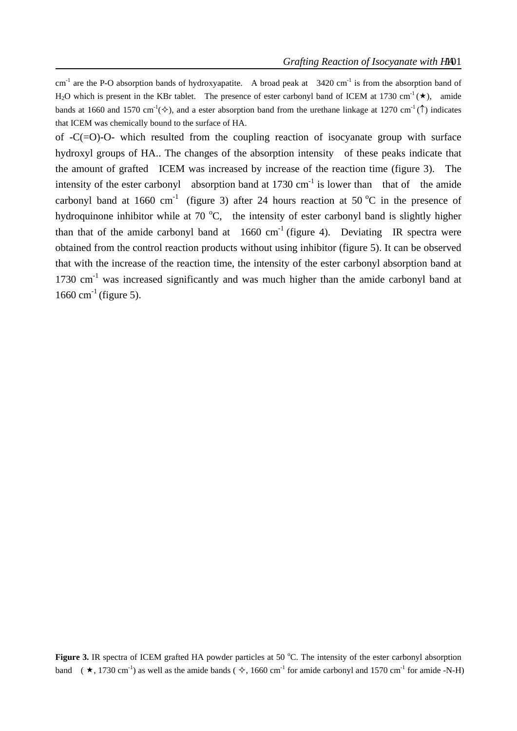cm$^{-1}$ are the P-O absorption bands of hydroxyapatite. A broad peak at 3420 cm$^{-1}$ is from the absorption band of $H_2O$ which is present in the KBr tablet. The presence of ester carbonyl band of ICEM at 1730 cm$^{-1}$ (★), amide bands at 1660 and 1570 cm$^{-1}$(✧), and a ester absorption band from the urethane linkage at 1270 cm$^{-1}$ (↑) indicates that ICEM was chemically bound to the surface of HA.

of -C(=O)-O- which resulted from the coupling reaction of isocyanate group with surface hydroxyl groups of HA.. The changes of the absorption intensity of these peaks indicate that the amount of grafted ICEM was increased by increase of the reaction time (figure 3). The intensity of the ester carbonyl absorption band at 1730 cm$^{-1}$ is lower than that of the amide carbonyl band at 1660 cm$^{-1}$ (figure 3) after 24 hours reaction at 50 °C in the presence of hydroquinone inhibitor while at 70 °C, the intensity of ester carbonyl band is slightly higher than that of the amide carbonyl band at 1660 cm$^{-1}$ (figure 4). Deviating IR spectra were obtained from the control reaction products without using inhibitor (figure 5). It can be observed that with the increase of the reaction time, the intensity of the ester carbonyl absorption band at 1730 cm$^{-1}$ was increased significantly and was much higher than the amide carbonyl band at 1660 cm$^{-1}$ (figure 5).

**Figure 3.** IR spectra of ICEM grafted HA powder particles at 50 °C. The intensity of the ester carbonyl absorption band (★, 1730 cm$^{-1}$) as well as the amide bands (✧, 1660 cm$^{-1}$ for amide carbonyl and 1570 cm$^{-1}$ for amide -N-H)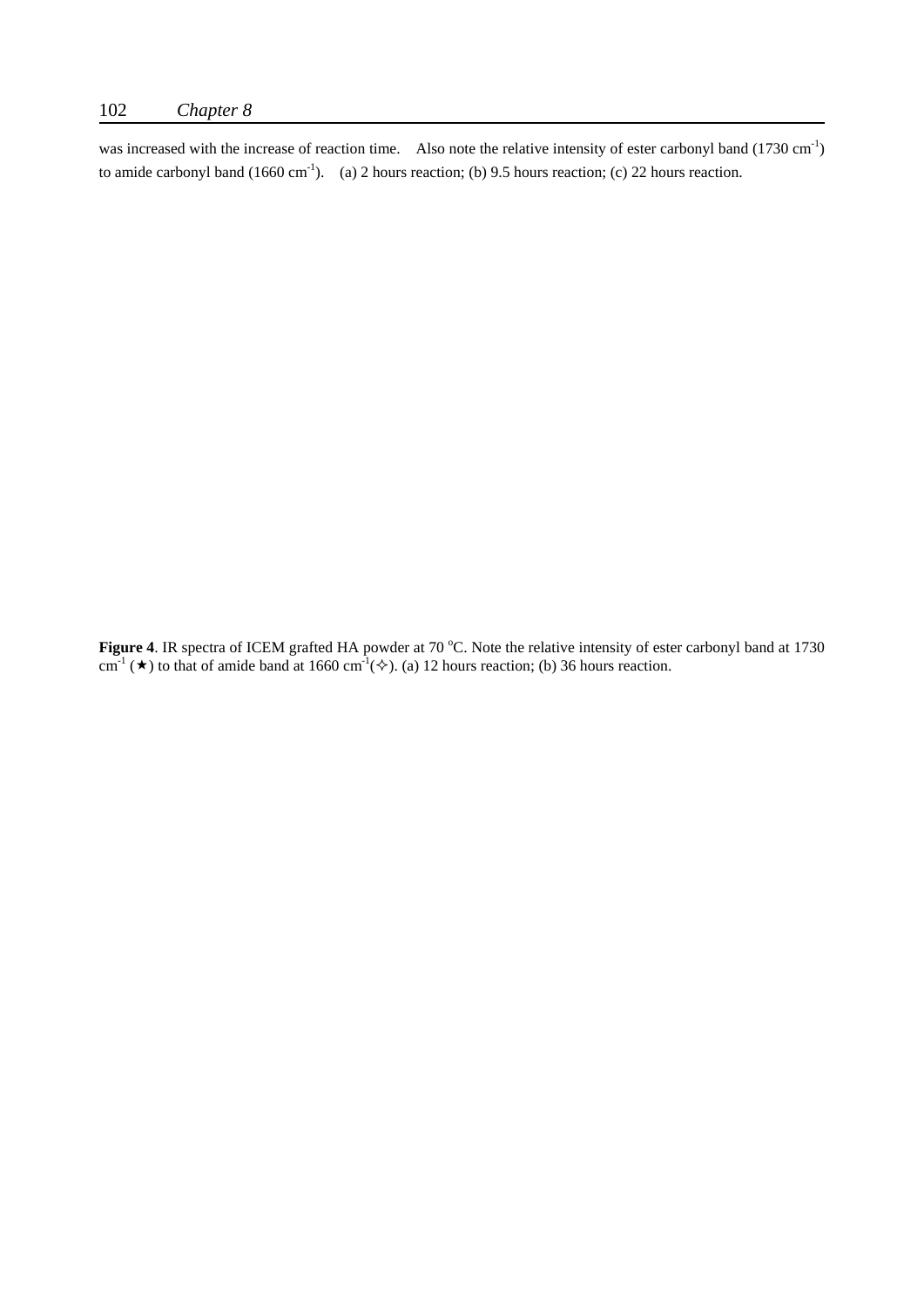was increased with the increase of reaction time. Also note the relative intensity of ester carbonyl band (1730 $cm^{-1}$) to amide carbonyl band (1660 $cm^{-1}$). (a) 2 hours reaction; (b) 9.5 hours reaction; (c) 22 hours reaction.

**Figure 4**. IR spectra of ICEM grafted HA powder at 70 $^{o}$C. Note the relative intensity of ester carbonyl band at 1730 $cm^{-1}$ (★) to that of amide band at 1660 $cm^{-1}$(✧). (a) 12 hours reaction; (b) 36 hours reaction.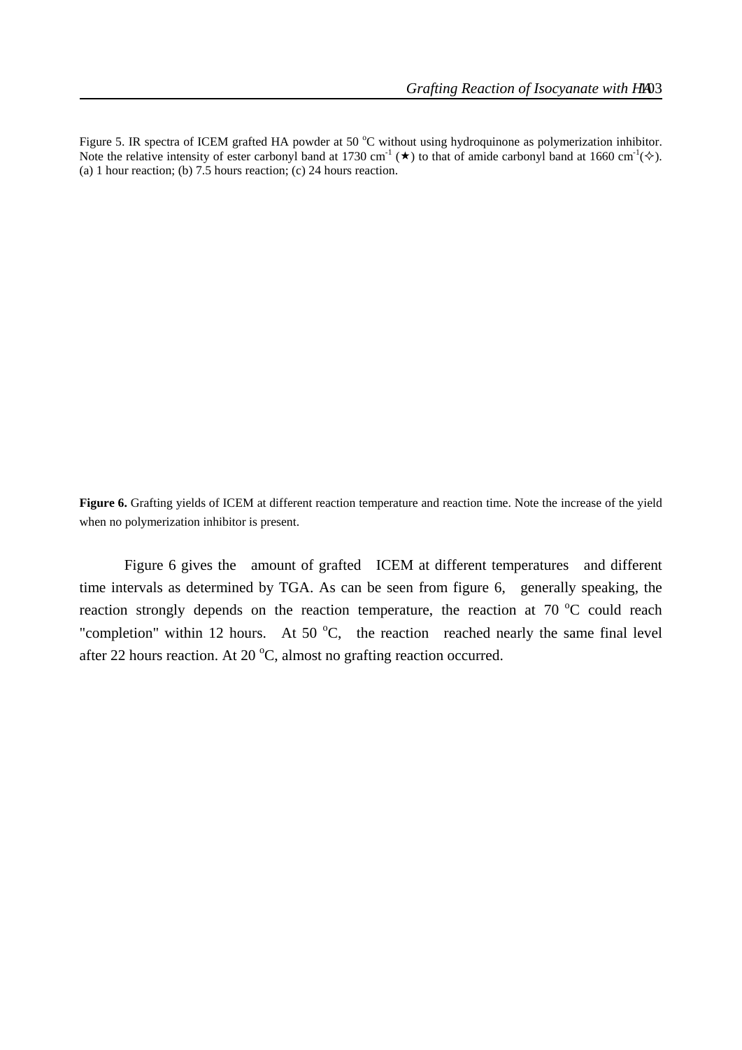Figure 5. IR spectra of ICEM grafted HA powder at 50 $^{o}$C without using hydroquinone as polymerization inhibitor. Note the relative intensity of ester carbonyl band at 1730 $cm^{-1}$ (★) to that of amide carbonyl band at 1660 $cm^{-1}$(✧). (a) 1 hour reaction; (b) 7.5 hours reaction; (c) 24 hours reaction.

**Figure 6.** Grafting yields of ICEM at different reaction temperature and reaction time. Note the increase of the yield when no polymerization inhibitor is present.

Figure 6 gives the amount of grafted ICEM at different temperatures and different time intervals as determined by TGA. As can be seen from figure 6, generally speaking, the reaction strongly depends on the reaction temperature, the reaction at 70 $^{o}$C could reach "completion" within 12 hours. At 50 $^{o}$C, the reaction reached nearly the same final level after 22 hours reaction. At 20 $^{o}$C, almost no grafting reaction occurred.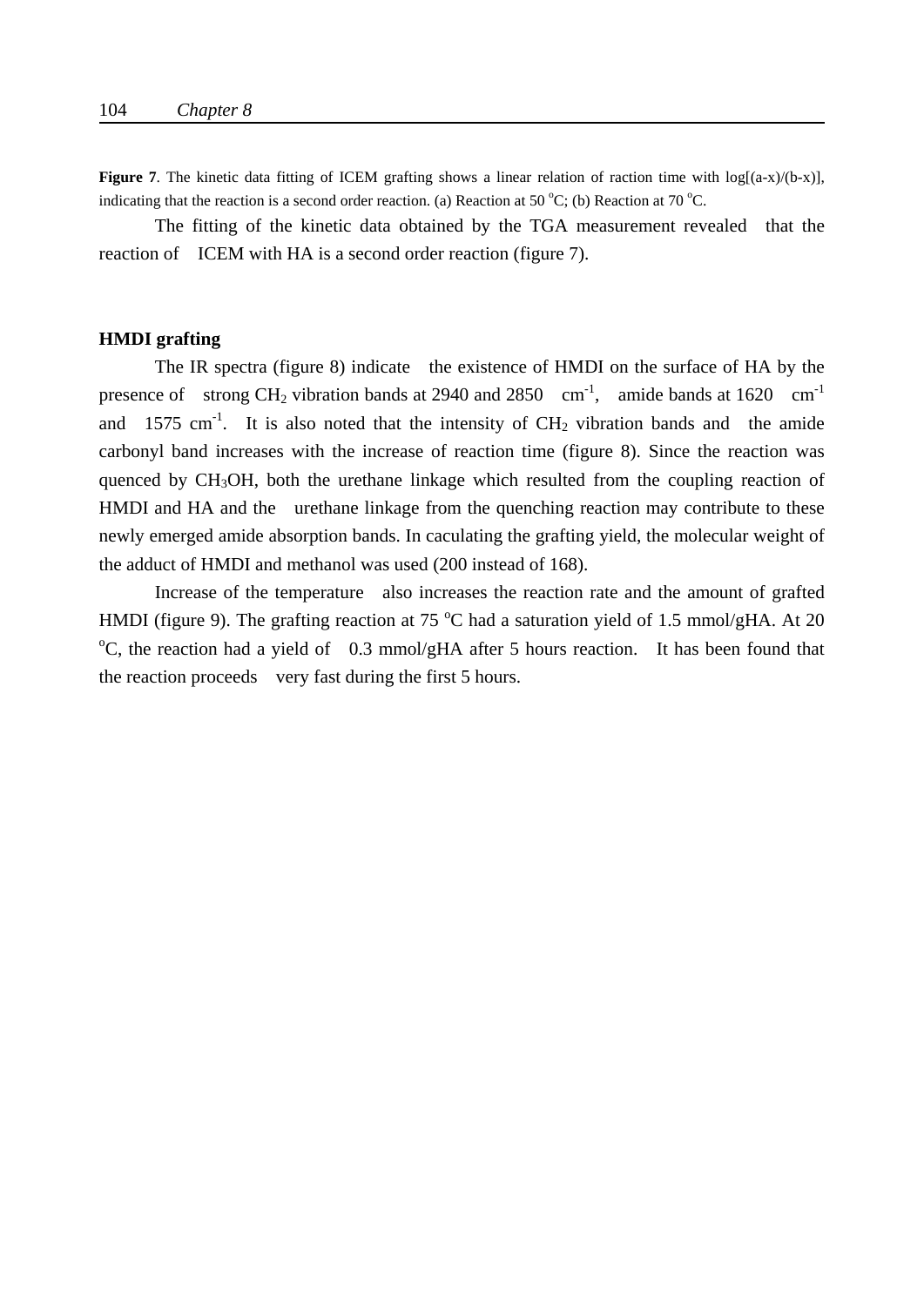**Figure 7**. The kinetic data fitting of ICEM grafting shows a linear relation of raction time with log[(a-x)/(b-x)], indicating that the reaction is a second order reaction. (a) Reaction at 50 $^oC$; (b) Reaction at 70 $^oC$.

The fitting of the kinetic data obtained by the TGA measurement revealed that the reaction of ICEM with HA is a second order reaction (figure 7).

### HMDI grafting

The IR spectra (figure 8) indicate the existence of HMDI on the surface of HA by the presence of strong $CH_2$ vibration bands at 2940 and 2850 $cm^{-1}$, amide bands at 1620 $cm^{-1}$ and 1575 $cm^{-1}$. It is also noted that the intensity of $CH_2$ vibration bands and the amide carbonyl band increases with the increase of reaction time (figure 8). Since the reaction was quenced by $CH_3OH$, both the urethane linkage which resulted from the coupling reaction of HMDI and HA and the urethane linkage from the quenching reaction may contribute to these newly emerged amide absorption bands. In caculating the grafting yield, the molecular weight of the adduct of HMDI and methanol was used (200 instead of 168).

Increase of the temperature also increases the reaction rate and the amount of grafted HMDI (figure 9). The grafting reaction at 75 $^oC$ had a saturation yield of 1.5 mmol/gHA. At 20 $^oC$, the reaction had a yield of 0.3 mmol/gHA after 5 hours reaction. It has been found that the reaction proceeds very fast during the first 5 hours.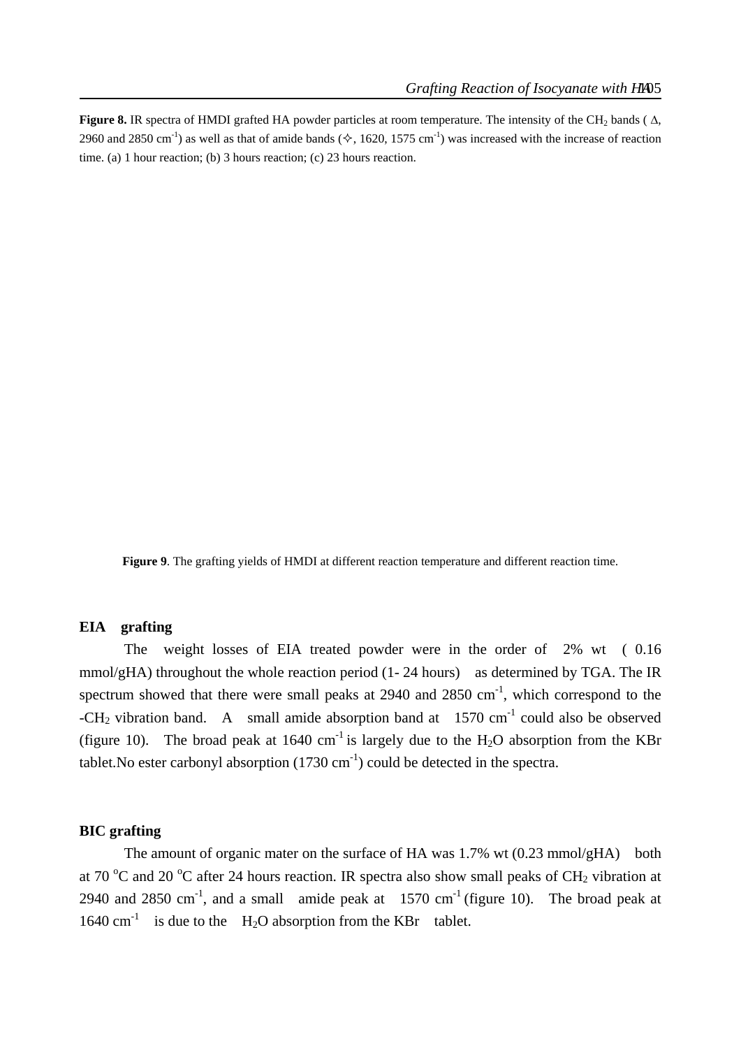**Figure 8.** IR spectra of HMDI grafted HA powder particles at room temperature. The intensity of the $CH_2$ bands ( Δ, 2960 and 2850 $cm^{-1}$) as well as that of amide bands (✧, 1620, 1575 $cm^{-1}$) was increased with the increase of reaction time. (a) 1 hour reaction; (b) 3 hours reaction; (c) 23 hours reaction.

**Figure 9**. The grafting yields of HMDI at different reaction temperature and different reaction time.

### EIA grafting

The weight losses of EIA treated powder were in the order of 2% wt ( 0.16 mmol/gHA) throughout the whole reaction period (1- 24 hours) as determined by TGA. The IR spectrum showed that there were small peaks at 2940 and 2850 $cm^{-1}$, which correspond to the -$CH_2$ vibration band. A small amide absorption band at 1570 $cm^{-1}$ could also be observed (figure 10). The broad peak at 1640 $cm^{-1}$ is largely due to the $H_2O$ absorption from the KBr tablet.No ester carbonyl absorption (1730 $cm^{-1}$) could be detected in the spectra.

### BIC grafting

The amount of organic mater on the surface of HA was 1.7% wt (0.23 mmol/gHA) both at 70 $^oC$ and 20 $^oC$ after 24 hours reaction. IR spectra also show small peaks of $CH_2$ vibration at 2940 and 2850 $cm^{-1}$, and a small amide peak at 1570 $cm^{-1}$ (figure 10). The broad peak at 1640 $cm^{-1}$ is due to the $H_2O$ absorption from the KBr tablet.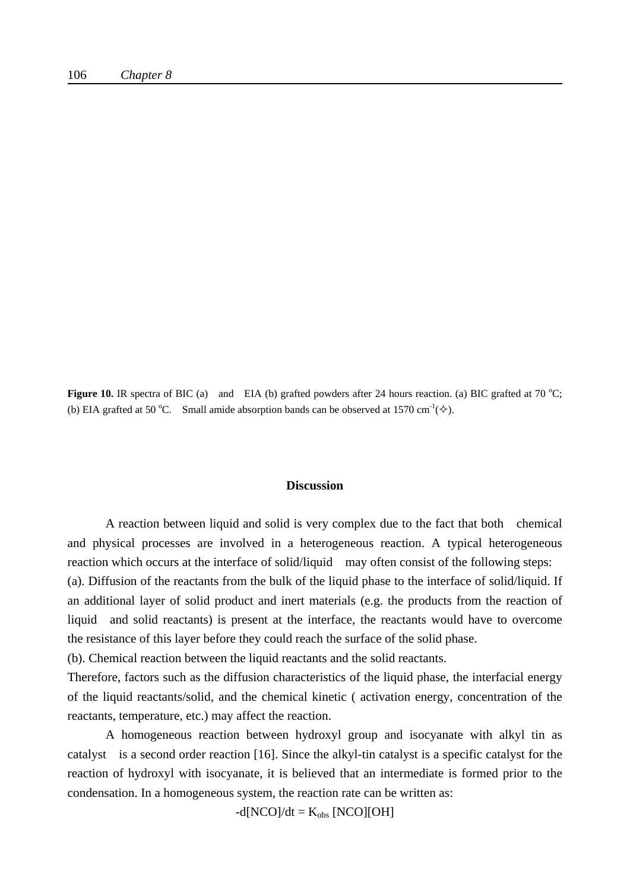**Figure 10.** IR spectra of BIC (a) and EIA (b) grafted powders after 24 hours reaction. (a) BIC grafted at 70 $^{o}$C; (b) EIA grafted at 50 $^{o}$C. Small amide absorption bands can be observed at 1570 cm$^{-1}$(✧).

## Discussion

A reaction between liquid and solid is very complex due to the fact that both chemical and physical processes are involved in a heterogeneous reaction. A typical heterogeneous reaction which occurs at the interface of solid/liquid may often consist of the following steps:

(a). Diffusion of the reactants from the bulk of the liquid phase to the interface of solid/liquid. If an additional layer of solid product and inert materials (e.g. the products from the reaction of liquid and solid reactants) is present at the interface, the reactants would have to overcome the resistance of this layer before they could reach the surface of the solid phase.

(b). Chemical reaction between the liquid reactants and the solid reactants.

Therefore, factors such as the diffusion characteristics of the liquid phase, the interfacial energy of the liquid reactants/solid, and the chemical kinetic ( activation energy, concentration of the reactants, temperature, etc.) may affect the reaction.

A homogeneous reaction between hydroxyl group and isocyanate with alkyl tin as catalyst is a second order reaction [16]. Since the alkyl-tin catalyst is a specific catalyst for the reaction of hydroxyl with isocyanate, it is believed that an intermediate is formed prior to the condensation. In a homogeneous system, the reaction rate can be written as:

$$-d[NCO]/dt = K_{obs}\,[NCO][OH]$$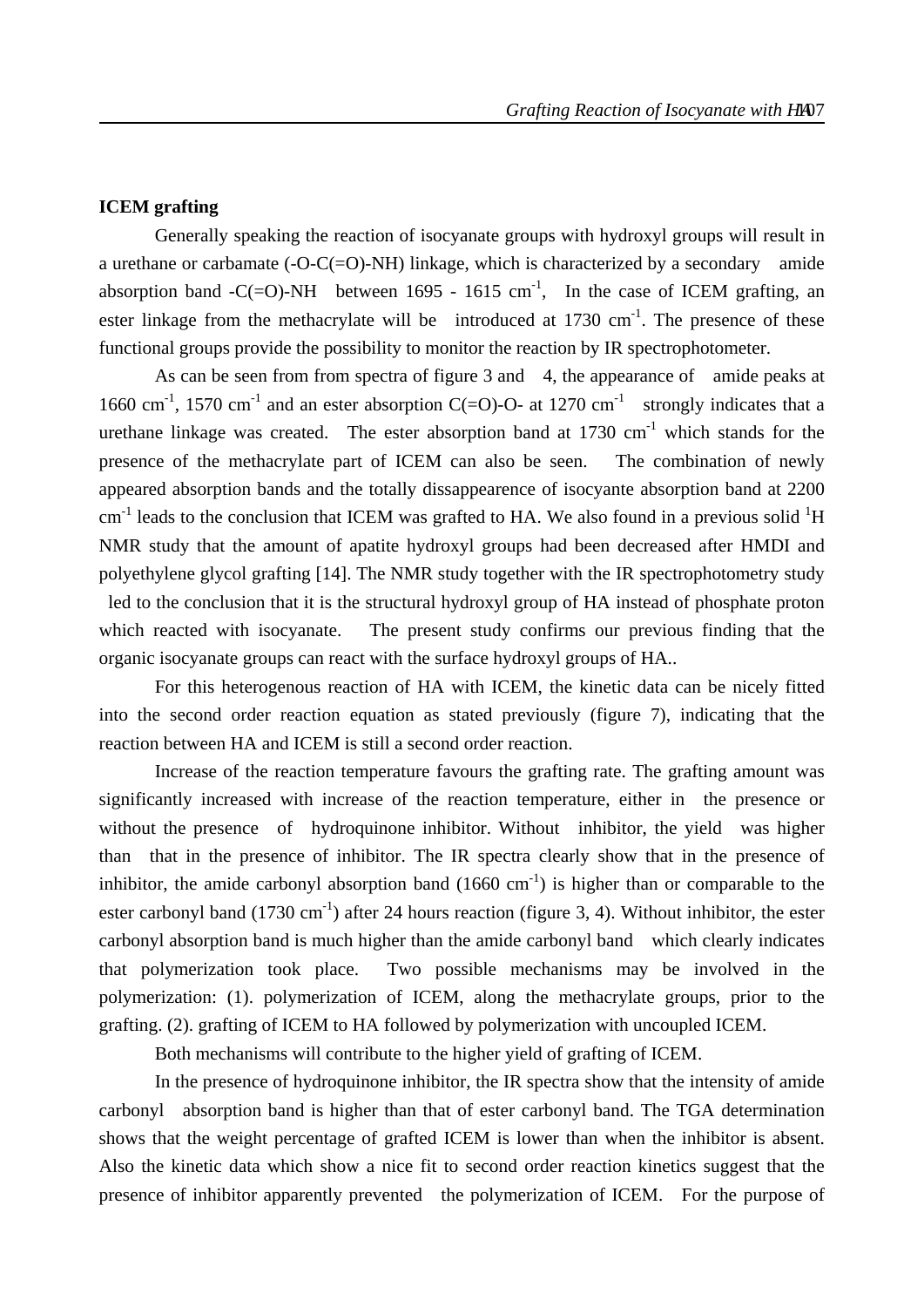**ICEM grafting**

Generally speaking the reaction of isocyanate groups with hydroxyl groups will result in a urethane or carbamate (-O-C(=O)-NH) linkage, which is characterized by a secondary amide absorption band -C(=O)-NH between 1695 - 1615 $cm^{-1}$, In the case of ICEM grafting, an ester linkage from the methacrylate will be introduced at 1730 $cm^{-1}$. The presence of these functional groups provide the possibility to monitor the reaction by IR spectrophotometer.

As can be seen from from spectra of figure 3 and 4, the appearance of amide peaks at 1660 $cm^{-1}$, 1570 $cm^{-1}$ and an ester absorption C(=O)-O- at 1270 $cm^{-1}$ strongly indicates that a urethane linkage was created. The ester absorption band at 1730 $cm^{-1}$ which stands for the presence of the methacrylate part of ICEM can also be seen. The combination of newly appeared absorption bands and the totally dissappearence of isocyante absorption band at 2200 $cm^{-1}$ leads to the conclusion that ICEM was grafted to HA. We also found in a previous solid $^{1}H$ NMR study that the amount of apatite hydroxyl groups had been decreased after HMDI and polyethylene glycol grafting [14]. The NMR study together with the IR spectrophotometry study led to the conclusion that it is the structural hydroxyl group of HA instead of phosphate proton which reacted with isocyanate. The present study confirms our previous finding that the organic isocyanate groups can react with the surface hydroxyl groups of HA..

For this heterogenous reaction of HA with ICEM, the kinetic data can be nicely fitted into the second order reaction equation as stated previously (figure 7), indicating that the reaction between HA and ICEM is still a second order reaction.

Increase of the reaction temperature favours the grafting rate. The grafting amount was significantly increased with increase of the reaction temperature, either in the presence or without the presence of hydroquinone inhibitor. Without inhibitor, the yield was higher than that in the presence of inhibitor. The IR spectra clearly show that in the presence of inhibitor, the amide carbonyl absorption band (1660 $cm^{-1}$) is higher than or comparable to the ester carbonyl band (1730 $cm^{-1}$) after 24 hours reaction (figure 3, 4). Without inhibitor, the ester carbonyl absorption band is much higher than the amide carbonyl band which clearly indicates that polymerization took place. Two possible mechanisms may be involved in the polymerization: (1). polymerization of ICEM, along the methacrylate groups, prior to the grafting. (2). grafting of ICEM to HA followed by polymerization with uncoupled ICEM.

Both mechanisms will contribute to the higher yield of grafting of ICEM.

In the presence of hydroquinone inhibitor, the IR spectra show that the intensity of amide carbonyl absorption band is higher than that of ester carbonyl band. The TGA determination shows that the weight percentage of grafted ICEM is lower than when the inhibitor is absent. Also the kinetic data which show a nice fit to second order reaction kinetics suggest that the presence of inhibitor apparently prevented the polymerization of ICEM. For the purpose of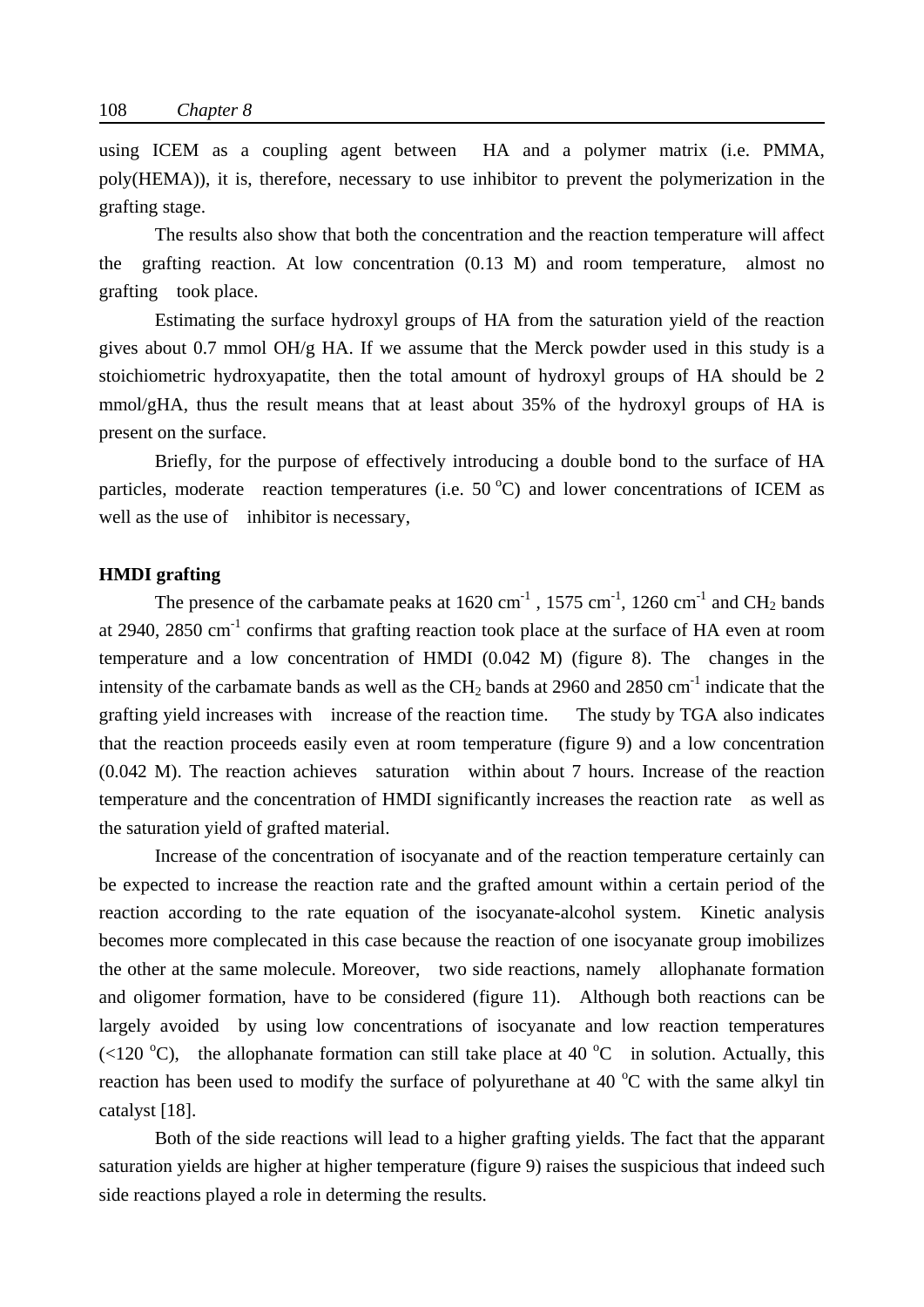using ICEM as a coupling agent between HA and a polymer matrix (i.e. PMMA, poly(HEMA)), it is, therefore, necessary to use inhibitor to prevent the polymerization in the grafting stage.

The results also show that both the concentration and the reaction temperature will affect the grafting reaction. At low concentration (0.13 M) and room temperature, almost no grafting took place.

Estimating the surface hydroxyl groups of HA from the saturation yield of the reaction gives about 0.7 mmol OH/g HA. If we assume that the Merck powder used in this study is a stoichiometric hydroxyapatite, then the total amount of hydroxyl groups of HA should be 2 mmol/gHA, thus the result means that at least about 35% of the hydroxyl groups of HA is present on the surface.

Briefly, for the purpose of effectively introducing a double bond to the surface of HA particles, moderate reaction temperatures (i.e. 50 $^oC$) and lower concentrations of ICEM as well as the use of inhibitor is necessary,

**HMDI grafting**

The presence of the carbamate peaks at 1620 $cm^{-1}$ , 1575 $cm^{-1}$, 1260 $cm^{-1}$ and $CH_2$ bands at 2940, 2850 $cm^{-1}$ confirms that grafting reaction took place at the surface of HA even at room temperature and a low concentration of HMDI (0.042 M) (figure 8). The changes in the intensity of the carbamate bands as well as the $CH_2$ bands at 2960 and 2850 $cm^{-1}$ indicate that the grafting yield increases with increase of the reaction time. The study by TGA also indicates that the reaction proceeds easily even at room temperature (figure 9) and a low concentration (0.042 M). The reaction achieves saturation within about 7 hours. Increase of the reaction temperature and the concentration of HMDI significantly increases the reaction rate as well as the saturation yield of grafted material.

Increase of the concentration of isocyanate and of the reaction temperature certainly can be expected to increase the reaction rate and the grafted amount within a certain period of the reaction according to the rate equation of the isocyanate-alcohol system. Kinetic analysis becomes more complecated in this case because the reaction of one isocyanate group imobilizes the other at the same molecule. Moreover, two side reactions, namely allophanate formation and oligomer formation, have to be considered (figure 11). Although both reactions can be largely avoided by using low concentrations of isocyanate and low reaction temperatures (<120 $^oC$), the allophanate formation can still take place at 40 $^oC$ in solution. Actually, this reaction has been used to modify the surface of polyurethane at 40 $^oC$ with the same alkyl tin catalyst [18].

Both of the side reactions will lead to a higher grafting yields. The fact that the apparant saturation yields are higher at higher temperature (figure 9) raises the suspicious that indeed such side reactions played a role in determing the results.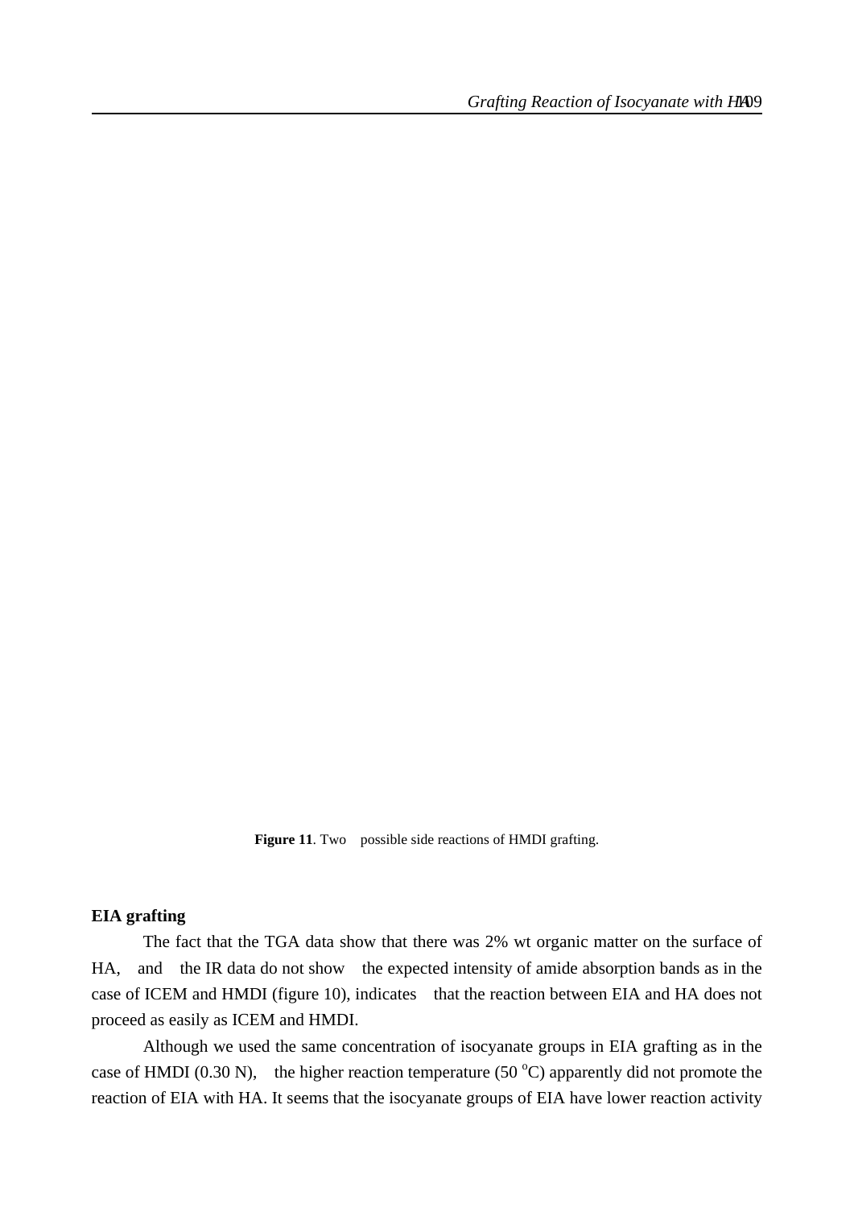**Figure 11**. Two possible side reactions of HMDI grafting.

**EIA grafting**

The fact that the TGA data show that there was 2% wt organic matter on the surface of HA, and the IR data do not show the expected intensity of amide absorption bands as in the case of ICEM and HMDI (figure 10), indicates that the reaction between EIA and HA does not proceed as easily as ICEM and HMDI.

Although we used the same concentration of isocyanate groups in EIA grafting as in the case of HMDI (0.30 N), the higher reaction temperature (50 $^{o}$C) apparently did not promote the reaction of EIA with HA. It seems that the isocyanate groups of EIA have lower reaction activity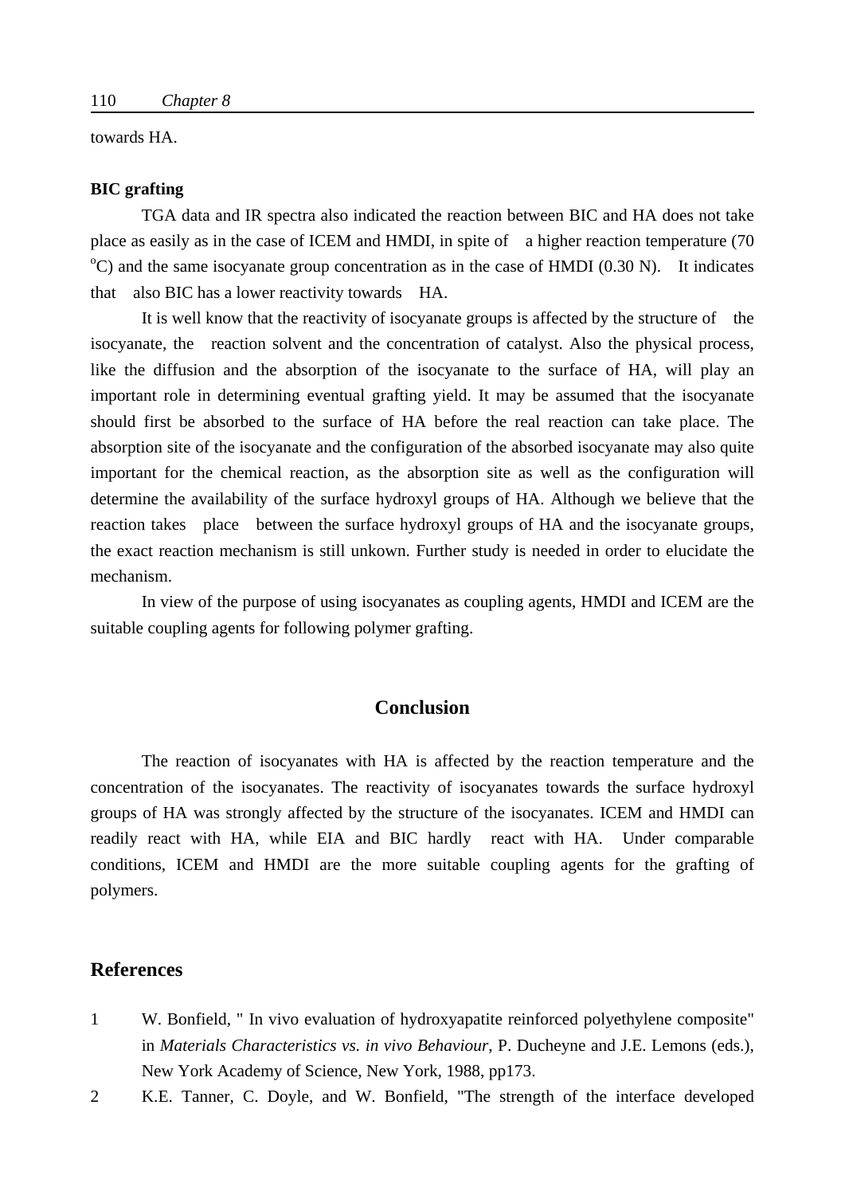towards HA.

**BIC grafting**

TGA data and IR spectra also indicated the reaction between BIC and HA does not take place as easily as in the case of ICEM and HMDI, in spite of a higher reaction temperature (70 $^{o}$C) and the same isocyanate group concentration as in the case of HMDI (0.30 N). It indicates that also BIC has a lower reactivity towards HA.

It is well know that the reactivity of isocyanate groups is affected by the structure of the isocyanate, the reaction solvent and the concentration of catalyst. Also the physical process, like the diffusion and the absorption of the isocyanate to the surface of HA, will play an important role in determining eventual grafting yield. It may be assumed that the isocyanate should first be absorbed to the surface of HA before the real reaction can take place. The absorption site of the isocyanate and the configuration of the absorbed isocyanate may also quite important for the chemical reaction, as the absorption site as well as the configuration will determine the availability of the surface hydroxyl groups of HA. Although we believe that the reaction takes place between the surface hydroxyl groups of HA and the isocyanate groups, the exact reaction mechanism is still unkown. Further study is needed in order to elucidate the mechanism.

In view of the purpose of using isocyanates as coupling agents, HMDI and ICEM are the suitable coupling agents for following polymer grafting.

## Conclusion

The reaction of isocyanates with HA is affected by the reaction temperature and the concentration of the isocyanates. The reactivity of isocyanates towards the surface hydroxyl groups of HA was strongly affected by the structure of the isocyanates. ICEM and HMDI can readily react with HA, while EIA and BIC hardly react with HA. Under comparable conditions, ICEM and HMDI are the more suitable coupling agents for the grafting of polymers.

## References

1 W. Bonfield, " In vivo evaluation of hydroxyapatite reinforced polyethylene composite" in *Materials Characteristics vs. in vivo Behaviour,* P. Ducheyne and J.E. Lemons (eds.), New York Academy of Science, New York, 1988, pp173.

2 K.E. Tanner, C. Doyle, and W. Bonfield, "The strength of the interface developed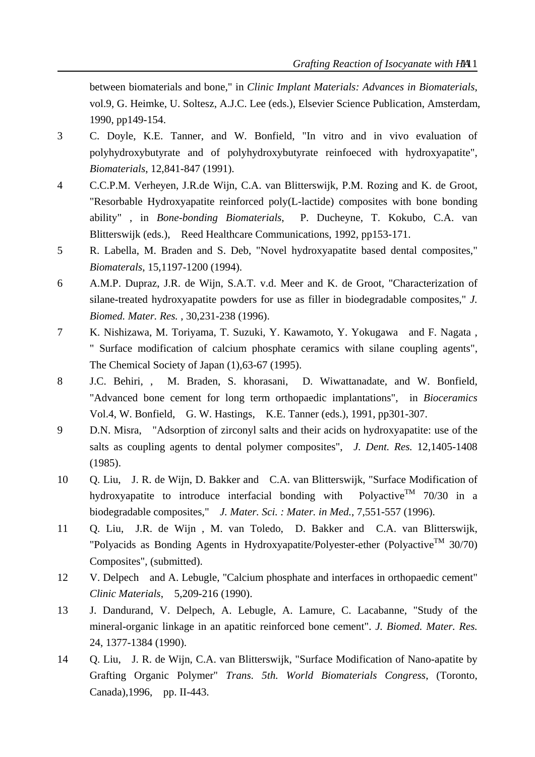between biomaterials and bone," in *Clinic Implant Materials: Advances in Biomaterials*, vol.9, G. Heimke, U. Soltesz, A.J.C. Lee (eds.), Elsevier Science Publication, Amsterdam, 1990, pp149-154.

3 C. Doyle, K.E. Tanner, and W. Bonfield, "In vitro and in vivo evaluation of polyhydroxybutyrate and of polyhydroxybutyrate reinfoeced with hydroxyapatite", *Biomaterials*, 12,841-847 (1991).

4 C.C.P.M. Verheyen, J.R.de Wijn, C.A. van Blitterswijk, P.M. Rozing and K. de Groot, "Resorbable Hydroxyapatite reinforced poly(L-lactide) composites with bone bonding ability" , in *Bone-bonding Biomaterials*, P. Ducheyne, T. Kokubo, C.A. van Blitterswijk (eds.), Reed Healthcare Communications, 1992, pp153-171.

5 R. Labella, M. Braden and S. Deb, "Novel hydroxyapatite based dental composites," *Biomaterals*, 15,1197-1200 (1994).

6 A.M.P. Dupraz, J.R. de Wijn, S.A.T. v.d. Meer and K. de Groot, "Characterization of silane-treated hydroxyapatite powders for use as filler in biodegradable composites," *J. Biomed. Mater. Res.* , 30,231-238 (1996).

7 K. Nishizawa, M. Toriyama, T. Suzuki, Y. Kawamoto, Y. Yokugawa and F. Nagata , " Surface modification of calcium phosphate ceramics with silane coupling agents", The Chemical Society of Japan (1),63-67 (1995).

8 J.C. Behiri, , M. Braden, S. khorasani, D. Wiwattanadate, and W. Bonfield, "Advanced bone cement for long term orthopaedic implantations", in *Bioceramics* Vol.4, W. Bonfield, G. W. Hastings, K.E. Tanner (eds.), 1991, pp301-307.

9 D.N. Misra, "Adsorption of zirconyl salts and their acids on hydroxyapatite: use of the salts as coupling agents to dental polymer composites", *J. Dent. Res.* 12,1405-1408 (1985).

10 Q. Liu, J. R. de Wijn, D. Bakker and C.A. van Blitterswijk, "Surface Modification of hydroxyapatite to introduce interfacial bonding with Polyactive™ 70/30 in a biodegradable composites," *J. Mater. Sci. : Mater. in Med.*, 7,551-557 (1996).

11 Q. Liu, J.R. de Wijn , M. van Toledo, D. Bakker and C.A. van Blitterswijk, "Polyacids as Bonding Agents in Hydroxyapatite/Polyester-ether (Polyactive™ 30/70) Composites", (submitted).

12 V. Delpech and A. Lebugle, "Calcium phosphate and interfaces in orthopaedic cement" *Clinic Materials*, 5,209-216 (1990).

13 J. Dandurand, V. Delpech, A. Lebugle, A. Lamure, C. Lacabanne, "Study of the mineral-organic linkage in an apatitic reinforced bone cement". *J. Biomed. Mater. Res.* 24, 1377-1384 (1990).

14 Q. Liu, J. R. de Wijn, C.A. van Blitterswijk, "Surface Modification of Nano-apatite by Grafting Organic Polymer" *Trans. 5th. World Biomaterials Congress*, (Toronto, Canada),1996, pp. II-443.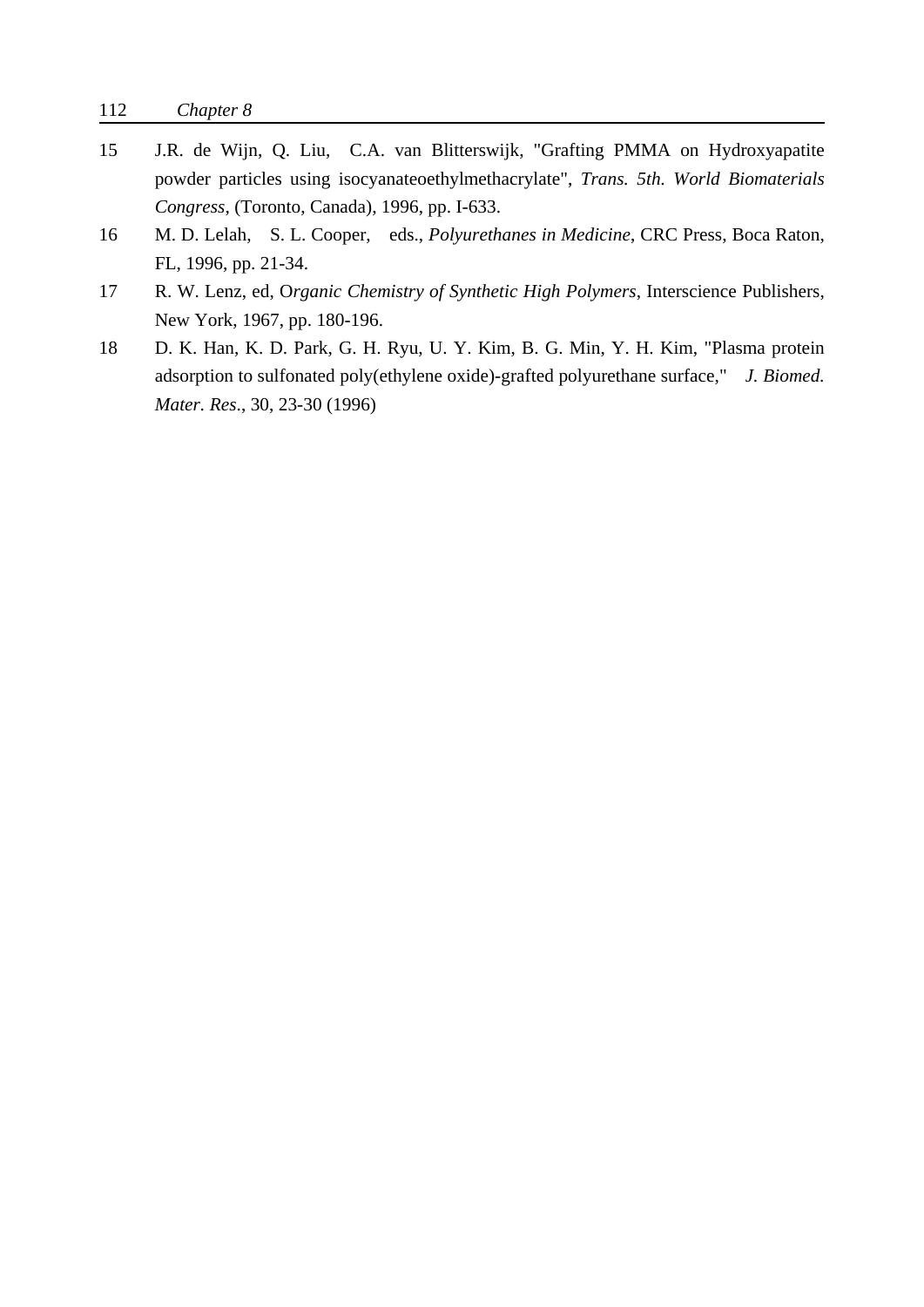15 J.R. de Wijn, Q. Liu, C.A. van Blitterswijk, "Grafting PMMA on Hydroxyapatite powder particles using isocyanateoethylmethacrylate", *Trans. 5th. World Biomaterials Congress*, (Toronto, Canada), 1996, pp. I-633.

16 M. D. Lelah, S. L. Cooper, eds., *Polyurethanes in Medicine*, CRC Press, Boca Raton, FL, 1996, pp. 21-34.

17 R. W. Lenz, ed, O*rganic Chemistry of Synthetic High Polymers*, Interscience Publishers, New York, 1967, pp. 180-196.

18 D. K. Han, K. D. Park, G. H. Ryu, U. Y. Kim, B. G. Min, Y. H. Kim, "Plasma protein adsorption to sulfonated poly(ethylene oxide)-grafted polyurethane surface," *J. Biomed. Mater. Res*., 30, 23-30 (1996)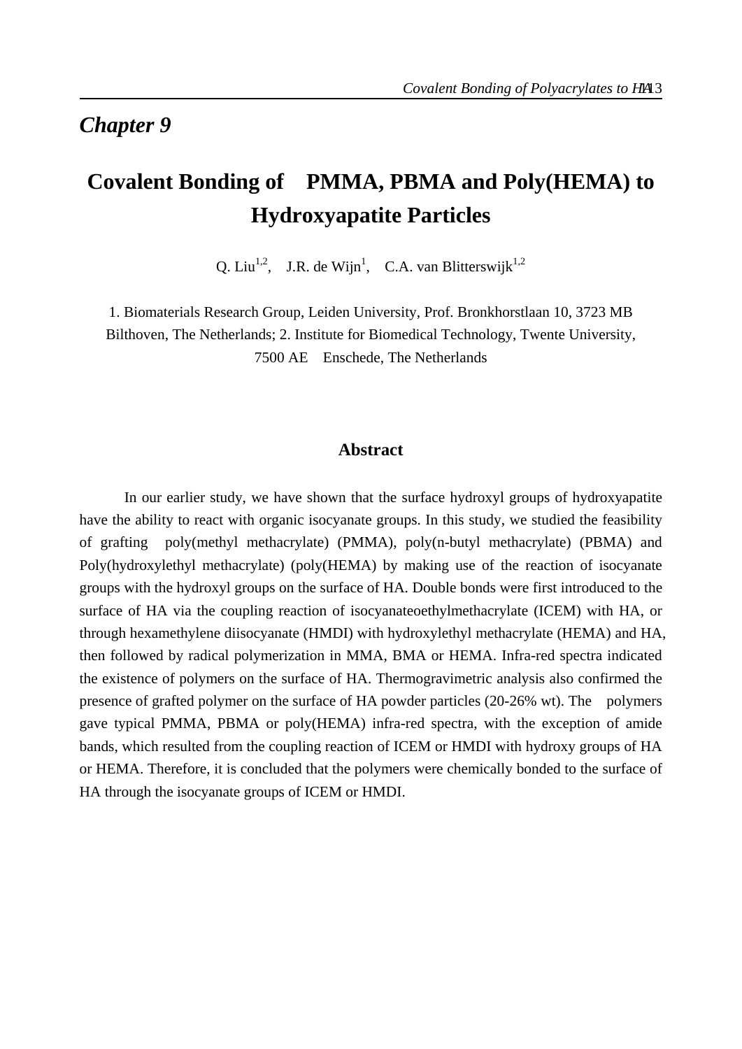# Chapter 9

# Covalent Bonding of PMMA, PBMA and Poly(HEMA) to Hydroxyapatite Particles

Q. Liu[1,2], J.R. de Wijn[1], C.A. van Blitterswijk[1,2]

1. Biomaterials Research Group, Leiden University, Prof. Bronkhorstlaan 10, 3723 MB Bilthoven, The Netherlands; 2. Institute for Biomedical Technology, Twente University, 7500 AE Enschede, The Netherlands

## Abstract

In our earlier study, we have shown that the surface hydroxyl groups of hydroxyapatite have the ability to react with organic isocyanate groups. In this study, we studied the feasibility of grafting poly(methyl methacrylate) (PMMA), poly(n-butyl methacrylate) (PBMA) and Poly(hydroxylethyl methacrylate) (poly(HEMA) by making use of the reaction of isocyanate groups with the hydroxyl groups on the surface of HA. Double bonds were first introduced to the surface of HA via the coupling reaction of isocyanateoethylmethacrylate (ICEM) with HA, or through hexamethylene diisocyanate (HMDI) with hydroxylethyl methacrylate (HEMA) and HA, then followed by radical polymerization in MMA, BMA or HEMA. Infra-red spectra indicated the existence of polymers on the surface of HA. Thermogravimetric analysis also confirmed the presence of grafted polymer on the surface of HA powder particles (20-26% wt). The polymers gave typical PMMA, PBMA or poly(HEMA) infra-red spectra, with the exception of amide bands, which resulted from the coupling reaction of ICEM or HMDI with hydroxy groups of HA or HEMA. Therefore, it is concluded that the polymers were chemically bonded to the surface of HA through the isocyanate groups of ICEM or HMDI.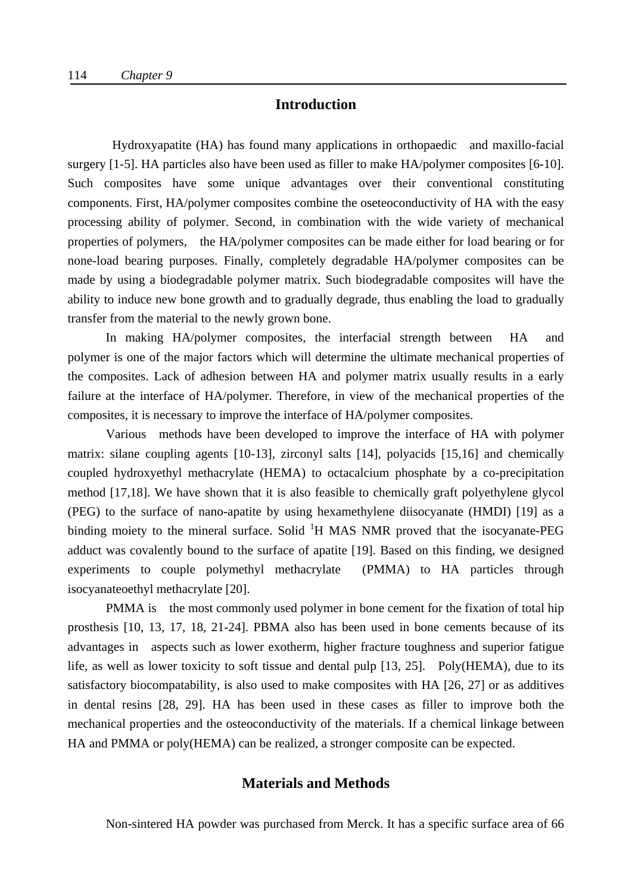## Introduction

Hydroxyapatite (HA) has found many applications in orthopaedic and maxillo-facial surgery [1-5]. HA particles also have been used as filler to make HA/polymer composites [6-10]. Such composites have some unique advantages over their conventional constituting components. First, HA/polymer composites combine the oseteoconductivity of HA with the easy processing ability of polymer. Second, in combination with the wide variety of mechanical properties of polymers, the HA/polymer composites can be made either for load bearing or for none-load bearing purposes. Finally, completely degradable HA/polymer composites can be made by using a biodegradable polymer matrix. Such biodegradable composites will have the ability to induce new bone growth and to gradually degrade, thus enabling the load to gradually transfer from the material to the newly grown bone.

In making HA/polymer composites, the interfacial strength between HA and polymer is one of the major factors which will determine the ultimate mechanical properties of the composites. Lack of adhesion between HA and polymer matrix usually results in a early failure at the interface of HA/polymer. Therefore, in view of the mechanical properties of the composites, it is necessary to improve the interface of HA/polymer composites.

Various methods have been developed to improve the interface of HA with polymer matrix: silane coupling agents [10-13], zirconyl salts [14], polyacids [15,16] and chemically coupled hydroxyethyl methacrylate (HEMA) to octacalcium phosphate by a co-precipitation method [17,18]. We have shown that it is also feasible to chemically graft polyethylene glycol (PEG) to the surface of nano-apatite by using hexamethylene diisocyanate (HMDI) [19] as a binding moiety to the mineral surface. Solid $^{1}$H MAS NMR proved that the isocyanate-PEG adduct was covalently bound to the surface of apatite [19]. Based on this finding, we designed experiments to couple polymethyl methacrylate (PMMA) to HA particles through isocyanateoethyl methacrylate [20].

PMMA is the most commonly used polymer in bone cement for the fixation of total hip prosthesis [10, 13, 17, 18, 21-24]. PBMA also has been used in bone cements because of its advantages in aspects such as lower exotherm, higher fracture toughness and superior fatigue life, as well as lower toxicity to soft tissue and dental pulp [13, 25]. Poly(HEMA), due to its satisfactory biocompatability, is also used to make composites with HA [26, 27] or as additives in dental resins [28, 29]. HA has been used in these cases as filler to improve both the mechanical properties and the osteoconductivity of the materials. If a chemical linkage between HA and PMMA or poly(HEMA) can be realized, a stronger composite can be expected.

## Materials and Methods

Non-sintered HA powder was purchased from Merck. It has a specific surface area of 66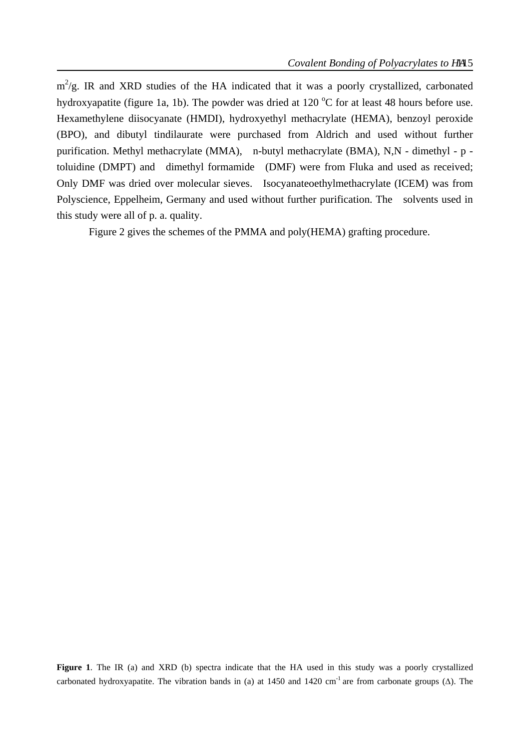$m^2/g$. IR and XRD studies of the HA indicated that it was a poorly crystallized, carbonated hydroxyapatite (figure 1a, 1b). The powder was dried at 120 $^oC$ for at least 48 hours before use. Hexamethylene diisocyanate (HMDI), hydroxyethyl methacrylate (HEMA), benzoyl peroxide (BPO), and dibutyl tindilaurate were purchased from Aldrich and used without further purification. Methyl methacrylate (MMA), n-butyl methacrylate (BMA), N,N - dimethyl - p - toluidine (DMPT) and dimethyl formamide (DMF) were from Fluka and used as received; Only DMF was dried over molecular sieves. Isocyanateoethylmethacrylate (ICEM) was from Polyscience, Eppelheim, Germany and used without further purification. The solvents used in this study were all of p. a. quality.

Figure 2 gives the schemes of the PMMA and poly(HEMA) grafting procedure.

**Figure 1**. The IR (a) and XRD (b) spectra indicate that the HA used in this study was a poorly crystallized carbonated hydroxyapatite. The vibration bands in (a) at 1450 and 1420 $cm^{-1}$ are from carbonate groups ($\Delta$). The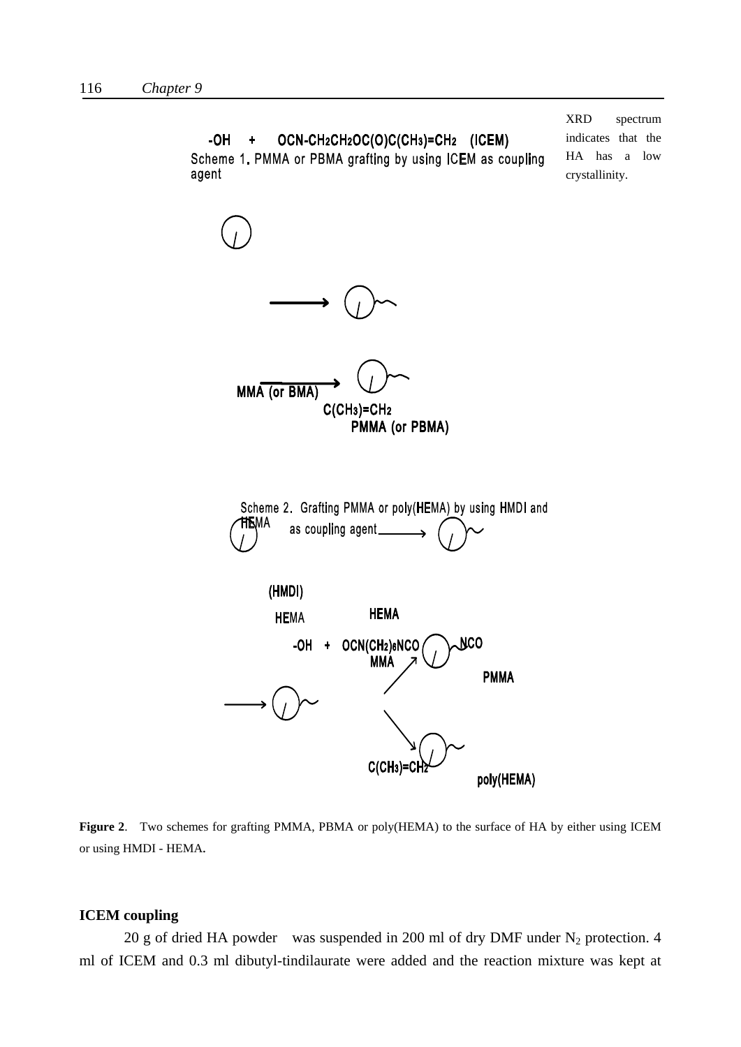XRD spectrum indicates that the HA has a low crystallinity.

-OH + OCN-$CH_2CH_2OC(O)C(CH_3)=CH_2$ (ICEM)

Scheme 1. PMMA or PBMA grafting by using ICEM as coupling agent

MMA (or BMA)

$C(CH_3)=CH_2$

PMMA (or PBMA)

Scheme 2. Grafting PMMA or poly(HEMA) by using HMDI and HEMA as coupling agent

(HMDI)

HEMA

HEMA

-OH + OCN$(CH_2)_6$NCO

NCO

MMA

PMMA

$C(CH_3)=CH_2$

poly(HEMA)

**Figure 2**. Two schemes for grafting PMMA, PBMA or poly(HEMA) to the surface of HA by either using ICEM or using HMDI - HEMA.

### ICEM coupling

20 g of dried HA powder was suspended in 200 ml of dry DMF under $N_2$ protection. 4 ml of ICEM and 0.3 ml dibutyl-tindilaurate were added and the reaction mixture was kept at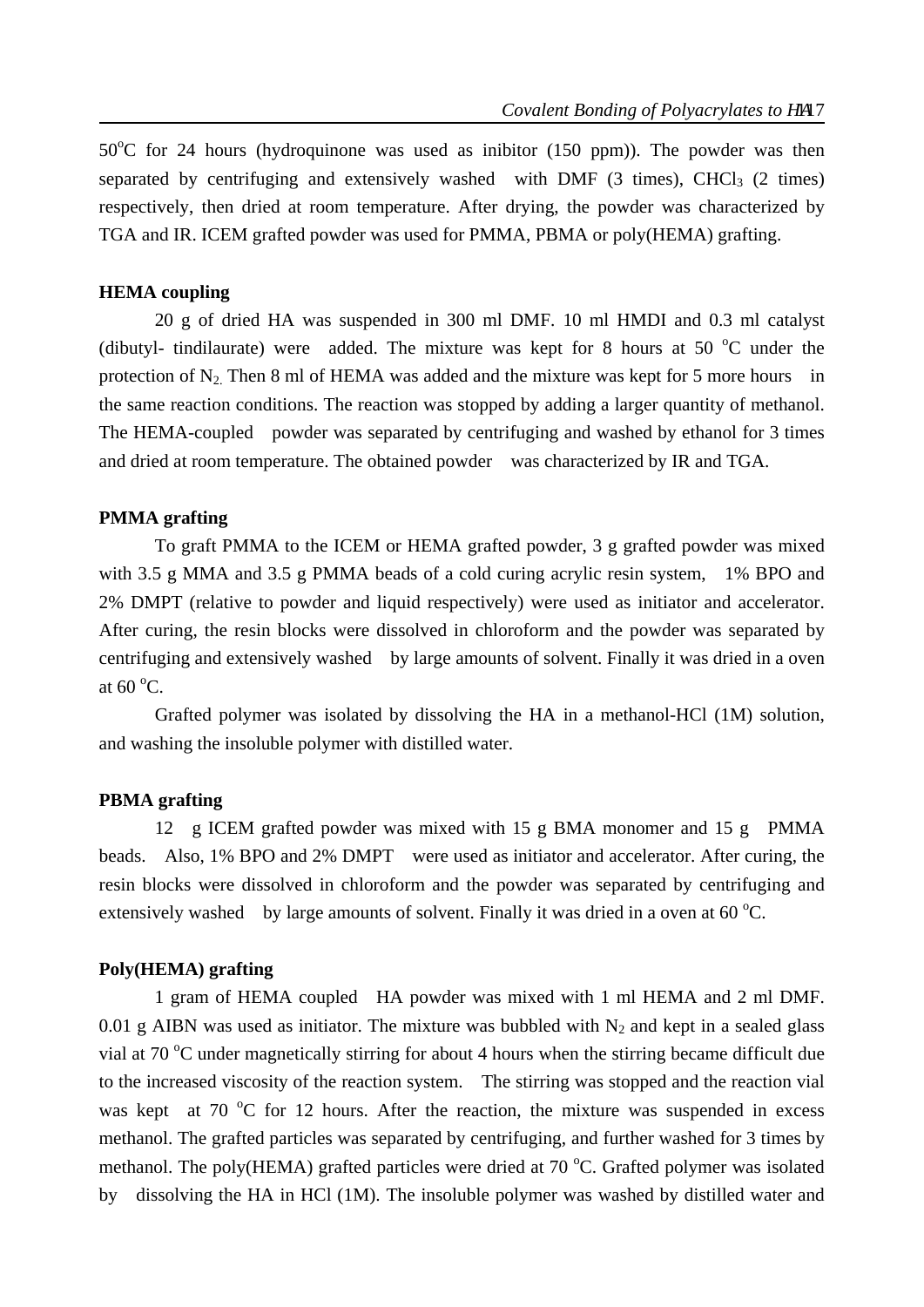50 $^{o}$C for 24 hours (hydroquinone was used as inibitor (150 ppm)). The powder was then separated by centrifuging and extensively washed with DMF (3 times), $CHCl_3$ (2 times) respectively, then dried at room temperature. After drying, the powder was characterized by TGA and IR. ICEM grafted powder was used for PMMA, PBMA or poly(HEMA) grafting.

**HEMA coupling**

20 g of dried HA was suspended in 300 ml DMF. 10 ml HMDI and 0.3 ml catalyst (dibutyl- tindilaurate) were added. The mixture was kept for 8 hours at 50 $^{o}$C under the protection of $N_2$. Then 8 ml of HEMA was added and the mixture was kept for 5 more hours in the same reaction conditions. The reaction was stopped by adding a larger quantity of methanol. The HEMA-coupled powder was separated by centrifuging and washed by ethanol for 3 times and dried at room temperature. The obtained powder was characterized by IR and TGA.

**PMMA grafting**

To graft PMMA to the ICEM or HEMA grafted powder, 3 g grafted powder was mixed with 3.5 g MMA and 3.5 g PMMA beads of a cold curing acrylic resin system, 1% BPO and 2% DMPT (relative to powder and liquid respectively) were used as initiator and accelerator. After curing, the resin blocks were dissolved in chloroform and the powder was separated by centrifuging and extensively washed by large amounts of solvent. Finally it was dried in a oven at 60 $^{o}$C.

Grafted polymer was isolated by dissolving the HA in a methanol-HCl (1M) solution, and washing the insoluble polymer with distilled water.

**PBMA grafting**

12 g ICEM grafted powder was mixed with 15 g BMA monomer and 15 g PMMA beads. Also, 1% BPO and 2% DMPT were used as initiator and accelerator. After curing, the resin blocks were dissolved in chloroform and the powder was separated by centrifuging and extensively washed by large amounts of solvent. Finally it was dried in a oven at 60 $^{o}$C.

**Poly(HEMA) grafting**

1 gram of HEMA coupled HA powder was mixed with 1 ml HEMA and 2 ml DMF. 0.01 g AIBN was used as initiator. The mixture was bubbled with $N_2$ and kept in a sealed glass vial at 70 $^{o}$C under magnetically stirring for about 4 hours when the stirring became difficult due to the increased viscosity of the reaction system. The stirring was stopped and the reaction vial was kept at 70 $^{o}$C for 12 hours. After the reaction, the mixture was suspended in excess methanol. The grafted particles was separated by centrifuging, and further washed for 3 times by methanol. The poly(HEMA) grafted particles were dried at 70 $^{o}$C. Grafted polymer was isolated by dissolving the HA in HCl (1M). The insoluble polymer was washed by distilled water and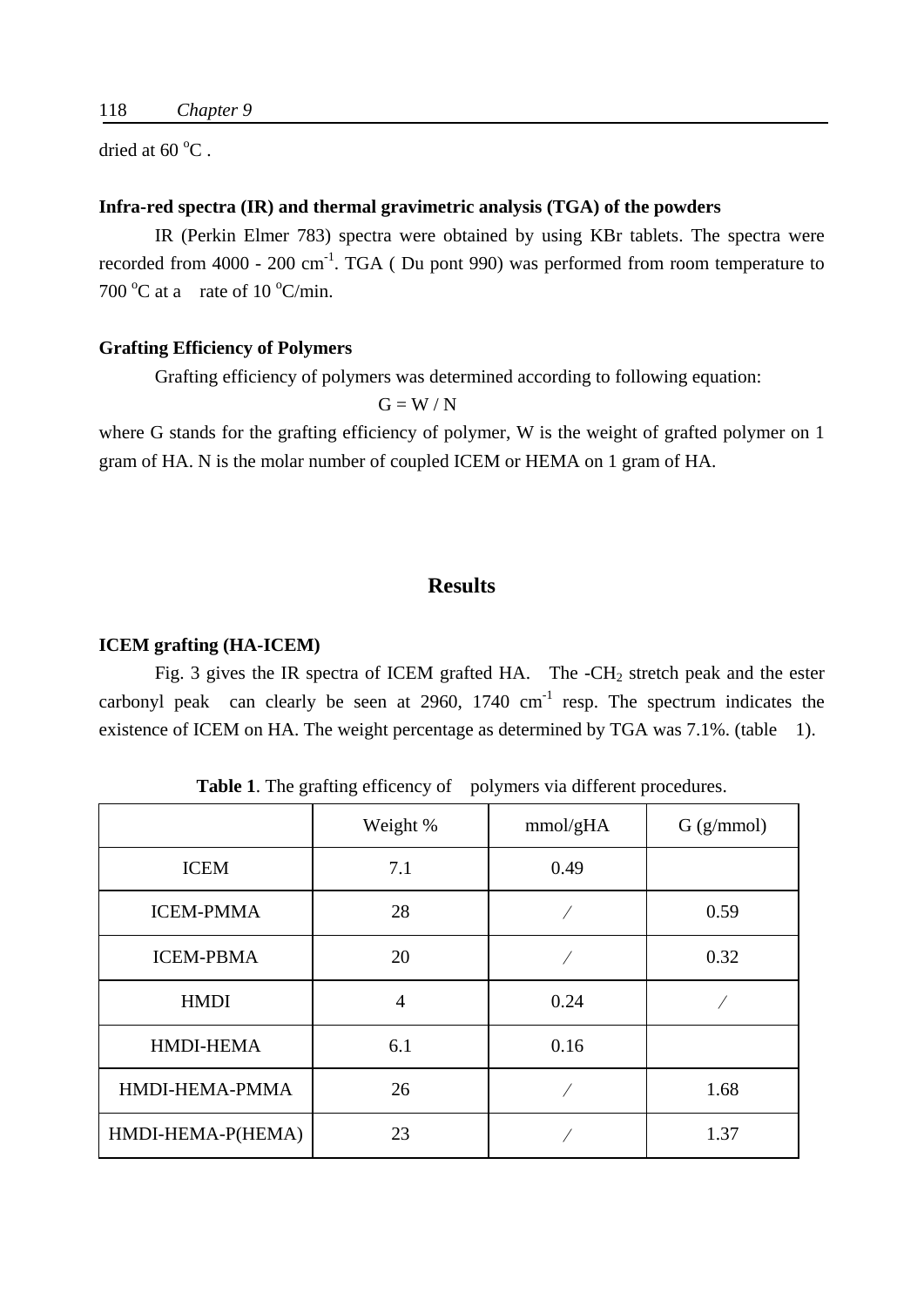dried at 60 $^{o}$C .

### Infra-red spectra (IR) and thermal gravimetric analysis (TGA) of the powders

IR (Perkin Elmer 783) spectra were obtained by using KBr tablets. The spectra were recorded from 4000 - 200 cm$^{-1}$. TGA ( Du pont 990) was performed from room temperature to 700 $^{o}$C at a rate of 10 $^{o}$C/min.

### Grafting Efficiency of Polymers

Grafting efficiency of polymers was determined according to following equation:

$$G = W / N$$

where G stands for the grafting efficiency of polymer, W is the weight of grafted polymer on 1 gram of HA. N is the molar number of coupled ICEM or HEMA on 1 gram of HA.

## Results

### ICEM grafting (HA-ICEM)

Fig. 3 gives the IR spectra of ICEM grafted HA. The -$CH_2$ stretch peak and the ester carbonyl peak can clearly be seen at 2960, 1740 cm$^{-1}$ resp. The spectrum indicates the existence of ICEM on HA. The weight percentage as determined by TGA was 7.1%. (table 1).

**Table 1**. The grafting efficency of polymers via different procedures.

| | Weight % | mmol/gHA | G (g/mmol) |
|---|---|---|---|
| ICEM | 7.1 | 0.49 | |
| ICEM-PMMA | 28 | / | 0.59 |
| ICEM-PBMA | 20 | / | 0.32 |
| HMDI | 4 | 0.24 | / |
| HMDI-HEMA | 6.1 | 0.16 | |
| HMDI-HEMA-PMMA | 26 | / | 1.68 |
| HMDI-HEMA-P(HEMA) | 23 | / | 1.37 |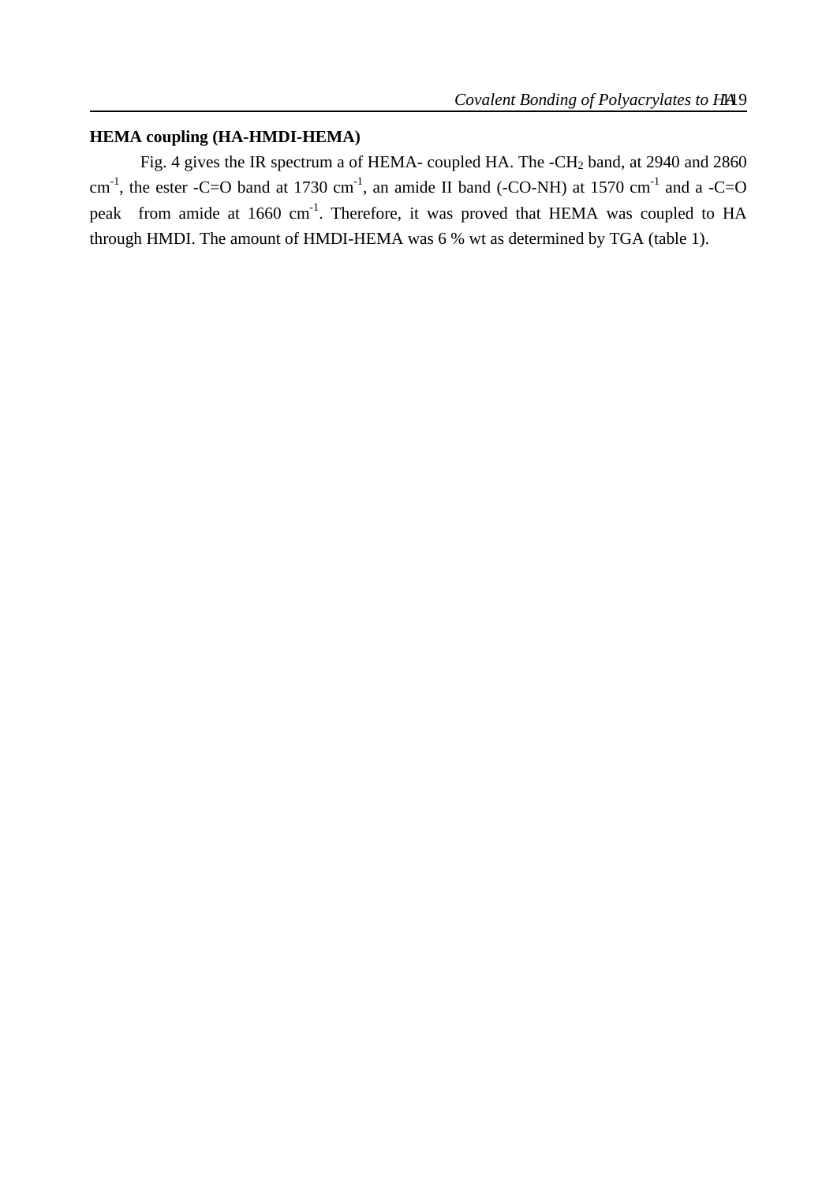**HEMA coupling (HA-HMDI-HEMA)**

Fig. 4 gives the IR spectrum a of HEMA- coupled HA. The -$CH_2$ band, at 2940 and 2860 $cm^{-1}$, the ester -C=O band at 1730 $cm^{-1}$, an amide II band (-CO-NH) at 1570 $cm^{-1}$ and a -C=O peak from amide at 1660 $cm^{-1}$. Therefore, it was proved that HEMA was coupled to HA through HMDI. The amount of HMDI-HEMA was 6 % wt as determined by TGA (table 1).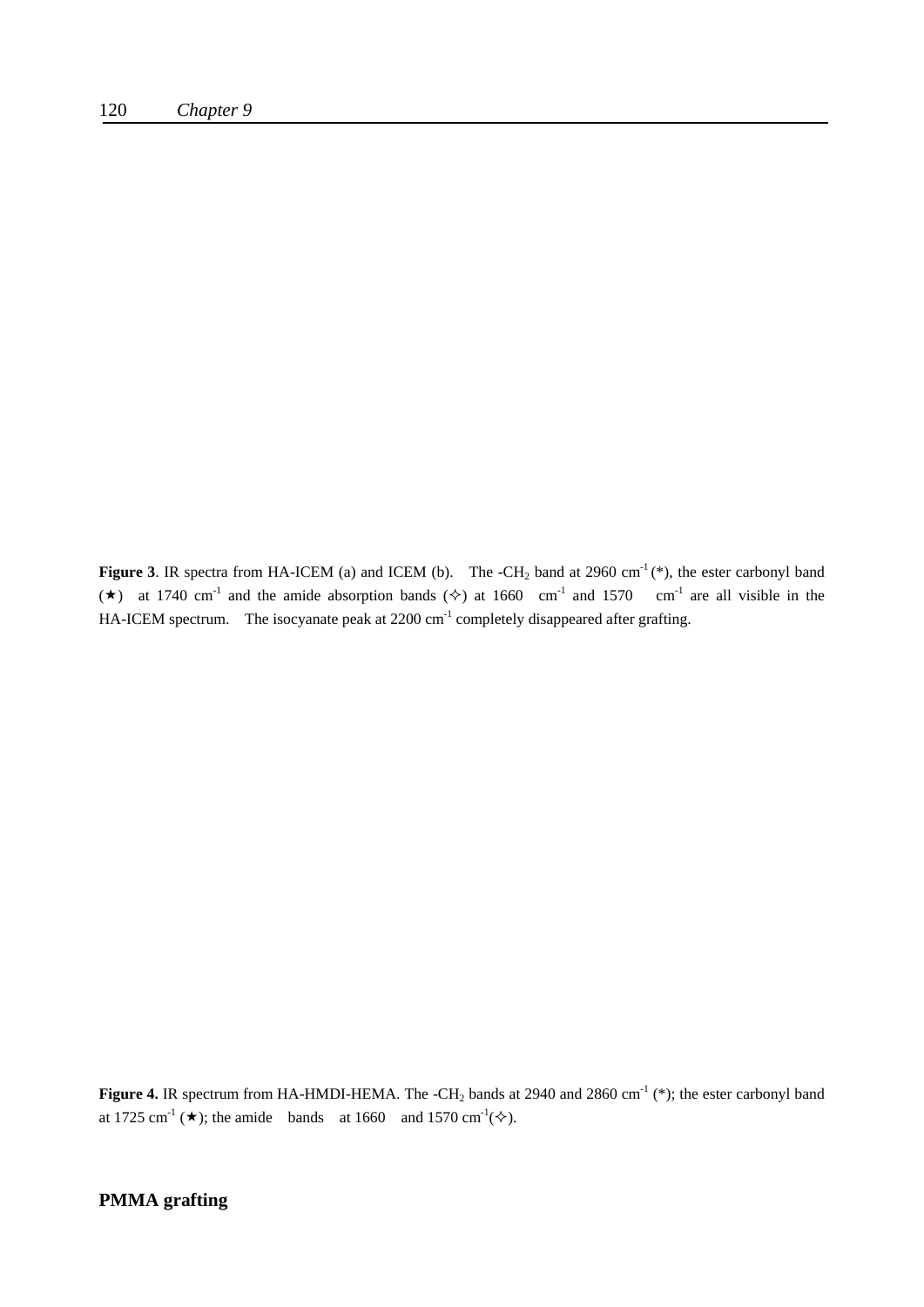**Figure 3**. IR spectra from HA-ICEM (a) and ICEM (b). The -$CH_2$ band at 2960 $cm^{-1}$ (*), the ester carbonyl band (★) at 1740 $cm^{-1}$ and the amide absorption bands (✧) at 1660 $cm^{-1}$ and 1570 $cm^{-1}$ are all visible in the HA-ICEM spectrum. The isocyanate peak at 2200 $cm^{-1}$ completely disappeared after grafting.

**Figure 4.** IR spectrum from HA-HMDI-HEMA. The -$CH_2$ bands at 2940 and 2860 $cm^{-1}$ (*); the ester carbonyl band at 1725 $cm^{-1}$ (★); the amide bands at 1660 and 1570 $cm^{-1}$(✧).

## PMMA grafting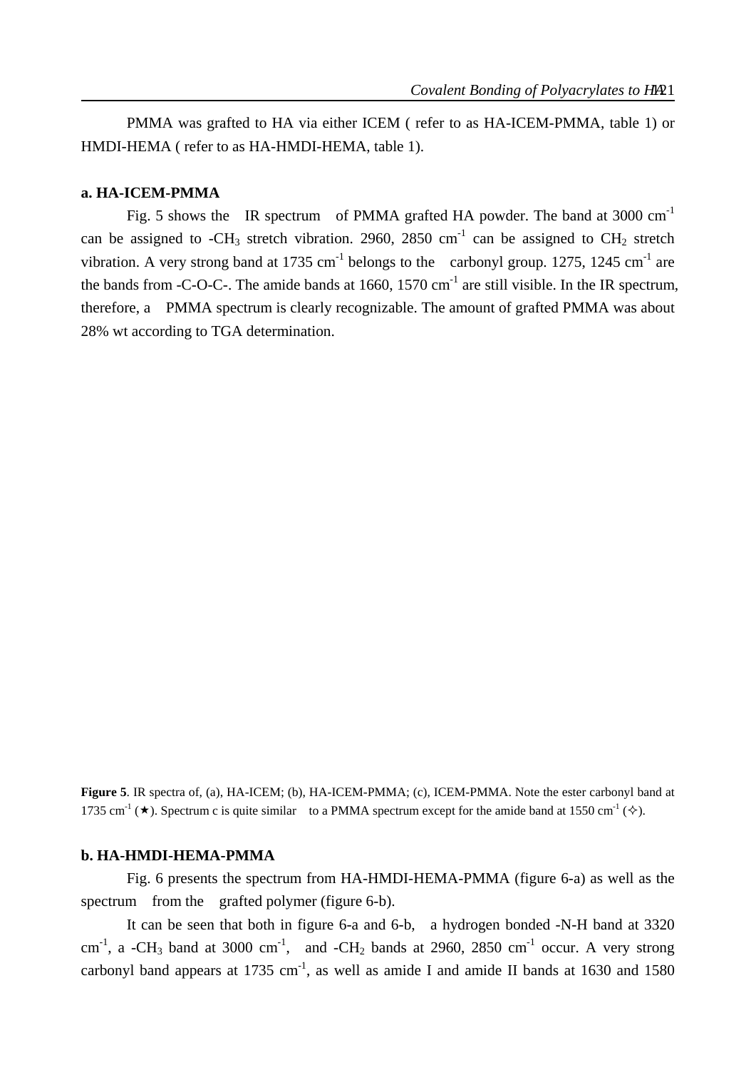PMMA was grafted to HA via either ICEM ( refer to as HA-ICEM-PMMA, table 1) or HMDI-HEMA ( refer to as HA-HMDI-HEMA, table 1).

**a. HA-ICEM-PMMA**

Fig. 5 shows the IR spectrum of PMMA grafted HA powder. The band at 3000 $cm^{-1}$ can be assigned to -$CH_3$ stretch vibration. 2960, 2850 $cm^{-1}$ can be assigned to $CH_2$ stretch vibration. A very strong band at 1735 $cm^{-1}$ belongs to the carbonyl group. 1275, 1245 $cm^{-1}$ are the bands from -C-O-C-. The amide bands at 1660, 1570 $cm^{-1}$ are still visible. In the IR spectrum, therefore, a PMMA spectrum is clearly recognizable. The amount of grafted PMMA was about 28% wt according to TGA determination.

**Figure 5**. IR spectra of, (a), HA-ICEM; (b), HA-ICEM-PMMA; (c), ICEM-PMMA. Note the ester carbonyl band at 1735 $cm^{-1}$ (★). Spectrum c is quite similar to a PMMA spectrum except for the amide band at 1550 $cm^{-1}$ (✧).

**b. HA-HMDI-HEMA-PMMA**

Fig. 6 presents the spectrum from HA-HMDI-HEMA-PMMA (figure 6-a) as well as the spectrum from the grafted polymer (figure 6-b).

It can be seen that both in figure 6-a and 6-b, a hydrogen bonded -N-H band at 3320 $cm^{-1}$, a -$CH_3$ band at 3000 $cm^{-1}$, and -$CH_2$ bands at 2960, 2850 $cm^{-1}$ occur. A very strong carbonyl band appears at 1735 $cm^{-1}$, as well as amide I and amide II bands at 1630 and 1580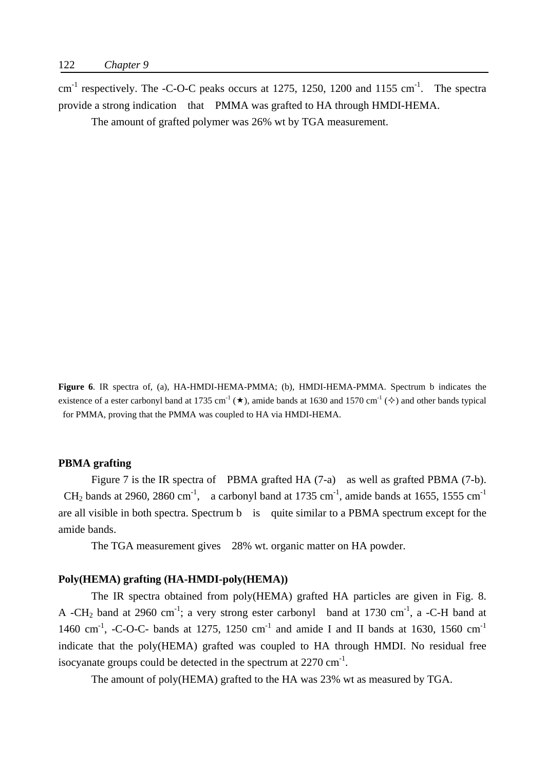$cm^{-1}$ respectively. The -C-O-C peaks occurs at 1275, 1250, 1200 and 1155 $cm^{-1}$. The spectra provide a strong indication that PMMA was grafted to HA through HMDI-HEMA.

The amount of grafted polymer was 26% wt by TGA measurement.

**Figure 6**. IR spectra of, (a), HA-HMDI-HEMA-PMMA; (b), HMDI-HEMA-PMMA. Spectrum b indicates the existence of a ester carbonyl band at 1735 $cm^{-1}$ (★), amide bands at 1630 and 1570 $cm^{-1}$ (✧) and other bands typical for PMMA, proving that the PMMA was coupled to HA via HMDI-HEMA.

**PBMA grafting**

Figure 7 is the IR spectra of PBMA grafted HA (7-a) as well as grafted PBMA (7-b). $CH_2$ bands at 2960, 2860 $cm^{-1}$, a carbonyl band at 1735 $cm^{-1}$, amide bands at 1655, 1555 $cm^{-1}$ are all visible in both spectra. Spectrum b is quite similar to a PBMA spectrum except for the amide bands.

The TGA measurement gives 28% wt. organic matter on HA powder.

**Poly(HEMA) grafting (HA-HMDI-poly(HEMA))**

The IR spectra obtained from poly(HEMA) grafted HA particles are given in Fig. 8. A -$CH_2$ band at 2960 $cm^{-1}$; a very strong ester carbonyl band at 1730 $cm^{-1}$, a -C-H band at 1460 $cm^{-1}$, -C-O-C- bands at 1275, 1250 $cm^{-1}$ and amide I and II bands at 1630, 1560 $cm^{-1}$ indicate that the poly(HEMA) grafted was coupled to HA through HMDI. No residual free isocyanate groups could be detected in the spectrum at 2270 $cm^{-1}$.

The amount of poly(HEMA) grafted to the HA was 23% wt as measured by TGA.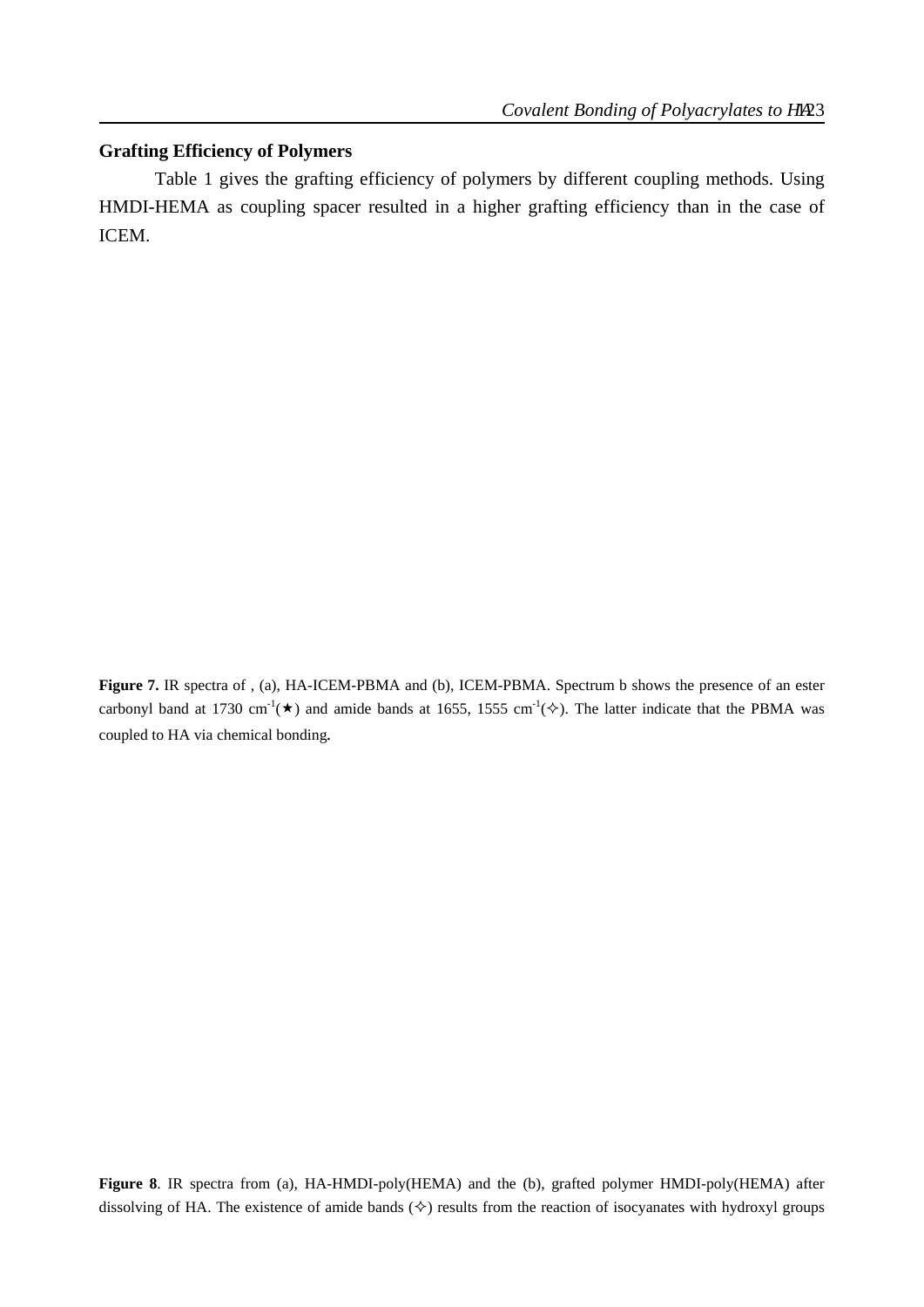**Grafting Efficiency of Polymers**

Table 1 gives the grafting efficiency of polymers by different coupling methods. Using HMDI-HEMA as coupling spacer resulted in a higher grafting efficiency than in the case of ICEM.

**Figure 7.** IR spectra of , (a), HA-ICEM-PBMA and (b), ICEM-PBMA. Spectrum b shows the presence of an ester carbonyl band at 1730 $cm^{-1}$(★) and amide bands at 1655, 1555 $cm^{-1}$(✧). The latter indicate that the PBMA was coupled to HA via chemical bonding.

**Figure 8**. IR spectra from (a), HA-HMDI-poly(HEMA) and the (b), grafted polymer HMDI-poly(HEMA) after dissolving of HA. The existence of amide bands (✧) results from the reaction of isocyanates with hydroxyl groups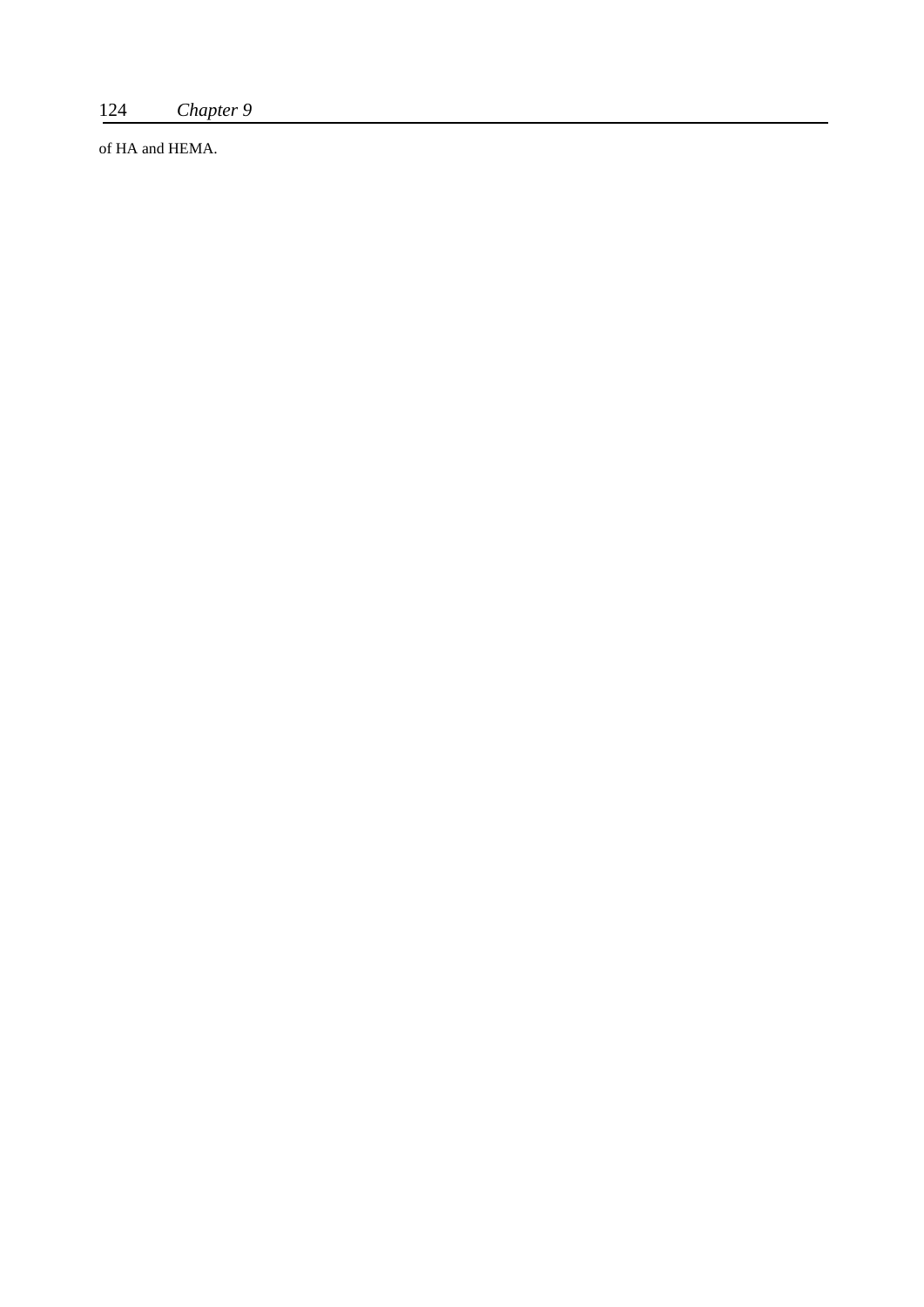of HA and HEMA.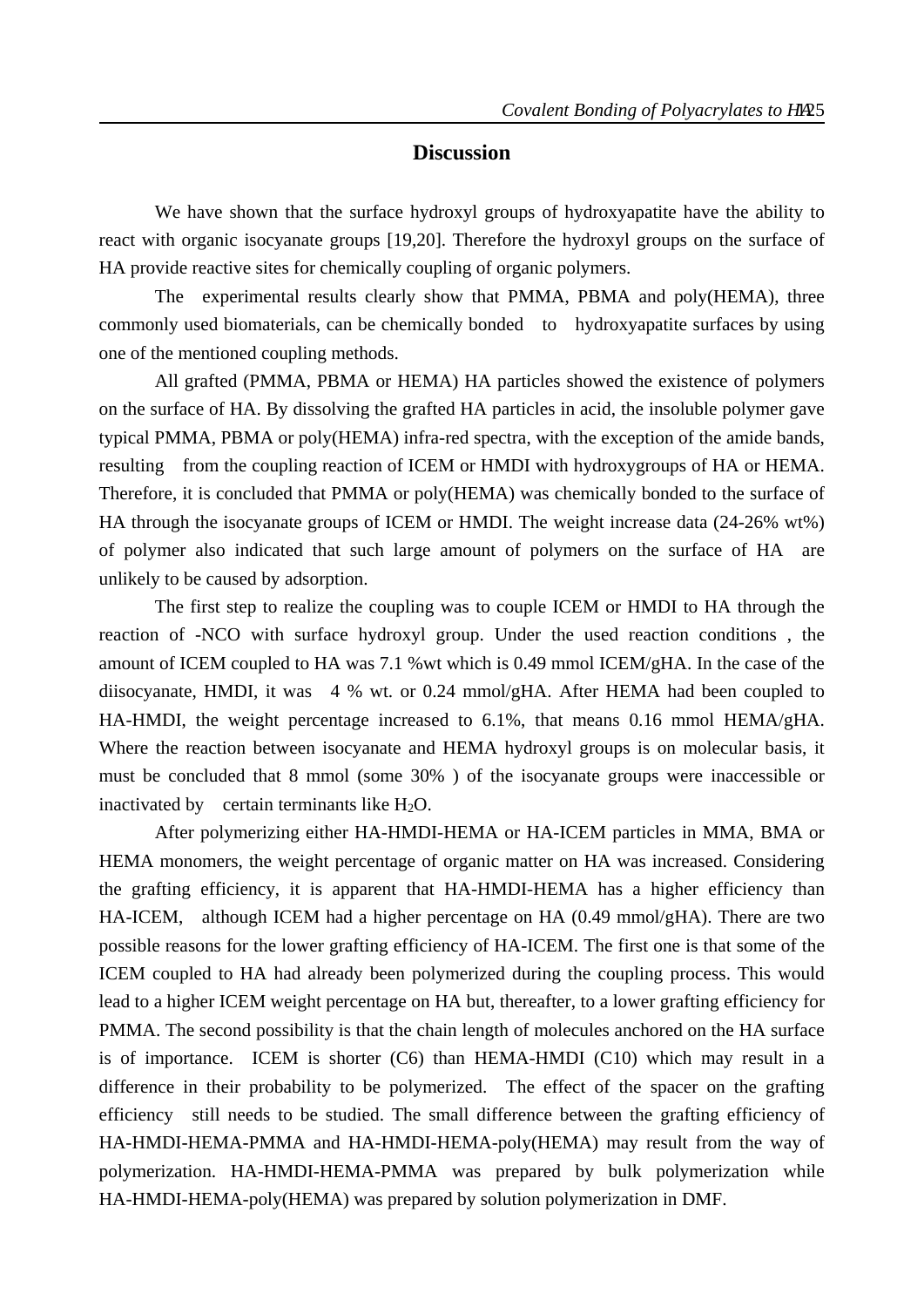## Discussion

We have shown that the surface hydroxyl groups of hydroxyapatite have the ability to react with organic isocyanate groups [19,20]. Therefore the hydroxyl groups on the surface of HA provide reactive sites for chemically coupling of organic polymers.

The experimental results clearly show that PMMA, PBMA and poly(HEMA), three commonly used biomaterials, can be chemically bonded to hydroxyapatite surfaces by using one of the mentioned coupling methods.

All grafted (PMMA, PBMA or HEMA) HA particles showed the existence of polymers on the surface of HA. By dissolving the grafted HA particles in acid, the insoluble polymer gave typical PMMA, PBMA or poly(HEMA) infra-red spectra, with the exception of the amide bands, resulting from the coupling reaction of ICEM or HMDI with hydroxygroups of HA or HEMA. Therefore, it is concluded that PMMA or poly(HEMA) was chemically bonded to the surface of HA through the isocyanate groups of ICEM or HMDI. The weight increase data (24-26% wt%) of polymer also indicated that such large amount of polymers on the surface of HA are unlikely to be caused by adsorption.

The first step to realize the coupling was to couple ICEM or HMDI to HA through the reaction of -NCO with surface hydroxyl group. Under the used reaction conditions , the amount of ICEM coupled to HA was 7.1 %wt which is 0.49 mmol ICEM/gHA. In the case of the diisocyanate, HMDI, it was 4 % wt. or 0.24 mmol/gHA. After HEMA had been coupled to HA-HMDI, the weight percentage increased to 6.1%, that means 0.16 mmol HEMA/gHA. Where the reaction between isocyanate and HEMA hydroxyl groups is on molecular basis, it must be concluded that 8 mmol (some 30% ) of the isocyanate groups were inaccessible or inactivated by certain terminants like $H_2O$.

After polymerizing either HA-HMDI-HEMA or HA-ICEM particles in MMA, BMA or HEMA monomers, the weight percentage of organic matter on HA was increased. Considering the grafting efficiency, it is apparent that HA-HMDI-HEMA has a higher efficiency than HA-ICEM, although ICEM had a higher percentage on HA (0.49 mmol/gHA). There are two possible reasons for the lower grafting efficiency of HA-ICEM. The first one is that some of the ICEM coupled to HA had already been polymerized during the coupling process. This would lead to a higher ICEM weight percentage on HA but, thereafter, to a lower grafting efficiency for PMMA. The second possibility is that the chain length of molecules anchored on the HA surface is of importance. ICEM is shorter (C6) than HEMA-HMDI (C10) which may result in a difference in their probability to be polymerized. The effect of the spacer on the grafting efficiency still needs to be studied. The small difference between the grafting efficiency of HA-HMDI-HEMA-PMMA and HA-HMDI-HEMA-poly(HEMA) may result from the way of polymerization. HA-HMDI-HEMA-PMMA was prepared by bulk polymerization while HA-HMDI-HEMA-poly(HEMA) was prepared by solution polymerization in DMF.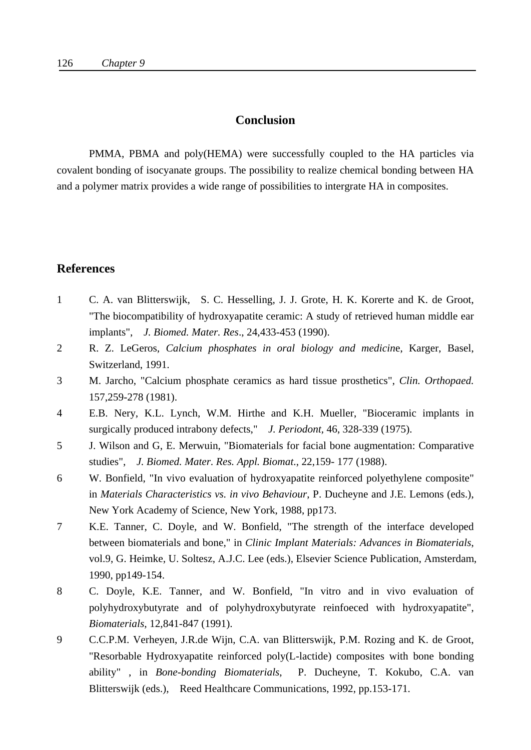## Conclusion

PMMA, PBMA and poly(HEMA) were successfully coupled to the HA particles via covalent bonding of isocyanate groups. The possibility to realize chemical bonding between HA and a polymer matrix provides a wide range of possibilities to intergrate HA in composites.

## References

1. C. A. van Blitterswijk, S. C. Hesselling, J. J. Grote, H. K. Korerte and K. de Groot, "The biocompatibility of hydroxyapatite ceramic: A study of retrieved human middle ear implants", *J. Biomed. Mater. Res*., 24,433-453 (1990).
2. R. Z. LeGeros, *Calcium phosphates in oral biology and medicin*e, Karger, Basel, Switzerland, 1991.
3. M. Jarcho, "Calcium phosphate ceramics as hard tissue prosthetics", *Clin. Orthopaed.* 157,259-278 (1981).
4. E.B. Nery, K.L. Lynch, W.M. Hirthe and K.H. Mueller, "Bioceramic implants in surgically produced intrabony defects," *J. Periodont,* 46, 328-339 (1975).
5. J. Wilson and G, E. Merwuin, "Biomaterials for facial bone augmentation: Comparative studies", *J. Biomed. Mater. Res. Appl. Biomat*., 22,159- 177 (1988).
6. W. Bonfield, "In vivo evaluation of hydroxyapatite reinforced polyethylene composite" in *Materials Characteristics vs. in vivo Behaviour*, P. Ducheyne and J.E. Lemons (eds.), New York Academy of Science, New York, 1988, pp173.
7. K.E. Tanner, C. Doyle, and W. Bonfield, "The strength of the interface developed between biomaterials and bone," in *Clinic Implant Materials: Advances in Biomaterials*, vol.9, G. Heimke, U. Soltesz, A.J.C. Lee (eds.), Elsevier Science Publication, Amsterdam, 1990, pp149-154.
8. C. Doyle, K.E. Tanner, and W. Bonfield, "In vitro and in vivo evaluation of polyhydroxybutyrate and of polyhydroxybutyrate reinfoeced with hydroxyapatite", *Biomaterials*, 12,841-847 (1991).
9. C.C.P.M. Verheyen, J.R.de Wijn, C.A. van Blitterswijk, P.M. Rozing and K. de Groot, "Resorbable Hydroxyapatite reinforced poly(L-lactide) composites with bone bonding ability" , in *Bone-bonding Biomaterials*, P. Ducheyne, T. Kokubo, C.A. van Blitterswijk (eds.), Reed Healthcare Communications, 1992, pp.153-171.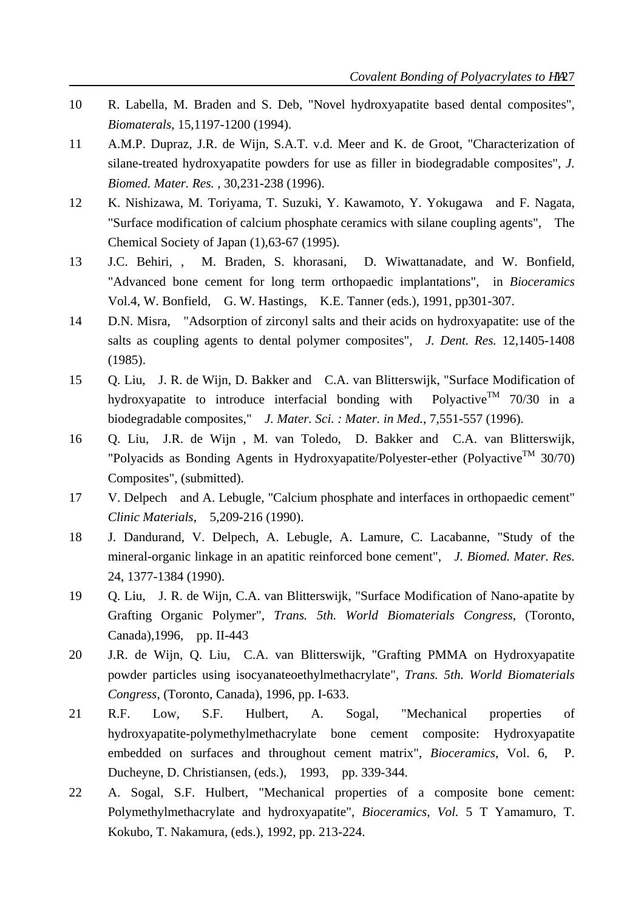10 R. Labella, M. Braden and S. Deb, "Novel hydroxyapatite based dental composites", *Biomaterals*, 15,1197-1200 (1994).

11 A.M.P. Dupraz, J.R. de Wijn, S.A.T. v.d. Meer and K. de Groot, "Characterization of silane-treated hydroxyapatite powders for use as filler in biodegradable composites", *J. Biomed. Mater. Res.* , 30,231-238 (1996).

12 K. Nishizawa, M. Toriyama, T. Suzuki, Y. Kawamoto, Y. Yokugawa and F. Nagata, "Surface modification of calcium phosphate ceramics with silane coupling agents", The Chemical Society of Japan (1),63-67 (1995).

13 J.C. Behiri, , M. Braden, S. khorasani, D. Wiwattanadate, and W. Bonfield, "Advanced bone cement for long term orthopaedic implantations", in *Bioceramics* Vol.4, W. Bonfield, G. W. Hastings, K.E. Tanner (eds.), 1991, pp301-307.

14 D.N. Misra, "Adsorption of zirconyl salts and their acids on hydroxyapatite: use of the salts as coupling agents to dental polymer composites", *J. Dent. Res.* 12,1405-1408 (1985).

15 Q. Liu, J. R. de Wijn, D. Bakker and C.A. van Blitterswijk, "Surface Modification of hydroxyapatite to introduce interfacial bonding with Polyactive™ 70/30 in a biodegradable composites," *J. Mater. Sci. : Mater. in Med.*, 7,551-557 (1996).

16 Q. Liu, J.R. de Wijn , M. van Toledo, D. Bakker and C.A. van Blitterswijk, "Polyacids as Bonding Agents in Hydroxyapatite/Polyester-ether (Polyactive™ 30/70) Composites", (submitted).

17 V. Delpech and A. Lebugle, "Calcium phosphate and interfaces in orthopaedic cement" *Clinic Materials*, 5,209-216 (1990).

18 J. Dandurand, V. Delpech, A. Lebugle, A. Lamure, C. Lacabanne, "Study of the mineral-organic linkage in an apatitic reinforced bone cement", *J. Biomed. Mater. Res.* 24, 1377-1384 (1990).

19 Q. Liu, J. R. de Wijn, C.A. van Blitterswijk, "Surface Modification of Nano-apatite by Grafting Organic Polymer", *Trans. 5th. World Biomaterials Congress*, (Toronto, Canada),1996, pp. II-443

20 J.R. de Wijn, Q. Liu, C.A. van Blitterswijk, "Grafting PMMA on Hydroxyapatite powder particles using isocyanateoethylmethacrylate", *Trans. 5th. World Biomaterials Congress*, (Toronto, Canada), 1996, pp. I-633.

21 R.F. Low, S.F. Hulbert, A. Sogal, "Mechanical properties of hydroxyapatite-polymethylmethacrylate bone cement composite: Hydroxyapatite embedded on surfaces and throughout cement matrix", *Bioceramics*, Vol. 6, P. Ducheyne, D. Christiansen, (eds.), 1993, pp. 339-344.

22 A. Sogal, S.F. Hulbert, "Mechanical properties of a composite bone cement: Polymethylmethacrylate and hydroxyapatite", *Bioceramics, Vol.* 5 T Yamamuro, T. Kokubo, T. Nakamura, (eds.), 1992, pp. 213-224.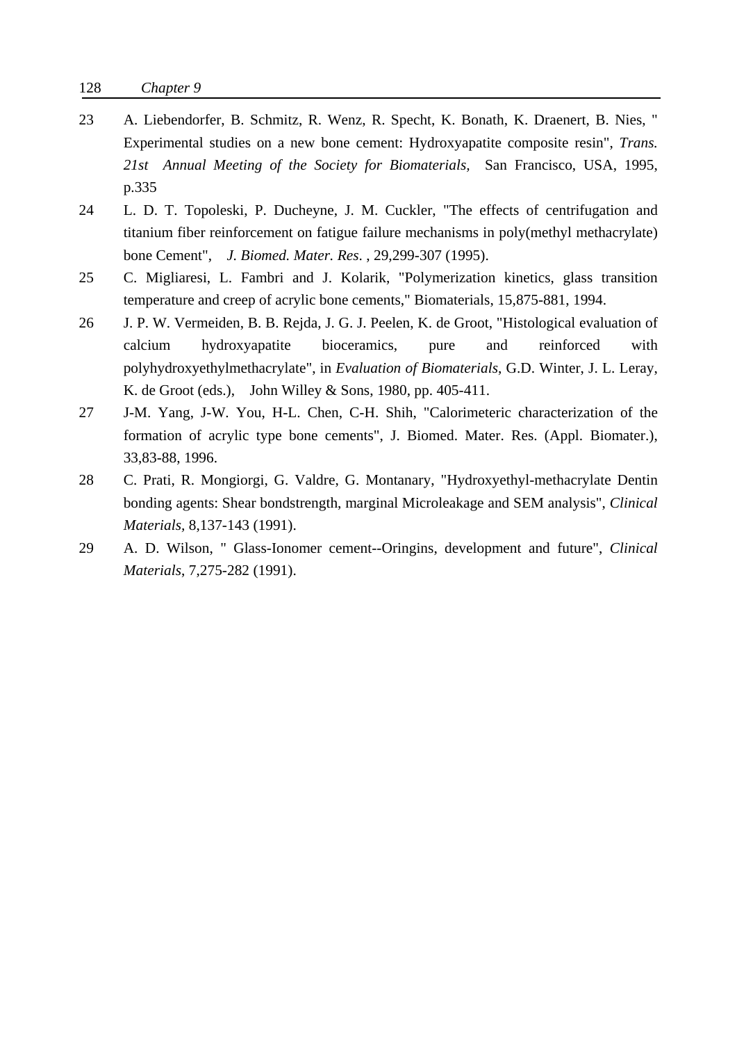23 A. Liebendorfer, B. Schmitz, R. Wenz, R. Specht, K. Bonath, K. Draenert, B. Nies, " Experimental studies on a new bone cement: Hydroxyapatite composite resin", *Trans. 21st Annual Meeting of the Society for Biomaterials,* San Francisco, USA, 1995, p.335

24 L. D. T. Topoleski, P. Ducheyne, J. M. Cuckler, "The effects of centrifugation and titanium fiber reinforcement on fatigue failure mechanisms in poly(methyl methacrylate) bone Cement", *J. Biomed. Mater. Res.* , 29,299-307 (1995).

25 C. Migliaresi, L. Fambri and J. Kolarik, "Polymerization kinetics, glass transition temperature and creep of acrylic bone cements," Biomaterials, 15,875-881, 1994.

26 J. P. W. Vermeiden, B. B. Rejda, J. G. J. Peelen, K. de Groot, "Histological evaluation of calcium hydroxyapatite bioceramics, pure and reinforced with polyhydroxyethylmethacrylate", in *Evaluation of Biomaterials*, G.D. Winter, J. L. Leray, K. de Groot (eds.), John Willey & Sons, 1980, pp. 405-411.

27 J-M. Yang, J-W. You, H-L. Chen, C-H. Shih, "Calorimeteric characterization of the formation of acrylic type bone cements", J. Biomed. Mater. Res. (Appl. Biomater.), 33,83-88, 1996.

28 C. Prati, R. Mongiorgi, G. Valdre, G. Montanary, "Hydroxyethyl-methacrylate Dentin bonding agents: Shear bondstrength, marginal Microleakage and SEM analysis", *Clinical Materials*, 8,137-143 (1991).

29 A. D. Wilson, " Glass-Ionomer cement--Oringins, development and future", *Clinical Materials*, 7,275-282 (1991).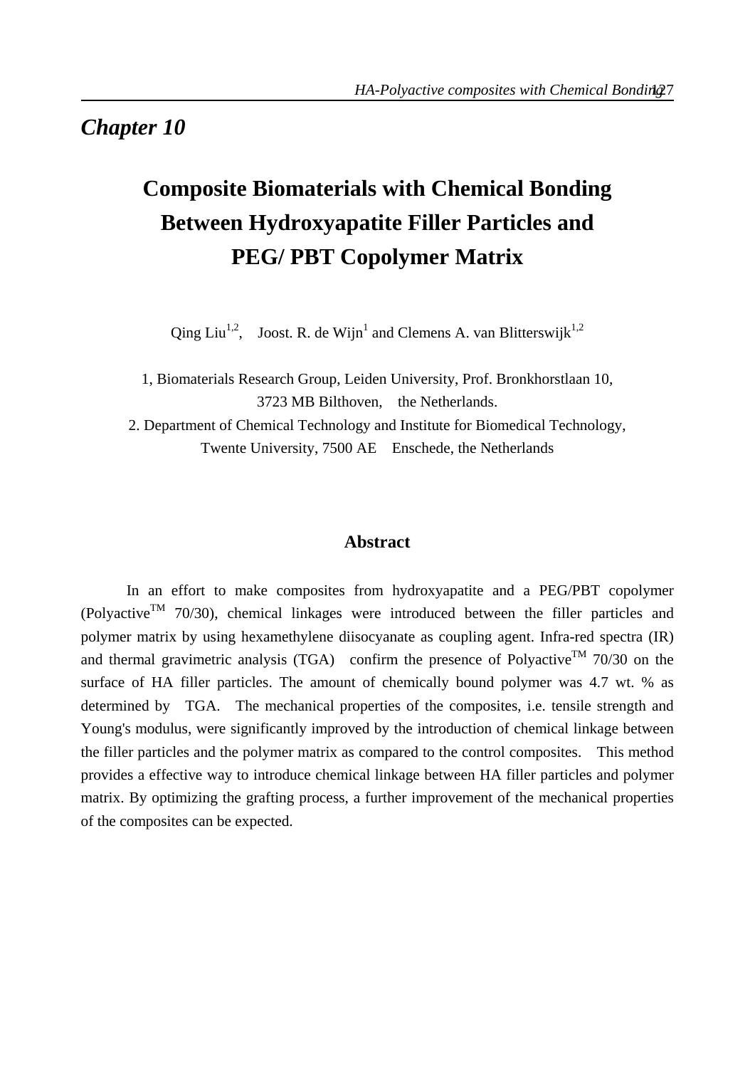# Chapter 10

## Composite Biomaterials with Chemical Bonding Between Hydroxyapatite Filler Particles and PEG/ PBT Copolymer Matrix

Qing Liu[1,2], Joost. R. de Wijn[1] and Clemens A. van Blitterswijk[1,2]

1, Biomaterials Research Group, Leiden University, Prof. Bronkhorstlaan 10, 3723 MB Bilthoven, the Netherlands.

2. Department of Chemical Technology and Institute for Biomedical Technology, Twente University, 7500 AE Enschede, the Netherlands

### Abstract

In an effort to make composites from hydroxyapatite and a PEG/PBT copolymer (Polyactive$^{TM}$ 70/30), chemical linkages were introduced between the filler particles and polymer matrix by using hexamethylene diisocyanate as coupling agent. Infra-red spectra (IR) and thermal gravimetric analysis (TGA) confirm the presence of Polyactive$^{TM}$ 70/30 on the surface of HA filler particles. The amount of chemically bound polymer was 4.7 wt. % as determined by TGA. The mechanical properties of the composites, i.e. tensile strength and Young's modulus, were significantly improved by the introduction of chemical linkage between the filler particles and the polymer matrix as compared to the control composites. This method provides a effective way to introduce chemical linkage between HA filler particles and polymer matrix. By optimizing the grafting process, a further improvement of the mechanical properties of the composites can be expected.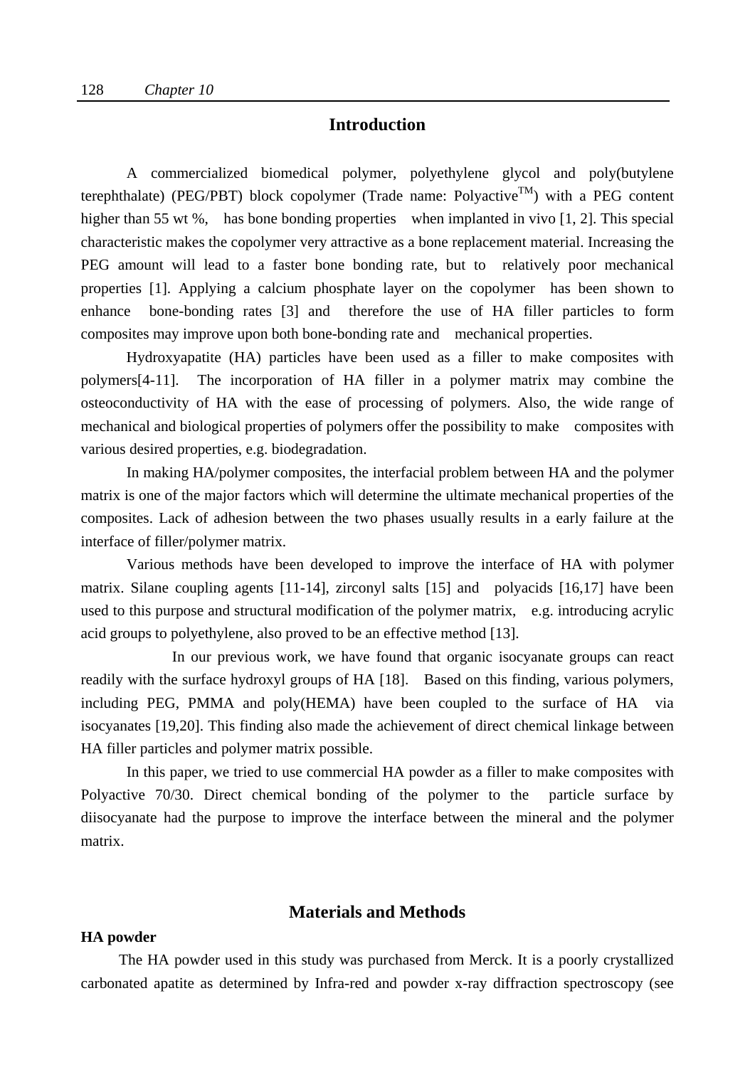## Introduction

A commercialized biomedical polymer, polyethylene glycol and poly(butylene terephthalate) (PEG/PBT) block copolymer (Trade name: Polyactive$^{TM}$) with a PEG content higher than 55 wt %, has bone bonding properties when implanted in vivo [1, 2]. This special characteristic makes the copolymer very attractive as a bone replacement material. Increasing the PEG amount will lead to a faster bone bonding rate, but to relatively poor mechanical properties [1]. Applying a calcium phosphate layer on the copolymer has been shown to enhance bone-bonding rates [3] and therefore the use of HA filler particles to form composites may improve upon both bone-bonding rate and mechanical properties.

Hydroxyapatite (HA) particles have been used as a filler to make composites with polymers[4-11]. The incorporation of HA filler in a polymer matrix may combine the osteoconductivity of HA with the ease of processing of polymers. Also, the wide range of mechanical and biological properties of polymers offer the possibility to make composites with various desired properties, e.g. biodegradation.

In making HA/polymer composites, the interfacial problem between HA and the polymer matrix is one of the major factors which will determine the ultimate mechanical properties of the composites. Lack of adhesion between the two phases usually results in a early failure at the interface of filler/polymer matrix.

Various methods have been developed to improve the interface of HA with polymer matrix. Silane coupling agents [11-14], zirconyl salts [15] and polyacids [16,17] have been used to this purpose and structural modification of the polymer matrix, e.g. introducing acrylic acid groups to polyethylene, also proved to be an effective method [13].

In our previous work, we have found that organic isocyanate groups can react readily with the surface hydroxyl groups of HA [18]. Based on this finding, various polymers, including PEG, PMMA and poly(HEMA) have been coupled to the surface of HA via isocyanates [19,20]. This finding also made the achievement of direct chemical linkage between HA filler particles and polymer matrix possible.

In this paper, we tried to use commercial HA powder as a filler to make composites with Polyactive 70/30. Direct chemical bonding of the polymer to the particle surface by diisocyanate had the purpose to improve the interface between the mineral and the polymer matrix.

## Materials and Methods

### HA powder

The HA powder used in this study was purchased from Merck. It is a poorly crystallized carbonated apatite as determined by Infra-red and powder x-ray diffraction spectroscopy (see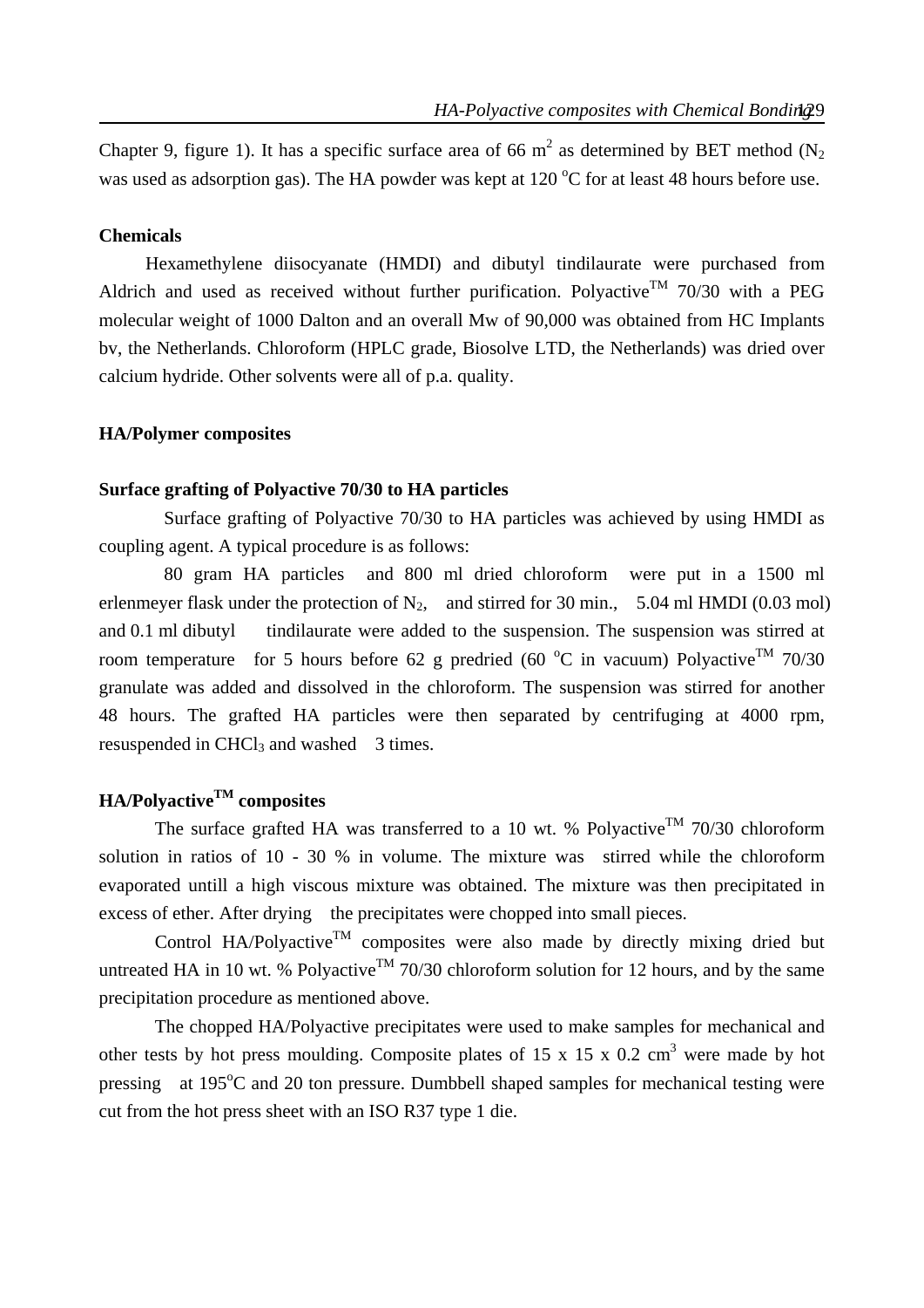Chapter 9, figure 1). It has a specific surface area of 66 $m^2$ as determined by BET method ($N_2$ was used as adsorption gas). The HA powder was kept at 120 $^oC$ for at least 48 hours before use.

**Chemicals**

Hexamethylene diisocyanate (HMDI) and dibutyl tindilaurate were purchased from Aldrich and used as received without further purification. Polyactive$^{TM}$ 70/30 with a PEG molecular weight of 1000 Dalton and an overall Mw of 90,000 was obtained from HC Implants bv, the Netherlands. Chloroform (HPLC grade, Biosolve LTD, the Netherlands) was dried over calcium hydride. Other solvents were all of p.a. quality.

**HA/Polymer composites**

**Surface grafting of Polyactive 70/30 to HA particles**

Surface grafting of Polyactive 70/30 to HA particles was achieved by using HMDI as coupling agent. A typical procedure is as follows:

80 gram HA particles and 800 ml dried chloroform were put in a 1500 ml erlenmeyer flask under the protection of $N_2$, and stirred for 30 min., 5.04 ml HMDI (0.03 mol) and 0.1 ml dibutyl tindilaurate were added to the suspension. The suspension was stirred at room temperature for 5 hours before 62 g predried (60 $^oC$ in vacuum) Polyactive$^{TM}$ 70/30 granulate was added and dissolved in the chloroform. The suspension was stirred for another 48 hours. The grafted HA particles were then separated by centrifuging at 4000 rpm, resuspended in $CHCl_3$ and washed 3 times.

**HA/Polyactive$^{TM}$ composites**

The surface grafted HA was transferred to a 10 wt. % Polyactive$^{TM}$ 70/30 chloroform solution in ratios of 10 - 30 % in volume. The mixture was stirred while the chloroform evaporated untill a high viscous mixture was obtained. The mixture was then precipitated in excess of ether. After drying the precipitates were chopped into small pieces.

Control HA/Polyactive$^{TM}$ composites were also made by directly mixing dried but untreated HA in 10 wt. % Polyactive$^{TM}$ 70/30 chloroform solution for 12 hours, and by the same precipitation procedure as mentioned above.

The chopped HA/Polyactive precipitates were used to make samples for mechanical and other tests by hot press moulding. Composite plates of 15 x 15 x 0.2 $cm^3$ were made by hot pressing at 195$^oC$ and 20 ton pressure. Dumbbell shaped samples for mechanical testing were cut from the hot press sheet with an ISO R37 type 1 die.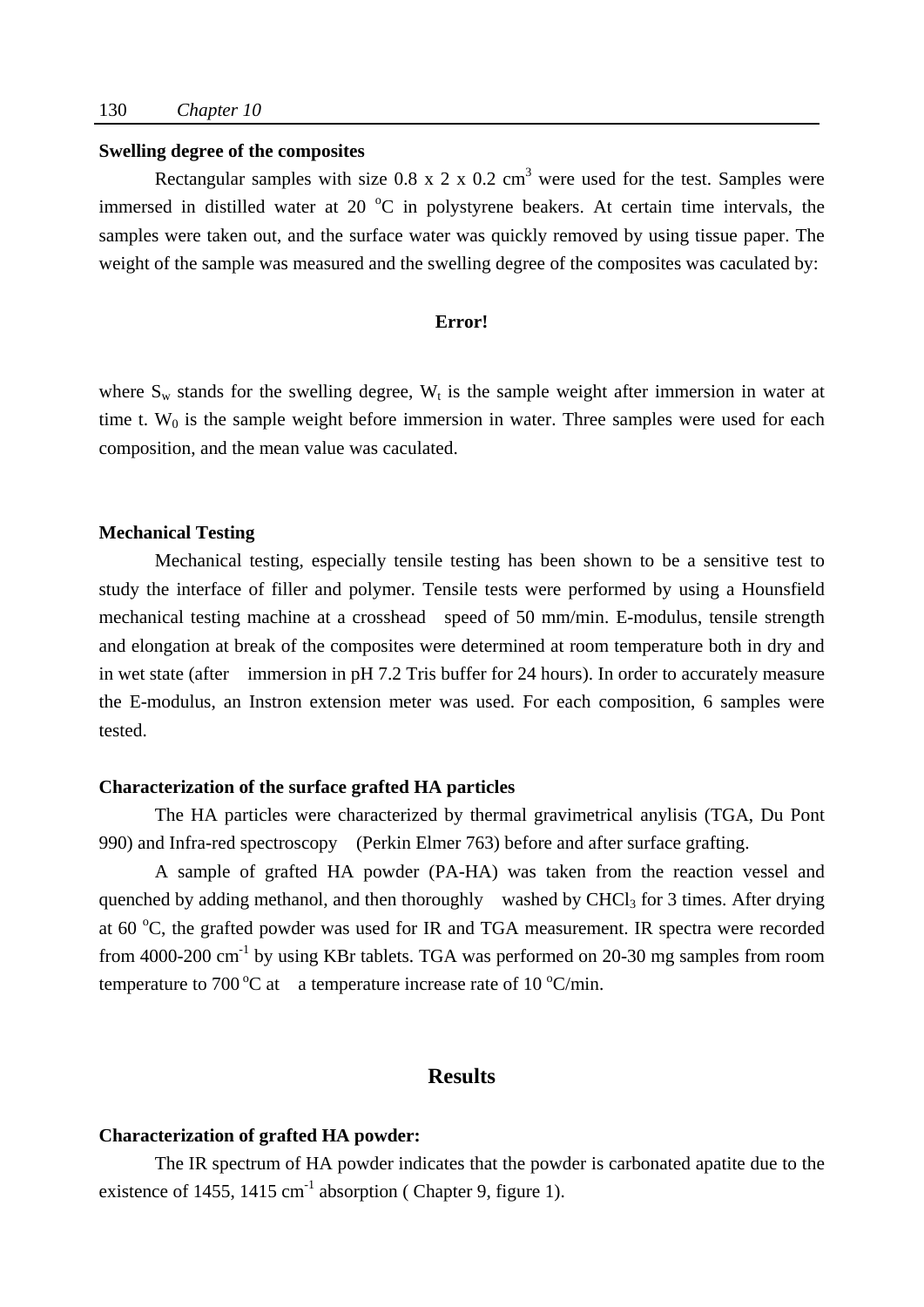**Swelling degree of the composites**

Rectangular samples with size 0.8 x 2 x 0.2 $cm^3$ were used for the test. Samples were immersed in distilled water at 20 $^oC$ in polystyrene beakers. At certain time intervals, the samples were taken out, and the surface water was quickly removed by using tissue paper. The weight of the sample was measured and the swelling degree of the composites was caculated by:

**Error!**

where $S_w$ stands for the swelling degree, $W_t$ is the sample weight after immersion in water at time t. $W_0$ is the sample weight before immersion in water. Three samples were used for each composition, and the mean value was caculated.

**Mechanical Testing**

Mechanical testing, especially tensile testing has been shown to be a sensitive test to study the interface of filler and polymer. Tensile tests were performed by using a Hounsfield mechanical testing machine at a crosshead speed of 50 mm/min. E-modulus, tensile strength and elongation at break of the composites were determined at room temperature both in dry and in wet state (after immersion in pH 7.2 Tris buffer for 24 hours). In order to accurately measure the E-modulus, an Instron extension meter was used. For each composition, 6 samples were tested.

**Characterization of the surface grafted HA particles**

The HA particles were characterized by thermal gravimetrical anylisis (TGA, Du Pont 990) and Infra-red spectroscopy (Perkin Elmer 763) before and after surface grafting.

A sample of grafted HA powder (PA-HA) was taken from the reaction vessel and quenched by adding methanol, and then thoroughly washed by $CHCl_3$ for 3 times. After drying at 60 $^oC$, the grafted powder was used for IR and TGA measurement. IR spectra were recorded from 4000-200 $cm^{-1}$ by using KBr tablets. TGA was performed on 20-30 mg samples from room temperature to 700 $^oC$ at a temperature increase rate of 10 $^oC$/min.

## Results

**Characterization of grafted HA powder:**

The IR spectrum of HA powder indicates that the powder is carbonated apatite due to the existence of 1455, 1415 $cm^{-1}$ absorption ( Chapter 9, figure 1).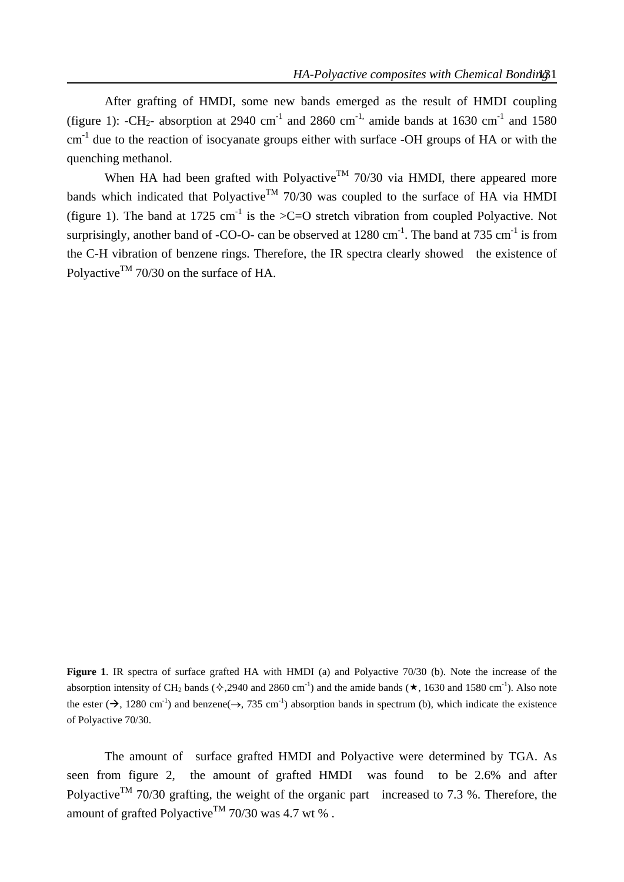After grafting of HMDI, some new bands emerged as the result of HMDI coupling (figure 1): $-CH_2-$ absorption at 2940 cm$^{-1}$ and 2860 cm$^{-1,}$ amide bands at 1630 cm$^{-1}$ and 1580 cm$^{-1}$ due to the reaction of isocyanate groups either with surface -OH groups of HA or with the quenching methanol.

When HA had been grafted with Polyactive$^{TM}$ 70/30 via HMDI, there appeared more bands which indicated that Polyactive$^{TM}$ 70/30 was coupled to the surface of HA via HMDI (figure 1). The band at 1725 cm$^{-1}$ is the >C=O stretch vibration from coupled Polyactive. Not surprisingly, another band of -CO-O- can be observed at 1280 cm$^{-1}$. The band at 735 cm$^{-1}$ is from the C-H vibration of benzene rings. Therefore, the IR spectra clearly showed the existence of Polyactive$^{TM}$ 70/30 on the surface of HA.

**Figure 1**. IR spectra of surface grafted HA with HMDI (a) and Polyactive 70/30 (b). Note the increase of the absorption intensity of $CH_2$ bands (✧,2940 and 2860 cm$^{-1}$) and the amide bands (★, 1630 and 1580 cm$^{-1}$). Also note the ester (→, 1280 cm$^{-1}$) and benzene(→, 735 cm$^{-1}$) absorption bands in spectrum (b), which indicate the existence of Polyactive 70/30.

The amount of surface grafted HMDI and Polyactive were determined by TGA. As seen from figure 2, the amount of grafted HMDI was found to be 2.6% and after Polyactive$^{TM}$ 70/30 grafting, the weight of the organic part increased to 7.3 %. Therefore, the amount of grafted Polyactive$^{TM}$ 70/30 was 4.7 wt % .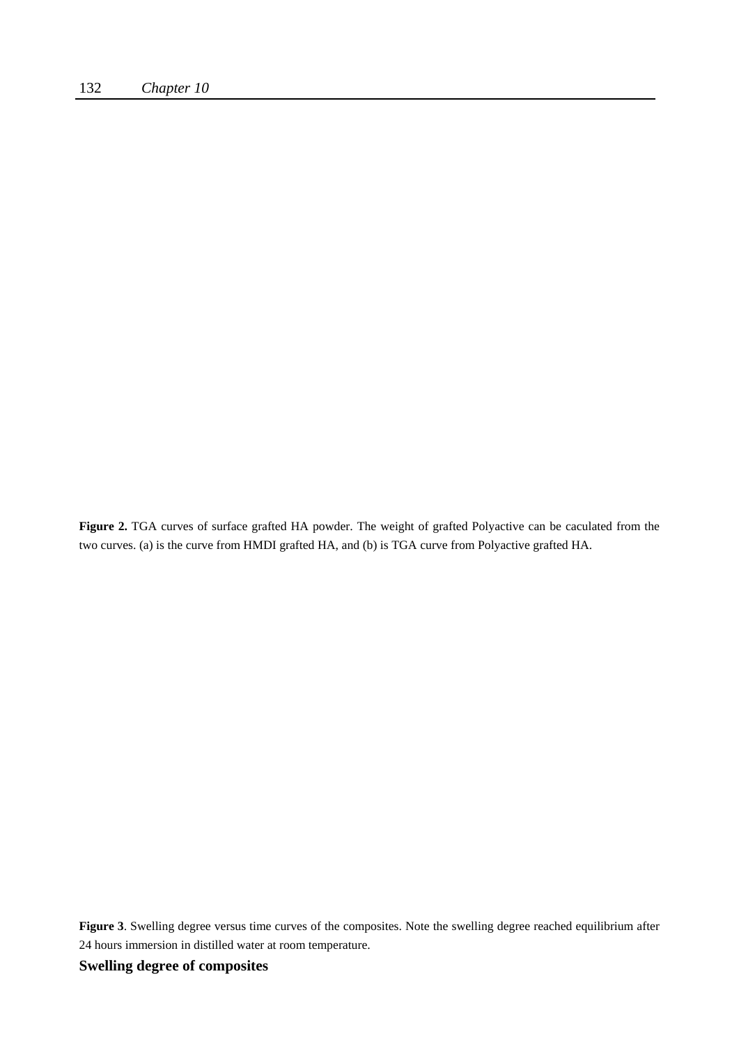**Figure 2.** TGA curves of surface grafted HA powder. The weight of grafted Polyactive can be caculated from the two curves. (a) is the curve from HMDI grafted HA, and (b) is TGA curve from Polyactive grafted HA.

**Figure 3**. Swelling degree versus time curves of the composites. Note the swelling degree reached equilibrium after 24 hours immersion in distilled water at room temperature.

**Swelling degree of composites**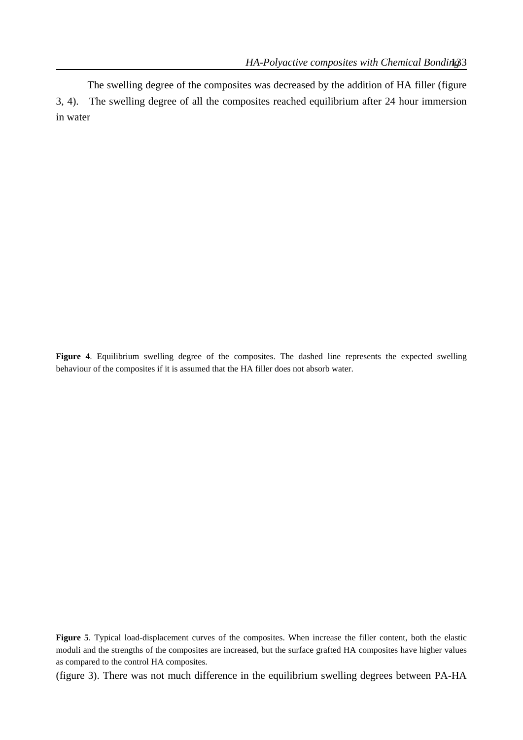The swelling degree of the composites was decreased by the addition of HA filler (figure 3, 4). The swelling degree of all the composites reached equilibrium after 24 hour immersion in water

**Figure 4**. Equilibrium swelling degree of the composites. The dashed line represents the expected swelling behaviour of the composites if it is assumed that the HA filler does not absorb water.

**Figure 5**. Typical load-displacement curves of the composites. When increase the filler content, both the elastic moduli and the strengths of the composites are increased, but the surface grafted HA composites have higher values as compared to the control HA composites.

(figure 3). There was not much difference in the equilibrium swelling degrees between PA-HA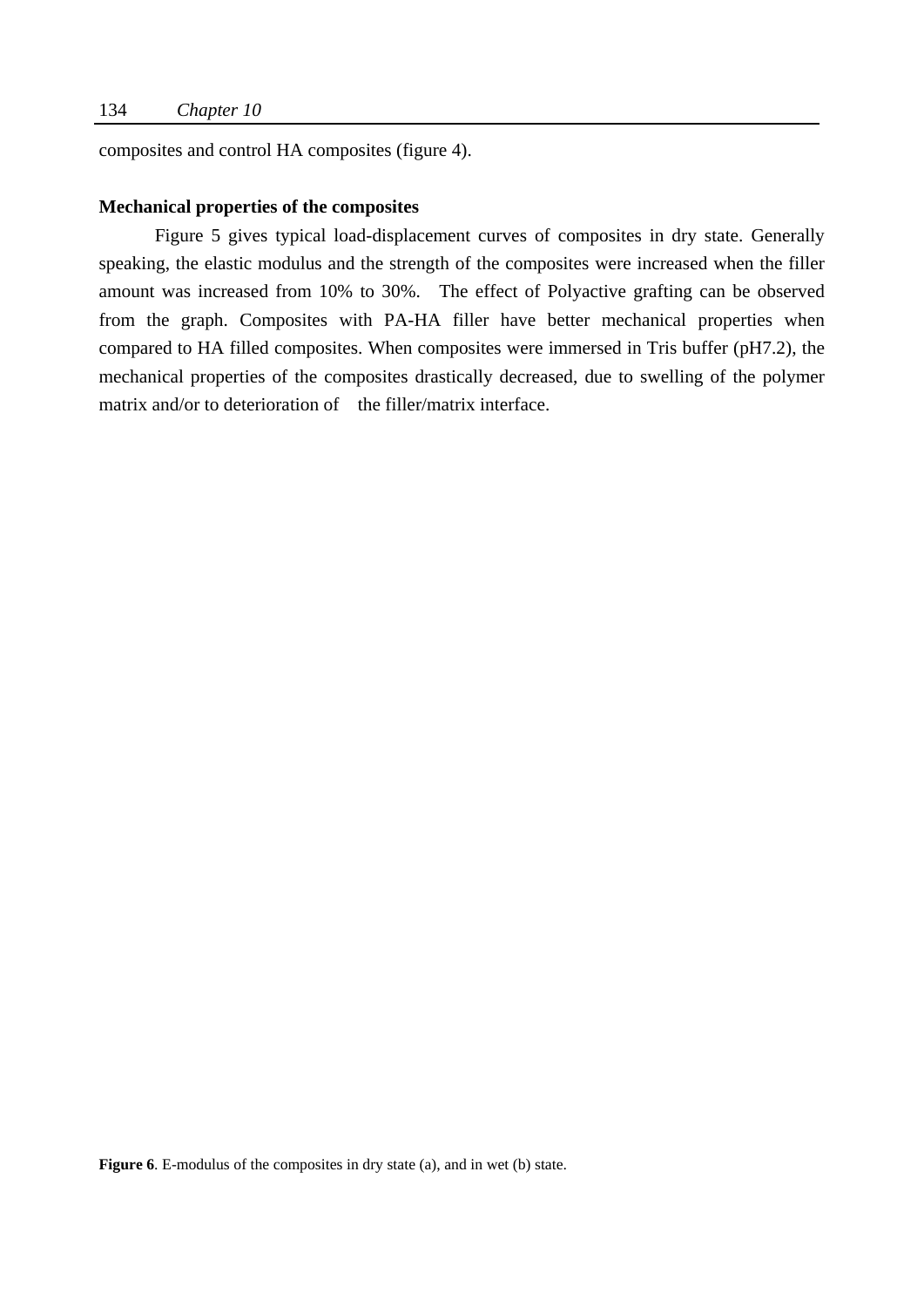composites and control HA composites (figure 4).

**Mechanical properties of the composites**

Figure 5 gives typical load-displacement curves of composites in dry state. Generally speaking, the elastic modulus and the strength of the composites were increased when the filler amount was increased from 10% to 30%. The effect of Polyactive grafting can be observed from the graph. Composites with PA-HA filler have better mechanical properties when compared to HA filled composites. When composites were immersed in Tris buffer (pH7.2), the mechanical properties of the composites drastically decreased, due to swelling of the polymer matrix and/or to deterioration of the filler/matrix interface.

**Figure 6**. E-modulus of the composites in dry state (a), and in wet (b) state.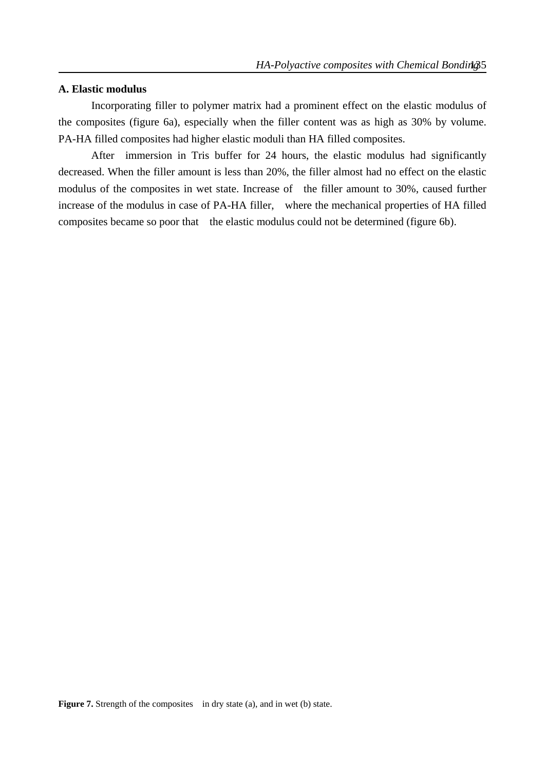### A. Elastic modulus

Incorporating filler to polymer matrix had a prominent effect on the elastic modulus of the composites (figure 6a), especially when the filler content was as high as 30% by volume. PA-HA filled composites had higher elastic moduli than HA filled composites.

After immersion in Tris buffer for 24 hours, the elastic modulus had significantly decreased. When the filler amount is less than 20%, the filler almost had no effect on the elastic modulus of the composites in wet state. Increase of the filler amount to 30%, caused further increase of the modulus in case of PA-HA filler, where the mechanical properties of HA filled composites became so poor that the elastic modulus could not be determined (figure 6b).

**Figure 7.** Strength of the composites in dry state (a), and in wet (b) state.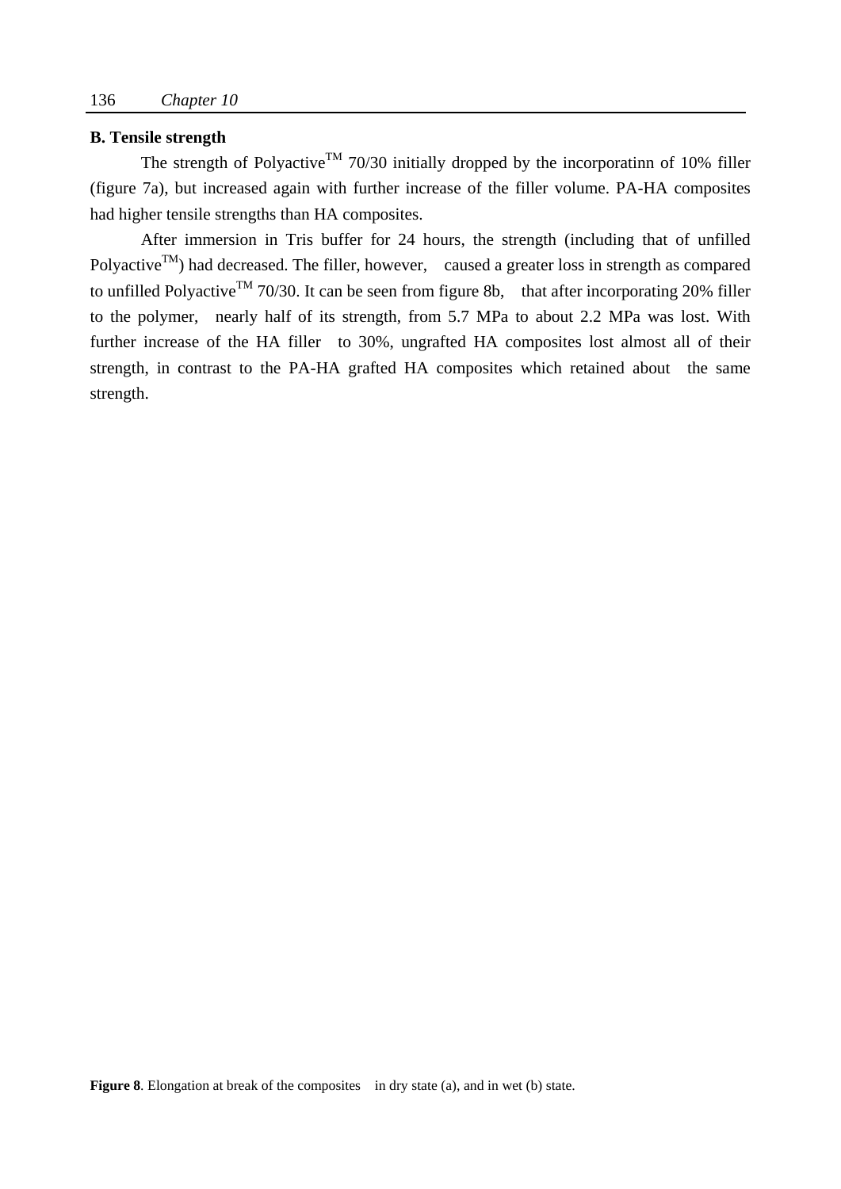### B. Tensile strength

The strength of Polyactive$^{TM}$ 70/30 initially dropped by the incorporatinn of 10% filler (figure 7a), but increased again with further increase of the filler volume. PA-HA composites had higher tensile strengths than HA composites.

After immersion in Tris buffer for 24 hours, the strength (including that of unfilled Polyactive$^{TM}$) had decreased. The filler, however, caused a greater loss in strength as compared to unfilled Polyactive$^{TM}$ 70/30. It can be seen from figure 8b, that after incorporating 20% filler to the polymer, nearly half of its strength, from 5.7 MPa to about 2.2 MPa was lost. With further increase of the HA filler to 30%, ungrafted HA composites lost almost all of their strength, in contrast to the PA-HA grafted HA composites which retained about the same strength.

**Figure 8**. Elongation at break of the composites in dry state (a), and in wet (b) state.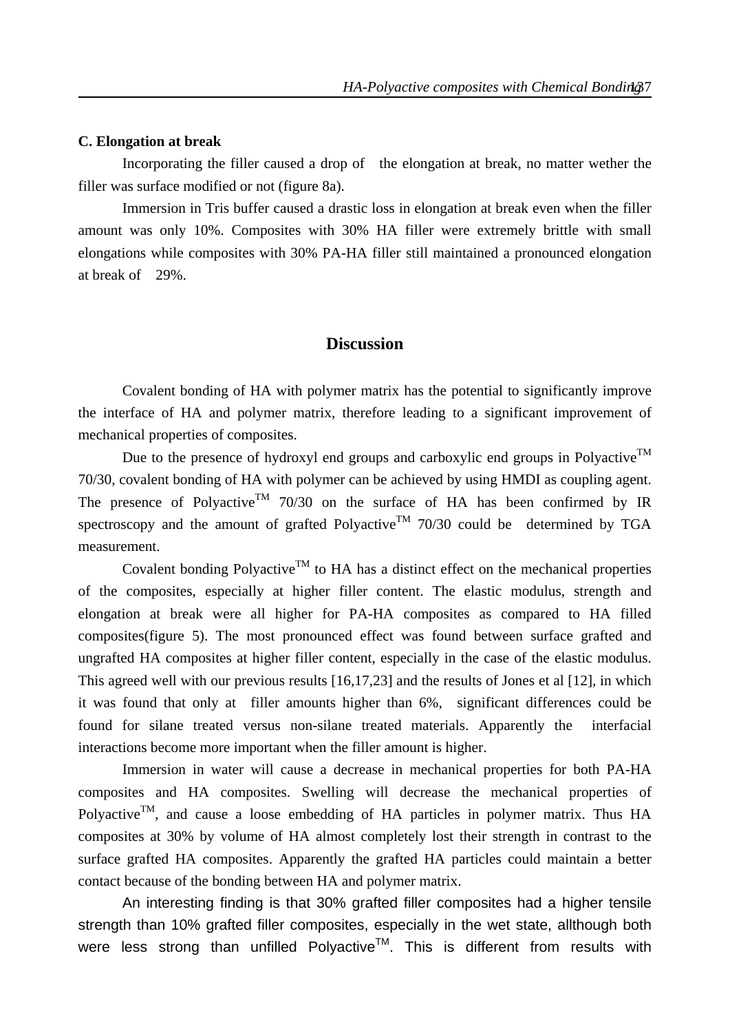**C. Elongation at break**

Incorporating the filler caused a drop of  the elongation at break, no matter wether the filler was surface modified or not (figure 8a).

Immersion in Tris buffer caused a drastic loss in elongation at break even when the filler amount was only 10%. Composites with 30% HA filler were extremely brittle with small elongations while composites with 30% PA-HA filler still maintained a pronounced elongation at break of  29%.

## Discussion

Covalent bonding of HA with polymer matrix has the potential to significantly improve the interface of HA and polymer matrix, therefore leading to a significant improvement of mechanical properties of composites.

Due to the presence of hydroxyl end groups and carboxylic end groups in Polyactive™ 70/30, covalent bonding of HA with polymer can be achieved by using HMDI as coupling agent. The presence of Polyactive™ 70/30 on the surface of HA has been confirmed by IR spectroscopy and the amount of grafted Polyactive™ 70/30 could be  determined by TGA measurement.

Covalent bonding Polyactive™ to HA has a distinct effect on the mechanical properties of the composites, especially at higher filler content. The elastic modulus, strength and elongation at break were all higher for PA-HA composites as compared to HA filled composites(figure 5). The most pronounced effect was found between surface grafted and ungrafted HA composites at higher filler content, especially in the case of the elastic modulus. This agreed well with our previous results [16,17,23] and the results of Jones et al [12], in which it was found that only at  filler amounts higher than 6%,  significant differences could be found for silane treated versus non-silane treated materials. Apparently the  interfacial interactions become more important when the filler amount is higher.

Immersion in water will cause a decrease in mechanical properties for both PA-HA composites and HA composites. Swelling will decrease the mechanical properties of Polyactive™, and cause a loose embedding of HA particles in polymer matrix. Thus HA composites at 30% by volume of HA almost completely lost their strength in contrast to the surface grafted HA composites. Apparently the grafted HA particles could maintain a better contact because of the bonding between HA and polymer matrix.

An interesting finding is that 30% grafted filler composites had a higher tensile strength than 10% grafted filler composites, especially in the wet state, allthough both were less strong than unfilled Polyactive™. This is different from results with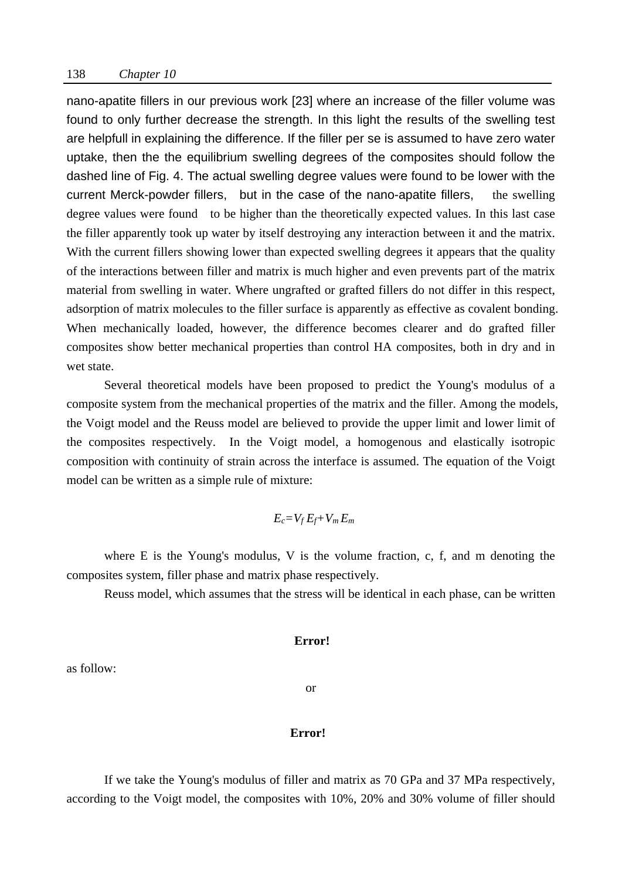nano-apatite fillers in our previous work [23] where an increase of the filler volume was found to only further decrease the strength. In this light the results of the swelling test are helpfull in explaining the difference. If the filler per se is assumed to have zero water uptake, then the the equilibrium swelling degrees of the composites should follow the dashed line of Fig. 4. The actual swelling degree values were found to be lower with the current Merck-powder fillers, but in the case of the nano-apatite fillers, the swelling degree values were found to be higher than the theoretically expected values. In this last case the filler apparently took up water by itself destroying any interaction between it and the matrix. With the current fillers showing lower than expected swelling degrees it appears that the quality of the interactions between filler and matrix is much higher and even prevents part of the matrix material from swelling in water. Where ungrafted or grafted fillers do not differ in this respect, adsorption of matrix molecules to the filler surface is apparently as effective as covalent bonding. When mechanically loaded, however, the difference becomes clearer and do grafted filler composites show better mechanical properties than control HA composites, both in dry and in wet state.

Several theoretical models have been proposed to predict the Young's modulus of a composite system from the mechanical properties of the matrix and the filler. Among the models, the Voigt model and the Reuss model are believed to provide the upper limit and lower limit of the composites respectively. In the Voigt model, a homogenous and elastically isotropic composition with continuity of strain across the interface is assumed. The equation of the Voigt model can be written as a simple rule of mixture:

$$E_c = V_f E_f + V_m E_m$$

where E is the Young's modulus, V is the volume fraction, c, f, and m denoting the composites system, filler phase and matrix phase respectively.

Reuss model, which assumes that the stress will be identical in each phase, can be written as follow:

**Error!**

or

**Error!**

If we take the Young's modulus of filler and matrix as 70 GPa and 37 MPa respectively, according to the Voigt model, the composites with 10%, 20% and 30% volume of filler should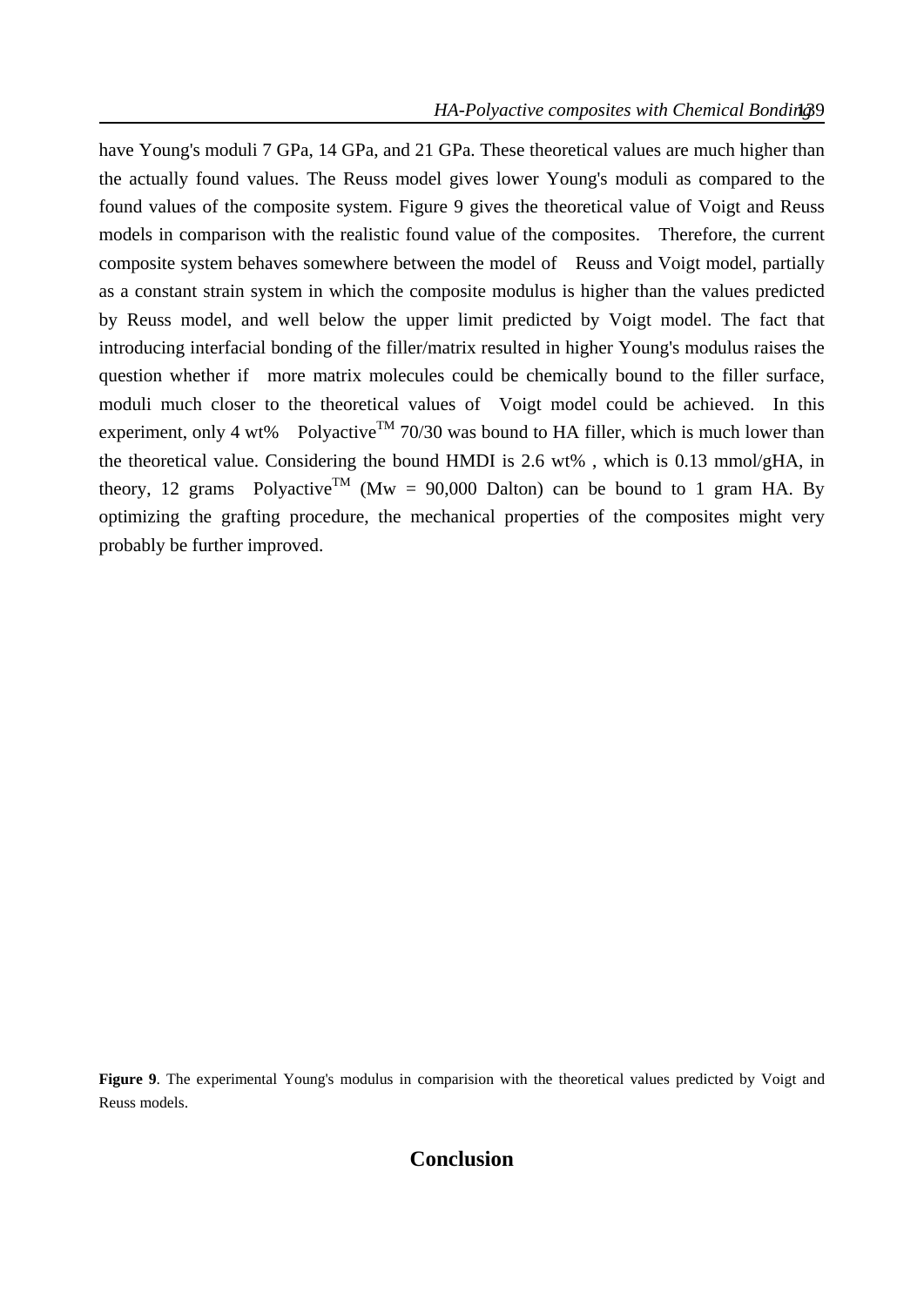have Young's moduli 7 GPa, 14 GPa, and 21 GPa. These theoretical values are much higher than the actually found values. The Reuss model gives lower Young's moduli as compared to the found values of the composite system. Figure 9 gives the theoretical value of Voigt and Reuss models in comparison with the realistic found value of the composites. Therefore, the current composite system behaves somewhere between the model of Reuss and Voigt model, partially as a constant strain system in which the composite modulus is higher than the values predicted by Reuss model, and well below the upper limit predicted by Voigt model. The fact that introducing interfacial bonding of the filler/matrix resulted in higher Young's modulus raises the question whether if more matrix molecules could be chemically bound to the filler surface, moduli much closer to the theoretical values of Voigt model could be achieved. In this experiment, only 4 wt% Polyactive$^{TM}$ 70/30 was bound to HA filler, which is much lower than the theoretical value. Considering the bound HMDI is 2.6 wt% , which is 0.13 mmol/gHA, in theory, 12 grams Polyactive$^{TM}$ (Mw = 90,000 Dalton) can be bound to 1 gram HA. By optimizing the grafting procedure, the mechanical properties of the composites might very probably be further improved.

**Figure 9**. The experimental Young's modulus in comparision with the theoretical values predicted by Voigt and Reuss models.

## Conclusion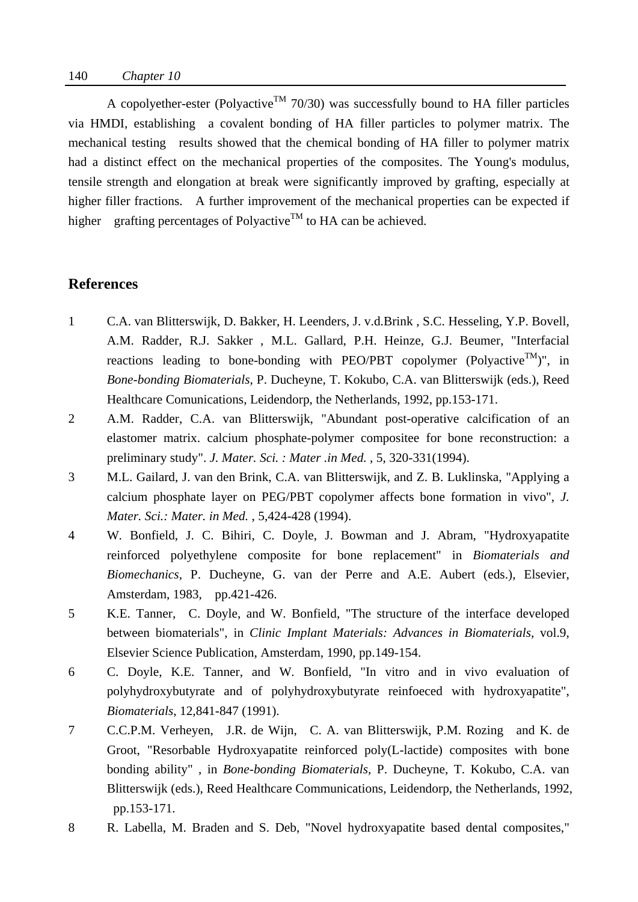A copolyether-ester (Polyactive™ 70/30) was successfully bound to HA filler particles via HMDI, establishing a covalent bonding of HA filler particles to polymer matrix. The mechanical testing results showed that the chemical bonding of HA filler to polymer matrix had a distinct effect on the mechanical properties of the composites. The Young's modulus, tensile strength and elongation at break were significantly improved by grafting, especially at higher filler fractions. A further improvement of the mechanical properties can be expected if higher grafting percentages of Polyactive™ to HA can be achieved.

## References

1. C.A. van Blitterswijk, D. Bakker, H. Leenders, J. v.d.Brink , S.C. Hesseling, Y.P. Bovell, A.M. Radder, R.J. Sakker , M.L. Gallard, P.H. Heinze, G.J. Beumer, "Interfacial reactions leading to bone-bonding with PEO/PBT copolymer (Polyactive™)", in *Bone-bonding Biomaterials*, P. Ducheyne, T. Kokubo, C.A. van Blitterswijk (eds.), Reed Healthcare Comunications, Leidendorp, the Netherlands, 1992, pp.153-171.
2. A.M. Radder, C.A. van Blitterswijk, "Abundant post-operative calcification of an elastomer matrix. calcium phosphate-polymer compositee for bone reconstruction: a preliminary study". *J. Mater. Sci. : Mater .in Med.* , 5, 320-331(1994).
3. M.L. Gailard, J. van den Brink, C.A. van Blitterswijk, and Z. B. Luklinska, "Applying a calcium phosphate layer on PEG/PBT copolymer affects bone formation in vivo", *J. Mater. Sci.: Mater. in Med.* , 5,424-428 (1994).
4. W. Bonfield, J. C. Bihiri, C. Doyle, J. Bowman and J. Abram, "Hydroxyapatite reinforced polyethylene composite for bone replacement" in *Biomaterials and Biomechanics*, P. Ducheyne, G. van der Perre and A.E. Aubert (eds.), Elsevier, Amsterdam, 1983, pp.421-426.
5. K.E. Tanner, C. Doyle, and W. Bonfield, "The structure of the interface developed between biomaterials", in *Clinic Implant Materials: Advances in Biomaterials*, vol.9, Elsevier Science Publication, Amsterdam, 1990, pp.149-154.
6. C. Doyle, K.E. Tanner, and W. Bonfield, "In vitro and in vivo evaluation of polyhydroxybutyrate and of polyhydroxybutyrate reinfoeced with hydroxyapatite", *Biomaterials*, 12,841-847 (1991).
7. C.C.P.M. Verheyen, J.R. de Wijn, C. A. van Blitterswijk, P.M. Rozing and K. de Groot, "Resorbable Hydroxyapatite reinforced poly(L-lactide) composites with bone bonding ability" , in *Bone-bonding Biomaterials*, P. Ducheyne, T. Kokubo, C.A. van Blitterswijk (eds.), Reed Healthcare Communications, Leidendorp, the Netherlands, 1992, pp.153-171.
8. R. Labella, M. Braden and S. Deb, "Novel hydroxyapatite based dental composites,"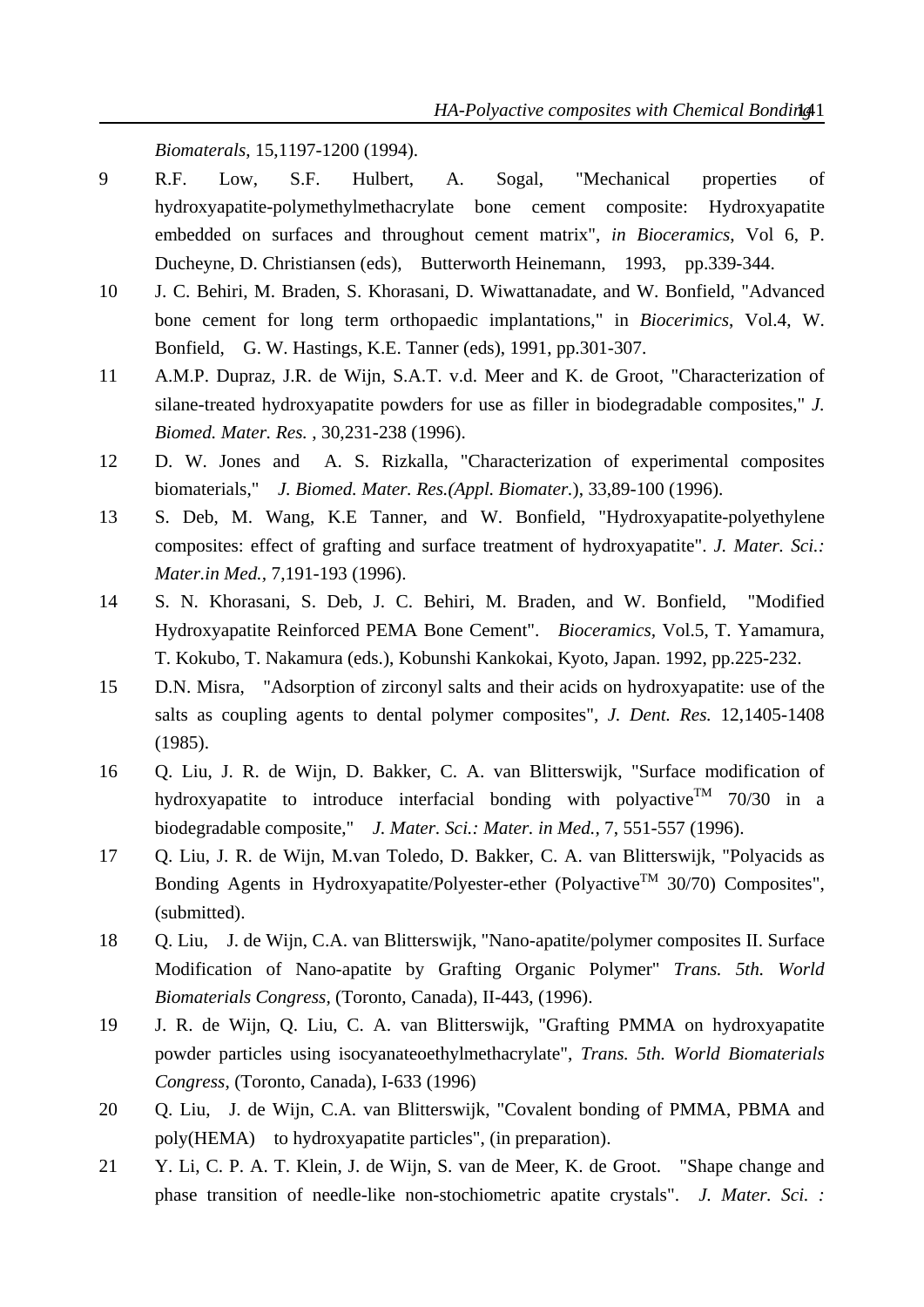*Biomaterals*, 15,1197-1200 (1994).

9 R.F. Low, S.F. Hulbert, A. Sogal, "Mechanical properties of hydroxyapatite-polymethylmethacrylate bone cement composite: Hydroxyapatite embedded on surfaces and throughout cement matrix", *in Bioceramics*, Vol 6, P. Ducheyne, D. Christiansen (eds), Butterworth Heinemann, 1993, pp.339-344.

10 J. C. Behiri, M. Braden, S. Khorasani, D. Wiwattanadate, and W. Bonfield, "Advanced bone cement for long term orthopaedic implantations," in *Biocerimics*, Vol.4, W. Bonfield, G. W. Hastings, K.E. Tanner (eds), 1991, pp.301-307.

11 A.M.P. Dupraz, J.R. de Wijn, S.A.T. v.d. Meer and K. de Groot, "Characterization of silane-treated hydroxyapatite powders for use as filler in biodegradable composites," *J. Biomed. Mater. Res.* , 30,231-238 (1996).

12 D. W. Jones and A. S. Rizkalla, "Characterization of experimental composites biomaterials," *J. Biomed. Mater. Res.(Appl. Biomater.*), 33,89-100 (1996).

13 S. Deb, M. Wang, K.E Tanner, and W. Bonfield, "Hydroxyapatite-polyethylene composites: effect of grafting and surface treatment of hydroxyapatite". *J. Mater. Sci.: Mater.in Med.*, 7,191-193 (1996).

14 S. N. Khorasani, S. Deb, J. C. Behiri, M. Braden, and W. Bonfield, "Modified Hydroxyapatite Reinforced PEMA Bone Cement". *Bioceramics*, Vol.5, T. Yamamura, T. Kokubo, T. Nakamura (eds.), Kobunshi Kankokai, Kyoto, Japan. 1992, pp.225-232.

15 D.N. Misra, "Adsorption of zirconyl salts and their acids on hydroxyapatite: use of the salts as coupling agents to dental polymer composites", *J. Dent. Res.* 12,1405-1408 (1985).

16 Q. Liu, J. R. de Wijn, D. Bakker, C. A. van Blitterswijk, "Surface modification of hydroxyapatite to introduce interfacial bonding with polyactive$^{TM}$ 70/30 in a biodegradable composite," *J. Mater. Sci.: Mater. in Med.*, 7, 551-557 (1996).

17 Q. Liu, J. R. de Wijn, M.van Toledo, D. Bakker, C. A. van Blitterswijk, "Polyacids as Bonding Agents in Hydroxyapatite/Polyester-ether (Polyactive$^{TM}$ 30/70) Composites", (submitted).

18 Q. Liu, J. de Wijn, C.A. van Blitterswijk, "Nano-apatite/polymer composites II. Surface Modification of Nano-apatite by Grafting Organic Polymer" *Trans. 5th. World Biomaterials Congress*, (Toronto, Canada), II-443, (1996).

19 J. R. de Wijn, Q. Liu, C. A. van Blitterswijk, "Grafting PMMA on hydroxyapatite powder particles using isocyanateoethylmethacrylate", *Trans. 5th. World Biomaterials Congress*, (Toronto, Canada), I-633 (1996)

20 Q. Liu, J. de Wijn, C.A. van Blitterswijk, "Covalent bonding of PMMA, PBMA and poly(HEMA) to hydroxyapatite particles", (in preparation).

21 Y. Li, C. P. A. T. Klein, J. de Wijn, S. van de Meer, K. de Groot. "Shape change and phase transition of needle-like non-stochiometric apatite crystals". *J. Mater. Sci. :*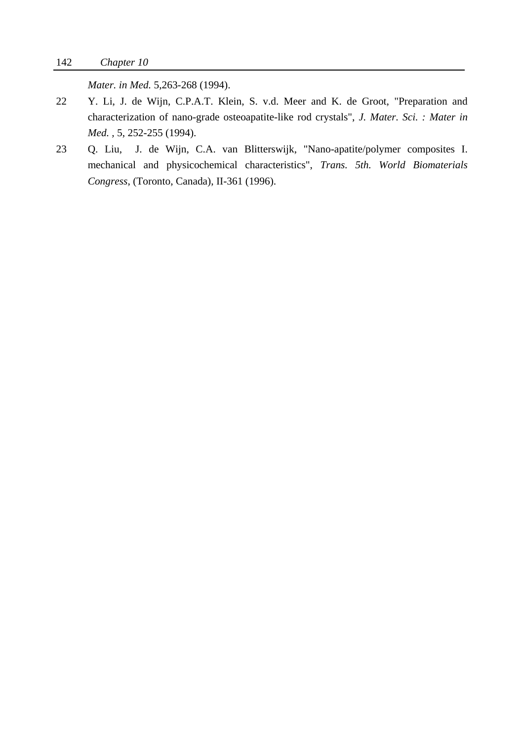*Mater. in Med.* 5,263-268 (1994).

22 Y. Li, J. de Wijn, C.P.A.T. Klein, S. v.d. Meer and K. de Groot, "Preparation and characterization of nano-grade osteoapatite-like rod crystals", *J. Mater. Sci. : Mater in Med.* , 5, 252-255 (1994).

23 Q. Liu, J. de Wijn, C.A. van Blitterswijk, "Nano-apatite/polymer composites I. mechanical and physicochemical characteristics", *Trans. 5th. World Biomaterials Congress*, (Toronto, Canada), II-361 (1996).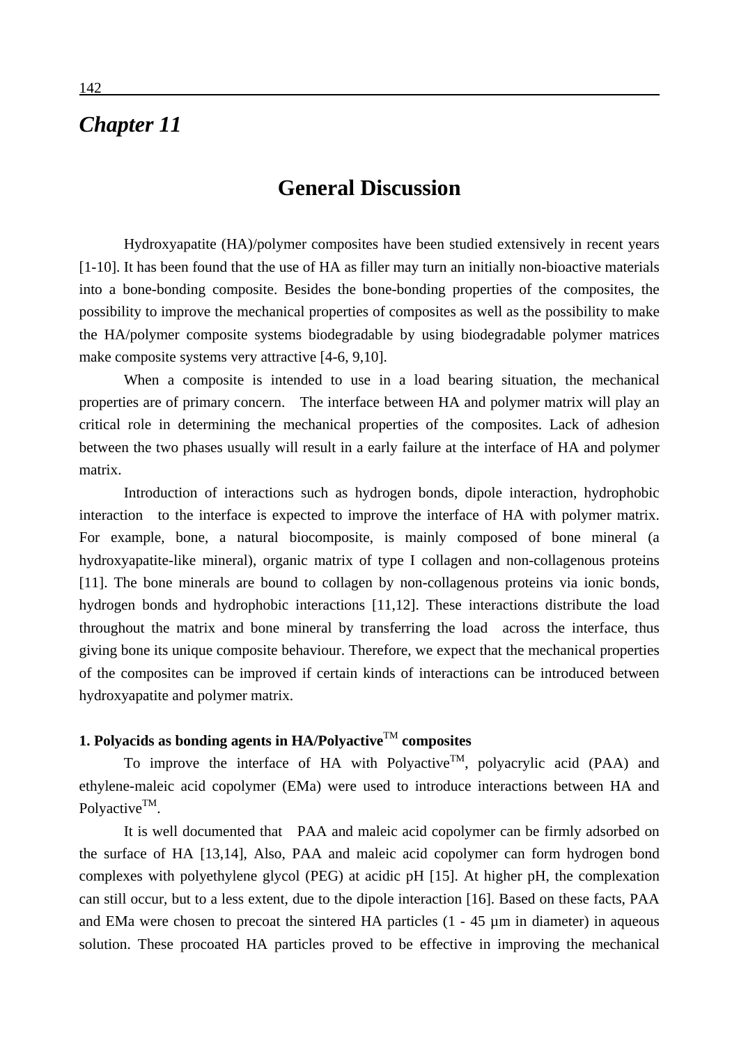# Chapter 11

## General Discussion

Hydroxyapatite (HA)/polymer composites have been studied extensively in recent years [1-10]. It has been found that the use of HA as filler may turn an initially non-bioactive materials into a bone-bonding composite. Besides the bone-bonding properties of the composites, the possibility to improve the mechanical properties of composites as well as the possibility to make the HA/polymer composite systems biodegradable by using biodegradable polymer matrices make composite systems very attractive [4-6, 9,10].

When a composite is intended to use in a load bearing situation, the mechanical properties are of primary concern. The interface between HA and polymer matrix will play an critical role in determining the mechanical properties of the composites. Lack of adhesion between the two phases usually will result in a early failure at the interface of HA and polymer matrix.

Introduction of interactions such as hydrogen bonds, dipole interaction, hydrophobic interaction to the interface is expected to improve the interface of HA with polymer matrix. For example, bone, a natural biocomposite, is mainly composed of bone mineral (a hydroxyapatite-like mineral), organic matrix of type I collagen and non-collagenous proteins [11]. The bone minerals are bound to collagen by non-collagenous proteins via ionic bonds, hydrogen bonds and hydrophobic interactions [11,12]. These interactions distribute the load throughout the matrix and bone mineral by transferring the load across the interface, thus giving bone its unique composite behaviour. Therefore, we expect that the mechanical properties of the composites can be improved if certain kinds of interactions can be introduced between hydroxyapatite and polymer matrix.

### 1. Polyacids as bonding agents in HA/Polyactive™ composites

To improve the interface of HA with Polyactive™, polyacrylic acid (PAA) and ethylene-maleic acid copolymer (EMa) were used to introduce interactions between HA and Polyactive™.

It is well documented that PAA and maleic acid copolymer can be firmly adsorbed on the surface of HA [13,14], Also, PAA and maleic acid copolymer can form hydrogen bond complexes with polyethylene glycol (PEG) at acidic pH [15]. At higher pH, the complexation can still occur, but to a less extent, due to the dipole interaction [16]. Based on these facts, PAA and EMa were chosen to precoat the sintered HA particles (1 - 45 µm in diameter) in aqueous solution. These procoated HA particles proved to be effective in improving the mechanical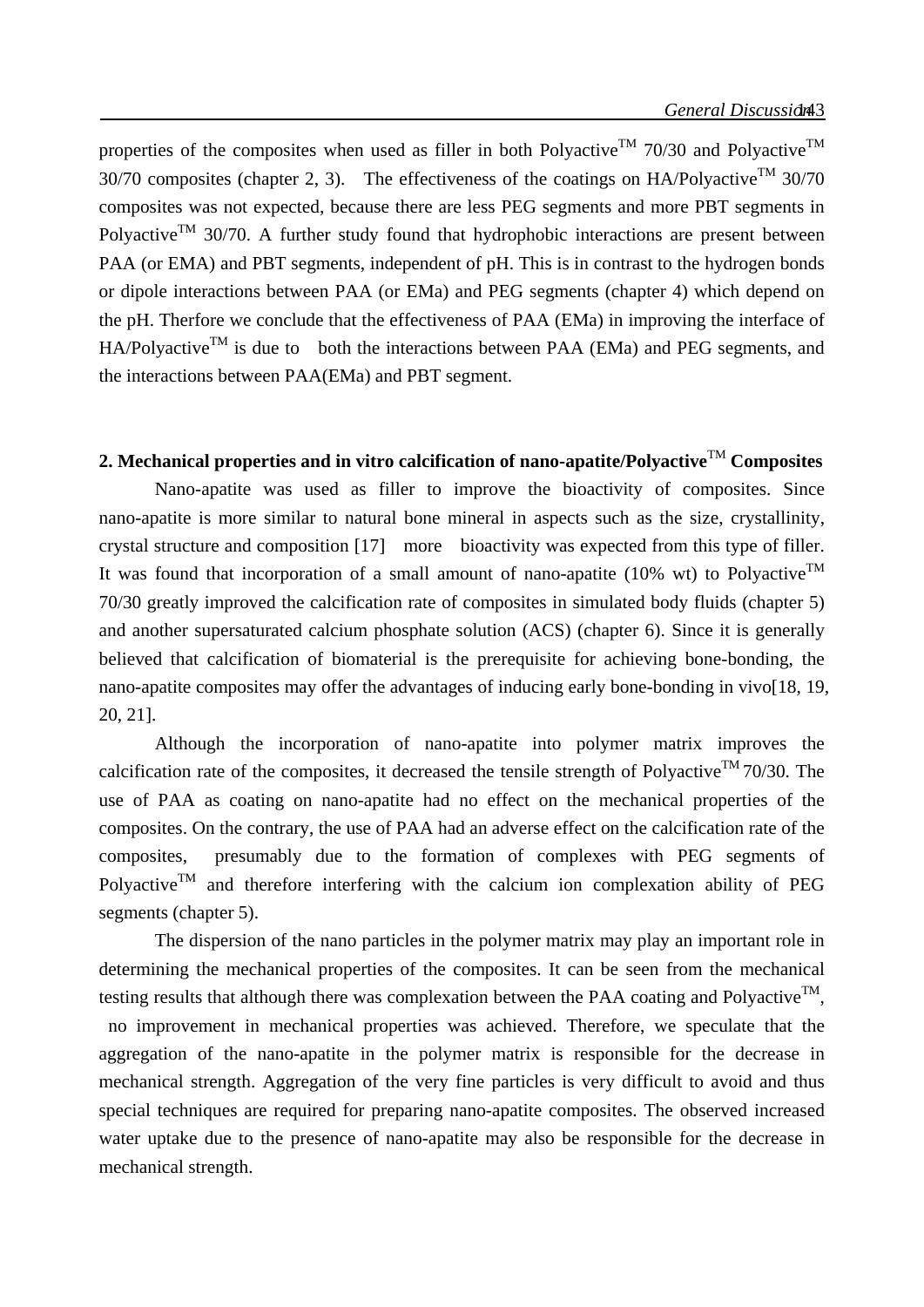properties of the composites when used as filler in both Polyactive$^{TM}$ 70/30 and Polyactive$^{TM}$ 30/70 composites (chapter 2, 3). The effectiveness of the coatings on HA/Polyactive$^{TM}$ 30/70 composites was not expected, because there are less PEG segments and more PBT segments in Polyactive$^{TM}$ 30/70. A further study found that hydrophobic interactions are present between PAA (or EMA) and PBT segments, independent of pH. This is in contrast to the hydrogen bonds or dipole interactions between PAA (or EMa) and PEG segments (chapter 4) which depend on the pH. Therfore we conclude that the effectiveness of PAA (EMa) in improving the interface of HA/Polyactive$^{TM}$ is due to both the interactions between PAA (EMa) and PEG segments, and the interactions between PAA(EMa) and PBT segment.

## 2. Mechanical properties and in vitro calcification of nano-apatite/Polyactive$^{TM}$ Composites

Nano-apatite was used as filler to improve the bioactivity of composites. Since nano-apatite is more similar to natural bone mineral in aspects such as the size, crystallinity, crystal structure and composition [17] more bioactivity was expected from this type of filler. It was found that incorporation of a small amount of nano-apatite (10% wt) to Polyactive$^{TM}$ 70/30 greatly improved the calcification rate of composites in simulated body fluids (chapter 5) and another supersaturated calcium phosphate solution (ACS) (chapter 6). Since it is generally believed that calcification of biomaterial is the prerequisite for achieving bone-bonding, the nano-apatite composites may offer the advantages of inducing early bone-bonding in vivo[18, 19, 20, 21].

Although the incorporation of nano-apatite into polymer matrix improves the calcification rate of the composites, it decreased the tensile strength of Polyactive$^{TM}$ 70/30. The use of PAA as coating on nano-apatite had no effect on the mechanical properties of the composites. On the contrary, the use of PAA had an adverse effect on the calcification rate of the composites, presumably due to the formation of complexes with PEG segments of Polyactive$^{TM}$ and therefore interfering with the calcium ion complexation ability of PEG segments (chapter 5).

The dispersion of the nano particles in the polymer matrix may play an important role in determining the mechanical properties of the composites. It can be seen from the mechanical testing results that although there was complexation between the PAA coating and Polyactive$^{TM}$, no improvement in mechanical properties was achieved. Therefore, we speculate that the aggregation of the nano-apatite in the polymer matrix is responsible for the decrease in mechanical strength. Aggregation of the very fine particles is very difficult to avoid and thus special techniques are required for preparing nano-apatite composites. The observed increased water uptake due to the presence of nano-apatite may also be responsible for the decrease in mechanical strength.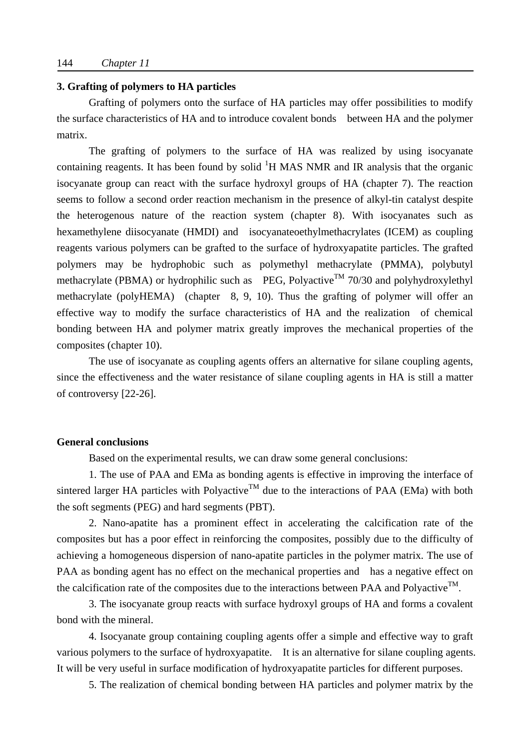### 3. Grafting of polymers to HA particles

Grafting of polymers onto the surface of HA particles may offer possibilities to modify the surface characteristics of HA and to introduce covalent bonds between HA and the polymer matrix.

The grafting of polymers to the surface of HA was realized by using isocyanate containing reagents. It has been found by solid $^1$H MAS NMR and IR analysis that the organic isocyanate group can react with the surface hydroxyl groups of HA (chapter 7). The reaction seems to follow a second order reaction mechanism in the presence of alkyl-tin catalyst despite the heterogenous nature of the reaction system (chapter 8). With isocyanates such as hexamethylene diisocyanate (HMDI) and isocyanateoethylmethacrylates (ICEM) as coupling reagents various polymers can be grafted to the surface of hydroxyapatite particles. The grafted polymers may be hydrophobic such as polymethyl methacrylate (PMMA), polybutyl methacrylate (PBMA) or hydrophilic such as PEG, Polyactive$^{TM}$ 70/30 and polyhydroxylethyl methacrylate (polyHEMA) (chapter 8, 9, 10). Thus the grafting of polymer will offer an effective way to modify the surface characteristics of HA and the realization of chemical bonding between HA and polymer matrix greatly improves the mechanical properties of the composites (chapter 10).

The use of isocyanate as coupling agents offers an alternative for silane coupling agents, since the effectiveness and the water resistance of silane coupling agents in HA is still a matter of controversy [22-26].

### General conclusions

Based on the experimental results, we can draw some general conclusions:

1. The use of PAA and EMa as bonding agents is effective in improving the interface of sintered larger HA particles with Polyactive$^{TM}$ due to the interactions of PAA (EMa) with both the soft segments (PEG) and hard segments (PBT).

2. Nano-apatite has a prominent effect in accelerating the calcification rate of the composites but has a poor effect in reinforcing the composites, possibly due to the difficulty of achieving a homogeneous dispersion of nano-apatite particles in the polymer matrix. The use of PAA as bonding agent has no effect on the mechanical properties and has a negative effect on the calcification rate of the composites due to the interactions between PAA and Polyactive$^{TM}$.

3. The isocyanate group reacts with surface hydroxyl groups of HA and forms a covalent bond with the mineral.

4. Isocyanate group containing coupling agents offer a simple and effective way to graft various polymers to the surface of hydroxyapatite. It is an alternative for silane coupling agents. It will be very useful in surface modification of hydroxyapatite particles for different purposes.

5. The realization of chemical bonding between HA particles and polymer matrix by the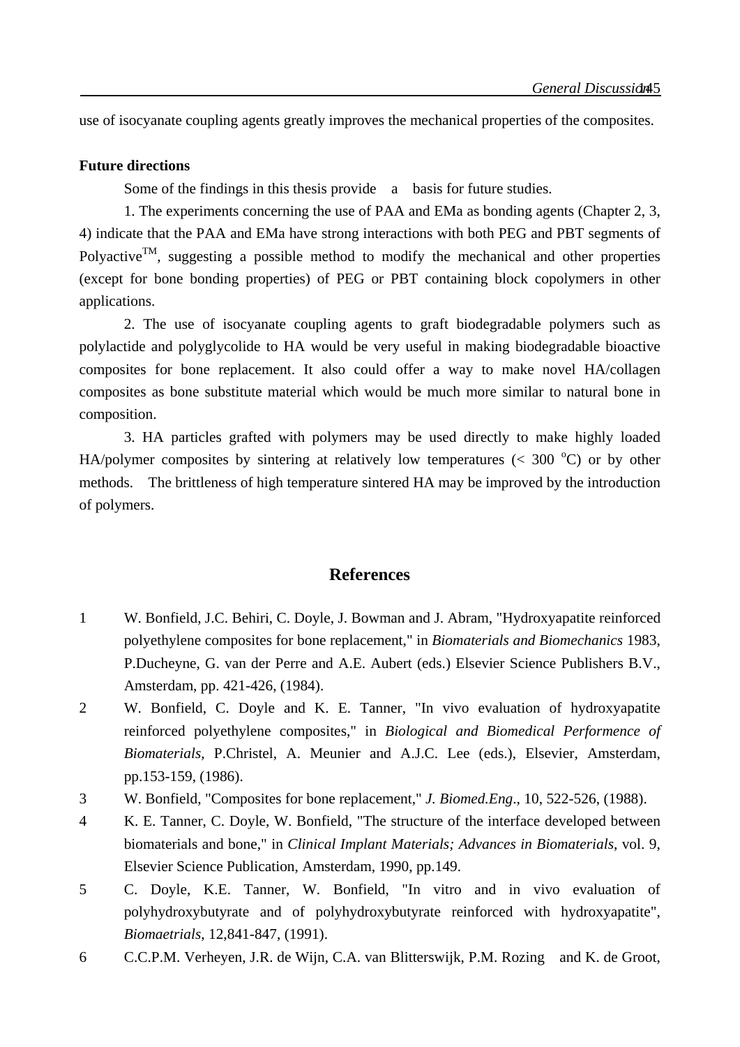use of isocyanate coupling agents greatly improves the mechanical properties of the composites.

**Future directions**

Some of the findings in this thesis provide a basis for future studies.

1. The experiments concerning the use of PAA and EMa as bonding agents (Chapter 2, 3, 4) indicate that the PAA and EMa have strong interactions with both PEG and PBT segments of Polyactive$^{TM}$, suggesting a possible method to modify the mechanical and other properties (except for bone bonding properties) of PEG or PBT containing block copolymers in other applications.

2. The use of isocyanate coupling agents to graft biodegradable polymers such as polylactide and polyglycolide to HA would be very useful in making biodegradable bioactive composites for bone replacement. It also could offer a way to make novel HA/collagen composites as bone substitute material which would be much more similar to natural bone in composition.

3. HA particles grafted with polymers may be used directly to make highly loaded HA/polymer composites by sintering at relatively low temperatures (< 300 $^{o}$C) or by other methods. The brittleness of high temperature sintered HA may be improved by the introduction of polymers.

## References

1. W. Bonfield, J.C. Behiri, C. Doyle, J. Bowman and J. Abram, "Hydroxyapatite reinforced polyethylene composites for bone replacement," in *Biomaterials and Biomechanics* 1983, P.Ducheyne, G. van der Perre and A.E. Aubert (eds.) Elsevier Science Publishers B.V., Amsterdam, pp. 421-426, (1984).
2. W. Bonfield, C. Doyle and K. E. Tanner, "In vivo evaluation of hydroxyapatite reinforced polyethylene composites," in *Biological and Biomedical Performence of Biomaterials*, P.Christel, A. Meunier and A.J.C. Lee (eds.), Elsevier, Amsterdam, pp.153-159, (1986).
3. W. Bonfield, "Composites for bone replacement," *J. Biomed.Eng*., 10, 522-526, (1988).
4. K. E. Tanner, C. Doyle, W. Bonfield, "The structure of the interface developed between biomaterials and bone," in *Clinical Implant Materials; Advances in Biomaterials*, vol. 9, Elsevier Science Publication, Amsterdam, 1990, pp.149.
5. C. Doyle, K.E. Tanner, W. Bonfield, "In vitro and in vivo evaluation of polyhydroxybutyrate and of polyhydroxybutyrate reinforced with hydroxyapatite", *Biomaetrials*, 12,841-847, (1991).
6. C.C.P.M. Verheyen, J.R. de Wijn, C.A. van Blitterswijk, P.M. Rozing and K. de Groot,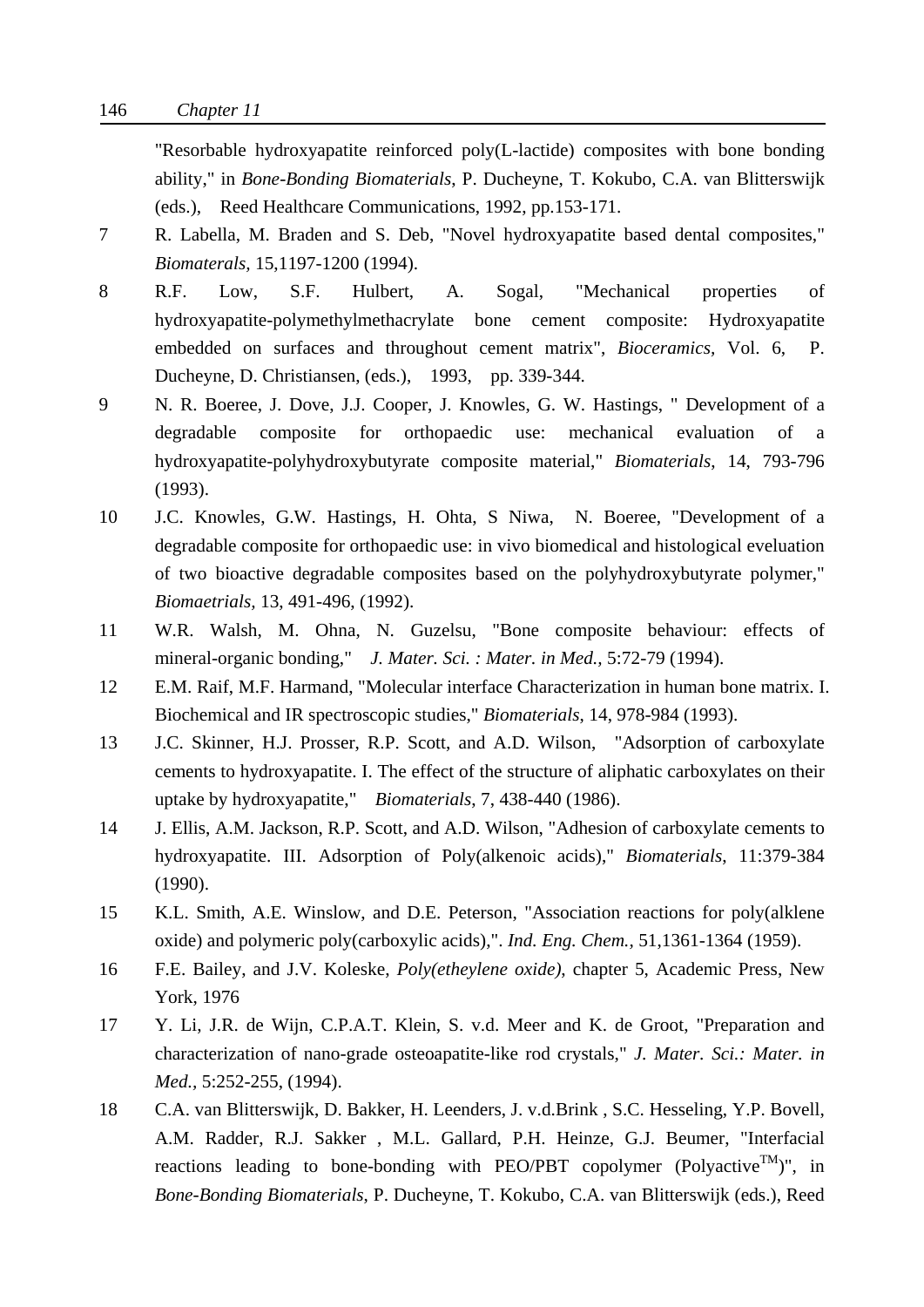"Resorbable hydroxyapatite reinforced poly(L-lactide) composites with bone bonding ability," in *Bone-Bonding Biomaterials*, P. Ducheyne, T. Kokubo, C.A. van Blitterswijk (eds.), Reed Healthcare Communications, 1992, pp.153-171.

7 R. Labella, M. Braden and S. Deb, "Novel hydroxyapatite based dental composites," *Biomaterals*, 15,1197-1200 (1994).

8 R.F. Low, S.F. Hulbert, A. Sogal, "Mechanical properties of hydroxyapatite-polymethylmethacrylate bone cement composite: Hydroxyapatite embedded on surfaces and throughout cement matrix", *Bioceramics*, Vol. 6, P. Ducheyne, D. Christiansen, (eds.), 1993, pp. 339-344.

9 N. R. Boeree, J. Dove, J.J. Cooper, J. Knowles, G. W. Hastings, " Development of a degradable composite for orthopaedic use: mechanical evaluation of a hydroxyapatite-polyhydroxybutyrate composite material," *Biomaterials*, 14, 793-796 (1993).

10 J.C. Knowles, G.W. Hastings, H. Ohta, S Niwa, N. Boeree, "Development of a degradable composite for orthopaedic use: in vivo biomedical and histological eveluation of two bioactive degradable composites based on the polyhydroxybutyrate polymer," *Biomaetrials*, 13, 491-496, (1992).

11 W.R. Walsh, M. Ohna, N. Guzelsu, "Bone composite behaviour: effects of mineral-organic bonding," *J. Mater. Sci. : Mater. in Med.*, 5:72-79 (1994).

12 E.M. Raif, M.F. Harmand, "Molecular interface Characterization in human bone matrix. I. Biochemical and IR spectroscopic studies," *Biomaterials*, 14, 978-984 (1993).

13 J.C. Skinner, H.J. Prosser, R.P. Scott, and A.D. Wilson, "Adsorption of carboxylate cements to hydroxyapatite. I. The effect of the structure of aliphatic carboxylates on their uptake by hydroxyapatite," *Biomaterials*, 7, 438-440 (1986).

14 J. Ellis, A.M. Jackson, R.P. Scott, and A.D. Wilson, "Adhesion of carboxylate cements to hydroxyapatite. III. Adsorption of Poly(alkenoic acids)," *Biomaterials*, 11:379-384 (1990).

15 K.L. Smith, A.E. Winslow, and D.E. Peterson, "Association reactions for poly(alklene oxide) and polymeric poly(carboxylic acids),". *Ind. Eng. Chem.*, 51,1361-1364 (1959).

16 F.E. Bailey, and J.V. Koleske, *Poly(etheylene oxide)*, chapter 5, Academic Press, New York, 1976

17 Y. Li, J.R. de Wijn, C.P.A.T. Klein, S. v.d. Meer and K. de Groot, "Preparation and characterization of nano-grade osteoapatite-like rod crystals," *J. Mater. Sci.: Mater. in Med.*, 5:252-255, (1994).

18 C.A. van Blitterswijk, D. Bakker, H. Leenders, J. v.d.Brink , S.C. Hesseling, Y.P. Bovell, A.M. Radder, R.J. Sakker , M.L. Gallard, P.H. Heinze, G.J. Beumer, "Interfacial reactions leading to bone-bonding with PEO/PBT copolymer (Polyactive$^{TM}$)", in *Bone-Bonding Biomaterials*, P. Ducheyne, T. Kokubo, C.A. van Blitterswijk (eds.), Reed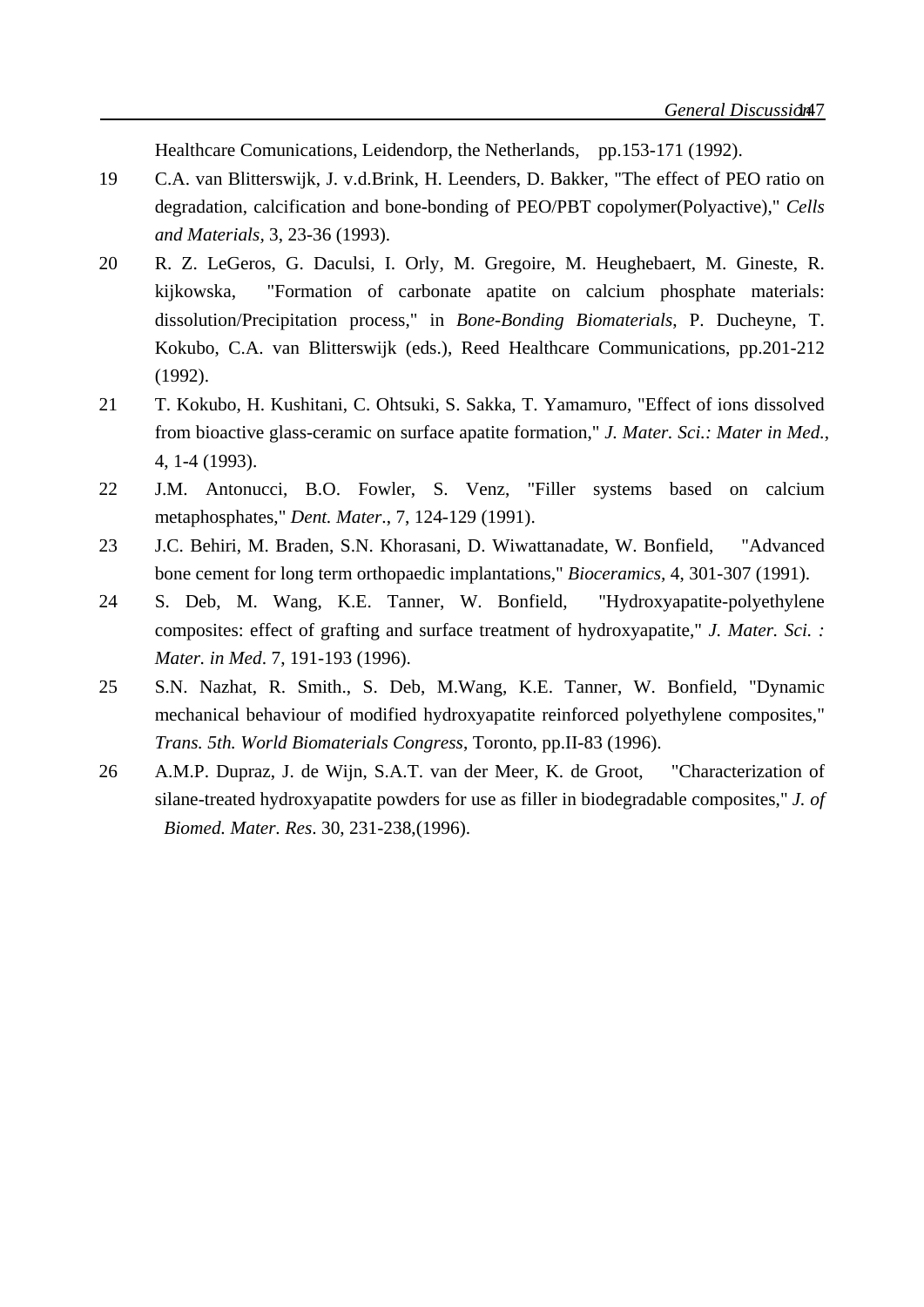Healthcare Comunications, Leidendorp, the Netherlands, pp.153-171 (1992).

19 C.A. van Blitterswijk, J. v.d.Brink, H. Leenders, D. Bakker, "The effect of PEO ratio on degradation, calcification and bone-bonding of PEO/PBT copolymer(Polyactive)," *Cells and Materials*, 3, 23-36 (1993).

20 R. Z. LeGeros, G. Daculsi, I. Orly, M. Gregoire, M. Heughebaert, M. Gineste, R. kijkowska, "Formation of carbonate apatite on calcium phosphate materials: dissolution/Precipitation process," in *Bone-Bonding Biomaterials*, P. Ducheyne, T. Kokubo, C.A. van Blitterswijk (eds.), Reed Healthcare Communications, pp.201-212 (1992).

21 T. Kokubo, H. Kushitani, C. Ohtsuki, S. Sakka, T. Yamamuro, "Effect of ions dissolved from bioactive glass-ceramic on surface apatite formation," *J. Mater. Sci.: Mater in Med.*, 4, 1-4 (1993).

22 J.M. Antonucci, B.O. Fowler, S. Venz, "Filler systems based on calcium metaphosphates," *Dent. Mater.*, 7, 124-129 (1991).

23 J.C. Behiri, M. Braden, S.N. Khorasani, D. Wiwattanadate, W. Bonfield, "Advanced bone cement for long term orthopaedic implantations," *Bioceramics*, 4, 301-307 (1991).

24 S. Deb, M. Wang, K.E. Tanner, W. Bonfield, "Hydroxyapatite-polyethylene composites: effect of grafting and surface treatment of hydroxyapatite," *J. Mater. Sci. : Mater. in Med*. 7, 191-193 (1996).

25 S.N. Nazhat, R. Smith., S. Deb, M.Wang, K.E. Tanner, W. Bonfield, "Dynamic mechanical behaviour of modified hydroxyapatite reinforced polyethylene composites," *Trans. 5th. World Biomaterials Congress*, Toronto, pp.II-83 (1996).

26 A.M.P. Dupraz, J. de Wijn, S.A.T. van der Meer, K. de Groot, "Characterization of silane-treated hydroxyapatite powders for use as filler in biodegradable composites," *J. of Biomed. Mater. Res*. 30, 231-238,(1996).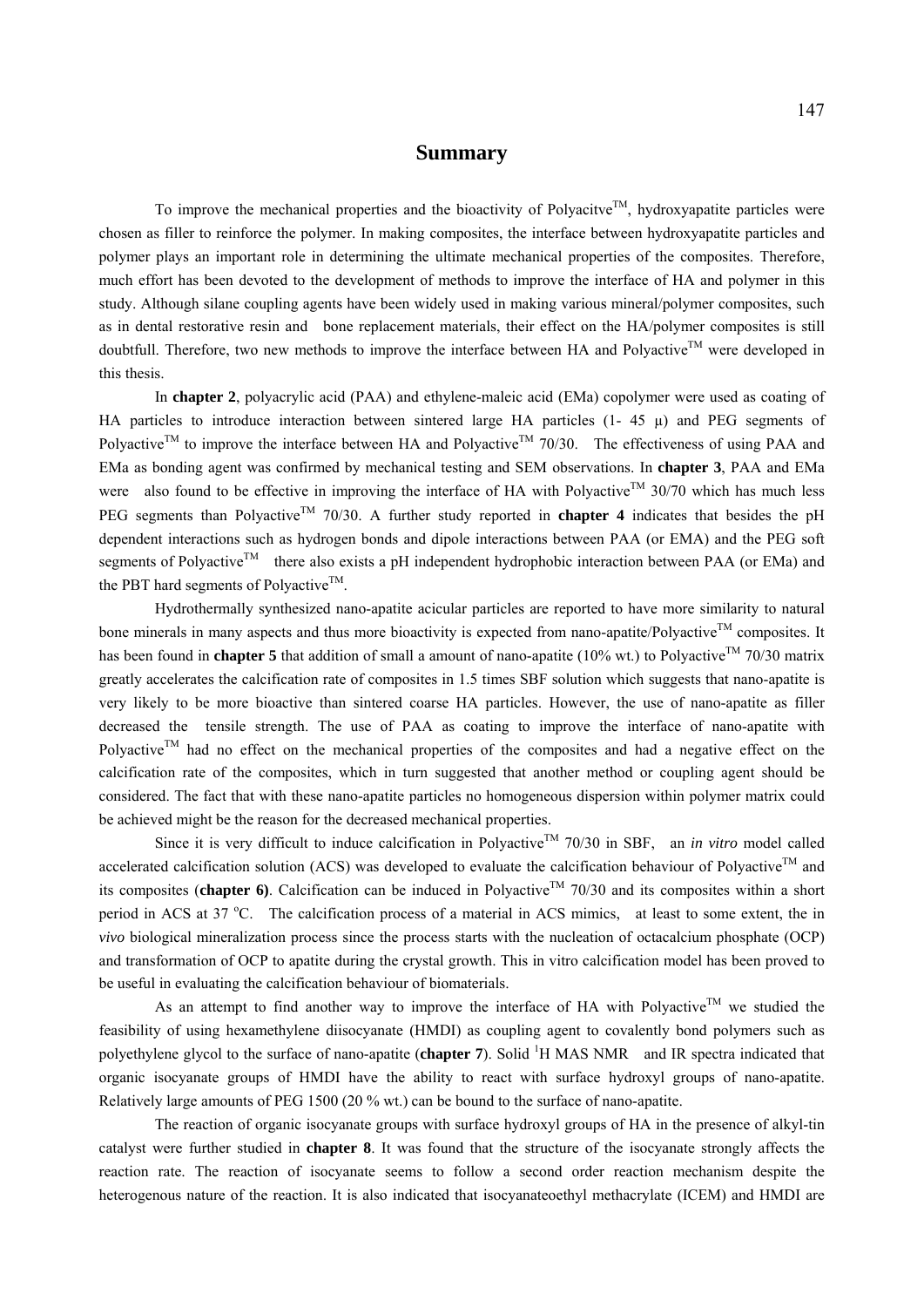# Summary

To improve the mechanical properties and the bioactivity of Polyacitve$^{TM}$, hydroxyapatite particles were chosen as filler to reinforce the polymer. In making composites, the interface between hydroxyapatite particles and polymer plays an important role in determining the ultimate mechanical properties of the composites. Therefore, much effort has been devoted to the development of methods to improve the interface of HA and polymer in this study. Although silane coupling agents have been widely used in making various mineral/polymer composites, such as in dental restorative resin and bone replacement materials, their effect on the HA/polymer composites is still doubtfull. Therefore, two new methods to improve the interface between HA and Polyactive$^{TM}$ were developed in this thesis.

In **chapter 2**, polyacrylic acid (PAA) and ethylene-maleic acid (EMa) copolymer were used as coating of HA particles to introduce interaction between sintered large HA particles (1- 45 μ) and PEG segments of Polyactive$^{TM}$ to improve the interface between HA and Polyactive$^{TM}$ 70/30. The effectiveness of using PAA and EMa as bonding agent was confirmed by mechanical testing and SEM observations. In **chapter 3**, PAA and EMa were also found to be effective in improving the interface of HA with Polyactive$^{TM}$ 30/70 which has much less PEG segments than Polyactive$^{TM}$ 70/30. A further study reported in **chapter 4** indicates that besides the pH dependent interactions such as hydrogen bonds and dipole interactions between PAA (or EMA) and the PEG soft segments of Polyactive$^{TM}$ there also exists a pH independent hydrophobic interaction between PAA (or EMa) and the PBT hard segments of Polyactive$^{TM}$.

Hydrothermally synthesized nano-apatite acicular particles are reported to have more similarity to natural bone minerals in many aspects and thus more bioactivity is expected from nano-apatite/Polyactive$^{TM}$ composites. It has been found in **chapter 5** that addition of small a amount of nano-apatite (10% wt.) to Polyactive$^{TM}$ 70/30 matrix greatly accelerates the calcification rate of composites in 1.5 times SBF solution which suggests that nano-apatite is very likely to be more bioactive than sintered coarse HA particles. However, the use of nano-apatite as filler decreased the tensile strength. The use of PAA as coating to improve the interface of nano-apatite with Polyactive$^{TM}$ had no effect on the mechanical properties of the composites and had a negative effect on the calcification rate of the composites, which in turn suggested that another method or coupling agent should be considered. The fact that with these nano-apatite particles no homogeneous dispersion within polymer matrix could be achieved might be the reason for the decreased mechanical properties.

Since it is very difficult to induce calcification in Polyactive$^{TM}$ 70/30 in SBF, an *in vitro* model called accelerated calcification solution (ACS) was developed to evaluate the calcification behaviour of Polyactive$^{TM}$ and its composites (**chapter 6)**. Calcification can be induced in Polyactive$^{TM}$ 70/30 and its composites within a short period in ACS at 37 $^{o}$C. The calcification process of a material in ACS mimics, at least to some extent, the *in vivo* biological mineralization process since the process starts with the nucleation of octacalcium phosphate (OCP) and transformation of OCP to apatite during the crystal growth. This in vitro calcification model has been proved to be useful in evaluating the calcification behaviour of biomaterials.

As an attempt to find another way to improve the interface of HA with Polyactive$^{TM}$ we studied the feasibility of using hexamethylene diisocyanate (HMDI) as coupling agent to covalently bond polymers such as polyethylene glycol to the surface of nano-apatite (**chapter 7**). Solid $^{1}$H MAS NMR and IR spectra indicated that organic isocyanate groups of HMDI have the ability to react with surface hydroxyl groups of nano-apatite. Relatively large amounts of PEG 1500 (20 % wt.) can be bound to the surface of nano-apatite.

The reaction of organic isocyanate groups with surface hydroxyl groups of HA in the presence of alkyl-tin catalyst were further studied in **chapter 8**. It was found that the structure of the isocyanate strongly affects the reaction rate. The reaction of isocyanate seems to follow a second order reaction mechanism despite the heterogenous nature of the reaction. It is also indicated that isocyanateoethyl methacrylate (ICEM) and HMDI are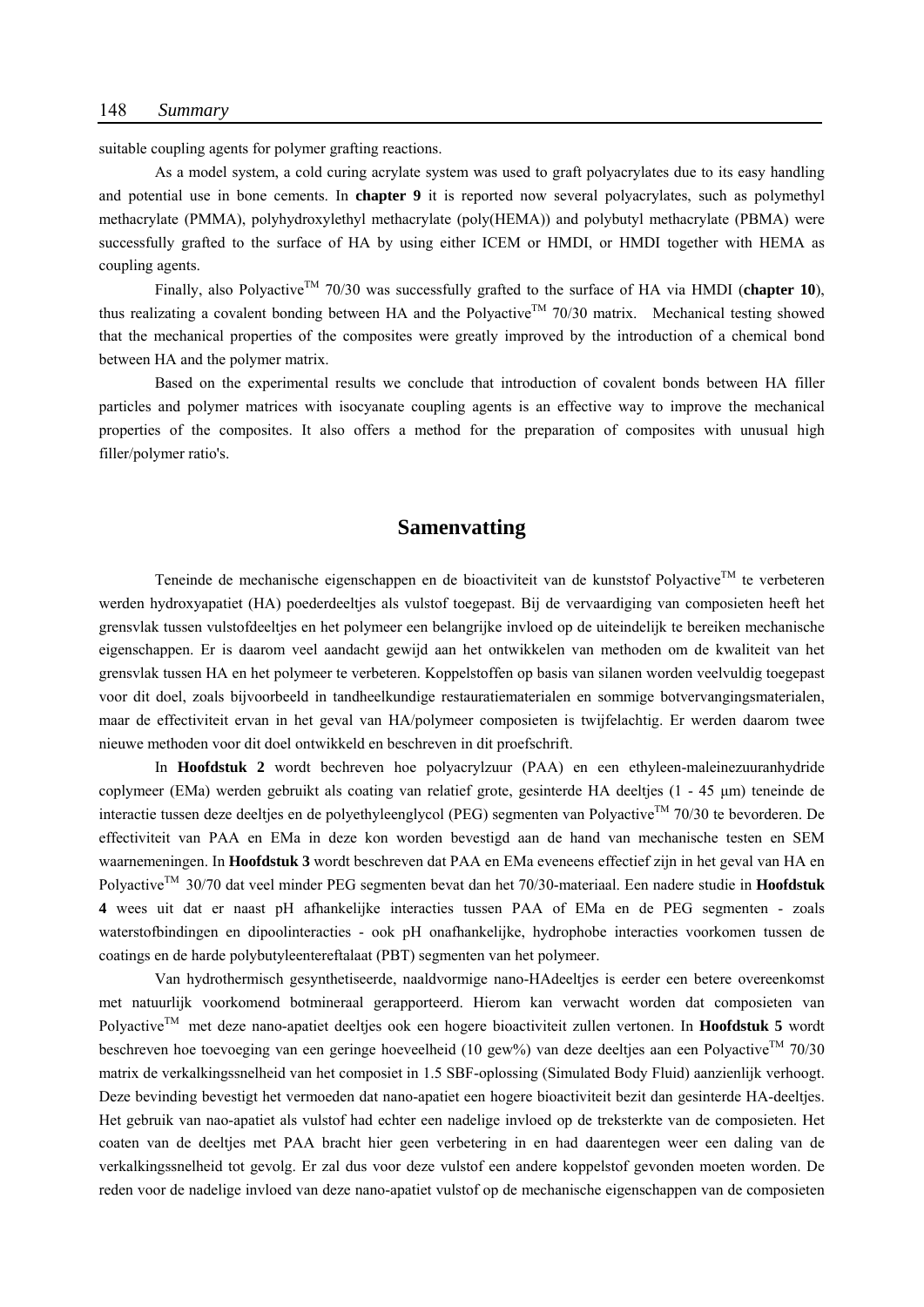suitable coupling agents for polymer grafting reactions.

As a model system, a cold curing acrylate system was used to graft polyacrylates due to its easy handling and potential use in bone cements. In **chapter 9** it is reported now several polyacrylates, such as polymethyl methacrylate (PMMA), polyhydroxylethyl methacrylate (poly(HEMA)) and polybutyl methacrylate (PBMA) were successfully grafted to the surface of HA by using either ICEM or HMDI, or HMDI together with HEMA as coupling agents.

Finally, also Polyactive$^{TM}$ 70/30 was successfully grafted to the surface of HA via HMDI (**chapter 10**), thus realizating a covalent bonding between HA and the Polyactive$^{TM}$ 70/30 matrix. Mechanical testing showed that the mechanical properties of the composites were greatly improved by the introduction of a chemical bond between HA and the polymer matrix.

Based on the experimental results we conclude that introduction of covalent bonds between HA filler particles and polymer matrices with isocyanate coupling agents is an effective way to improve the mechanical properties of the composites. It also offers a method for the preparation of composites with unusual high filler/polymer ratio's.

## Samenvatting

Teneinde de mechanische eigenschappen en de bioactiviteit van de kunststof Polyactive$^{TM}$ te verbeteren werden hydroxyapatiet (HA) poederdeeltjes als vulstof toegepast. Bij de vervaardiging van composieten heeft het grensvlak tussen vulstofdeeltjes en het polymeer een belangrijke invloed op de uiteindelijk te bereiken mechanische eigenschappen. Er is daarom veel aandacht gewijd aan het ontwikkelen van methoden om de kwaliteit van het grensvlak tussen HA en het polymeer te verbeteren. Koppelstoffen op basis van silanen worden veelvuldig toegepast voor dit doel, zoals bijvoorbeeld in tandheelkundige restauratiematerialen en sommige botvervangingsmaterialen, maar de effectiviteit ervan in het geval van HA/polymeer composieten is twijfelachtig. Er werden daarom twee nieuwe methoden voor dit doel ontwikkeld en beschreven in dit proefschrift.

In **Hoofdstuk 2** wordt bechreven hoe polyacrylzuur (PAA) en een ethyleen-maleinezuuranhydride coplymeer (EMa) werden gebruikt als coating van relatief grote, gesinterde HA deeltjes (1 - 45 μm) teneinde de interactie tussen deze deeltjes en de polyethyleenglycol (PEG) segmenten van Polyactive$^{TM}$ 70/30 te bevorderen. De effectiviteit van PAA en EMa in deze kon worden bevestigd aan de hand van mechanische testen en SEM waarnemeningen. In **Hoofdstuk 3** wordt beschreven dat PAA en EMa eveneens effectief zijn in het geval van HA en Polyactive$^{TM}$ 30/70 dat veel minder PEG segmenten bevat dan het 70/30-materiaal. Een nadere studie in **Hoofdstuk 4** wees uit dat er naast pH afhankelijke interacties tussen PAA of EMa en de PEG segmenten - zoals waterstofbindingen en dipoolinteracties - ook pH onafhankelijke, hydrophobe interacties voorkomen tussen de coatings en de harde polybutyleentereftalaat (PBT) segmenten van het polymeer.

Van hydrothermisch gesynthetiseerde, naaldvormige nano-HAdeeltjes is eerder een betere overeenkomst met natuurlijk voorkomend botmineraal gerapporteerd. Hierom kan verwacht worden dat composieten van Polyactive$^{TM}$ met deze nano-apatiet deeltjes ook een hogere bioactiviteit zullen vertonen. In **Hoofdstuk 5** wordt beschreven hoe toevoeging van een geringe hoeveelheid (10 gew%) van deze deeltjes aan een Polyactive$^{TM}$ 70/30 matrix de verkalkingssnelheid van het composiet in 1.5 SBF-oplossing (Simulated Body Fluid) aanzienlijk verhoogt. Deze bevinding bevestigt het vermoeden dat nano-apatiet een hogere bioactiviteit bezit dan gesinterde HA-deeltjes. Het gebruik van nao-apatiet als vulstof had echter een nadelige invloed op de treksterkte van de composieten. Het coaten van de deeltjes met PAA bracht hier geen verbetering in en had daarentegen weer een daling van de verkalkingssnelheid tot gevolg. Er zal dus voor deze vulstof een andere koppelstof gevonden moeten worden. De reden voor de nadelige invloed van deze nano-apatiet vulstof op de mechanische eigenschappen van de composieten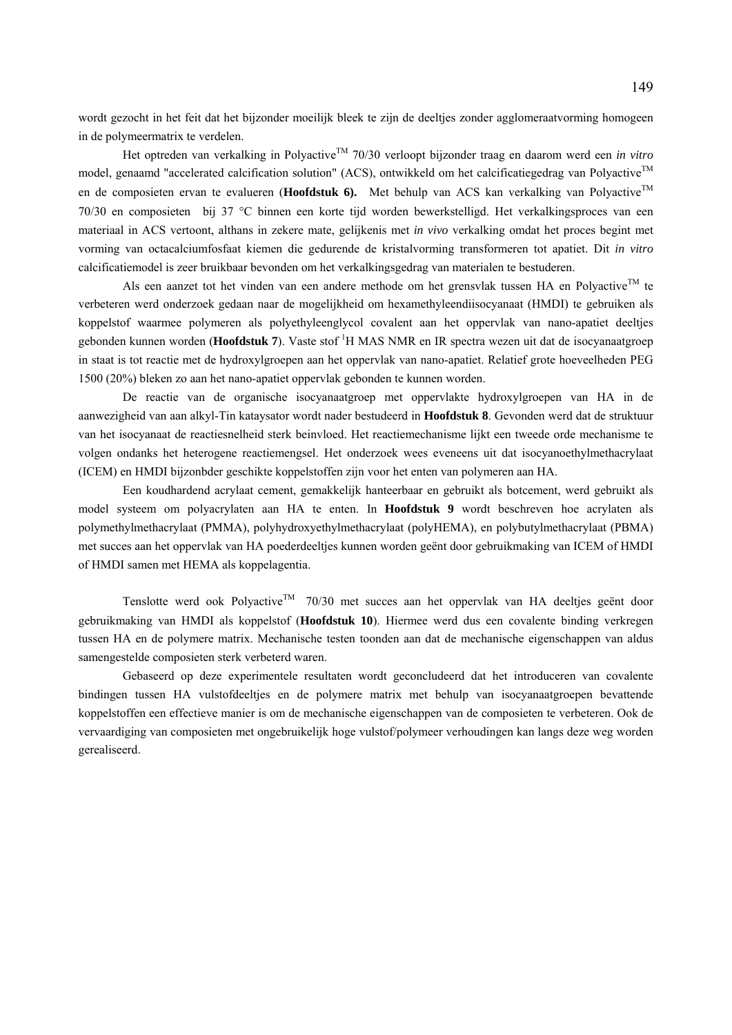wordt gezocht in het feit dat het bijzonder moeilijk bleek te zijn de deeltjes zonder agglomeraatvorming homogeen in de polymeermatrix te verdelen.

Het optreden van verkalking in Polyactive™ 70/30 verloopt bijzonder traag en daarom werd een *in vitro* model, genaamd "accelerated calcification solution" (ACS), ontwikkeld om het calcificatiegedrag van Polyactive™ en de composieten ervan te evalueren (**Hoofdstuk 6).** Met behulp van ACS kan verkalking van Polyactive™ 70/30 en composieten bij 37 °C binnen een korte tijd worden bewerkstelligd. Het verkalkingsproces van een materiaal in ACS vertoont, althans in zekere mate, gelijkenis met *in vivo* verkalking omdat het proces begint met vorming van octacalciumfosfaat kiemen die gedurende de kristalvorming transformeren tot apatiet. Dit *in vitro* calcificatiemodel is zeer bruikbaar bevonden om het verkalkingsgedrag van materialen te bestuderen.

Als een aanzet tot het vinden van een andere methode om het grensvlak tussen HA en Polyactive™ te verbeteren werd onderzoek gedaan naar de mogelijkheid om hexamethyleendiisocyanaat (HMDI) te gebruiken als koppelstof waarmee polymeren als polyethyleenglycol covalent aan het oppervlak van nano-apatiet deeltjes gebonden kunnen worden (**Hoofdstuk 7**). Vaste stof $^{1}H$ MAS NMR en IR spectra wezen uit dat de isocyanaatgroep in staat is tot reactie met de hydroxylgroepen aan het oppervlak van nano-apatiet. Relatief grote hoeveelheden PEG 1500 (20%) bleken zo aan het nano-apatiet oppervlak gebonden te kunnen worden.

De reactie van de organische isocyanaatgroep met oppervlakte hydroxylgroepen van HA in de aanwezigheid van aan alkyl-Tin kataysator wordt nader bestudeerd in **Hoofdstuk 8**. Gevonden werd dat de struktuur van het isocyanaat de reactiesnelheid sterk beinvloed. Het reactiemechanisme lijkt een tweede orde mechanisme te volgen ondanks het heterogene reactiemengsel. Het onderzoek wees eveneens uit dat isocyanoethylmethacrylaat (ICEM) en HMDI bijzonbder geschikte koppelstoffen zijn voor het enten van polymeren aan HA.

Een koudhardend acrylaat cement, gemakkelijk hanteerbaar en gebruikt als botcement, werd gebruikt als model systeem om polyacrylaten aan HA te enten. In **Hoofdstuk 9** wordt beschreven hoe acrylaten als polymethylmethacrylaat (PMMA), polyhydroxyethylmethacrylaat (polyHEMA), en polybutylmethacrylaat (PBMA) met succes aan het oppervlak van HA poederdeeltjes kunnen worden geënt door gebruikmaking van ICEM of HMDI of HMDI samen met HEMA als koppelagentia.

Tenslotte werd ook Polyactive™ 70/30 met succes aan het oppervlak van HA deeltjes geënt door gebruikmaking van HMDI als koppelstof (**Hoofdstuk 10**). Hiermee werd dus een covalente binding verkregen tussen HA en de polymere matrix. Mechanische testen toonden aan dat de mechanische eigenschappen van aldus samengestelde composieten sterk verbeterd waren.

Gebaseerd op deze experimentele resultaten wordt geconcludeerd dat het introduceren van covalente bindingen tussen HA vulstofdeeltjes en de polymere matrix met behulp van isocyanaatgroepen bevattende koppelstoffen een effectieve manier is om de mechanische eigenschappen van de composieten te verbeteren. Ook de vervaardiging van composieten met ongebruikelijk hoge vulstof/polymeer verhoudingen kan langs deze weg worden gerealiseerd.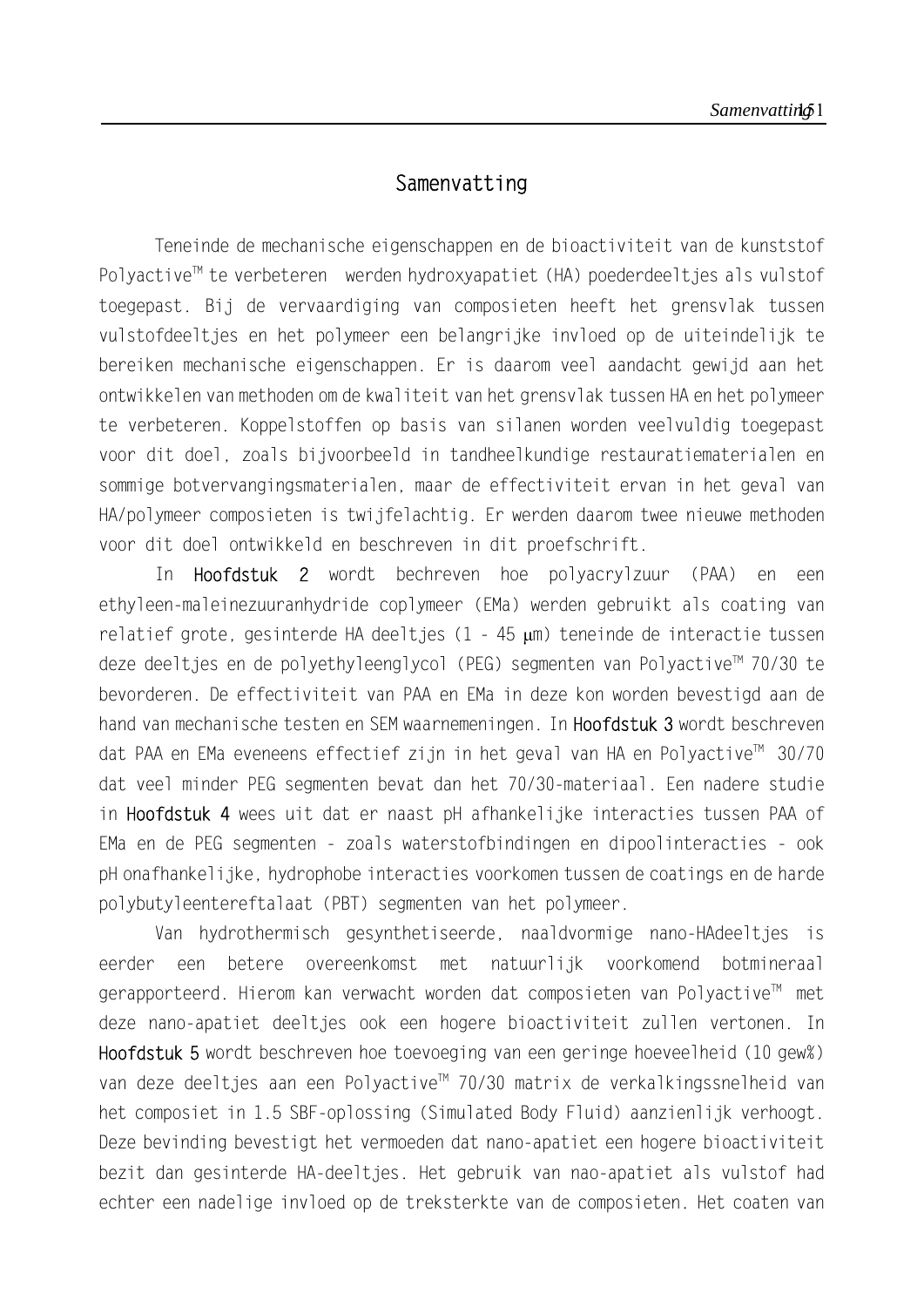# Samenvatting

Teneinde de mechanische eigenschappen en de bioactiviteit van de kunststof Polyactive™ te verbeteren werden hydroxyapatiet (HA) poederdeeltjes als vulstof toegepast. Bij de vervaardiging van composieten heeft het grensvlak tussen vulstofdeeltjes en het polymeer een belangrijke invloed op de uiteindelijk te bereiken mechanische eigenschappen. Er is daarom veel aandacht gewijd aan het ontwikkelen van methoden om de kwaliteit van het grensvlak tussen HA en het polymeer te verbeteren. Koppelstoffen op basis van silanen worden veelvuldig toegepast voor dit doel, zoals bijvoorbeeld in tandheelkundige restauratiematerialen en sommige botvervangingsmaterialen, maar de effectiviteit ervan in het geval van HA/polymeer composieten is twijfelachtig. Er werden daarom twee nieuwe methoden voor dit doel ontwikkeld en beschreven in dit proefschrift.

In **Hoofdstuk 2** wordt bechreven hoe polyacrylzuur (PAA) en een ethyleen-maleinezuuranhydride coplymeer (EMa) werden gebruikt als coating van relatief grote, gesinterde HA deeltjes (1 - 45 μm) teneinde de interactie tussen deze deeltjes en de polyethyleenglycol (PEG) segmenten van Polyactive™ 70/30 te bevorderen. De effectiviteit van PAA en EMa in deze kon worden bevestigd aan de hand van mechanische testen en SEM waarnemeningen. In **Hoofdstuk 3** wordt beschreven dat PAA en EMa eveneens effectief zijn in het geval van HA en Polyactive™ 30/70 dat veel minder PEG segmenten bevat dan het 70/30-materiaal. Een nadere studie in **Hoofdstuk 4** wees uit dat er naast pH afhankelijke interacties tussen PAA of EMa en de PEG segmenten - zoals waterstofbindingen en dipoolinteracties - ook pH onafhankelijke, hydrophobe interacties voorkomen tussen de coatings en de harde polybutyleentereftalaat (PBT) segmenten van het polymeer.

Van hydrothermisch gesynthetiseerde, naaldvormige nano-HAdeeltjes is eerder een betere overeenkomst met natuurlijk voorkomend botmineraal gerapporteerd. Hierom kan verwacht worden dat composieten van Polyactive™ met deze nano-apatiet deeltjes ook een hogere bioactiviteit zullen vertonen. In **Hoofdstuk 5** wordt beschreven hoe toevoeging van een geringe hoeveelheid (10 gew%) van deze deeltjes aan een Polyactive™ 70/30 matrix de verkalkingssnelheid van het composiet in 1.5 SBF-oplossing (Simulated Body Fluid) aanzienlijk verhoogt. Deze bevinding bevestigt het vermoeden dat nano-apatiet een hogere bioactiviteit bezit dan gesinterde HA-deeltjes. Het gebruik van nao-apatiet als vulstof had echter een nadelige invloed op de treksterkte van de composieten. Het coaten van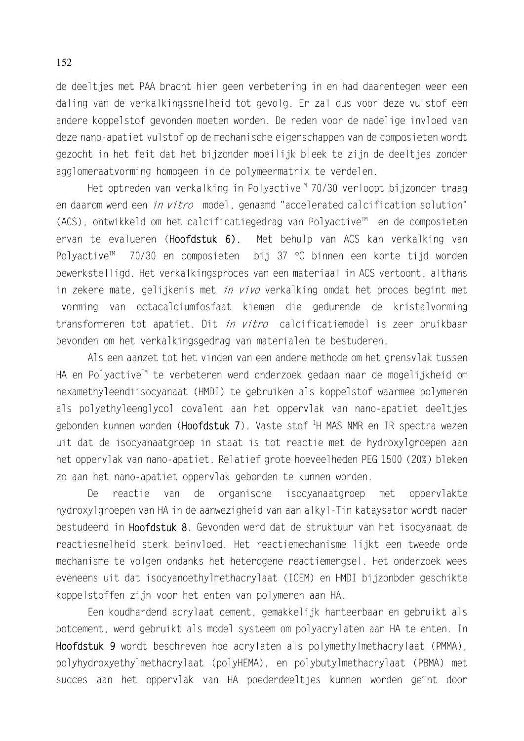de deeltjes met PAA bracht hier geen verbetering in en had daarentegen weer een daling van de verkalkingssnelheid tot gevolg. Er zal dus voor deze vulstof een andere koppelstof gevonden moeten worden. De reden voor de nadelige invloed van deze nano-apatiet vulstof op de mechanische eigenschappen van de composieten wordt gezocht in het feit dat het bijzonder moeilijk bleek te zijn de deeltjes zonder agglomeraatvorming homogeen in de polymeermatrix te verdelen.

Het optreden van verkalking in Polyactive™ 70/30 verloopt bijzonder traag en daarom werd een *in vitro* model, genaamd "accelerated calcification solution" (ACS), ontwikkeld om het calcificatiegedrag van Polyactive™ en de composieten ervan te evalueren (**Hoofdstuk 6).** Met behulp van ACS kan verkalking van Polyactive™ 70/30 en composieten bij 37 °C binnen een korte tijd worden bewerkstelligd. Het verkalkingsproces van een materiaal in ACS vertoont, althans in zekere mate, gelijkenis met *in vivo* verkalking omdat het proces begint met vorming van octacalciumfosfaat kiemen die gedurende de kristalvorming transformeren tot apatiet. Dit *in vitro* calcificatiemodel is zeer bruikbaar bevonden om het verkalkingsgedrag van materialen te bestuderen.

Als een aanzet tot het vinden van een andere methode om het grensvlak tussen HA en Polyactive™ te verbeteren werd onderzoek gedaan naar de mogelijkheid om hexamethyleendiisocyanaat (HMDI) te gebruiken als koppelstof waarmee polymeren als polyethyleenglycol covalent aan het oppervlak van nano-apatiet deeltjes gebonden kunnen worden (**Hoofdstuk 7**). Vaste stof $^{1}H$ MAS NMR en IR spectra wezen uit dat de isocyanaatgroep in staat is tot reactie met de hydroxylgroepen aan het oppervlak van nano-apatiet. Relatief grote hoeveelheden PEG 1500 (20%) bleken zo aan het nano-apatiet oppervlak gebonden te kunnen worden.

De reactie van de organische isocyanaatgroep met oppervlakte hydroxylgroepen van HA in de aanwezigheid van aan alkyl-Tin kataysator wordt nader bestudeerd in **Hoofdstuk 8**. Gevonden werd dat de struktuur van het isocyanaat de reactiesnelheid sterk beinvloed. Het reactiemechanisme lijkt een tweede orde mechanisme te volgen ondanks het heterogene reactiemengsel. Het onderzoek wees eveneens uit dat isocyanoethylmethacrylaat (ICEM) en HMDI bijzonbder geschikte koppelstoffen zijn voor het enten van polymeren aan HA.

Een koudhardend acrylaat cement, gemakkelijk hanteerbaar en gebruikt als botcement, werd gebruikt als model systeem om polyacrylaten aan HA te enten. In **Hoofdstuk 9** wordt beschreven hoe acrylaten als polymethylmethacrylaat (PMMA), polyhydroxyethylmethacrylaat (polyHEMA), en polybutylmethacrylaat (PBMA) met succes aan het oppervlak van HA poederdeeltjes kunnen worden ge˜nt door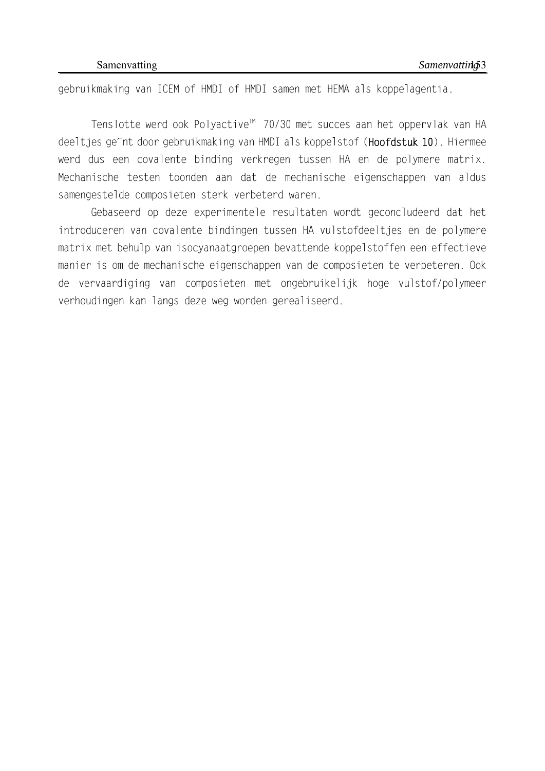gebruikmaking van ICEM of HMDI of HMDI samen met HEMA als koppelagentia.

Tenslotte werd ook Polyactive™ 70/30 met succes aan het oppervlak van HA deeltjes ge¯nt door gebruikmaking van HMDI als koppelstof (**Hoofdstuk 10**). Hiermee werd dus een covalente binding verkregen tussen HA en de polymere matrix. Mechanische testen toonden aan dat de mechanische eigenschappen van aldus samengestelde composieten sterk verbeterd waren.

Gebaseerd op deze experimentele resultaten wordt geconcludeerd dat het introduceren van covalente bindingen tussen HA vulstofdeeltjes en de polymere matrix met behulp van isocyanaatgroepen bevattende koppelstoffen een effectieve manier is om de mechanische eigenschappen van de composieten te verbeteren. Ook de vervaardiging van composieten met ongebruikelijk hoge vulstof/polymeer verhoudingen kan langs deze weg worden gerealiseerd.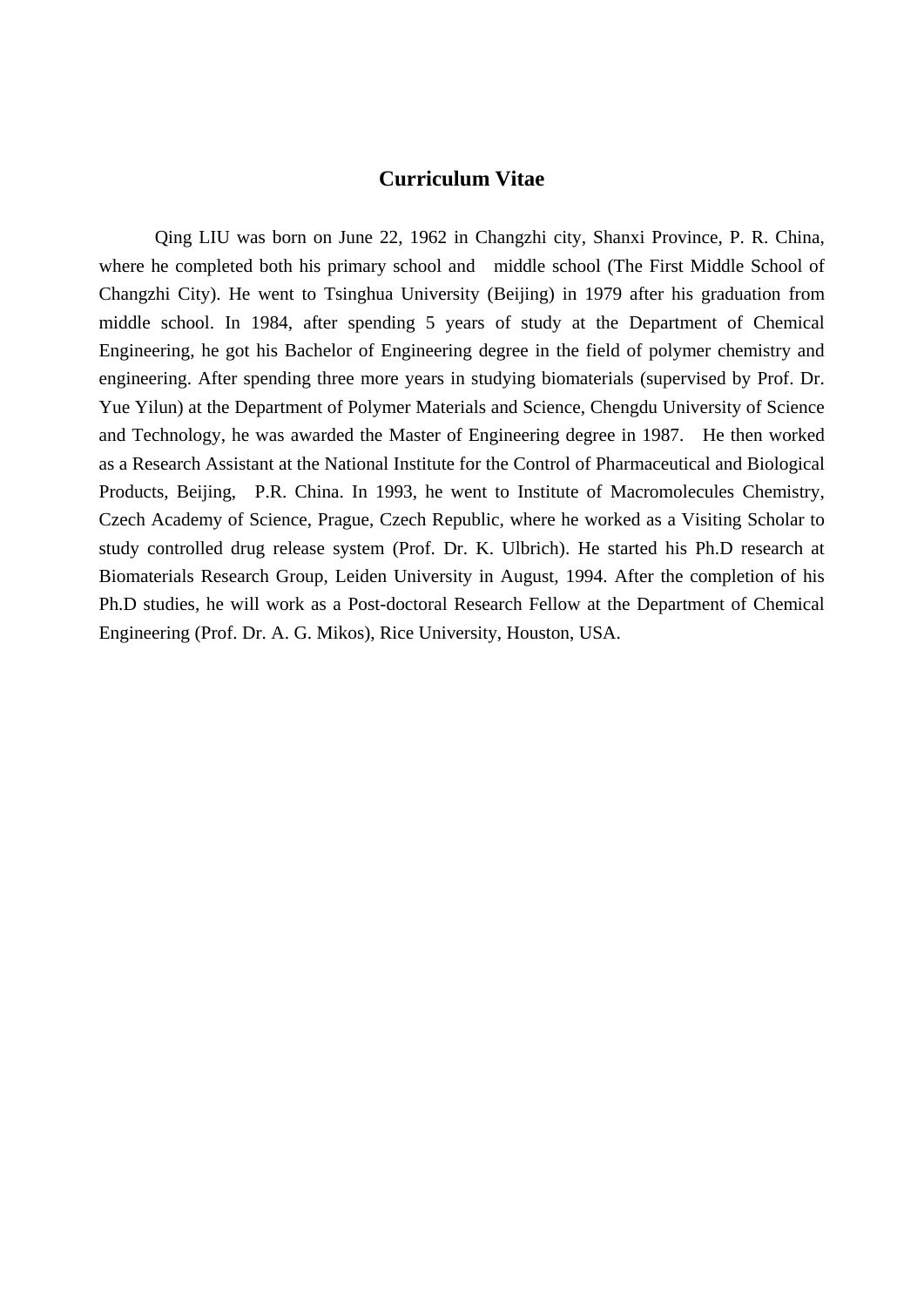# Curriculum Vitae

Qing LIU was born on June 22, 1962 in Changzhi city, Shanxi Province, P. R. China, where he completed both his primary school and middle school (The First Middle School of Changzhi City). He went to Tsinghua University (Beijing) in 1979 after his graduation from middle school. In 1984, after spending 5 years of study at the Department of Chemical Engineering, he got his Bachelor of Engineering degree in the field of polymer chemistry and engineering. After spending three more years in studying biomaterials (supervised by Prof. Dr. Yue Yilun) at the Department of Polymer Materials and Science, Chengdu University of Science and Technology, he was awarded the Master of Engineering degree in 1987. He then worked as a Research Assistant at the National Institute for the Control of Pharmaceutical and Biological Products, Beijing, P.R. China. In 1993, he went to Institute of Macromolecules Chemistry, Czech Academy of Science, Prague, Czech Republic, where he worked as a Visiting Scholar to study controlled drug release system (Prof. Dr. K. Ulbrich). He started his Ph.D research at Biomaterials Research Group, Leiden University in August, 1994. After the completion of his Ph.D studies, he will work as a Post-doctoral Research Fellow at the Department of Chemical Engineering (Prof. Dr. A. G. Mikos), Rice University, Houston, USA.